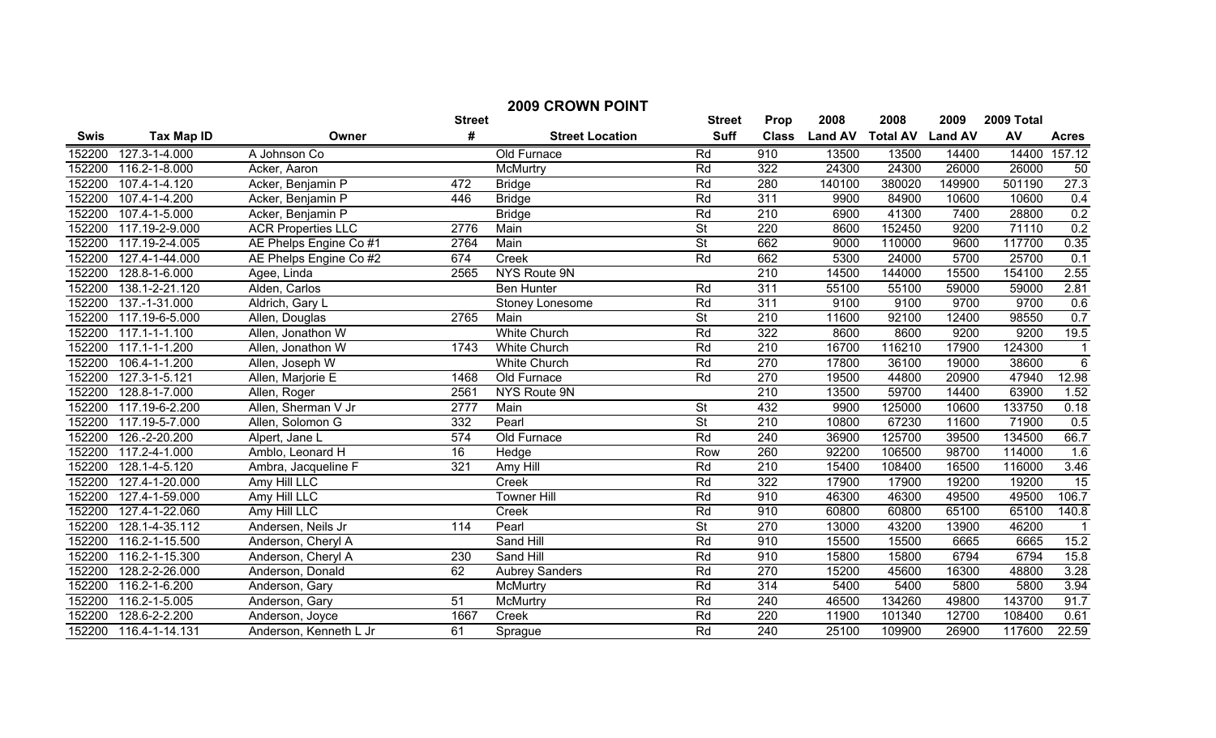# 2009 CROWN POINT

| Swis | Tax Map ID | Owner | Street # | Street Location | Street Suff | Prop Class | 2008 Land AV | 2008 Total AV | 2009 Land AV | 2009 Total AV | Acres |
|---|---|---|---|---|---|---|---|---|---|---|---|
| 152200 | 127.3-1-4.000 | A Johnson Co | | Old Furnace | Rd | 910 | 13500 | 13500 | 14400 | 14400 | 157.12 |
| 152200 | 116.2-1-8.000 | Acker, Aaron | | McMurtry | Rd | 322 | 24300 | 24300 | 26000 | 26000 | 50 |
| 152200 | 107.4-1-4.120 | Acker, Benjamin P | 472 | Bridge | Rd | 280 | 140100 | 380020 | 149900 | 501190 | 27.3 |
| 152200 | 107.4-1-4.200 | Acker, Benjamin P | 446 | Bridge | Rd | 311 | 9900 | 84900 | 10600 | 10600 | 0.4 |
| 152200 | 107.4-1-5.000 | Acker, Benjamin P | | Bridge | Rd | 210 | 6900 | 41300 | 7400 | 28800 | 0.2 |
| 152200 | 117.19-2-9.000 | ACR Properties LLC | 2776 | Main | St | 220 | 8600 | 152450 | 9200 | 71110 | 0.2 |
| 152200 | 117.19-2-4.005 | AE Phelps Engine Co #1 | 2764 | Main | St | 662 | 9000 | 110000 | 9600 | 117700 | 0.35 |
| 152200 | 127.4-1-44.000 | AE Phelps Engine Co #2 | 674 | Creek | Rd | 662 | 5300 | 24000 | 5700 | 25700 | 0.1 |
| 152200 | 128.8-1-6.000 | Agee, Linda | 2565 | NYS Route 9N | | 210 | 14500 | 144000 | 15500 | 154100 | 2.55 |
| 152200 | 138.1-2-21.120 | Alden, Carlos | | Ben Hunter | Rd | 311 | 55100 | 55100 | 59000 | 59000 | 2.81 |
| 152200 | 137.-1-31.000 | Aldrich, Gary L | | Stoney Lonesome | Rd | 311 | 9100 | 9100 | 9700 | 9700 | 0.6 |
| 152200 | 117.19-6-5.000 | Allen, Douglas | 2765 | Main | St | 210 | 11600 | 92100 | 12400 | 98550 | 0.7 |
| 152200 | 117.1-1-1.100 | Allen, Jonathon W | | White Church | Rd | 322 | 8600 | 8600 | 9200 | 9200 | 19.5 |
| 152200 | 117.1-1-1.200 | Allen, Jonathon W | 1743 | White Church | Rd | 210 | 16700 | 116210 | 17900 | 124300 | 1 |
| 152200 | 106.4-1-1.200 | Allen, Joseph W | | White Church | Rd | 270 | 17800 | 36100 | 19000 | 38600 | 6 |
| 152200 | 127.3-1-5.121 | Allen, Marjorie E | 1468 | Old Furnace | Rd | 270 | 19500 | 44800 | 20900 | 47940 | 12.98 |
| 152200 | 128.8-1-7.000 | Allen, Roger | 2561 | NYS Route 9N | | 210 | 13500 | 59700 | 14400 | 63900 | 1.52 |
| 152200 | 117.19-6-2.200 | Allen, Sherman V Jr | 2777 | Main | St | 432 | 9900 | 125000 | 10600 | 133750 | 0.18 |
| 152200 | 117.19-5-7.000 | Allen, Solomon G | 332 | Pearl | St | 210 | 10800 | 67230 | 11600 | 71900 | 0.5 |
| 152200 | 126.-2-20.200 | Alpert, Jane L | 574 | Old Furnace | Rd | 240 | 36900 | 125700 | 39500 | 134500 | 66.7 |
| 152200 | 117.2-4-1.000 | Amblo, Leonard H | 16 | Hedge | Row | 260 | 92200 | 106500 | 98700 | 114000 | 1.6 |
| 152200 | 128.1-4-5.120 | Ambra, Jacqueline F | 321 | Amy Hill | Rd | 210 | 15400 | 108400 | 16500 | 116000 | 3.46 |
| 152200 | 127.4-1-20.000 | Amy Hill LLC | | Creek | Rd | 322 | 17900 | 17900 | 19200 | 19200 | 15 |
| 152200 | 127.4-1-59.000 | Amy Hill LLC | | Towner Hill | Rd | 910 | 46300 | 46300 | 49500 | 49500 | 106.7 |
| 152200 | 127.4-1-22.060 | Amy Hill LLC | | Creek | Rd | 910 | 60800 | 60800 | 65100 | 65100 | 140.8 |
| 152200 | 128.1-4-35.112 | Andersen, Neils Jr | 114 | Pearl | St | 270 | 13000 | 43200 | 13900 | 46200 | 1 |
| 152200 | 116.2-1-15.500 | Anderson, Cheryl A | | Sand Hill | Rd | 910 | 15500 | 15500 | 6665 | 6665 | 15.2 |
| 152200 | 116.2-1-15.300 | Anderson, Cheryl A | 230 | Sand Hill | Rd | 910 | 15800 | 15800 | 6794 | 6794 | 15.8 |
| 152200 | 128.2-2-26.000 | Anderson, Donald | 62 | Aubrey Sanders | Rd | 270 | 15200 | 45600 | 16300 | 48800 | 3.28 |
| 152200 | 116.2-1-6.200 | Anderson, Gary | | McMurtry | Rd | 314 | 5400 | 5400 | 5800 | 5800 | 3.94 |
| 152200 | 116.2-1-5.005 | Anderson, Gary | 51 | McMurtry | Rd | 240 | 46500 | 134260 | 49800 | 143700 | 91.7 |
| 152200 | 128.6-2-2.200 | Anderson, Joyce | 1667 | Creek | Rd | 220 | 11900 | 101340 | 12700 | 108400 | 0.61 |
| 152200 | 116.4-1-14.131 | Anderson, Kenneth L Jr | 61 | Sprague | Rd | 240 | 25100 | 109900 | 26900 | 117600 | 22.59 |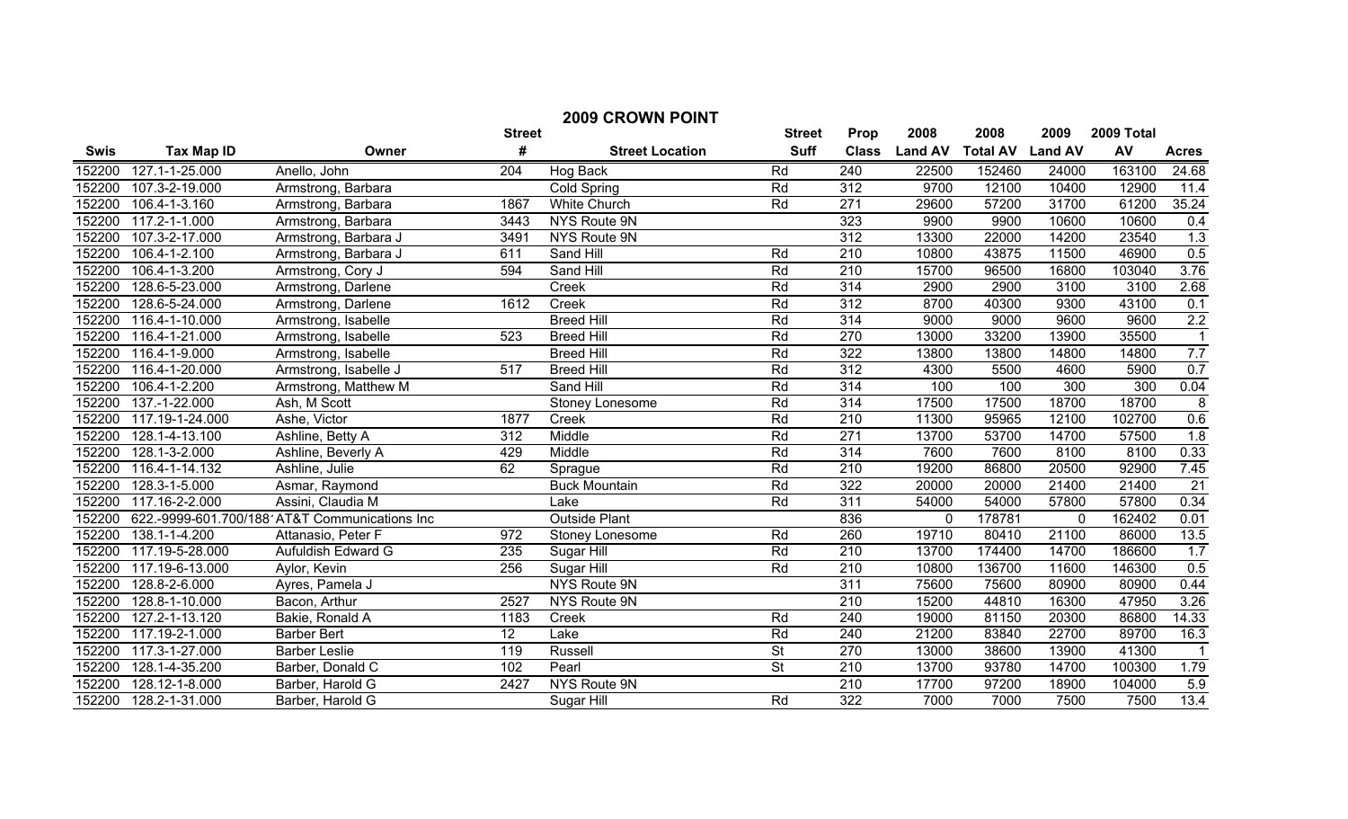## 2009 CROWN POINT

| Swis | Tax Map ID | Owner | Street # | Street Location | Street Suff | Prop Class | 2008 Land AV | 2008 Total AV | 2009 Land AV | 2009 Total AV | Acres |
|---|---|---|---|---|---|---|---|---|---|---|---|
| 152200 | 127.1-1-25.000 | Anello, John | 204 | Hog Back | Rd | 240 | 22500 | 152460 | 24000 | 163100 | 24.68 |
| 152200 | 107.3-2-19.000 | Armstrong, Barbara | | Cold Spring | Rd | 312 | 9700 | 12100 | 10400 | 12900 | 11.4 |
| 152200 | 106.4-1-3.160 | Armstrong, Barbara | 1867 | White Church | Rd | 271 | 29600 | 57200 | 31700 | 61200 | 35.24 |
| 152200 | 117.2-1-1.000 | Armstrong, Barbara | 3443 | NYS Route 9N | | 323 | 9900 | 9900 | 10600 | 10600 | 0.4 |
| 152200 | 107.3-2-17.000 | Armstrong, Barbara J | 3491 | NYS Route 9N | | 312 | 13300 | 22000 | 14200 | 23540 | 1.3 |
| 152200 | 106.4-1-2.100 | Armstrong, Barbara J | 611 | Sand Hill | Rd | 210 | 10800 | 43875 | 11500 | 46900 | 0.5 |
| 152200 | 106.4-1-3.200 | Armstrong, Cory J | 594 | Sand Hill | Rd | 210 | 15700 | 96500 | 16800 | 103040 | 3.76 |
| 152200 | 128.6-5-23.000 | Armstrong, Darlene | | Creek | Rd | 314 | 2900 | 2900 | 3100 | 3100 | 2.68 |
| 152200 | 128.6-5-24.000 | Armstrong, Darlene | 1612 | Creek | Rd | 312 | 8700 | 40300 | 9300 | 43100 | 0.1 |
| 152200 | 116.4-1-10.000 | Armstrong, Isabelle | | Breed Hill | Rd | 314 | 9000 | 9000 | 9600 | 9600 | 2.2 |
| 152200 | 116.4-1-21.000 | Armstrong, Isabelle | 523 | Breed Hill | Rd | 270 | 13000 | 33200 | 13900 | 35500 | 1 |
| 152200 | 116.4-1-9.000 | Armstrong, Isabelle | | Breed Hill | Rd | 322 | 13800 | 13800 | 14800 | 14800 | 7.7 |
| 152200 | 116.4-1-20.000 | Armstrong, Isabelle J | 517 | Breed Hill | Rd | 312 | 4300 | 5500 | 4600 | 5900 | 0.7 |
| 152200 | 106.4-1-2.200 | Armstrong, Matthew M | | Sand Hill | Rd | 314 | 100 | 100 | 300 | 300 | 0.04 |
| 152200 | 137.-1-22.000 | Ash, M Scott | | Stoney Lonesome | Rd | 314 | 17500 | 17500 | 18700 | 18700 | 8 |
| 152200 | 117.19-1-24.000 | Ashe, Victor | 1877 | Creek | Rd | 210 | 11300 | 95965 | 12100 | 102700 | 0.6 |
| 152200 | 128.1-4-13.100 | Ashline, Betty A | 312 | Middle | Rd | 271 | 13700 | 53700 | 14700 | 57500 | 1.8 |
| 152200 | 128.1-3-2.000 | Ashline, Beverly A | 429 | Middle | Rd | 314 | 7600 | 7600 | 8100 | 8100 | 0.33 |
| 152200 | 116.4-1-14.132 | Ashline, Julie | 62 | Sprague | Rd | 210 | 19200 | 86800 | 20500 | 92900 | 7.45 |
| 152200 | 128.3-1-5.000 | Asmar, Raymond | | Buck Mountain | Rd | 322 | 20000 | 20000 | 21400 | 21400 | 21 |
| 152200 | 117.16-2-2.000 | Assini, Claudia M | | Lake | Rd | 311 | 54000 | 54000 | 57800 | 57800 | 0.34 |
| 152200 | 622.-9999-601.700/188 | AT&T Communications Inc | | Outside Plant | | 836 | 0 | 178781 | 0 | 162402 | 0.01 |
| 152200 | 138.1-1-4.200 | Attanasio, Peter F | 972 | Stoney Lonesome | Rd | 260 | 19710 | 80410 | 21100 | 86000 | 13.5 |
| 152200 | 117.19-5-28.000 | Aufuldish Edward G | 235 | Sugar Hill | Rd | 210 | 13700 | 174400 | 14700 | 186600 | 1.7 |
| 152200 | 117.19-6-13.000 | Aylor, Kevin | 256 | Sugar Hill | Rd | 210 | 10800 | 136700 | 11600 | 146300 | 0.5 |
| 152200 | 128.8-2-6.000 | Ayres, Pamela J | | NYS Route 9N | | 311 | 75600 | 75600 | 80900 | 80900 | 0.44 |
| 152200 | 128.8-1-10.000 | Bacon, Arthur | 2527 | NYS Route 9N | | 210 | 15200 | 44810 | 16300 | 47950 | 3.26 |
| 152200 | 127.2-1-13.120 | Bakie, Ronald A | 1183 | Creek | Rd | 240 | 19000 | 81150 | 20300 | 86800 | 14.33 |
| 152200 | 117.19-2-1.000 | Barber Bert | 12 | Lake | Rd | 240 | 21200 | 83840 | 22700 | 89700 | 16.3 |
| 152200 | 117.3-1-27.000 | Barber Leslie | 119 | Russell | St | 270 | 13000 | 38600 | 13900 | 41300 | 1 |
| 152200 | 128.1-4-35.200 | Barber, Donald C | 102 | Pearl | St | 210 | 13700 | 93780 | 14700 | 100300 | 1.79 |
| 152200 | 128.12-1-8.000 | Barber, Harold G | 2427 | NYS Route 9N | | 210 | 17700 | 97200 | 18900 | 104000 | 5.9 |
| 152200 | 128.2-1-31.000 | Barber, Harold G | | Sugar Hill | Rd | 322 | 7000 | 7000 | 7500 | 7500 | 13.4 |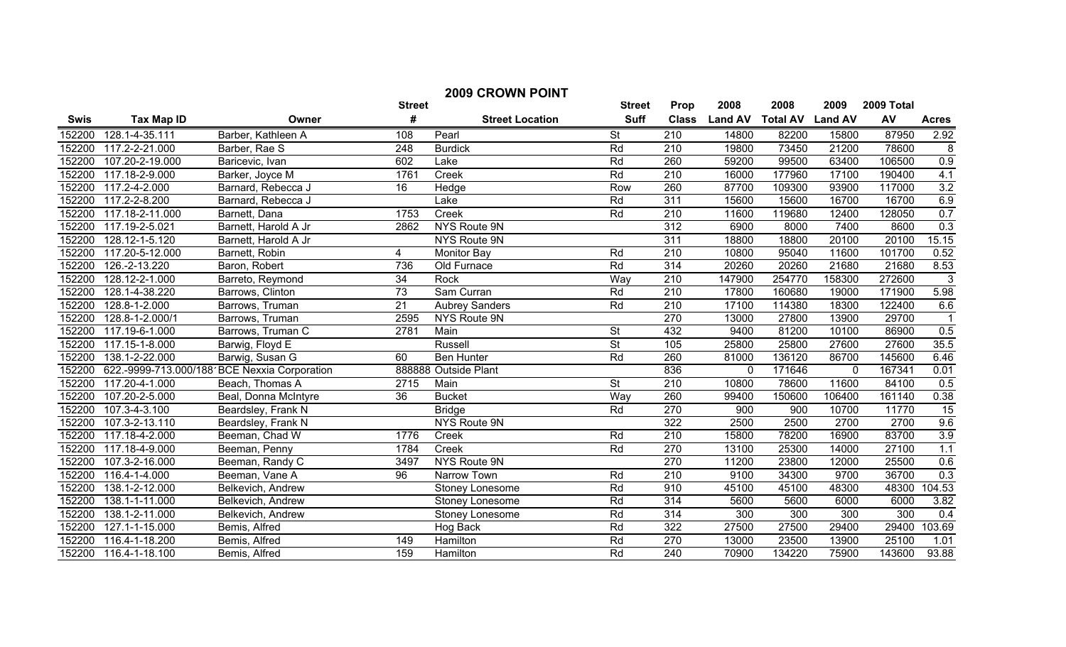# 2009 CROWN POINT

| Swis | Tax Map ID | Owner | Street # | Street Location | Street Suff | Prop Class | 2008 Land AV | 2008 Total AV | 2009 Land AV | 2009 Total AV | Acres |
|---|---|---|---|---|---|---|---|---|---|---|---|
| 152200 | 128.1-4-35.111 | Barber, Kathleen A | 108 | Pearl | St | 210 | 14800 | 82200 | 15800 | 87950 | 2.92 |
| 152200 | 117.2-2-21.000 | Barber, Rae S | 248 | Burdick | Rd | 210 | 19800 | 73450 | 21200 | 78600 | 8 |
| 152200 | 107.20-2-19.000 | Baricevic, Ivan | 602 | Lake | Rd | 260 | 59200 | 99500 | 63400 | 106500 | 0.9 |
| 152200 | 117.18-2-9.000 | Barker, Joyce M | 1761 | Creek | Rd | 210 | 16000 | 177960 | 17100 | 190400 | 4.1 |
| 152200 | 117.2-4-2.000 | Barnard, Rebecca J | 16 | Hedge | Row | 260 | 87700 | 109300 | 93900 | 117000 | 3.2 |
| 152200 | 117.2-2-8.200 | Barnard, Rebecca J | | Lake | Rd | 311 | 15600 | 15600 | 16700 | 16700 | 6.9 |
| 152200 | 117.18-2-11.000 | Barnett, Dana | 1753 | Creek | Rd | 210 | 11600 | 119680 | 12400 | 128050 | 0.7 |
| 152200 | 117.19-2-5.021 | Barnett, Harold A Jr | 2862 | NYS Route 9N | | 312 | 6900 | 8000 | 7400 | 8600 | 0.3 |
| 152200 | 128.12-1-5.120 | Barnett, Harold A Jr | | NYS Route 9N | | 311 | 18800 | 18800 | 20100 | 20100 | 15.15 |
| 152200 | 117.20-5-12.000 | Barnett, Robin | 4 | Monitor Bay | Rd | 210 | 10800 | 95040 | 11600 | 101700 | 0.52 |
| 152200 | 126.-2-13.220 | Baron, Robert | 736 | Old Furnace | Rd | 314 | 20260 | 20260 | 21680 | 21680 | 8.53 |
| 152200 | 128.12-2-1.000 | Barreto, Reymond | 34 | Rock | Way | 210 | 147900 | 254770 | 158300 | 272600 | 3 |
| 152200 | 128.1-4-38.220 | Barrows, Clinton | 73 | Sam Curran | Rd | 210 | 17800 | 160680 | 19000 | 171900 | 5.98 |
| 152200 | 128.8-1-2.000 | Barrows, Truman | 21 | Aubrey Sanders | Rd | 210 | 17100 | 114380 | 18300 | 122400 | 6.6 |
| 152200 | 128.8-1-2.000/1 | Barrows, Truman | 2595 | NYS Route 9N | | 270 | 13000 | 27800 | 13900 | 29700 | 1 |
| 152200 | 117.19-6-1.000 | Barrows, Truman C | 2781 | Main | St | 432 | 9400 | 81200 | 10100 | 86900 | 0.5 |
| 152200 | 117.15-1-8.000 | Barwig, Floyd E | | Russell | St | 105 | 25800 | 25800 | 27600 | 27600 | 35.5 |
| 152200 | 138.1-2-22.000 | Barwig, Susan G | 60 | Ben Hunter | Rd | 260 | 81000 | 136120 | 86700 | 145600 | 6.46 |
| 152200 | 622.-9999-713.000/188 | BCE Nexxia Corporation | 888888 | Outside Plant | | 836 | 0 | 171646 | 0 | 167341 | 0.01 |
| 152200 | 117.20-4-1.000 | Beach, Thomas A | 2715 | Main | St | 210 | 10800 | 78600 | 11600 | 84100 | 0.5 |
| 152200 | 107.20-2-5.000 | Beal, Donna McIntyre | 36 | Bucket | Way | 260 | 99400 | 150600 | 106400 | 161140 | 0.38 |
| 152200 | 107.3-4-3.100 | Beardsley, Frank N | | Bridge | Rd | 270 | 900 | 900 | 10700 | 11770 | 15 |
| 152200 | 107.3-2-13.110 | Beardsley, Frank N | | NYS Route 9N | | 322 | 2500 | 2500 | 2700 | 2700 | 9.6 |
| 152200 | 117.18-4-2.000 | Beeman, Chad W | 1776 | Creek | Rd | 210 | 15800 | 78200 | 16900 | 83700 | 3.9 |
| 152200 | 117.18-4-9.000 | Beeman, Penny | 1784 | Creek | Rd | 270 | 13100 | 25300 | 14000 | 27100 | 1.1 |
| 152200 | 107.3-2-16.000 | Beeman, Randy C | 3497 | NYS Route 9N | | 270 | 11200 | 23800 | 12000 | 25500 | 0.6 |
| 152200 | 116.4-1-4.000 | Beeman, Vane A | 96 | Narrow Town | Rd | 210 | 9100 | 34300 | 9700 | 36700 | 0.3 |
| 152200 | 138.1-2-12.000 | Belkevich, Andrew | | Stoney Lonesome | Rd | 910 | 45100 | 45100 | 48300 | 48300 | 104.53 |
| 152200 | 138.1-1-11.000 | Belkevich, Andrew | | Stoney Lonesome | Rd | 314 | 5600 | 5600 | 6000 | 6000 | 3.82 |
| 152200 | 138.1-2-11.000 | Belkevich, Andrew | | Stoney Lonesome | Rd | 314 | 300 | 300 | 300 | 300 | 0.4 |
| 152200 | 127.1-1-15.000 | Bemis, Alfred | | Hog Back | Rd | 322 | 27500 | 27500 | 29400 | 29400 | 103.69 |
| 152200 | 116.4-1-18.200 | Bemis, Alfred | 149 | Hamilton | Rd | 270 | 13000 | 23500 | 13900 | 25100 | 1.01 |
| 152200 | 116.4-1-18.100 | Bemis, Alfred | 159 | Hamilton | Rd | 240 | 70900 | 134220 | 75900 | 143600 | 93.88 |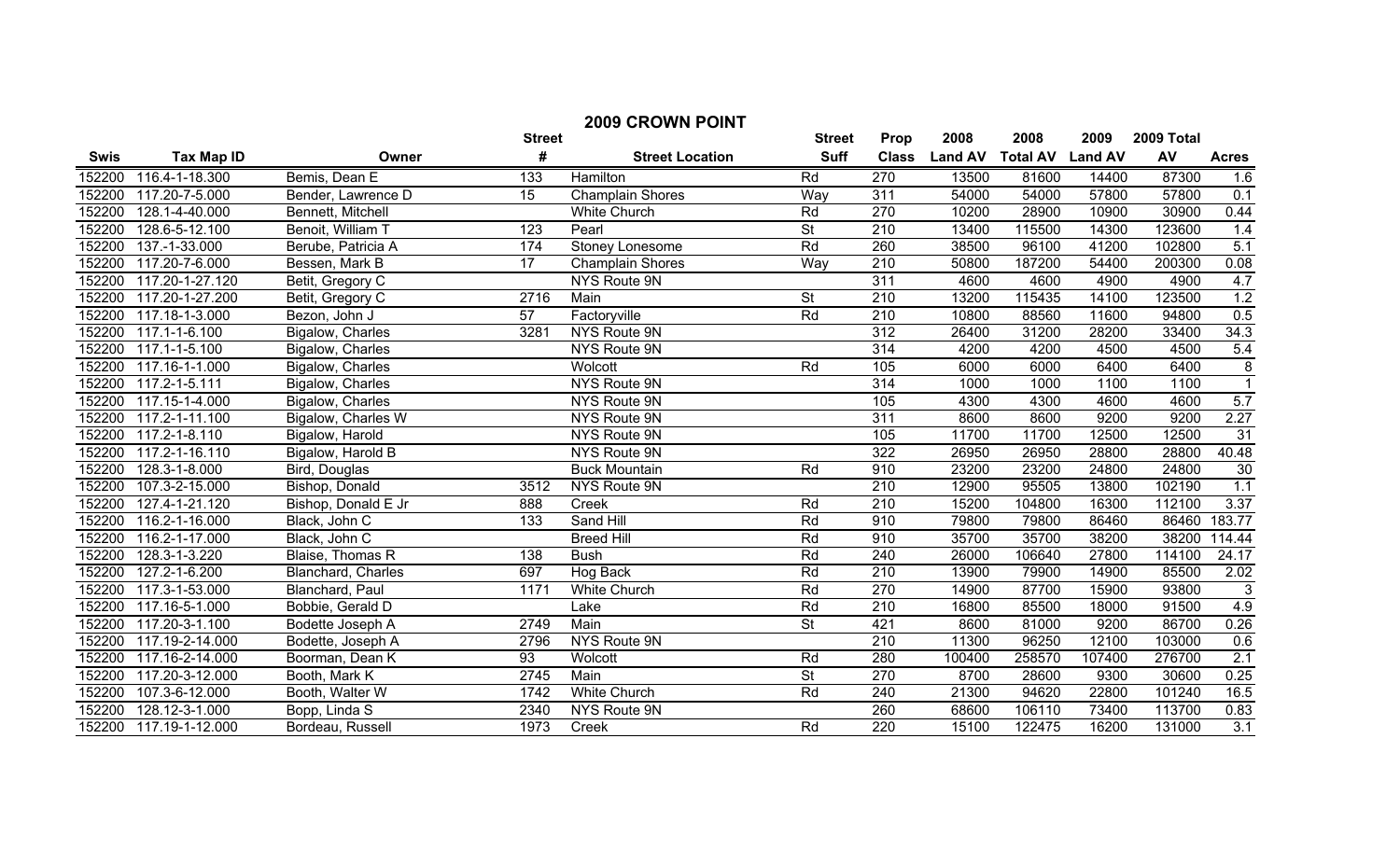# 2009 CROWN POINT

| Swis | Tax Map ID | Owner | Street # | Street Location | Street Suff | Prop Class | 2008 Land AV | 2008 Total AV | 2009 Land AV | 2009 Total AV | Acres |
|---|---|---|---|---|---|---|---|---|---|---|---|
| 152200 | 116.4-1-18.300 | Bemis, Dean E | 133 | Hamilton | Rd | 270 | 13500 | 81600 | 14400 | 87300 | 1.6 |
| 152200 | 117.20-7-5.000 | Bender, Lawrence D | 15 | Champlain Shores | Way | 311 | 54000 | 54000 | 57800 | 57800 | 0.1 |
| 152200 | 128.1-4-40.000 | Bennett, Mitchell | | White Church | Rd | 270 | 10200 | 28900 | 10900 | 30900 | 0.44 |
| 152200 | 128.6-5-12.100 | Benoit, William T | 123 | Pearl | St | 210 | 13400 | 115500 | 14300 | 123600 | 1.4 |
| 152200 | 137.-1-33.000 | Berube, Patricia A | 174 | Stoney Lonesome | Rd | 260 | 38500 | 96100 | 41200 | 102800 | 5.1 |
| 152200 | 117.20-7-6.000 | Bessen, Mark B | 17 | Champlain Shores | Way | 210 | 50800 | 187200 | 54400 | 200300 | 0.08 |
| 152200 | 117.20-1-27.120 | Betit, Gregory C | | NYS Route 9N | | 311 | 4600 | 4600 | 4900 | 4900 | 4.7 |
| 152200 | 117.20-1-27.200 | Betit, Gregory C | 2716 | Main | St | 210 | 13200 | 115435 | 14100 | 123500 | 1.2 |
| 152200 | 117.18-1-3.000 | Bezon, John J | 57 | Factoryville | Rd | 210 | 10800 | 88560 | 11600 | 94800 | 0.5 |
| 152200 | 117.1-1-6.100 | Bigalow, Charles | 3281 | NYS Route 9N | | 312 | 26400 | 31200 | 28200 | 33400 | 34.3 |
| 152200 | 117.1-1-5.100 | Bigalow, Charles | | NYS Route 9N | | 314 | 4200 | 4200 | 4500 | 4500 | 5.4 |
| 152200 | 117.16-1-1.000 | Bigalow, Charles | | Wolcott | Rd | 105 | 6000 | 6000 | 6400 | 6400 | 8 |
| 152200 | 117.2-1-5.111 | Bigalow, Charles | | NYS Route 9N | | 314 | 1000 | 1000 | 1100 | 1100 | 1 |
| 152200 | 117.15-1-4.000 | Bigalow, Charles | | NYS Route 9N | | 105 | 4300 | 4300 | 4600 | 4600 | 5.7 |
| 152200 | 117.2-1-11.100 | Bigalow, Charles W | | NYS Route 9N | | 311 | 8600 | 8600 | 9200 | 9200 | 2.27 |
| 152200 | 117.2-1-8.110 | Bigalow, Harold | | NYS Route 9N | | 105 | 11700 | 11700 | 12500 | 12500 | 31 |
| 152200 | 117.2-1-16.110 | Bigalow, Harold B | | NYS Route 9N | | 322 | 26950 | 26950 | 28800 | 28800 | 40.48 |
| 152200 | 128.3-1-8.000 | Bird, Douglas | | Buck Mountain | Rd | 910 | 23200 | 23200 | 24800 | 24800 | 30 |
| 152200 | 107.3-2-15.000 | Bishop, Donald | 3512 | NYS Route 9N | | 210 | 12900 | 95505 | 13800 | 102190 | 1.1 |
| 152200 | 127.4-1-21.120 | Bishop, Donald E Jr | 888 | Creek | Rd | 210 | 15200 | 104800 | 16300 | 112100 | 3.37 |
| 152200 | 116.2-1-16.000 | Black, John C | 133 | Sand Hill | Rd | 910 | 79800 | 79800 | 86460 | 86460 | 183.77 |
| 152200 | 116.2-1-17.000 | Black, John C | | Breed Hill | Rd | 910 | 35700 | 35700 | 38200 | 38200 | 114.44 |
| 152200 | 128.3-1-3.220 | Blaise, Thomas R | 138 | Bush | Rd | 240 | 26000 | 106640 | 27800 | 114100 | 24.17 |
| 152200 | 127.2-1-6.200 | Blanchard, Charles | 697 | Hog Back | Rd | 210 | 13900 | 79900 | 14900 | 85500 | 2.02 |
| 152200 | 117.3-1-53.000 | Blanchard, Paul | 1171 | White Church | Rd | 270 | 14900 | 87700 | 15900 | 93800 | 3 |
| 152200 | 117.16-5-1.000 | Bobbie, Gerald D | | Lake | Rd | 210 | 16800 | 85500 | 18000 | 91500 | 4.9 |
| 152200 | 117.20-3-1.100 | Bodette Joseph A | 2749 | Main | St | 421 | 8600 | 81000 | 9200 | 86700 | 0.26 |
| 152200 | 117.19-2-14.000 | Bodette, Joseph A | 2796 | NYS Route 9N | | 210 | 11300 | 96250 | 12100 | 103000 | 0.6 |
| 152200 | 117.16-2-14.000 | Boorman, Dean K | 93 | Wolcott | Rd | 280 | 100400 | 258570 | 107400 | 276700 | 2.1 |
| 152200 | 117.20-3-12.000 | Booth, Mark K | 2745 | Main | St | 270 | 8700 | 28600 | 9300 | 30600 | 0.25 |
| 152200 | 107.3-6-12.000 | Booth, Walter W | 1742 | White Church | Rd | 240 | 21300 | 94620 | 22800 | 101240 | 16.5 |
| 152200 | 128.12-3-1.000 | Bopp, Linda S | 2340 | NYS Route 9N | | 260 | 68600 | 106110 | 73400 | 113700 | 0.83 |
| 152200 | 117.19-1-12.000 | Bordeau, Russell | 1973 | Creek | Rd | 220 | 15100 | 122475 | 16200 | 131000 | 3.1 |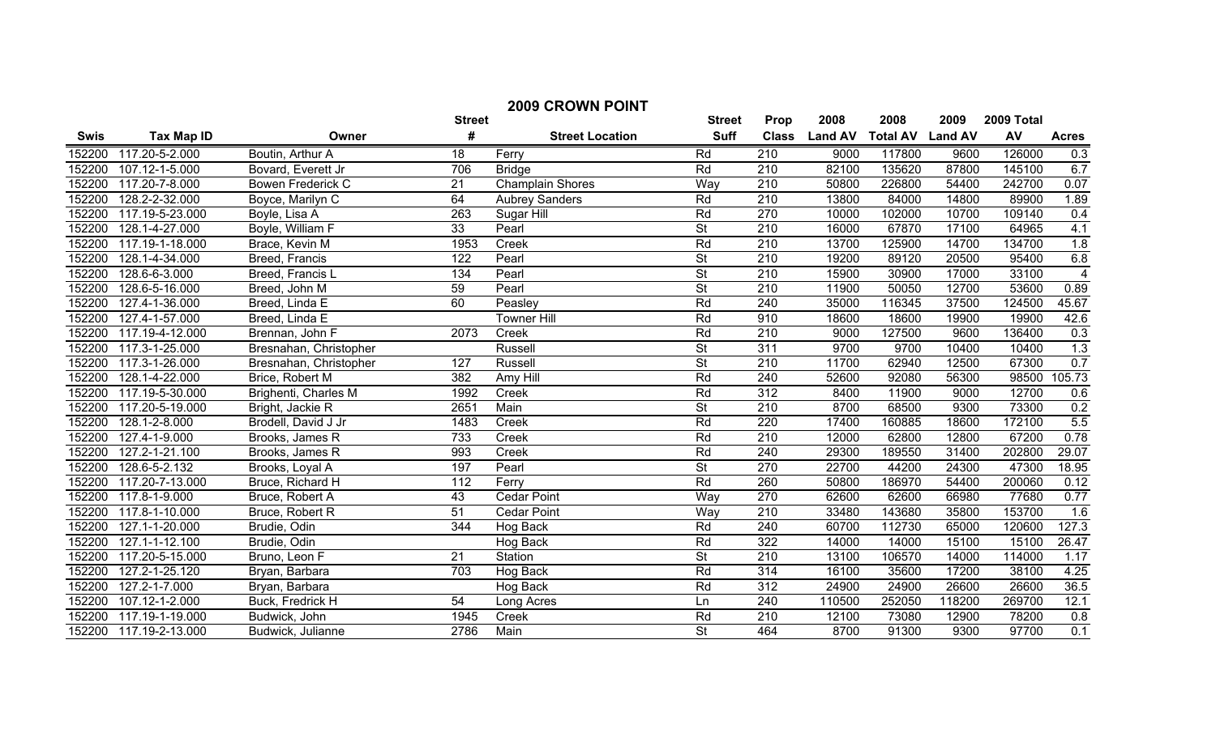## 2009 CROWN POINT

| Swis | Tax Map ID | Owner | Street # | Street Location | Street Suff | Prop Class | 2008 Land AV | 2008 Total AV | 2009 Land AV | 2009 Total AV | Acres |
|---|---|---|---|---|---|---|---|---|---|---|---|
| 152200 | 117.20-5-2.000 | Boutin, Arthur A | 18 | Ferry | Rd | 210 | 9000 | 117800 | 9600 | 126000 | 0.3 |
| 152200 | 107.12-1-5.000 | Bovard, Everett Jr | 706 | Bridge | Rd | 210 | 82100 | 135620 | 87800 | 145100 | 6.7 |
| 152200 | 117.20-7-8.000 | Bowen Frederick C | 21 | Champlain Shores | Way | 210 | 50800 | 226800 | 54400 | 242700 | 0.07 |
| 152200 | 128.2-2-32.000 | Boyce, Marilyn C | 64 | Aubrey Sanders | Rd | 210 | 13800 | 84000 | 14800 | 89900 | 1.89 |
| 152200 | 117.19-5-23.000 | Boyle, Lisa A | 263 | Sugar Hill | Rd | 270 | 10000 | 102000 | 10700 | 109140 | 0.4 |
| 152200 | 128.1-4-27.000 | Boyle, William F | 33 | Pearl | St | 210 | 16000 | 67870 | 17100 | 64965 | 4.1 |
| 152200 | 117.19-1-18.000 | Brace, Kevin M | 1953 | Creek | Rd | 210 | 13700 | 125900 | 14700 | 134700 | 1.8 |
| 152200 | 128.1-4-34.000 | Breed, Francis | 122 | Pearl | St | 210 | 19200 | 89120 | 20500 | 95400 | 6.8 |
| 152200 | 128.6-6-3.000 | Breed, Francis L | 134 | Pearl | St | 210 | 15900 | 30900 | 17000 | 33100 | 4 |
| 152200 | 128.6-5-16.000 | Breed, John M | 59 | Pearl | St | 210 | 11900 | 50050 | 12700 | 53600 | 0.89 |
| 152200 | 127.4-1-36.000 | Breed, Linda E | 60 | Peasley | Rd | 240 | 35000 | 116345 | 37500 | 124500 | 45.67 |
| 152200 | 127.4-1-57.000 | Breed, Linda E | | Towner Hill | Rd | 910 | 18600 | 18600 | 19900 | 19900 | 42.6 |
| 152200 | 117.19-4-12.000 | Brennan, John F | 2073 | Creek | Rd | 210 | 9000 | 127500 | 9600 | 136400 | 0.3 |
| 152200 | 117.3-1-25.000 | Bresnahan, Christopher | | Russell | St | 311 | 9700 | 9700 | 10400 | 10400 | 1.3 |
| 152200 | 117.3-1-26.000 | Bresnahan, Christopher | 127 | Russell | St | 210 | 11700 | 62940 | 12500 | 67300 | 0.7 |
| 152200 | 128.1-4-22.000 | Brice, Robert M | 382 | Amy Hill | Rd | 240 | 52600 | 92080 | 56300 | 98500 | 105.73 |
| 152200 | 117.19-5-30.000 | Brighenti, Charles M | 1992 | Creek | Rd | 312 | 8400 | 11900 | 9000 | 12700 | 0.6 |
| 152200 | 117.20-5-19.000 | Bright, Jackie R | 2651 | Main | St | 210 | 8700 | 68500 | 9300 | 73300 | 0.2 |
| 152200 | 128.1-2-8.000 | Brodell, David J Jr | 1483 | Creek | Rd | 220 | 17400 | 160885 | 18600 | 172100 | 5.5 |
| 152200 | 127.4-1-9.000 | Brooks, James R | 733 | Creek | Rd | 210 | 12000 | 62800 | 12800 | 67200 | 0.78 |
| 152200 | 127.2-1-21.100 | Brooks, James R | 993 | Creek | Rd | 240 | 29300 | 189550 | 31400 | 202800 | 29.07 |
| 152200 | 128.6-5-2.132 | Brooks, Loyal A | 197 | Pearl | St | 270 | 22700 | 44200 | 24300 | 47300 | 18.95 |
| 152200 | 117.20-7-13.000 | Bruce, Richard H | 112 | Ferry | Rd | 260 | 50800 | 186970 | 54400 | 200060 | 0.12 |
| 152200 | 117.8-1-9.000 | Bruce, Robert A | 43 | Cedar Point | Way | 270 | 62600 | 62600 | 66980 | 77680 | 0.77 |
| 152200 | 117.8-1-10.000 | Bruce, Robert R | 51 | Cedar Point | Way | 210 | 33480 | 143680 | 35800 | 153700 | 1.6 |
| 152200 | 127.1-1-20.000 | Brudie, Odin | 344 | Hog Back | Rd | 240 | 60700 | 112730 | 65000 | 120600 | 127.3 |
| 152200 | 127.1-1-12.100 | Brudie, Odin | | Hog Back | Rd | 322 | 14000 | 14000 | 15100 | 15100 | 26.47 |
| 152200 | 117.20-5-15.000 | Bruno, Leon F | 21 | Station | St | 210 | 13100 | 106570 | 14000 | 114000 | 1.17 |
| 152200 | 127.2-1-25.120 | Bryan, Barbara | 703 | Hog Back | Rd | 314 | 16100 | 35600 | 17200 | 38100 | 4.25 |
| 152200 | 127.2-1-7.000 | Bryan, Barbara | | Hog Back | Rd | 312 | 24900 | 24900 | 26600 | 26600 | 36.5 |
| 152200 | 107.12-1-2.000 | Buck, Fredrick H | 54 | Long Acres | Ln | 240 | 110500 | 252050 | 118200 | 269700 | 12.1 |
| 152200 | 117.19-1-19.000 | Budwick, John | 1945 | Creek | Rd | 210 | 12100 | 73080 | 12900 | 78200 | 0.8 |
| 152200 | 117.19-2-13.000 | Budwick, Julianne | 2786 | Main | St | 464 | 8700 | 91300 | 9300 | 97700 | 0.1 |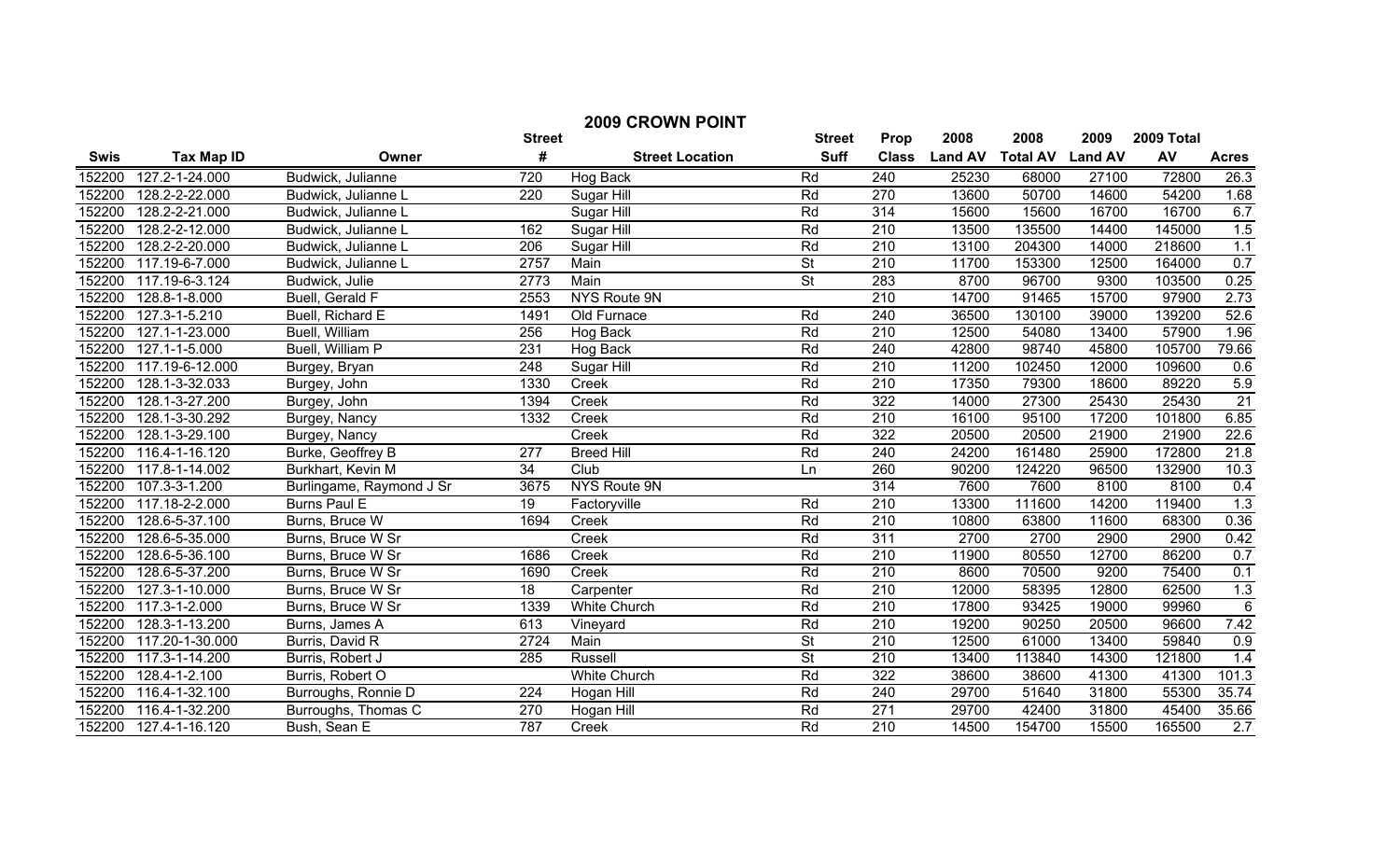## 2009 CROWN POINT

| Swis | Tax Map ID | Owner | Street # | Street Location | Street Suff | Prop Class | 2008 Land AV | 2008 Total AV | 2009 Land AV | 2009 Total AV | Acres |
|---|---|---|---|---|---|---|---|---|---|---|---|
| 152200 | 127.2-1-24.000 | Budwick, Julianne | 720 | Hog Back | Rd | 240 | 25230 | 68000 | 27100 | 72800 | 26.3 |
| 152200 | 128.2-2-22.000 | Budwick, Julianne L | 220 | Sugar Hill | Rd | 270 | 13600 | 50700 | 14600 | 54200 | 1.68 |
| 152200 | 128.2-2-21.000 | Budwick, Julianne L | | Sugar Hill | Rd | 314 | 15600 | 15600 | 16700 | 16700 | 6.7 |
| 152200 | 128.2-2-12.000 | Budwick, Julianne L | 162 | Sugar Hill | Rd | 210 | 13500 | 135500 | 14400 | 145000 | 1.5 |
| 152200 | 128.2-2-20.000 | Budwick, Julianne L | 206 | Sugar Hill | Rd | 210 | 13100 | 204300 | 14000 | 218600 | 1.1 |
| 152200 | 117.19-6-7.000 | Budwick, Julianne L | 2757 | Main | St | 210 | 11700 | 153300 | 12500 | 164000 | 0.7 |
| 152200 | 117.19-6-3.124 | Budwick, Julie | 2773 | Main | St | 283 | 8700 | 96700 | 9300 | 103500 | 0.25 |
| 152200 | 128.8-1-8.000 | Buell, Gerald F | 2553 | NYS Route 9N | | 210 | 14700 | 91465 | 15700 | 97900 | 2.73 |
| 152200 | 127.3-1-5.210 | Buell, Richard E | 1491 | Old Furnace | Rd | 240 | 36500 | 130100 | 39000 | 139200 | 52.6 |
| 152200 | 127.1-1-23.000 | Buell, William | 256 | Hog Back | Rd | 210 | 12500 | 54080 | 13400 | 57900 | 1.96 |
| 152200 | 127.1-1-5.000 | Buell, William P | 231 | Hog Back | Rd | 240 | 42800 | 98740 | 45800 | 105700 | 79.66 |
| 152200 | 117.19-6-12.000 | Burgey, Bryan | 248 | Sugar Hill | Rd | 210 | 11200 | 102450 | 12000 | 109600 | 0.6 |
| 152200 | 128.1-3-32.033 | Burgey, John | 1330 | Creek | Rd | 210 | 17350 | 79300 | 18600 | 89220 | 5.9 |
| 152200 | 128.1-3-27.200 | Burgey, John | 1394 | Creek | Rd | 322 | 14000 | 27300 | 25430 | 25430 | 21 |
| 152200 | 128.1-3-30.292 | Burgey, Nancy | 1332 | Creek | Rd | 210 | 16100 | 95100 | 17200 | 101800 | 6.85 |
| 152200 | 128.1-3-29.100 | Burgey, Nancy | | Creek | Rd | 322 | 20500 | 20500 | 21900 | 21900 | 22.6 |
| 152200 | 116.4-1-16.120 | Burke, Geoffrey B | 277 | Breed Hill | Rd | 240 | 24200 | 161480 | 25900 | 172800 | 21.8 |
| 152200 | 117.8-1-14.002 | Burkhart, Kevin M | 34 | Club | Ln | 260 | 90200 | 124220 | 96500 | 132900 | 10.3 |
| 152200 | 107.3-3-1.200 | Burlingame, Raymond J Sr | 3675 | NYS Route 9N | | 314 | 7600 | 7600 | 8100 | 8100 | 0.4 |
| 152200 | 117.18-2-2.000 | Burns Paul E | 19 | Factoryville | Rd | 210 | 13300 | 111600 | 14200 | 119400 | 1.3 |
| 152200 | 128.6-5-37.100 | Burns, Bruce W | 1694 | Creek | Rd | 210 | 10800 | 63800 | 11600 | 68300 | 0.36 |
| 152200 | 128.6-5-35.000 | Burns, Bruce W Sr | | Creek | Rd | 311 | 2700 | 2700 | 2900 | 2900 | 0.42 |
| 152200 | 128.6-5-36.100 | Burns, Bruce W Sr | 1686 | Creek | Rd | 210 | 11900 | 80550 | 12700 | 86200 | 0.7 |
| 152200 | 128.6-5-37.200 | Burns, Bruce W Sr | 1690 | Creek | Rd | 210 | 8600 | 70500 | 9200 | 75400 | 0.1 |
| 152200 | 127.3-1-10.000 | Burns, Bruce W Sr | 18 | Carpenter | Rd | 210 | 12000 | 58395 | 12800 | 62500 | 1.3 |
| 152200 | 117.3-1-2.000 | Burns, Bruce W Sr | 1339 | White Church | Rd | 210 | 17800 | 93425 | 19000 | 99960 | 6 |
| 152200 | 128.3-1-13.200 | Burns, James A | 613 | Vineyard | Rd | 210 | 19200 | 90250 | 20500 | 96600 | 7.42 |
| 152200 | 117.20-1-30.000 | Burris, David R | 2724 | Main | St | 210 | 12500 | 61000 | 13400 | 59840 | 0.9 |
| 152200 | 117.3-1-14.200 | Burris, Robert J | 285 | Russell | St | 210 | 13400 | 113840 | 14300 | 121800 | 1.4 |
| 152200 | 128.4-1-2.100 | Burris, Robert O | | White Church | Rd | 322 | 38600 | 38600 | 41300 | 41300 | 101.3 |
| 152200 | 116.4-1-32.100 | Burroughs, Ronnie D | 224 | Hogan Hill | Rd | 240 | 29700 | 51640 | 31800 | 55300 | 35.74 |
| 152200 | 116.4-1-32.200 | Burroughs, Thomas C | 270 | Hogan Hill | Rd | 271 | 29700 | 42400 | 31800 | 45400 | 35.66 |
| 152200 | 127.4-1-16.120 | Bush, Sean E | 787 | Creek | Rd | 210 | 14500 | 154700 | 15500 | 165500 | 2.7 |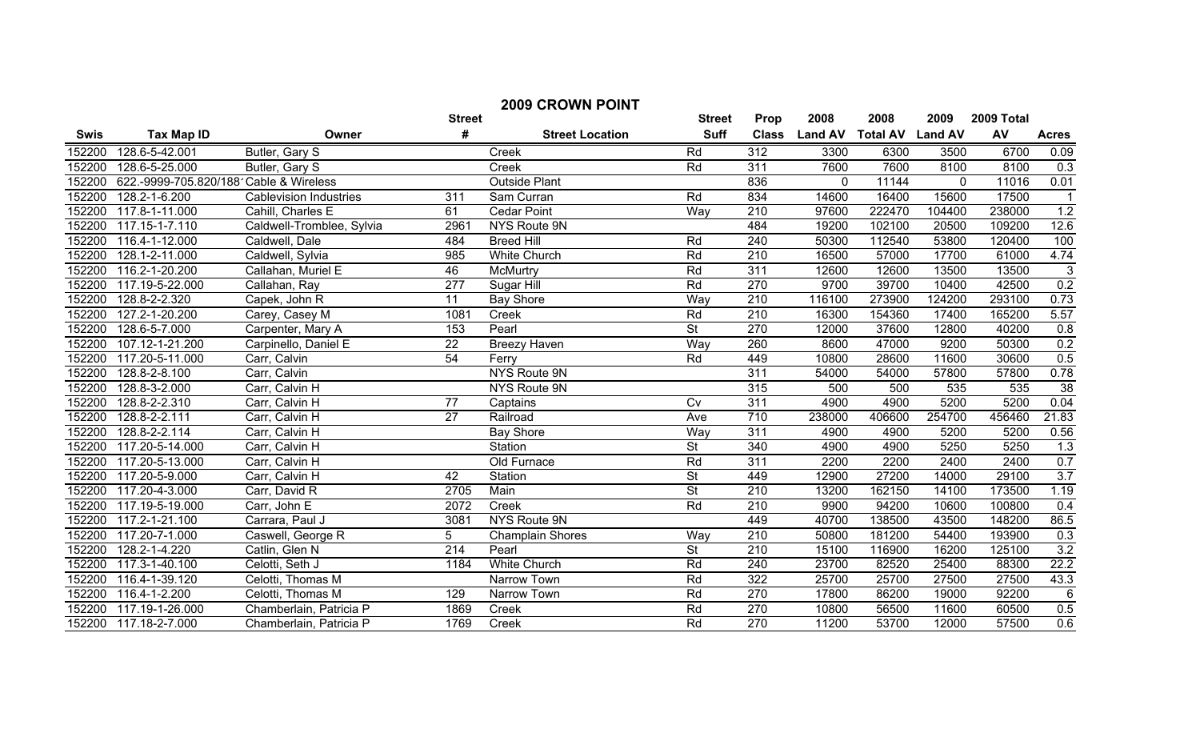# 2009 CROWN POINT

| Swis | Tax Map ID | Owner | Street # | Street Location | Street Suff | Prop Class | 2008 Land AV | 2008 Total AV | 2009 Land AV | 2009 Total AV | Acres |
|---|---|---|---|---|---|---|---|---|---|---|---|
| 152200 | 128.6-5-42.001 | Butler, Gary S | | Creek | Rd | 312 | 3300 | 6300 | 3500 | 6700 | 0.09 |
| 152200 | 128.6-5-25.000 | Butler, Gary S | | Creek | Rd | 311 | 7600 | 7600 | 8100 | 8100 | 0.3 |
| 152200 | 622.-9999-705.820/188 | Cable & Wireless | | Outside Plant | | 836 | 0 | 11144 | 0 | 11016 | 0.01 |
| 152200 | 128.2-1-6.200 | Cablevision Industries | 311 | Sam Curran | Rd | 834 | 14600 | 16400 | 15600 | 17500 | 1 |
| 152200 | 117.8-1-11.000 | Cahill, Charles E | 61 | Cedar Point | Way | 210 | 97600 | 222470 | 104400 | 238000 | 1.2 |
| 152200 | 117.15-1-7.110 | Caldwell-Tromblee, Sylvia | 2961 | NYS Route 9N | | 484 | 19200 | 102100 | 20500 | 109200 | 12.6 |
| 152200 | 116.4-1-12.000 | Caldwell, Dale | 484 | Breed Hill | Rd | 240 | 50300 | 112540 | 53800 | 120400 | 100 |
| 152200 | 128.1-2-11.000 | Caldwell, Sylvia | 985 | White Church | Rd | 210 | 16500 | 57000 | 17700 | 61000 | 4.74 |
| 152200 | 116.2-1-20.200 | Callahan, Muriel E | 46 | McMurtry | Rd | 311 | 12600 | 12600 | 13500 | 13500 | 3 |
| 152200 | 117.19-5-22.000 | Callahan, Ray | 277 | Sugar Hill | Rd | 270 | 9700 | 39700 | 10400 | 42500 | 0.2 |
| 152200 | 128.8-2-2.320 | Capek, John R | 11 | Bay Shore | Way | 210 | 116100 | 273900 | 124200 | 293100 | 0.73 |
| 152200 | 127.2-1-20.200 | Carey, Casey M | 1081 | Creek | Rd | 210 | 16300 | 154360 | 17400 | 165200 | 5.57 |
| 152200 | 128.6-5-7.000 | Carpenter, Mary A | 153 | Pearl | St | 270 | 12000 | 37600 | 12800 | 40200 | 0.8 |
| 152200 | 107.12-1-21.200 | Carpinello, Daniel E | 22 | Breezy Haven | Way | 260 | 8600 | 47000 | 9200 | 50300 | 0.2 |
| 152200 | 117.20-5-11.000 | Carr, Calvin | 54 | Ferry | Rd | 449 | 10800 | 28600 | 11600 | 30600 | 0.5 |
| 152200 | 128.8-2-8.100 | Carr, Calvin | | NYS Route 9N | | 311 | 54000 | 54000 | 57800 | 57800 | 0.78 |
| 152200 | 128.8-3-2.000 | Carr, Calvin H | | NYS Route 9N | | 315 | 500 | 500 | 535 | 535 | 38 |
| 152200 | 128.8-2-2.310 | Carr, Calvin H | 77 | Captains | Cv | 311 | 4900 | 4900 | 5200 | 5200 | 0.04 |
| 152200 | 128.8-2-2.111 | Carr, Calvin H | 27 | Railroad | Ave | 710 | 238000 | 406600 | 254700 | 456460 | 21.83 |
| 152200 | 128.8-2-2.114 | Carr, Calvin H | | Bay Shore | Way | 311 | 4900 | 4900 | 5200 | 5200 | 0.56 |
| 152200 | 117.20-5-14.000 | Carr, Calvin H | | Station | St | 340 | 4900 | 4900 | 5250 | 5250 | 1.3 |
| 152200 | 117.20-5-13.000 | Carr, Calvin H | | Old Furnace | Rd | 311 | 2200 | 2200 | 2400 | 2400 | 0.7 |
| 152200 | 117.20-5-9.000 | Carr, Calvin H | 42 | Station | St | 449 | 12900 | 27200 | 14000 | 29100 | 3.7 |
| 152200 | 117.20-4-3.000 | Carr, David R | 2705 | Main | St | 210 | 13200 | 162150 | 14100 | 173500 | 1.19 |
| 152200 | 117.19-5-19.000 | Carr, John E | 2072 | Creek | Rd | 210 | 9900 | 94200 | 10600 | 100800 | 0.4 |
| 152200 | 117.2-1-21.100 | Carrara, Paul J | 3081 | NYS Route 9N | | 449 | 40700 | 138500 | 43500 | 148200 | 86.5 |
| 152200 | 117.20-7-1.000 | Caswell, George R | 5 | Champlain Shores | Way | 210 | 50800 | 181200 | 54400 | 193900 | 0.3 |
| 152200 | 128.2-1-4.220 | Catlin, Glen N | 214 | Pearl | St | 210 | 15100 | 116900 | 16200 | 125100 | 3.2 |
| 152200 | 117.3-1-40.100 | Celotti, Seth J | 1184 | White Church | Rd | 240 | 23700 | 82520 | 25400 | 88300 | 22.2 |
| 152200 | 116.4-1-39.120 | Celotti, Thomas M | | Narrow Town | Rd | 322 | 25700 | 25700 | 27500 | 27500 | 43.3 |
| 152200 | 116.4-1-2.200 | Celotti, Thomas M | 129 | Narrow Town | Rd | 270 | 17800 | 86200 | 19000 | 92200 | 6 |
| 152200 | 117.19-1-26.000 | Chamberlain, Patricia P | 1869 | Creek | Rd | 270 | 10800 | 56500 | 11600 | 60500 | 0.5 |
| 152200 | 117.18-2-7.000 | Chamberlain, Patricia P | 1769 | Creek | Rd | 270 | 11200 | 53700 | 12000 | 57500 | 0.6 |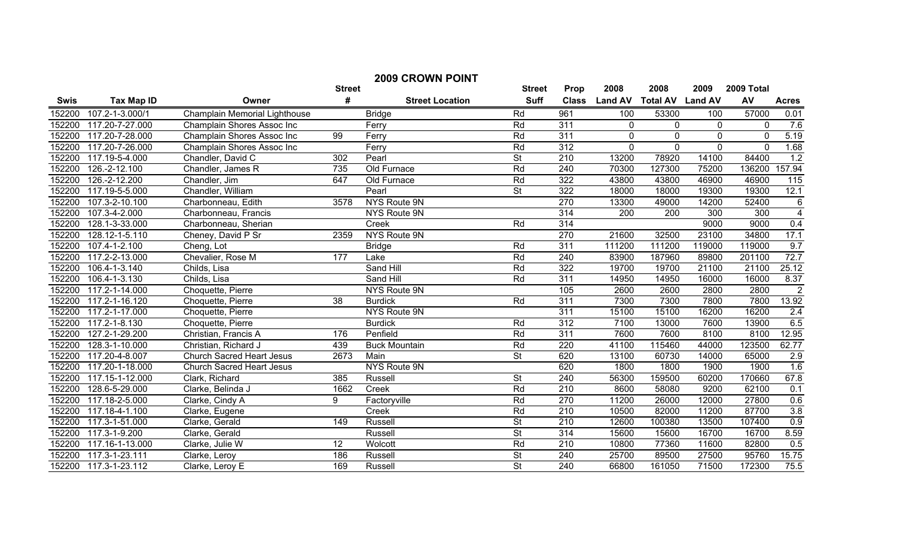# 2009 CROWN POINT

| Swis | Tax Map ID | Owner | Street # | Street Location | Street Suff | Prop Class | 2008 Land AV | 2008 Total AV | 2009 Land AV | 2009 Total AV | Acres |
|---|---|---|---|---|---|---|---|---|---|---|---|
| 152200 | 107.2-1-3.000/1 | Champlain Memorial Lighthouse | | Bridge | Rd | 961 | 100 | 53300 | 100 | 57000 | 0.01 |
| 152200 | 117.20-7-27.000 | Champlain Shores Assoc Inc | | Ferry | Rd | 311 | 0 | 0 | 0 | 0 | 7.6 |
| 152200 | 117.20-7-28.000 | Champlain Shores Assoc Inc | 99 | Ferry | Rd | 311 | 0 | 0 | 0 | 0 | 5.19 |
| 152200 | 117.20-7-26.000 | Champlain Shores Assoc Inc | | Ferry | Rd | 312 | 0 | 0 | 0 | 0 | 1.68 |
| 152200 | 117.19-5-4.000 | Chandler, David C | 302 | Pearl | St | 210 | 13200 | 78920 | 14100 | 84400 | 1.2 |
| 152200 | 126.-2-12.100 | Chandler, James R | 735 | Old Furnace | Rd | 240 | 70300 | 127300 | 75200 | 136200 | 157.94 |
| 152200 | 126.-2-12.200 | Chandler, Jim | 647 | Old Furnace | Rd | 322 | 43800 | 43800 | 46900 | 46900 | 115 |
| 152200 | 117.19-5-5.000 | Chandler, William | | Pearl | St | 322 | 18000 | 18000 | 19300 | 19300 | 12.1 |
| 152200 | 107.3-2-10.100 | Charbonneau, Edith | 3578 | NYS Route 9N | | 270 | 13300 | 49000 | 14200 | 52400 | 6 |
| 152200 | 107.3-4-2.000 | Charbonneau, Francis | | NYS Route 9N | | 314 | 200 | 200 | 300 | 300 | 4 |
| 152200 | 128.1-3-33.000 | Charbonneau, Sherian | | Creek | Rd | 314 | | | 9000 | 9000 | 0.4 |
| 152200 | 128.12-1-5.110 | Cheney, David P Sr | 2359 | NYS Route 9N | | 270 | 21600 | 32500 | 23100 | 34800 | 17.1 |
| 152200 | 107.4-1-2.100 | Cheng, Lot | | Bridge | Rd | 311 | 111200 | 111200 | 119000 | 119000 | 9.7 |
| 152200 | 117.2-2-13.000 | Chevalier, Rose M | 177 | Lake | Rd | 240 | 83900 | 187960 | 89800 | 201100 | 72.7 |
| 152200 | 106.4-1-3.140 | Childs, Lisa | | Sand Hill | Rd | 322 | 19700 | 19700 | 21100 | 21100 | 25.12 |
| 152200 | 106.4-1-3.130 | Childs, Lisa | | Sand Hill | Rd | 311 | 14950 | 14950 | 16000 | 16000 | 8.37 |
| 152200 | 117.2-1-14.000 | Choquette, Pierre | | NYS Route 9N | | 105 | 2600 | 2600 | 2800 | 2800 | 2 |
| 152200 | 117.2-1-16.120 | Choquette, Pierre | 38 | Burdick | Rd | 311 | 7300 | 7300 | 7800 | 7800 | 13.92 |
| 152200 | 117.2-1-17.000 | Choquette, Pierre | | NYS Route 9N | | 311 | 15100 | 15100 | 16200 | 16200 | 2.4 |
| 152200 | 117.2-1-8.130 | Choquette, Pierre | | Burdick | Rd | 312 | 7100 | 13000 | 7600 | 13900 | 6.5 |
| 152200 | 127.2-1-29.200 | Christian, Francis A | 176 | Penfield | Rd | 311 | 7600 | 7600 | 8100 | 8100 | 12.95 |
| 152200 | 128.3-1-10.000 | Christian, Richard J | 439 | Buck Mountain | Rd | 220 | 41100 | 115460 | 44000 | 123500 | 62.77 |
| 152200 | 117.20-4-8.007 | Church Sacred Heart Jesus | 2673 | Main | St | 620 | 13100 | 60730 | 14000 | 65000 | 2.9 |
| 152200 | 117.20-1-18.000 | Church Sacred Heart Jesus | | NYS Route 9N | | 620 | 1800 | 1800 | 1900 | 1900 | 1.6 |
| 152200 | 117.15-1-12.000 | Clark, Richard | 385 | Russell | St | 240 | 56300 | 159500 | 60200 | 170660 | 67.8 |
| 152200 | 128.6-5-29.000 | Clarke, Belinda J | 1662 | Creek | Rd | 210 | 8600 | 58080 | 9200 | 62100 | 0.1 |
| 152200 | 117.18-2-5.000 | Clarke, Cindy A | 9 | Factoryville | Rd | 270 | 11200 | 26000 | 12000 | 27800 | 0.6 |
| 152200 | 117.18-4-1.100 | Clarke, Eugene | | Creek | Rd | 210 | 10500 | 82000 | 11200 | 87700 | 3.8 |
| 152200 | 117.3-1-51.000 | Clarke, Gerald | 149 | Russell | St | 210 | 12600 | 100380 | 13500 | 107400 | 0.9 |
| 152200 | 117.3-1-9.200 | Clarke, Gerald | | Russell | St | 314 | 15600 | 15600 | 16700 | 16700 | 8.59 |
| 152200 | 117.16-1-13.000 | Clarke, Julie W | 12 | Wolcott | Rd | 210 | 10800 | 77360 | 11600 | 82800 | 0.5 |
| 152200 | 117.3-1-23.111 | Clarke, Leroy | 186 | Russell | St | 240 | 25700 | 89500 | 27500 | 95760 | 15.75 |
| 152200 | 117.3-1-23.112 | Clarke, Leroy E | 169 | Russell | St | 240 | 66800 | 161050 | 71500 | 172300 | 75.5 |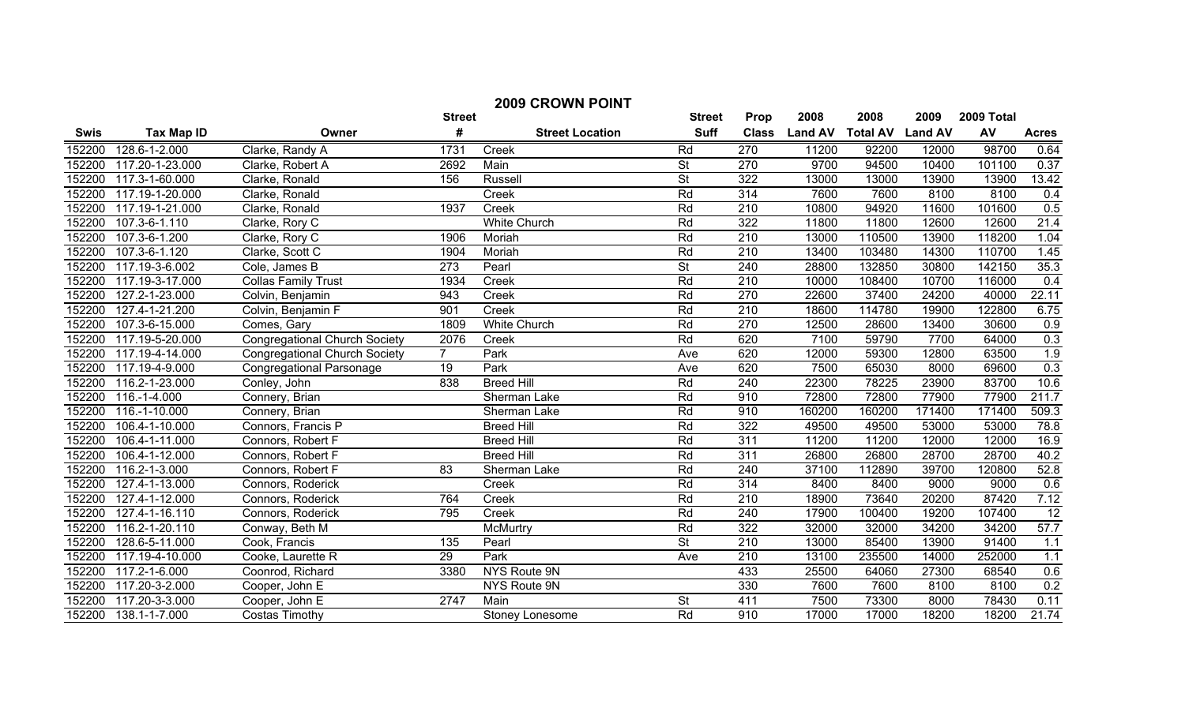# 2009 CROWN POINT

| Swis | Tax Map ID | Owner | Street # | Street Location | Street Suff | Prop Class | 2008 Land AV | 2008 Total AV | 2009 Land AV | 2009 Total AV | Acres |
|---|---|---|---|---|---|---|---|---|---|---|---|
| 152200 | 128.6-1-2.000 | Clarke, Randy A | 1731 | Creek | Rd | 270 | 11200 | 92200 | 12000 | 98700 | 0.64 |
| 152200 | 117.20-1-23.000 | Clarke, Robert A | 2692 | Main | St | 270 | 9700 | 94500 | 10400 | 101100 | 0.37 |
| 152200 | 117.3-1-60.000 | Clarke, Ronald | 156 | Russell | St | 322 | 13000 | 13000 | 13900 | 13900 | 13.42 |
| 152200 | 117.19-1-20.000 | Clarke, Ronald | | Creek | Rd | 314 | 7600 | 7600 | 8100 | 8100 | 0.4 |
| 152200 | 117.19-1-21.000 | Clarke, Ronald | 1937 | Creek | Rd | 210 | 10800 | 94920 | 11600 | 101600 | 0.5 |
| 152200 | 107.3-6-1.110 | Clarke, Rory C | | White Church | Rd | 322 | 11800 | 11800 | 12600 | 12600 | 21.4 |
| 152200 | 107.3-6-1.200 | Clarke, Rory C | 1906 | Moriah | Rd | 210 | 13000 | 110500 | 13900 | 118200 | 1.04 |
| 152200 | 107.3-6-1.120 | Clarke, Scott C | 1904 | Moriah | Rd | 210 | 13400 | 103480 | 14300 | 110700 | 1.45 |
| 152200 | 117.19-3-6.002 | Cole, James B | 273 | Pearl | St | 240 | 28800 | 132850 | 30800 | 142150 | 35.3 |
| 152200 | 117.19-3-17.000 | Collas Family Trust | 1934 | Creek | Rd | 210 | 10000 | 108400 | 10700 | 116000 | 0.4 |
| 152200 | 127.2-1-23.000 | Colvin, Benjamin | 943 | Creek | Rd | 270 | 22600 | 37400 | 24200 | 40000 | 22.11 |
| 152200 | 127.4-1-21.200 | Colvin, Benjamin F | 901 | Creek | Rd | 210 | 18600 | 114780 | 19900 | 122800 | 6.75 |
| 152200 | 107.3-6-15.000 | Comes, Gary | 1809 | White Church | Rd | 270 | 12500 | 28600 | 13400 | 30600 | 0.9 |
| 152200 | 117.19-5-20.000 | Congregational Church Society | 2076 | Creek | Rd | 620 | 7100 | 59790 | 7700 | 64000 | 0.3 |
| 152200 | 117.19-4-14.000 | Congregational Church Society | 7 | Park | Ave | 620 | 12000 | 59300 | 12800 | 63500 | 1.9 |
| 152200 | 117.19-4-9.000 | Congregational Parsonage | 19 | Park | Ave | 620 | 7500 | 65030 | 8000 | 69600 | 0.3 |
| 152200 | 116.2-1-23.000 | Conley, John | 838 | Breed Hill | Rd | 240 | 22300 | 78225 | 23900 | 83700 | 10.6 |
| 152200 | 116.-1-4.000 | Connery, Brian | | Sherman Lake | Rd | 910 | 72800 | 72800 | 77900 | 77900 | 211.7 |
| 152200 | 116.-1-10.000 | Connery, Brian | | Sherman Lake | Rd | 910 | 160200 | 160200 | 171400 | 171400 | 509.3 |
| 152200 | 106.4-1-10.000 | Connors, Francis P | | Breed Hill | Rd | 322 | 49500 | 49500 | 53000 | 53000 | 78.8 |
| 152200 | 106.4-1-11.000 | Connors, Robert F | | Breed Hill | Rd | 311 | 11200 | 11200 | 12000 | 12000 | 16.9 |
| 152200 | 106.4-1-12.000 | Connors, Robert F | | Breed Hill | Rd | 311 | 26800 | 26800 | 28700 | 28700 | 40.2 |
| 152200 | 116.2-1-3.000 | Connors, Robert F | 83 | Sherman Lake | Rd | 240 | 37100 | 112890 | 39700 | 120800 | 52.8 |
| 152200 | 127.4-1-13.000 | Connors, Roderick | | Creek | Rd | 314 | 8400 | 8400 | 9000 | 9000 | 0.6 |
| 152200 | 127.4-1-12.000 | Connors, Roderick | 764 | Creek | Rd | 210 | 18900 | 73640 | 20200 | 87420 | 7.12 |
| 152200 | 127.4-1-16.110 | Connors, Roderick | 795 | Creek | Rd | 240 | 17900 | 100400 | 19200 | 107400 | 12 |
| 152200 | 116.2-1-20.110 | Conway, Beth M | | McMurtry | Rd | 322 | 32000 | 32000 | 34200 | 34200 | 57.7 |
| 152200 | 128.6-5-11.000 | Cook, Francis | 135 | Pearl | St | 210 | 13000 | 85400 | 13900 | 91400 | 1.1 |
| 152200 | 117.19-4-10.000 | Cooke, Laurette R | 29 | Park | Ave | 210 | 13100 | 235500 | 14000 | 252000 | 1.1 |
| 152200 | 117.2-1-6.000 | Coonrod, Richard | 3380 | NYS Route 9N | | 433 | 25500 | 64060 | 27300 | 68540 | 0.6 |
| 152200 | 117.20-3-2.000 | Cooper, John E | | NYS Route 9N | | 330 | 7600 | 7600 | 8100 | 8100 | 0.2 |
| 152200 | 117.20-3-3.000 | Cooper, John E | 2747 | Main | St | 411 | 7500 | 73300 | 8000 | 78430 | 0.11 |
| 152200 | 138.1-1-7.000 | Costas Timothy | | Stoney Lonesome | Rd | 910 | 17000 | 17000 | 18200 | 18200 | 21.74 |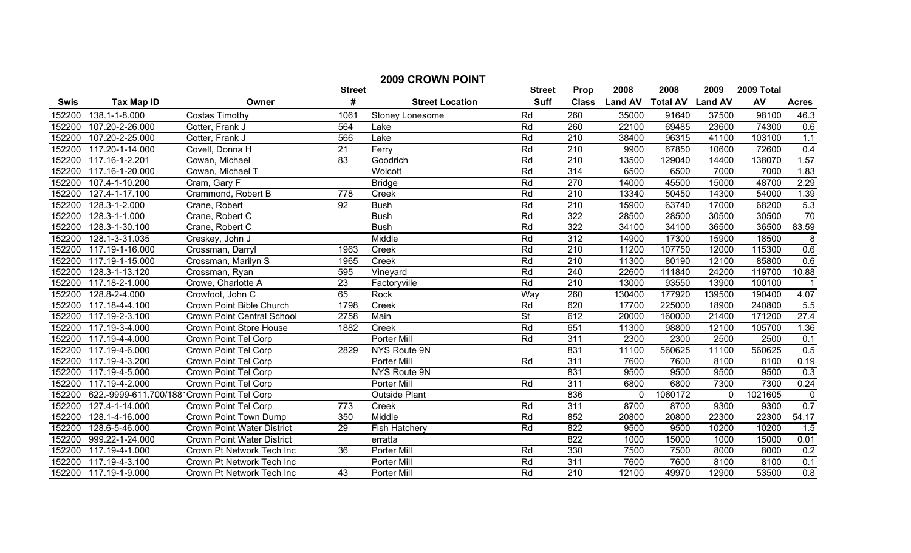# 2009 CROWN POINT

| Swis | Tax Map ID | Owner | Street # | Street Location | Street Suff | Prop Class | 2008 Land AV | 2008 Total AV | 2009 Land AV | 2009 Total AV | Acres |
|---|---|---|---|---|---|---|---|---|---|---|---|
| 152200 | 138.1-1-8.000 | Costas Timothy | 1061 | Stoney Lonesome | Rd | 260 | 35000 | 91640 | 37500 | 98100 | 46.3 |
| 152200 | 107.20-2-26.000 | Cotter, Frank J | 564 | Lake | Rd | 260 | 22100 | 69485 | 23600 | 74300 | 0.6 |
| 152200 | 107.20-2-25.000 | Cotter, Frank J | 566 | Lake | Rd | 210 | 38400 | 96315 | 41100 | 103100 | 1.1 |
| 152200 | 117.20-1-14.000 | Covell, Donna H | 21 | Ferry | Rd | 210 | 9900 | 67850 | 10600 | 72600 | 0.4 |
| 152200 | 117.16-1-2.201 | Cowan, Michael | 83 | Goodrich | Rd | 210 | 13500 | 129040 | 14400 | 138070 | 1.57 |
| 152200 | 117.16-1-20.000 | Cowan, Michael T | | Wolcott | Rd | 314 | 6500 | 6500 | 7000 | 7000 | 1.83 |
| 152200 | 107.4-1-10.200 | Cram, Gary F | | Bridge | Rd | 270 | 14000 | 45500 | 15000 | 48700 | 2.29 |
| 152200 | 127.4-1-17.100 | Crammond, Robert B | 778 | Creek | Rd | 210 | 13340 | 50450 | 14300 | 54000 | 1.39 |
| 152200 | 128.3-1-2.000 | Crane, Robert | 92 | Bush | Rd | 210 | 15900 | 63740 | 17000 | 68200 | 5.3 |
| 152200 | 128.3-1-1.000 | Crane, Robert C | | Bush | Rd | 322 | 28500 | 28500 | 30500 | 30500 | 70 |
| 152200 | 128.3-1-30.100 | Crane, Robert C | | Bush | Rd | 322 | 34100 | 34100 | 36500 | 36500 | 83.59 |
| 152200 | 128.1-3-31.035 | Creskey, John J | | Middle | Rd | 312 | 14900 | 17300 | 15900 | 18500 | 8 |
| 152200 | 117.19-1-16.000 | Crossman, Darryl | 1963 | Creek | Rd | 210 | 11200 | 107750 | 12000 | 115300 | 0.6 |
| 152200 | 117.19-1-15.000 | Crossman, Marilyn S | 1965 | Creek | Rd | 210 | 11300 | 80190 | 12100 | 85800 | 0.6 |
| 152200 | 128.3-1-13.120 | Crossman, Ryan | 595 | Vineyard | Rd | 240 | 22600 | 111840 | 24200 | 119700 | 10.88 |
| 152200 | 117.18-2-1.000 | Crowe, Charlotte A | 23 | Factoryville | Rd | 210 | 13000 | 93550 | 13900 | 100100 | 1 |
| 152200 | 128.8-2-4.000 | Crowfoot, John C | 65 | Rock | Way | 260 | 130400 | 177920 | 139500 | 190400 | 4.07 |
| 152200 | 117.18-4-4.100 | Crown Point Bible Church | 1798 | Creek | Rd | 620 | 17700 | 225000 | 18900 | 240800 | 5.5 |
| 152200 | 117.19-2-3.100 | Crown Point Central School | 2758 | Main | St | 612 | 20000 | 160000 | 21400 | 171200 | 27.4 |
| 152200 | 117.19-3-4.000 | Crown Point Store House | 1882 | Creek | Rd | 651 | 11300 | 98800 | 12100 | 105700 | 1.36 |
| 152200 | 117.19-4-4.000 | Crown Point Tel Corp | | Porter Mill | Rd | 311 | 2300 | 2300 | 2500 | 2500 | 0.1 |
| 152200 | 117.19-4-6.000 | Crown Point Tel Corp | 2829 | NYS Route 9N | | 831 | 11100 | 560625 | 11100 | 560625 | 0.5 |
| 152200 | 117.19-4-3.200 | Crown Point Tel Corp | | Porter Mill | Rd | 311 | 7600 | 7600 | 8100 | 8100 | 0.19 |
| 152200 | 117.19-4-5.000 | Crown Point Tel Corp | | NYS Route 9N | | 831 | 9500 | 9500 | 9500 | 9500 | 0.3 |
| 152200 | 117.19-4-2.000 | Crown Point Tel Corp | | Porter Mill | Rd | 311 | 6800 | 6800 | 7300 | 7300 | 0.24 |
| 152200 | 622.-9999-611.700/188 | Crown Point Tel Corp | | Outside Plant | | 836 | 0 | 1060172 | 0 | 1021605 | 0 |
| 152200 | 127.4-1-14.000 | Crown Point Tel Corp | 773 | Creek | Rd | 311 | 8700 | 8700 | 9300 | 9300 | 0.7 |
| 152200 | 128.1-4-16.000 | Crown Point Town Dump | 350 | Middle | Rd | 852 | 20800 | 20800 | 22300 | 22300 | 54.17 |
| 152200 | 128.6-5-46.000 | Crown Point Water District | 29 | Fish Hatchery | Rd | 822 | 9500 | 9500 | 10200 | 10200 | 1.5 |
| 152200 | 999.22-1-24.000 | Crown Point Water District | | erratta | | 822 | 1000 | 15000 | 1000 | 15000 | 0.01 |
| 152200 | 117.19-4-1.000 | Crown Pt Network Tech Inc | 36 | Porter Mill | Rd | 330 | 7500 | 7500 | 8000 | 8000 | 0.2 |
| 152200 | 117.19-4-3.100 | Crown Pt Network Tech Inc | | Porter Mill | Rd | 311 | 7600 | 7600 | 8100 | 8100 | 0.1 |
| 152200 | 117.19-1-9.000 | Crown Pt Network Tech Inc | 43 | Porter Mill | Rd | 210 | 12100 | 49970 | 12900 | 53500 | 0.8 |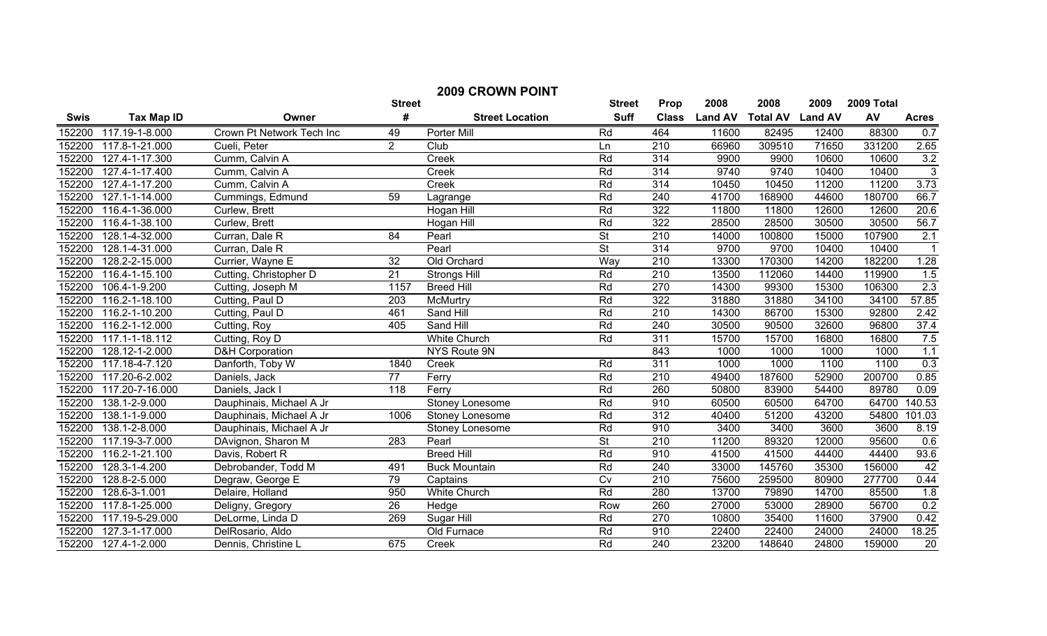# 2009 CROWN POINT

| Swis | Tax Map ID | Owner | Street # | Street Location | Street Suff | Prop Class | 2008 Land AV | 2008 Total AV | 2009 Land AV | 2009 Total AV | Acres |
|---|---|---|---|---|---|---|---|---|---|---|---|
| 152200 | 117.19-1-8.000 | Crown Pt Network Tech Inc | 49 | Porter Mill | Rd | 464 | 11600 | 82495 | 12400 | 88300 | 0.7 |
| 152200 | 117.8-1-21.000 | Cueli, Peter | 2 | Club | Ln | 210 | 66960 | 309510 | 71650 | 331200 | 2.65 |
| 152200 | 127.4-1-17.300 | Cumm, Calvin A | | Creek | Rd | 314 | 9900 | 9900 | 10600 | 10600 | 3.2 |
| 152200 | 127.4-1-17.400 | Cumm, Calvin A | | Creek | Rd | 314 | 9740 | 9740 | 10400 | 10400 | 3 |
| 152200 | 127.4-1-17.200 | Cumm, Calvin A | | Creek | Rd | 314 | 10450 | 10450 | 11200 | 11200 | 3.73 |
| 152200 | 127.1-1-14.000 | Cummings, Edmund | 59 | Lagrange | Rd | 240 | 41700 | 168900 | 44600 | 180700 | 66.7 |
| 152200 | 116.4-1-36.000 | Curlew, Brett | | Hogan Hill | Rd | 322 | 11800 | 11800 | 12600 | 12600 | 20.6 |
| 152200 | 116.4-1-38.100 | Curlew, Brett | | Hogan Hill | Rd | 322 | 28500 | 28500 | 30500 | 30500 | 56.7 |
| 152200 | 128.1-4-32.000 | Curran, Dale R | 84 | Pearl | St | 210 | 14000 | 100800 | 15000 | 107900 | 2.1 |
| 152200 | 128.1-4-31.000 | Curran, Dale R | | Pearl | St | 314 | 9700 | 9700 | 10400 | 10400 | 1 |
| 152200 | 128.2-2-15.000 | Currier, Wayne E | 32 | Old Orchard | Way | 210 | 13300 | 170300 | 14200 | 182200 | 1.28 |
| 152200 | 116.4-1-15.100 | Cutting, Christopher D | 21 | Strongs Hill | Rd | 210 | 13500 | 112060 | 14400 | 119900 | 1.5 |
| 152200 | 106.4-1-9.200 | Cutting, Joseph M | 1157 | Breed Hill | Rd | 270 | 14300 | 99300 | 15300 | 106300 | 2.3 |
| 152200 | 116.2-1-18.100 | Cutting, Paul D | 203 | McMurtry | Rd | 322 | 31880 | 31880 | 34100 | 34100 | 57.85 |
| 152200 | 116.2-1-10.200 | Cutting, Paul D | 461 | Sand Hill | Rd | 210 | 14300 | 86700 | 15300 | 92800 | 2.42 |
| 152200 | 116.2-1-12.000 | Cutting, Roy | 405 | Sand Hill | Rd | 240 | 30500 | 90500 | 32600 | 96800 | 37.4 |
| 152200 | 117.1-1-18.112 | Cutting, Roy D | | White Church | Rd | 311 | 15700 | 15700 | 16800 | 16800 | 7.5 |
| 152200 | 128.12-1-2.000 | D&H Corporation | | NYS Route 9N | | 843 | 1000 | 1000 | 1000 | 1000 | 1.1 |
| 152200 | 117.18-4-7.120 | Danforth, Toby W | 1840 | Creek | Rd | 311 | 1000 | 1000 | 1100 | 1100 | 0.3 |
| 152200 | 117.20-6-2.002 | Daniels, Jack | 77 | Ferry | Rd | 210 | 49400 | 187600 | 52900 | 200700 | 0.85 |
| 152200 | 117.20-7-16.000 | Daniels, Jack I | 118 | Ferry | Rd | 260 | 50800 | 83900 | 54400 | 89780 | 0.09 |
| 152200 | 138.1-2-9.000 | Dauphinais, Michael A Jr | | Stoney Lonesome | Rd | 910 | 60500 | 60500 | 64700 | 64700 | 140.53 |
| 152200 | 138.1-1-9.000 | Dauphinais, Michael A Jr | 1006 | Stoney Lonesome | Rd | 312 | 40400 | 51200 | 43200 | 54800 | 101.03 |
| 152200 | 138.1-2-8.000 | Dauphinais, Michael A Jr | | Stoney Lonesome | Rd | 910 | 3400 | 3400 | 3600 | 3600 | 8.19 |
| 152200 | 117.19-3-7.000 | DAvignon, Sharon M | 283 | Pearl | St | 210 | 11200 | 89320 | 12000 | 95600 | 0.6 |
| 152200 | 116.2-1-21.100 | Davis, Robert R | | Breed Hill | Rd | 910 | 41500 | 41500 | 44400 | 44400 | 93.6 |
| 152200 | 128.3-1-4.200 | Debrobander, Todd M | 491 | Buck Mountain | Rd | 240 | 33000 | 145760 | 35300 | 156000 | 42 |
| 152200 | 128.8-2-5.000 | Degraw, George E | 79 | Captains | Cv | 210 | 75600 | 259500 | 80900 | 277700 | 0.44 |
| 152200 | 128.6-3-1.001 | Delaire, Holland | 950 | White Church | Rd | 280 | 13700 | 79890 | 14700 | 85500 | 1.8 |
| 152200 | 117.8-1-25.000 | Deligny, Gregory | 26 | Hedge | Row | 260 | 27000 | 53000 | 28900 | 56700 | 0.2 |
| 152200 | 117.19-5-29.000 | DeLorme, Linda D | 269 | Sugar Hill | Rd | 270 | 10800 | 35400 | 11600 | 37900 | 0.42 |
| 152200 | 127.3-1-17.000 | DelRosario, Aldo | | Old Furnace | Rd | 910 | 22400 | 22400 | 24000 | 24000 | 18.25 |
| 152200 | 127.4-1-2.000 | Dennis, Christine L | 675 | Creek | Rd | 240 | 23200 | 148640 | 24800 | 159000 | 20 |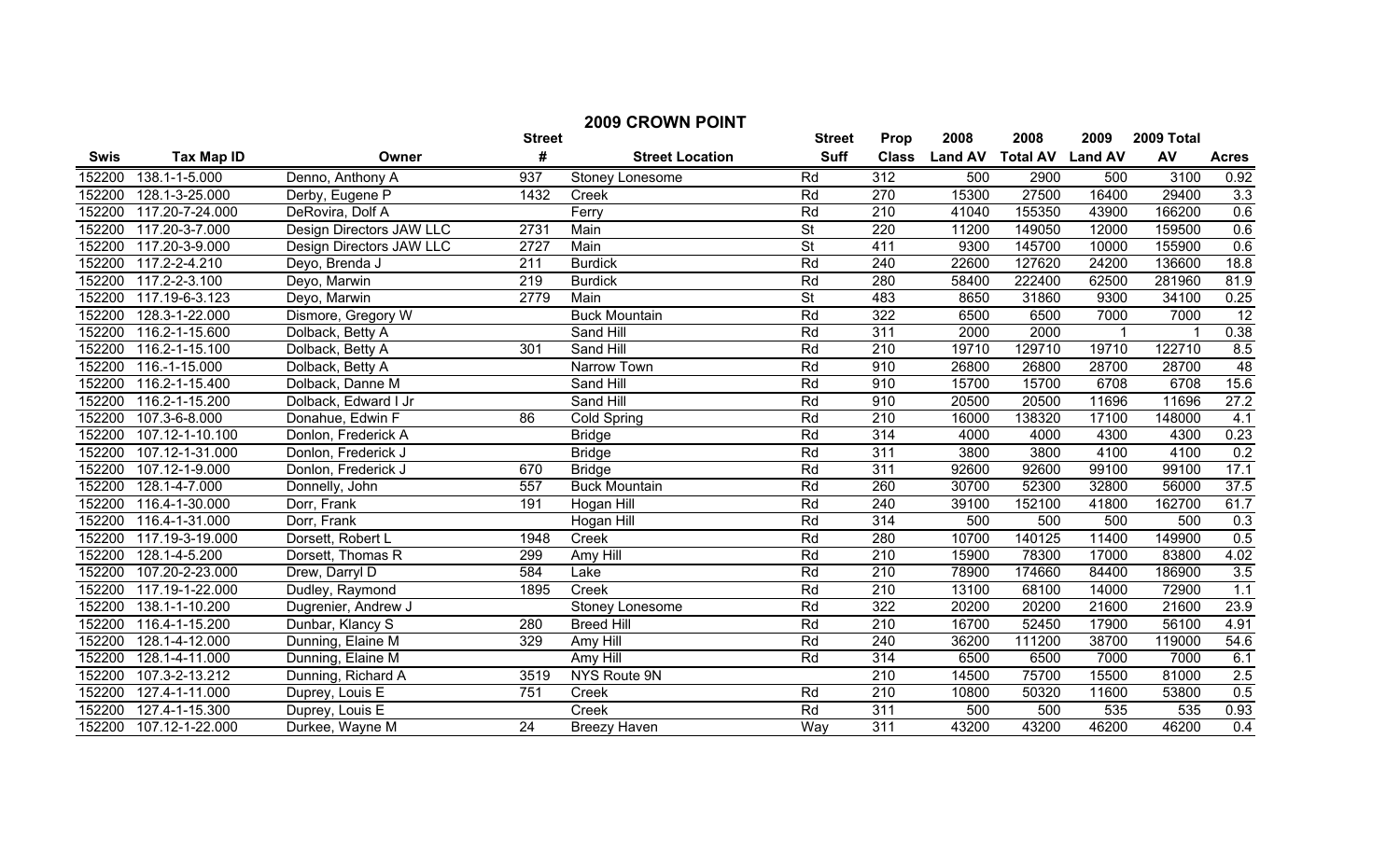# 2009 CROWN POINT

| Swis | Tax Map ID | Owner | Street # | Street Location | Street Suff | Prop Class | 2008 Land AV | 2008 Total AV | 2009 Land AV | 2009 Total AV | Acres |
|---|---|---|---|---|---|---|---|---|---|---|---|
| 152200 | 138.1-1-5.000 | Denno, Anthony A | 937 | Stoney Lonesome | Rd | 312 | 500 | 2900 | 500 | 3100 | 0.92 |
| 152200 | 128.1-3-25.000 | Derby, Eugene P | 1432 | Creek | Rd | 270 | 15300 | 27500 | 16400 | 29400 | 3.3 |
| 152200 | 117.20-7-24.000 | DeRovira, Dolf A | | Ferry | Rd | 210 | 41040 | 155350 | 43900 | 166200 | 0.6 |
| 152200 | 117.20-3-7.000 | Design Directors JAW LLC | 2731 | Main | St | 220 | 11200 | 149050 | 12000 | 159500 | 0.6 |
| 152200 | 117.20-3-9.000 | Design Directors JAW LLC | 2727 | Main | St | 411 | 9300 | 145700 | 10000 | 155900 | 0.6 |
| 152200 | 117.2-2-4.210 | Deyo, Brenda J | 211 | Burdick | Rd | 240 | 22600 | 127620 | 24200 | 136600 | 18.8 |
| 152200 | 117.2-2-3.100 | Deyo, Marwin | 219 | Burdick | Rd | 280 | 58400 | 222400 | 62500 | 281960 | 81.9 |
| 152200 | 117.19-6-3.123 | Deyo, Marwin | 2779 | Main | St | 483 | 8650 | 31860 | 9300 | 34100 | 0.25 |
| 152200 | 128.3-1-22.000 | Dismore, Gregory W | | Buck Mountain | Rd | 322 | 6500 | 6500 | 7000 | 7000 | 12 |
| 152200 | 116.2-1-15.600 | Dolback, Betty A | | Sand Hill | Rd | 311 | 2000 | 2000 | 1 | 1 | 0.38 |
| 152200 | 116.2-1-15.100 | Dolback, Betty A | 301 | Sand Hill | Rd | 210 | 19710 | 129710 | 19710 | 122710 | 8.5 |
| 152200 | 116.-1-15.000 | Dolback, Betty A | | Narrow Town | Rd | 910 | 26800 | 26800 | 28700 | 28700 | 48 |
| 152200 | 116.2-1-15.400 | Dolback, Danne M | | Sand Hill | Rd | 910 | 15700 | 15700 | 6708 | 6708 | 15.6 |
| 152200 | 116.2-1-15.200 | Dolback, Edward I Jr | | Sand Hill | Rd | 910 | 20500 | 20500 | 11696 | 11696 | 27.2 |
| 152200 | 107.3-6-8.000 | Donahue, Edwin F | 86 | Cold Spring | Rd | 210 | 16000 | 138320 | 17100 | 148000 | 4.1 |
| 152200 | 107.12-1-10.100 | Donlon, Frederick A | | Bridge | Rd | 314 | 4000 | 4000 | 4300 | 4300 | 0.23 |
| 152200 | 107.12-1-31.000 | Donlon, Frederick J | | Bridge | Rd | 311 | 3800 | 3800 | 4100 | 4100 | 0.2 |
| 152200 | 107.12-1-9.000 | Donlon, Frederick J | 670 | Bridge | Rd | 311 | 92600 | 92600 | 99100 | 99100 | 17.1 |
| 152200 | 128.1-4-7.000 | Donnelly, John | 557 | Buck Mountain | Rd | 260 | 30700 | 52300 | 32800 | 56000 | 37.5 |
| 152200 | 116.4-1-30.000 | Dorr, Frank | 191 | Hogan Hill | Rd | 240 | 39100 | 152100 | 41800 | 162700 | 61.7 |
| 152200 | 116.4-1-31.000 | Dorr, Frank | | Hogan Hill | Rd | 314 | 500 | 500 | 500 | 500 | 0.3 |
| 152200 | 117.19-3-19.000 | Dorsett, Robert L | 1948 | Creek | Rd | 280 | 10700 | 140125 | 11400 | 149900 | 0.5 |
| 152200 | 128.1-4-5.200 | Dorsett, Thomas R | 299 | Amy Hill | Rd | 210 | 15900 | 78300 | 17000 | 83800 | 4.02 |
| 152200 | 107.20-2-23.000 | Drew, Darryl D | 584 | Lake | Rd | 210 | 78900 | 174660 | 84400 | 186900 | 3.5 |
| 152200 | 117.19-1-22.000 | Dudley, Raymond | 1895 | Creek | Rd | 210 | 13100 | 68100 | 14000 | 72900 | 1.1 |
| 152200 | 138.1-1-10.200 | Dugrenier, Andrew J | | Stoney Lonesome | Rd | 322 | 20200 | 20200 | 21600 | 21600 | 23.9 |
| 152200 | 116.4-1-15.200 | Dunbar, Klancy S | 280 | Breed Hill | Rd | 210 | 16700 | 52450 | 17900 | 56100 | 4.91 |
| 152200 | 128.1-4-12.000 | Dunning, Elaine M | 329 | Amy Hill | Rd | 240 | 36200 | 111200 | 38700 | 119000 | 54.6 |
| 152200 | 128.1-4-11.000 | Dunning, Elaine M | | Amy Hill | Rd | 314 | 6500 | 6500 | 7000 | 7000 | 6.1 |
| 152200 | 107.3-2-13.212 | Dunning, Richard A | 3519 | NYS Route 9N | | 210 | 14500 | 75700 | 15500 | 81000 | 2.5 |
| 152200 | 127.4-1-11.000 | Duprey, Louis E | 751 | Creek | Rd | 210 | 10800 | 50320 | 11600 | 53800 | 0.5 |
| 152200 | 127.4-1-15.300 | Duprey, Louis E | | Creek | Rd | 311 | 500 | 500 | 535 | 535 | 0.93 |
| 152200 | 107.12-1-22.000 | Durkee, Wayne M | 24 | Breezy Haven | Way | 311 | 43200 | 43200 | 46200 | 46200 | 0.4 |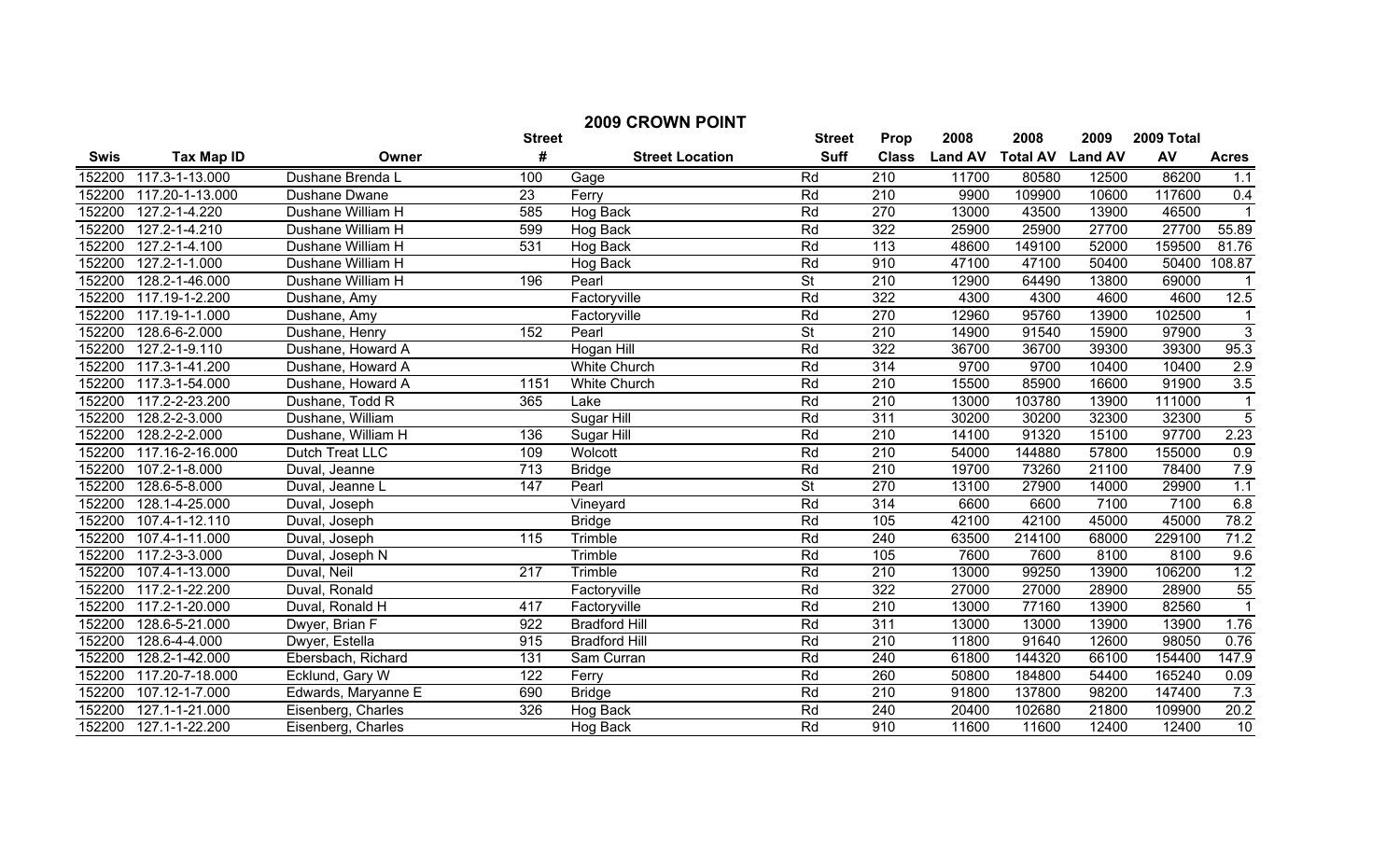## 2009 CROWN POINT

| Swis | Tax Map ID | Owner | Street # | Street Location | Street Suff | Prop Class | 2008 Land AV | 2008 Total AV | 2009 Land AV | 2009 Total AV | Acres |
|---|---|---|---|---|---|---|---|---|---|---|---|
| 152200 | 117.3-1-13.000 | Dushane Brenda L | 100 | Gage | Rd | 210 | 11700 | 80580 | 12500 | 86200 | 1.1 |
| 152200 | 117.20-1-13.000 | Dushane Dwane | 23 | Ferry | Rd | 210 | 9900 | 109900 | 10600 | 117600 | 0.4 |
| 152200 | 127.2-1-4.220 | Dushane William H | 585 | Hog Back | Rd | 270 | 13000 | 43500 | 13900 | 46500 | 1 |
| 152200 | 127.2-1-4.210 | Dushane William H | 599 | Hog Back | Rd | 322 | 25900 | 25900 | 27700 | 27700 | 55.89 |
| 152200 | 127.2-1-4.100 | Dushane William H | 531 | Hog Back | Rd | 113 | 48600 | 149100 | 52000 | 159500 | 81.76 |
| 152200 | 127.2-1-1.000 | Dushane William H | | Hog Back | Rd | 910 | 47100 | 47100 | 50400 | 50400 | 108.87 |
| 152200 | 128.2-1-46.000 | Dushane William H | 196 | Pearl | St | 210 | 12900 | 64490 | 13800 | 69000 | 1 |
| 152200 | 117.19-1-2.200 | Dushane, Amy | | Factoryville | Rd | 322 | 4300 | 4300 | 4600 | 4600 | 12.5 |
| 152200 | 117.19-1-1.000 | Dushane, Amy | | Factoryville | Rd | 270 | 12960 | 95760 | 13900 | 102500 | 1 |
| 152200 | 128.6-6-2.000 | Dushane, Henry | 152 | Pearl | St | 210 | 14900 | 91540 | 15900 | 97900 | 3 |
| 152200 | 127.2-1-9.110 | Dushane, Howard A | | Hogan Hill | Rd | 322 | 36700 | 36700 | 39300 | 39300 | 95.3 |
| 152200 | 117.3-1-41.200 | Dushane, Howard A | | White Church | Rd | 314 | 9700 | 9700 | 10400 | 10400 | 2.9 |
| 152200 | 117.3-1-54.000 | Dushane, Howard A | 1151 | White Church | Rd | 210 | 15500 | 85900 | 16600 | 91900 | 3.5 |
| 152200 | 117.2-2-23.200 | Dushane, Todd R | 365 | Lake | Rd | 210 | 13000 | 103780 | 13900 | 111000 | 1 |
| 152200 | 128.2-2-3.000 | Dushane, William | | Sugar Hill | Rd | 311 | 30200 | 30200 | 32300 | 32300 | 5 |
| 152200 | 128.2-2-2.000 | Dushane, William H | 136 | Sugar Hill | Rd | 210 | 14100 | 91320 | 15100 | 97700 | 2.23 |
| 152200 | 117.16-2-16.000 | Dutch Treat LLC | 109 | Wolcott | Rd | 210 | 54000 | 144880 | 57800 | 155000 | 0.9 |
| 152200 | 107.2-1-8.000 | Duval, Jeanne | 713 | Bridge | Rd | 210 | 19700 | 73260 | 21100 | 78400 | 7.9 |
| 152200 | 128.6-5-8.000 | Duval, Jeanne L | 147 | Pearl | St | 270 | 13100 | 27900 | 14000 | 29900 | 1.1 |
| 152200 | 128.1-4-25.000 | Duval, Joseph | | Vineyard | Rd | 314 | 6600 | 6600 | 7100 | 7100 | 6.8 |
| 152200 | 107.4-1-12.110 | Duval, Joseph | | Bridge | Rd | 105 | 42100 | 42100 | 45000 | 45000 | 78.2 |
| 152200 | 107.4-1-11.000 | Duval, Joseph | 115 | Trimble | Rd | 240 | 63500 | 214100 | 68000 | 229100 | 71.2 |
| 152200 | 117.2-3-3.000 | Duval, Joseph N | | Trimble | Rd | 105 | 7600 | 7600 | 8100 | 8100 | 9.6 |
| 152200 | 107.4-1-13.000 | Duval, Neil | 217 | Trimble | Rd | 210 | 13000 | 99250 | 13900 | 106200 | 1.2 |
| 152200 | 117.2-1-22.200 | Duval, Ronald | | Factoryville | Rd | 322 | 27000 | 27000 | 28900 | 28900 | 55 |
| 152200 | 117.2-1-20.000 | Duval, Ronald H | 417 | Factoryville | Rd | 210 | 13000 | 77160 | 13900 | 82560 | 1 |
| 152200 | 128.6-5-21.000 | Dwyer, Brian F | 922 | Bradford Hill | Rd | 311 | 13000 | 13000 | 13900 | 13900 | 1.76 |
| 152200 | 128.6-4-4.000 | Dwyer, Estella | 915 | Bradford Hill | Rd | 210 | 11800 | 91640 | 12600 | 98050 | 0.76 |
| 152200 | 128.2-1-42.000 | Ebersbach, Richard | 131 | Sam Curran | Rd | 240 | 61800 | 144320 | 66100 | 154400 | 147.9 |
| 152200 | 117.20-7-18.000 | Ecklund, Gary W | 122 | Ferry | Rd | 260 | 50800 | 184800 | 54400 | 165240 | 0.09 |
| 152200 | 107.12-1-7.000 | Edwards, Maryanne E | 690 | Bridge | Rd | 210 | 91800 | 137800 | 98200 | 147400 | 7.3 |
| 152200 | 127.1-1-21.000 | Eisenberg, Charles | 326 | Hog Back | Rd | 240 | 20400 | 102680 | 21800 | 109900 | 20.2 |
| 152200 | 127.1-1-22.200 | Eisenberg, Charles | | Hog Back | Rd | 910 | 11600 | 11600 | 12400 | 12400 | 10 |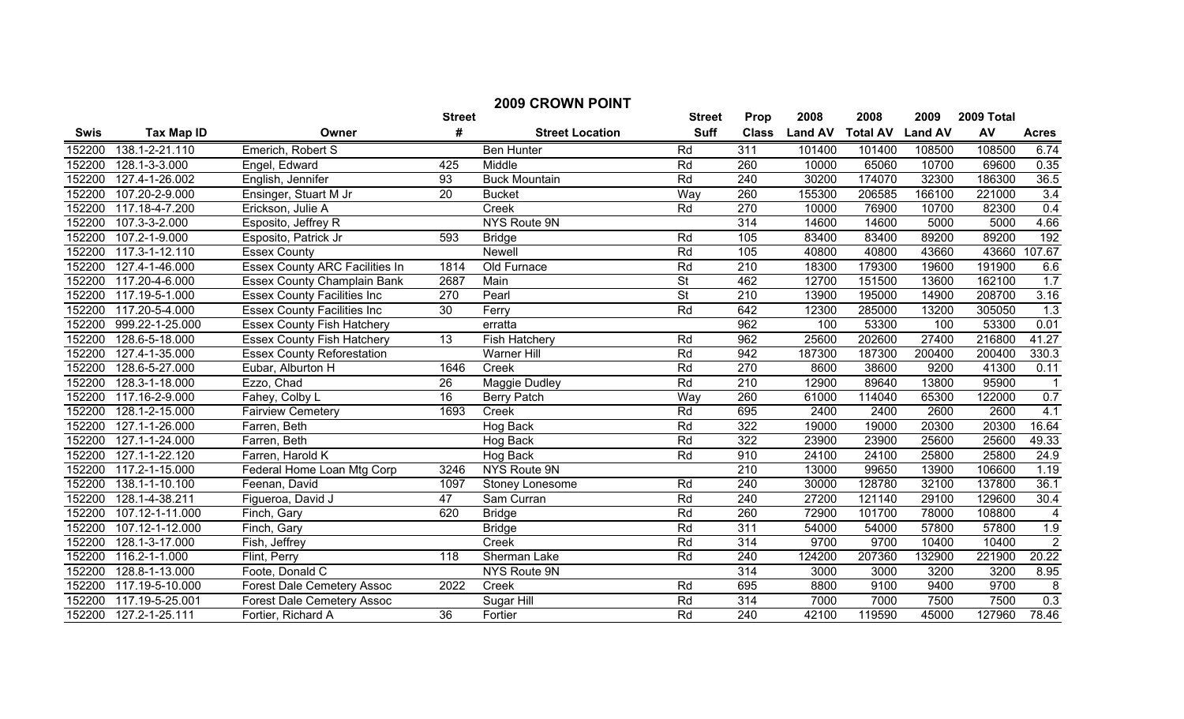# 2009 CROWN POINT

| Swis | Tax Map ID | Owner | Street # | Street Location | Street Suff | Prop Class | 2008 Land AV | 2008 Total AV | 2009 Land AV | 2009 Total AV | Acres |
|---|---|---|---|---|---|---|---|---|---|---|---|
| 152200 | 138.1-2-21.110 | Emerich, Robert S | | Ben Hunter | Rd | 311 | 101400 | 101400 | 108500 | 108500 | 6.74 |
| 152200 | 128.1-3-3.000 | Engel, Edward | 425 | Middle | Rd | 260 | 10000 | 65060 | 10700 | 69600 | 0.35 |
| 152200 | 127.4-1-26.002 | English, Jennifer | 93 | Buck Mountain | Rd | 240 | 30200 | 174070 | 32300 | 186300 | 36.5 |
| 152200 | 107.20-2-9.000 | Ensinger, Stuart M Jr | 20 | Bucket | Way | 260 | 155300 | 206585 | 166100 | 221000 | 3.4 |
| 152200 | 117.18-4-7.200 | Erickson, Julie A | | Creek | Rd | 270 | 10000 | 76900 | 10700 | 82300 | 0.4 |
| 152200 | 107.3-3-2.000 | Esposito, Jeffrey R | | NYS Route 9N | | 314 | 14600 | 14600 | 5000 | 5000 | 4.66 |
| 152200 | 107.2-1-9.000 | Esposito, Patrick Jr | 593 | Bridge | Rd | 105 | 83400 | 83400 | 89200 | 89200 | 192 |
| 152200 | 117.3-1-12.110 | Essex County | | Newell | Rd | 105 | 40800 | 40800 | 43660 | 43660 | 107.67 |
| 152200 | 127.4-1-46.000 | Essex County ARC Facilities In | 1814 | Old Furnace | Rd | 210 | 18300 | 179300 | 19600 | 191900 | 6.6 |
| 152200 | 117.20-4-6.000 | Essex County Champlain Bank | 2687 | Main | St | 462 | 12700 | 151500 | 13600 | 162100 | 1.7 |
| 152200 | 117.19-5-1.000 | Essex County Facilities Inc | 270 | Pearl | St | 210 | 13900 | 195000 | 14900 | 208700 | 3.16 |
| 152200 | 117.20-5-4.000 | Essex County Facilities Inc | 30 | Ferry | Rd | 642 | 12300 | 285000 | 13200 | 305050 | 1.3 |
| 152200 | 999.22-1-25.000 | Essex County Fish Hatchery | | erratta | | 962 | 100 | 53300 | 100 | 53300 | 0.01 |
| 152200 | 128.6-5-18.000 | Essex County Fish Hatchery | 13 | Fish Hatchery | Rd | 962 | 25600 | 202600 | 27400 | 216800 | 41.27 |
| 152200 | 127.4-1-35.000 | Essex County Reforestation | | Warner Hill | Rd | 942 | 187300 | 187300 | 200400 | 200400 | 330.3 |
| 152200 | 128.6-5-27.000 | Eubar, Alburton H | 1646 | Creek | Rd | 270 | 8600 | 38600 | 9200 | 41300 | 0.11 |
| 152200 | 128.3-1-18.000 | Ezzo, Chad | 26 | Maggie Dudley | Rd | 210 | 12900 | 89640 | 13800 | 95900 | 1 |
| 152200 | 117.16-2-9.000 | Fahey, Colby L | 16 | Berry Patch | Way | 260 | 61000 | 114040 | 65300 | 122000 | 0.7 |
| 152200 | 128.1-2-15.000 | Fairview Cemetery | 1693 | Creek | Rd | 695 | 2400 | 2400 | 2600 | 2600 | 4.1 |
| 152200 | 127.1-1-26.000 | Farren, Beth | | Hog Back | Rd | 322 | 19000 | 19000 | 20300 | 20300 | 16.64 |
| 152200 | 127.1-1-24.000 | Farren, Beth | | Hog Back | Rd | 322 | 23900 | 23900 | 25600 | 25600 | 49.33 |
| 152200 | 127.1-1-22.120 | Farren, Harold K | | Hog Back | Rd | 910 | 24100 | 24100 | 25800 | 25800 | 24.9 |
| 152200 | 117.2-1-15.000 | Federal Home Loan Mtg Corp | 3246 | NYS Route 9N | | 210 | 13000 | 99650 | 13900 | 106600 | 1.19 |
| 152200 | 138.1-1-10.100 | Feenan, David | 1097 | Stoney Lonesome | Rd | 240 | 30000 | 128780 | 32100 | 137800 | 36.1 |
| 152200 | 128.1-4-38.211 | Figueroa, David J | 47 | Sam Curran | Rd | 240 | 27200 | 121140 | 29100 | 129600 | 30.4 |
| 152200 | 107.12-1-11.000 | Finch, Gary | 620 | Bridge | Rd | 260 | 72900 | 101700 | 78000 | 108800 | 4 |
| 152200 | 107.12-1-12.000 | Finch, Gary | | Bridge | Rd | 311 | 54000 | 54000 | 57800 | 57800 | 1.9 |
| 152200 | 128.1-3-17.000 | Fish, Jeffrey | | Creek | Rd | 314 | 9700 | 9700 | 10400 | 10400 | 2 |
| 152200 | 116.2-1-1.000 | Flint, Perry | 118 | Sherman Lake | Rd | 240 | 124200 | 207360 | 132900 | 221900 | 20.22 |
| 152200 | 128.8-1-13.000 | Foote, Donald C | | NYS Route 9N | | 314 | 3000 | 3000 | 3200 | 3200 | 8.95 |
| 152200 | 117.19-5-10.000 | Forest Dale Cemetery Assoc | 2022 | Creek | Rd | 695 | 8800 | 9100 | 9400 | 9700 | 8 |
| 152200 | 117.19-5-25.001 | Forest Dale Cemetery Assoc | | Sugar Hill | Rd | 314 | 7000 | 7000 | 7500 | 7500 | 0.3 |
| 152200 | 127.2-1-25.111 | Fortier, Richard A | 36 | Fortier | Rd | 240 | 42100 | 119590 | 45000 | 127960 | 78.46 |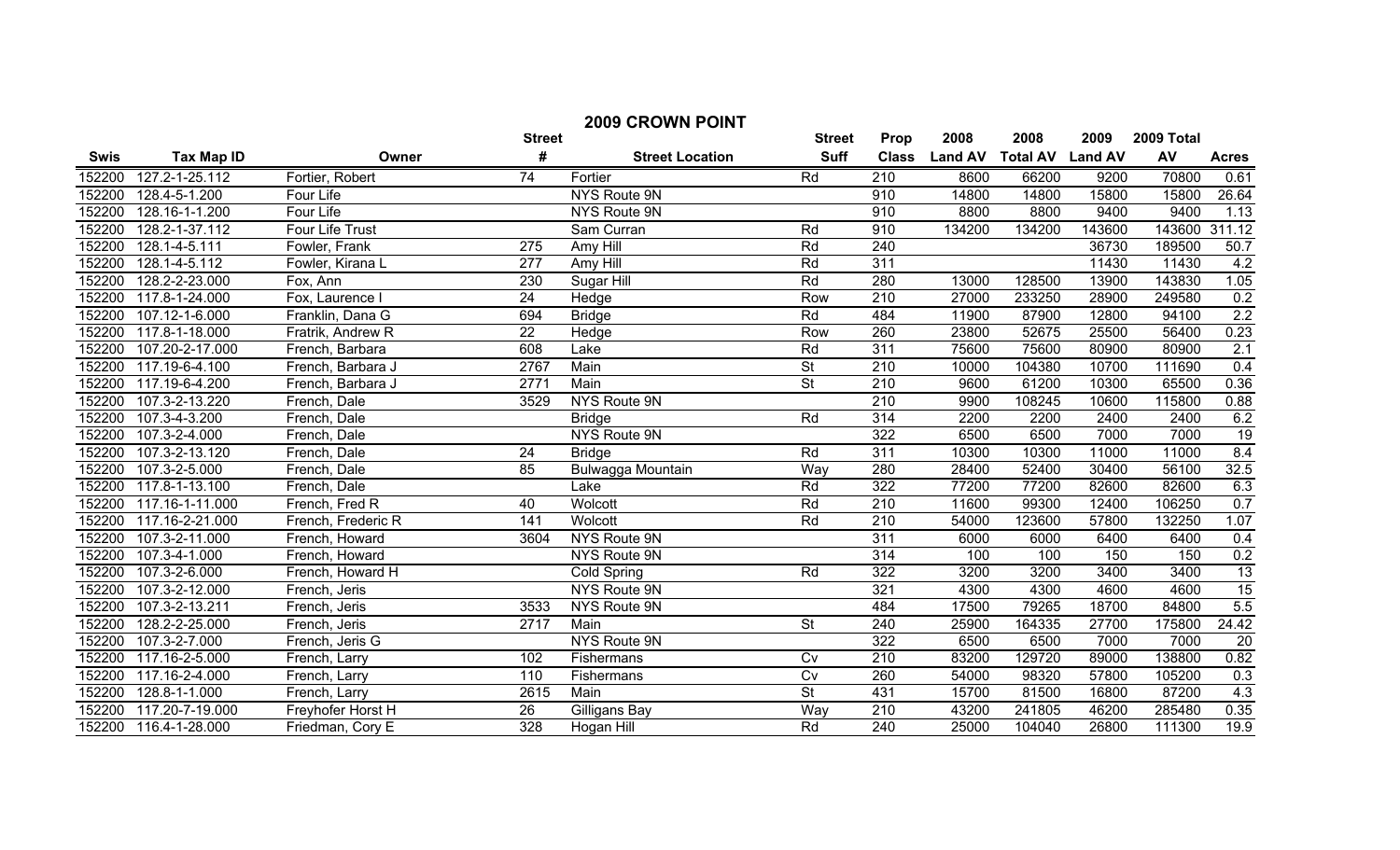# 2009 CROWN POINT

| Swis | Tax Map ID | Owner | Street # | Street Location | Street Suff | Prop Class | 2008 Land AV | 2008 Total AV | 2009 Land AV | 2009 Total AV | Acres |
|---|---|---|---|---|---|---|---|---|---|---|---|
| 152200 | 127.2-1-25.112 | Fortier, Robert | 74 | Fortier | Rd | 210 | 8600 | 66200 | 9200 | 70800 | 0.61 |
| 152200 | 128.4-5-1.200 | Four Life | | NYS Route 9N | | 910 | 14800 | 14800 | 15800 | 15800 | 26.64 |
| 152200 | 128.16-1-1.200 | Four Life | | NYS Route 9N | | 910 | 8800 | 8800 | 9400 | 9400 | 1.13 |
| 152200 | 128.2-1-37.112 | Four Life Trust | | Sam Curran | Rd | 910 | 134200 | 134200 | 143600 | 143600 | 311.12 |
| 152200 | 128.1-4-5.111 | Fowler, Frank | 275 | Amy Hill | Rd | 240 | | | 36730 | 189500 | 50.7 |
| 152200 | 128.1-4-5.112 | Fowler, Kirana L | 277 | Amy Hill | Rd | 311 | | | 11430 | 11430 | 4.2 |
| 152200 | 128.2-2-23.000 | Fox, Ann | 230 | Sugar Hill | Rd | 280 | 13000 | 128500 | 13900 | 143830 | 1.05 |
| 152200 | 117.8-1-24.000 | Fox, Laurence I | 24 | Hedge | Row | 210 | 27000 | 233250 | 28900 | 249580 | 0.2 |
| 152200 | 107.12-1-6.000 | Franklin, Dana G | 694 | Bridge | Rd | 484 | 11900 | 87900 | 12800 | 94100 | 2.2 |
| 152200 | 117.8-1-18.000 | Fratrik, Andrew R | 22 | Hedge | Row | 260 | 23800 | 52675 | 25500 | 56400 | 0.23 |
| 152200 | 107.20-2-17.000 | French, Barbara | 608 | Lake | Rd | 311 | 75600 | 75600 | 80900 | 80900 | 2.1 |
| 152200 | 117.19-6-4.100 | French, Barbara J | 2767 | Main | St | 210 | 10000 | 104380 | 10700 | 111690 | 0.4 |
| 152200 | 117.19-6-4.200 | French, Barbara J | 2771 | Main | St | 210 | 9600 | 61200 | 10300 | 65500 | 0.36 |
| 152200 | 107.3-2-13.220 | French, Dale | 3529 | NYS Route 9N | | 210 | 9900 | 108245 | 10600 | 115800 | 0.88 |
| 152200 | 107.3-4-3.200 | French, Dale | | Bridge | Rd | 314 | 2200 | 2200 | 2400 | 2400 | 6.2 |
| 152200 | 107.3-2-4.000 | French, Dale | | NYS Route 9N | | 322 | 6500 | 6500 | 7000 | 7000 | 19 |
| 152200 | 107.3-2-13.120 | French, Dale | 24 | Bridge | Rd | 311 | 10300 | 10300 | 11000 | 11000 | 8.4 |
| 152200 | 107.3-2-5.000 | French, Dale | 85 | Bulwagga Mountain | Way | 280 | 28400 | 52400 | 30400 | 56100 | 32.5 |
| 152200 | 117.8-1-13.100 | French, Dale | | Lake | Rd | 322 | 77200 | 77200 | 82600 | 82600 | 6.3 |
| 152200 | 117.16-1-11.000 | French, Fred R | 40 | Wolcott | Rd | 210 | 11600 | 99300 | 12400 | 106250 | 0.7 |
| 152200 | 117.16-2-21.000 | French, Frederic R | 141 | Wolcott | Rd | 210 | 54000 | 123600 | 57800 | 132250 | 1.07 |
| 152200 | 107.3-2-11.000 | French, Howard | 3604 | NYS Route 9N | | 311 | 6000 | 6000 | 6400 | 6400 | 0.4 |
| 152200 | 107.3-4-1.000 | French, Howard | | NYS Route 9N | | 314 | 100 | 100 | 150 | 150 | 0.2 |
| 152200 | 107.3-2-6.000 | French, Howard H | | Cold Spring | Rd | 322 | 3200 | 3200 | 3400 | 3400 | 13 |
| 152200 | 107.3-2-12.000 | French, Jeris | | NYS Route 9N | | 321 | 4300 | 4300 | 4600 | 4600 | 15 |
| 152200 | 107.3-2-13.211 | French, Jeris | 3533 | NYS Route 9N | | 484 | 17500 | 79265 | 18700 | 84800 | 5.5 |
| 152200 | 128.2-2-25.000 | French, Jeris | 2717 | Main | St | 240 | 25900 | 164335 | 27700 | 175800 | 24.42 |
| 152200 | 107.3-2-7.000 | French, Jeris G | | NYS Route 9N | | 322 | 6500 | 6500 | 7000 | 7000 | 20 |
| 152200 | 117.16-2-5.000 | French, Larry | 102 | Fishermans | Cv | 210 | 83200 | 129720 | 89000 | 138800 | 0.82 |
| 152200 | 117.16-2-4.000 | French, Larry | 110 | Fishermans | Cv | 260 | 54000 | 98320 | 57800 | 105200 | 0.3 |
| 152200 | 128.8-1-1.000 | French, Larry | 2615 | Main | St | 431 | 15700 | 81500 | 16800 | 87200 | 4.3 |
| 152200 | 117.20-7-19.000 | Freyhofer Horst H | 26 | Gilligans Bay | Way | 210 | 43200 | 241805 | 46200 | 285480 | 0.35 |
| 152200 | 116.4-1-28.000 | Friedman, Cory E | 328 | Hogan Hill | Rd | 240 | 25000 | 104040 | 26800 | 111300 | 19.9 |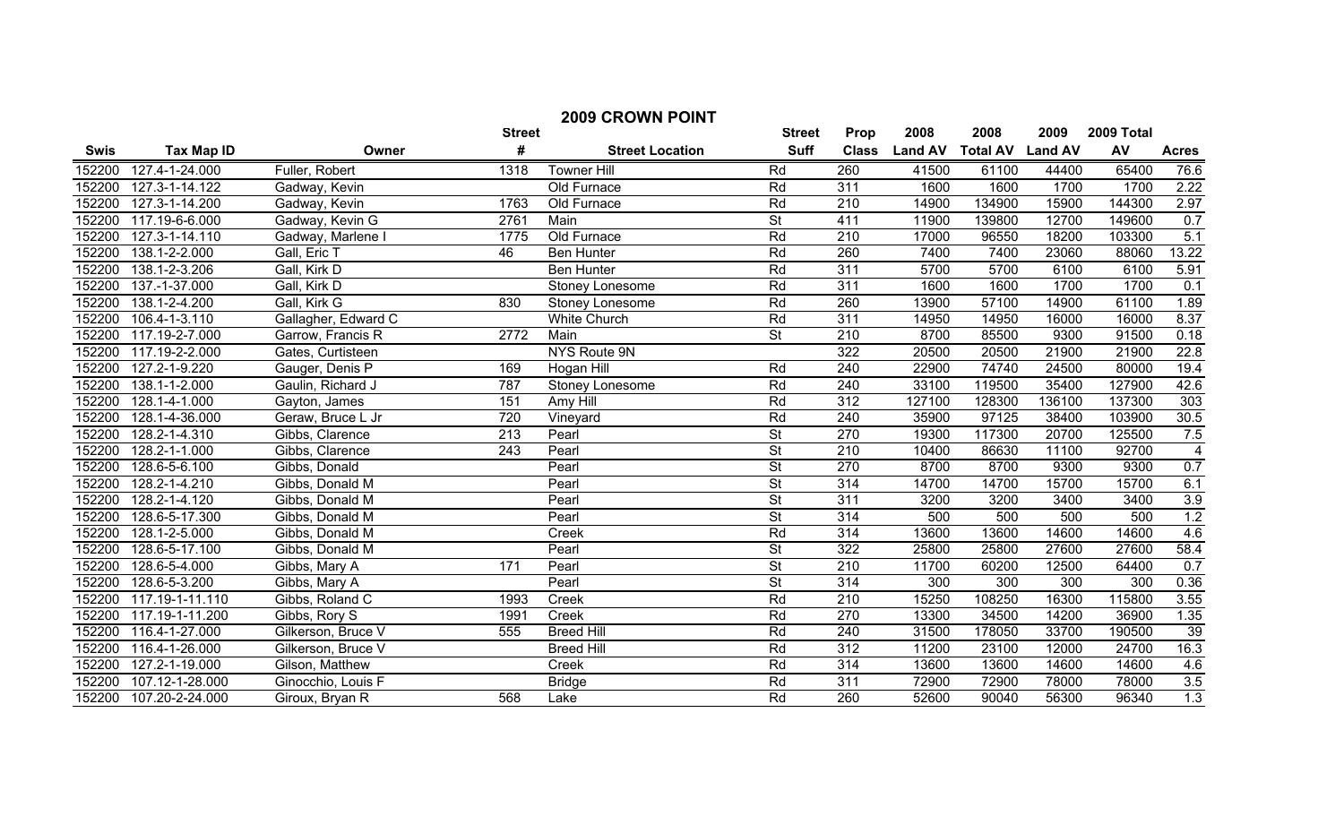# 2009 CROWN POINT

| Swis | Tax Map ID | Owner | Street # | Street Location | Street Suff | Prop Class | 2008 Land AV | 2008 Total AV | 2009 Land AV | 2009 Total AV | Acres |
|---|---|---|---|---|---|---|---|---|---|---|---|
| 152200 | 127.4-1-24.000 | Fuller, Robert | 1318 | Towner Hill | Rd | 260 | 41500 | 61100 | 44400 | 65400 | 76.6 |
| 152200 | 127.3-1-14.122 | Gadway, Kevin | | Old Furnace | Rd | 311 | 1600 | 1600 | 1700 | 1700 | 2.22 |
| 152200 | 127.3-1-14.200 | Gadway, Kevin | 1763 | Old Furnace | Rd | 210 | 14900 | 134900 | 15900 | 144300 | 2.97 |
| 152200 | 117.19-6-6.000 | Gadway, Kevin G | 2761 | Main | St | 411 | 11900 | 139800 | 12700 | 149600 | 0.7 |
| 152200 | 127.3-1-14.110 | Gadway, Marlene I | 1775 | Old Furnace | Rd | 210 | 17000 | 96550 | 18200 | 103300 | 5.1 |
| 152200 | 138.1-2-2.000 | Gall, Eric T | 46 | Ben Hunter | Rd | 260 | 7400 | 7400 | 23060 | 88060 | 13.22 |
| 152200 | 138.1-2-3.206 | Gall, Kirk D | | Ben Hunter | Rd | 311 | 5700 | 5700 | 6100 | 6100 | 5.91 |
| 152200 | 137.-1-37.000 | Gall, Kirk D | | Stoney Lonesome | Rd | 311 | 1600 | 1600 | 1700 | 1700 | 0.1 |
| 152200 | 138.1-2-4.200 | Gall, Kirk G | 830 | Stoney Lonesome | Rd | 260 | 13900 | 57100 | 14900 | 61100 | 1.89 |
| 152200 | 106.4-1-3.110 | Gallagher, Edward C | | White Church | Rd | 311 | 14950 | 14950 | 16000 | 16000 | 8.37 |
| 152200 | 117.19-2-7.000 | Garrow, Francis R | 2772 | Main | St | 210 | 8700 | 85500 | 9300 | 91500 | 0.18 |
| 152200 | 117.19-2-2.000 | Gates, Curtisteen | | NYS Route 9N | | 322 | 20500 | 20500 | 21900 | 21900 | 22.8 |
| 152200 | 127.2-1-9.220 | Gauger, Denis P | 169 | Hogan Hill | Rd | 240 | 22900 | 74740 | 24500 | 80000 | 19.4 |
| 152200 | 138.1-1-2.000 | Gaulin, Richard J | 787 | Stoney Lonesome | Rd | 240 | 33100 | 119500 | 35400 | 127900 | 42.6 |
| 152200 | 128.1-4-1.000 | Gayton, James | 151 | Amy Hill | Rd | 312 | 127100 | 128300 | 136100 | 137300 | 303 |
| 152200 | 128.1-4-36.000 | Geraw, Bruce L Jr | 720 | Vineyard | Rd | 240 | 35900 | 97125 | 38400 | 103900 | 30.5 |
| 152200 | 128.2-1-4.310 | Gibbs, Clarence | 213 | Pearl | St | 270 | 19300 | 117300 | 20700 | 125500 | 7.5 |
| 152200 | 128.2-1-1.000 | Gibbs, Clarence | 243 | Pearl | St | 210 | 10400 | 86630 | 11100 | 92700 | 4 |
| 152200 | 128.6-5-6.100 | Gibbs, Donald | | Pearl | St | 270 | 8700 | 8700 | 9300 | 9300 | 0.7 |
| 152200 | 128.2-1-4.210 | Gibbs, Donald M | | Pearl | St | 314 | 14700 | 14700 | 15700 | 15700 | 6.1 |
| 152200 | 128.2-1-4.120 | Gibbs, Donald M | | Pearl | St | 311 | 3200 | 3200 | 3400 | 3400 | 3.9 |
| 152200 | 128.6-5-17.300 | Gibbs, Donald M | | Pearl | St | 314 | 500 | 500 | 500 | 500 | 1.2 |
| 152200 | 128.1-2-5.000 | Gibbs, Donald M | | Creek | Rd | 314 | 13600 | 13600 | 14600 | 14600 | 4.6 |
| 152200 | 128.6-5-17.100 | Gibbs, Donald M | | Pearl | St | 322 | 25800 | 25800 | 27600 | 27600 | 58.4 |
| 152200 | 128.6-5-4.000 | Gibbs, Mary A | 171 | Pearl | St | 210 | 11700 | 60200 | 12500 | 64400 | 0.7 |
| 152200 | 128.6-5-3.200 | Gibbs, Mary A | | Pearl | St | 314 | 300 | 300 | 300 | 300 | 0.36 |
| 152200 | 117.19-1-11.110 | Gibbs, Roland C | 1993 | Creek | Rd | 210 | 15250 | 108250 | 16300 | 115800 | 3.55 |
| 152200 | 117.19-1-11.200 | Gibbs, Rory S | 1991 | Creek | Rd | 270 | 13300 | 34500 | 14200 | 36900 | 1.35 |
| 152200 | 116.4-1-27.000 | Gilkerson, Bruce V | 555 | Breed Hill | Rd | 240 | 31500 | 178050 | 33700 | 190500 | 39 |
| 152200 | 116.4-1-26.000 | Gilkerson, Bruce V | | Breed Hill | Rd | 312 | 11200 | 23100 | 12000 | 24700 | 16.3 |
| 152200 | 127.2-1-19.000 | Gilson, Matthew | | Creek | Rd | 314 | 13600 | 13600 | 14600 | 14600 | 4.6 |
| 152200 | 107.12-1-28.000 | Ginocchio, Louis F | | Bridge | Rd | 311 | 72900 | 72900 | 78000 | 78000 | 3.5 |
| 152200 | 107.20-2-24.000 | Giroux, Bryan R | 568 | Lake | Rd | 260 | 52600 | 90040 | 56300 | 96340 | 1.3 |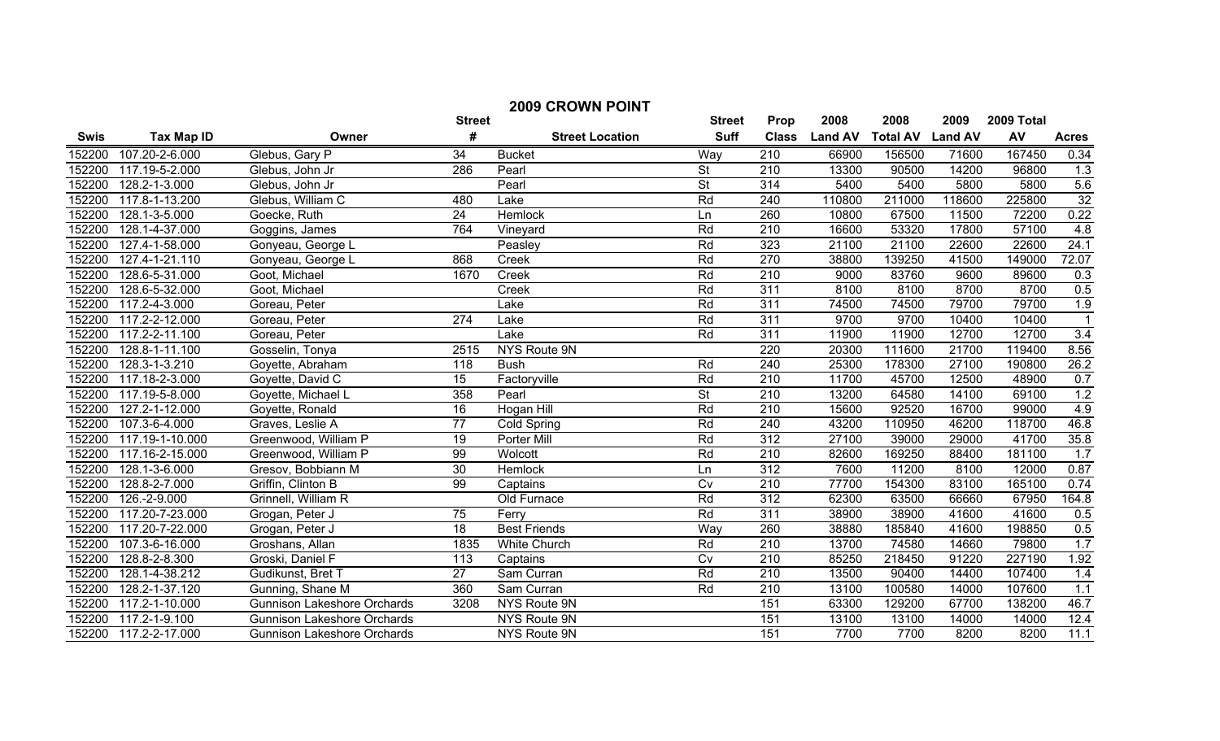# 2009 CROWN POINT

| Swis | Tax Map ID | Owner | Street # | Street Location | Street Suff | Prop Class | 2008 Land AV | 2008 Total AV | 2009 Land AV | 2009 Total AV | Acres |
|---|---|---|---|---|---|---|---|---|---|---|---|
| 152200 | 107.20-2-6.000 | Glebus, Gary P | 34 | Bucket | Way | 210 | 66900 | 156500 | 71600 | 167450 | 0.34 |
| 152200 | 117.19-5-2.000 | Glebus, John Jr | 286 | Pearl | St | 210 | 13300 | 90500 | 14200 | 96800 | 1.3 |
| 152200 | 128.2-1-3.000 | Glebus, John Jr | | Pearl | St | 314 | 5400 | 5400 | 5800 | 5800 | 5.6 |
| 152200 | 117.8-1-13.200 | Glebus, William C | 480 | Lake | Rd | 240 | 110800 | 211000 | 118600 | 225800 | 32 |
| 152200 | 128.1-3-5.000 | Goecke, Ruth | 24 | Hemlock | Ln | 260 | 10800 | 67500 | 11500 | 72200 | 0.22 |
| 152200 | 128.1-4-37.000 | Goggins, James | 764 | Vineyard | Rd | 210 | 16600 | 53320 | 17800 | 57100 | 4.8 |
| 152200 | 127.4-1-58.000 | Gonyeau, George L | | Peasley | Rd | 323 | 21100 | 21100 | 22600 | 22600 | 24.1 |
| 152200 | 127.4-1-21.110 | Gonyeau, George L | 868 | Creek | Rd | 270 | 38800 | 139250 | 41500 | 149000 | 72.07 |
| 152200 | 128.6-5-31.000 | Goot, Michael | 1670 | Creek | Rd | 210 | 9000 | 83760 | 9600 | 89600 | 0.3 |
| 152200 | 128.6-5-32.000 | Goot, Michael | | Creek | Rd | 311 | 8100 | 8100 | 8700 | 8700 | 0.5 |
| 152200 | 117.2-4-3.000 | Goreau, Peter | | Lake | Rd | 311 | 74500 | 74500 | 79700 | 79700 | 1.9 |
| 152200 | 117.2-2-12.000 | Goreau, Peter | 274 | Lake | Rd | 311 | 9700 | 9700 | 10400 | 10400 | 1 |
| 152200 | 117.2-2-11.100 | Goreau, Peter | | Lake | Rd | 311 | 11900 | 11900 | 12700 | 12700 | 3.4 |
| 152200 | 128.8-1-11.100 | Gosselin, Tonya | 2515 | NYS Route 9N | | 220 | 20300 | 111600 | 21700 | 119400 | 8.56 |
| 152200 | 128.3-1-3.210 | Goyette, Abraham | 118 | Bush | Rd | 240 | 25300 | 178300 | 27100 | 190800 | 26.2 |
| 152200 | 117.18-2-3.000 | Goyette, David C | 15 | Factoryville | Rd | 210 | 11700 | 45700 | 12500 | 48900 | 0.7 |
| 152200 | 117.19-5-8.000 | Goyette, Michael L | 358 | Pearl | St | 210 | 13200 | 64580 | 14100 | 69100 | 1.2 |
| 152200 | 127.2-1-12.000 | Goyette, Ronald | 16 | Hogan Hill | Rd | 210 | 15600 | 92520 | 16700 | 99000 | 4.9 |
| 152200 | 107.3-6-4.000 | Graves, Leslie A | 77 | Cold Spring | Rd | 240 | 43200 | 110950 | 46200 | 118700 | 46.8 |
| 152200 | 117.19-1-10.000 | Greenwood, William P | 19 | Porter Mill | Rd | 312 | 27100 | 39000 | 29000 | 41700 | 35.8 |
| 152200 | 117.16-2-15.000 | Greenwood, William P | 99 | Wolcott | Rd | 210 | 82600 | 169250 | 88400 | 181100 | 1.7 |
| 152200 | 128.1-3-6.000 | Gresov, Bobbiann M | 30 | Hemlock | Ln | 312 | 7600 | 11200 | 8100 | 12000 | 0.87 |
| 152200 | 128.8-2-7.000 | Griffin, Clinton B | 99 | Captains | Cv | 210 | 77700 | 154300 | 83100 | 165100 | 0.74 |
| 152200 | 126.-2-9.000 | Grinnell, William R | | Old Furnace | Rd | 312 | 62300 | 63500 | 66660 | 67950 | 164.8 |
| 152200 | 117.20-7-23.000 | Grogan, Peter J | 75 | Ferry | Rd | 311 | 38900 | 38900 | 41600 | 41600 | 0.5 |
| 152200 | 117.20-7-22.000 | Grogan, Peter J | 18 | Best Friends | Way | 260 | 38880 | 185840 | 41600 | 198850 | 0.5 |
| 152200 | 107.3-6-16.000 | Groshans, Allan | 1835 | White Church | Rd | 210 | 13700 | 74580 | 14660 | 79800 | 1.7 |
| 152200 | 128.8-2-8.300 | Groski, Daniel F | 113 | Captains | Cv | 210 | 85250 | 218450 | 91220 | 227190 | 1.92 |
| 152200 | 128.1-4-38.212 | Gudikunst, Bret T | 27 | Sam Curran | Rd | 210 | 13500 | 90400 | 14400 | 107400 | 1.4 |
| 152200 | 128.2-1-37.120 | Gunning, Shane M | 360 | Sam Curran | Rd | 210 | 13100 | 100580 | 14000 | 107600 | 1.1 |
| 152200 | 117.2-1-10.000 | Gunnison Lakeshore Orchards | 3208 | NYS Route 9N | | 151 | 63300 | 129200 | 67700 | 138200 | 46.7 |
| 152200 | 117.2-1-9.100 | Gunnison Lakeshore Orchards | | NYS Route 9N | | 151 | 13100 | 13100 | 14000 | 14000 | 12.4 |
| 152200 | 117.2-2-17.000 | Gunnison Lakeshore Orchards | | NYS Route 9N | | 151 | 7700 | 7700 | 8200 | 8200 | 11.1 |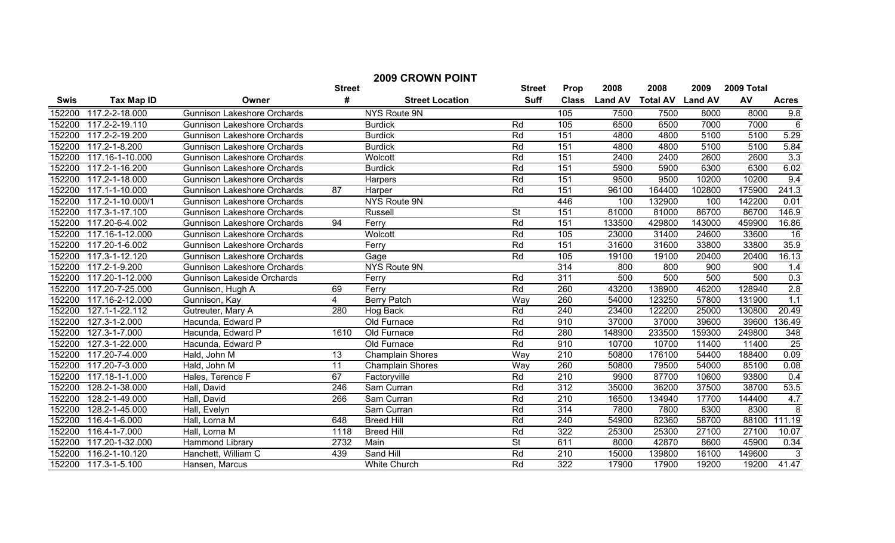## 2009 CROWN POINT

| Swis | Tax Map ID | Owner | Street # | Street Location | Street Suff | Prop Class | 2008 Land AV | 2008 Total AV | 2009 Land AV | 2009 Total AV | Acres |
|---|---|---|---|---|---|---|---|---|---|---|---|
| 152200 | 117.2-2-18.000 | Gunnison Lakeshore Orchards | | NYS Route 9N | | 105 | 7500 | 7500 | 8000 | 8000 | 9.8 |
| 152200 | 117.2-2-19.110 | Gunnison Lakeshore Orchards | | Burdick | Rd | 105 | 6500 | 6500 | 7000 | 7000 | 6 |
| 152200 | 117.2-2-19.200 | Gunnison Lakeshore Orchards | | Burdick | Rd | 151 | 4800 | 4800 | 5100 | 5100 | 5.29 |
| 152200 | 117.2-1-8.200 | Gunnison Lakeshore Orchards | | Burdick | Rd | 151 | 4800 | 4800 | 5100 | 5100 | 5.84 |
| 152200 | 117.16-1-10.000 | Gunnison Lakeshore Orchards | | Wolcott | Rd | 151 | 2400 | 2400 | 2600 | 2600 | 3.3 |
| 152200 | 117.2-1-16.200 | Gunnison Lakeshore Orchards | | Burdick | Rd | 151 | 5900 | 5900 | 6300 | 6300 | 6.02 |
| 152200 | 117.2-1-18.000 | Gunnison Lakeshore Orchards | | Harpers | Rd | 151 | 9500 | 9500 | 10200 | 10200 | 9.4 |
| 152200 | 117.1-1-10.000 | Gunnison Lakeshore Orchards | 87 | Harper | Rd | 151 | 96100 | 164400 | 102800 | 175900 | 241.3 |
| 152200 | 117.2-1-10.000/1 | Gunnison Lakeshore Orchards | | NYS Route 9N | | 446 | 100 | 132900 | 100 | 142200 | 0.01 |
| 152200 | 117.3-1-17.100 | Gunnison Lakeshore Orchards | | Russell | St | 151 | 81000 | 81000 | 86700 | 86700 | 146.9 |
| 152200 | 117.20-6-4.002 | Gunnison Lakeshore Orchards | 94 | Ferry | Rd | 151 | 133500 | 429800 | 143000 | 459900 | 16.86 |
| 152200 | 117.16-1-12.000 | Gunnison Lakeshore Orchards | | Wolcott | Rd | 105 | 23000 | 31400 | 24600 | 33600 | 16 |
| 152200 | 117.20-1-6.002 | Gunnison Lakeshore Orchards | | Ferry | Rd | 151 | 31600 | 31600 | 33800 | 33800 | 35.9 |
| 152200 | 117.3-1-12.120 | Gunnison Lakeshore Orchards | | Gage | Rd | 105 | 19100 | 19100 | 20400 | 20400 | 16.13 |
| 152200 | 117.2-1-9.200 | Gunnison Lakeshore Orchards | | NYS Route 9N | | 314 | 800 | 800 | 900 | 900 | 1.4 |
| 152200 | 117.20-1-12.000 | Gunnison Lakeside Orchards | | Ferry | Rd | 311 | 500 | 500 | 500 | 500 | 0.3 |
| 152200 | 117.20-7-25.000 | Gunnison, Hugh A | 69 | Ferry | Rd | 260 | 43200 | 138900 | 46200 | 128940 | 2.8 |
| 152200 | 117.16-2-12.000 | Gunnison, Kay | 4 | Berry Patch | Way | 260 | 54000 | 123250 | 57800 | 131900 | 1.1 |
| 152200 | 127.1-1-22.112 | Gutreuter, Mary A | 280 | Hog Back | Rd | 240 | 23400 | 122200 | 25000 | 130800 | 20.49 |
| 152200 | 127.3-1-2.000 | Hacunda, Edward P | | Old Furnace | Rd | 910 | 37000 | 37000 | 39600 | 39600 | 136.49 |
| 152200 | 127.3-1-7.000 | Hacunda, Edward P | 1610 | Old Furnace | Rd | 280 | 148900 | 233500 | 159300 | 249800 | 348 |
| 152200 | 127.3-1-22.000 | Hacunda, Edward P | | Old Furnace | Rd | 910 | 10700 | 10700 | 11400 | 11400 | 25 |
| 152200 | 117.20-7-4.000 | Hald, John M | 13 | Champlain Shores | Way | 210 | 50800 | 176100 | 54400 | 188400 | 0.09 |
| 152200 | 117.20-7-3.000 | Hald, John M | 11 | Champlain Shores | Way | 260 | 50800 | 79500 | 54000 | 85100 | 0.08 |
| 152200 | 117.18-1-1.000 | Hales, Terence F | 67 | Factoryville | Rd | 210 | 9900 | 87700 | 10600 | 93800 | 0.4 |
| 152200 | 128.2-1-38.000 | Hall, David | 246 | Sam Curran | Rd | 312 | 35000 | 36200 | 37500 | 38700 | 53.5 |
| 152200 | 128.2-1-49.000 | Hall, David | 266 | Sam Curran | Rd | 210 | 16500 | 134940 | 17700 | 144400 | 4.7 |
| 152200 | 128.2-1-45.000 | Hall, Evelyn | | Sam Curran | Rd | 314 | 7800 | 7800 | 8300 | 8300 | 8 |
| 152200 | 116.4-1-6.000 | Hall, Lorna M | 648 | Breed Hill | Rd | 240 | 54900 | 82360 | 58700 | 88100 | 111.19 |
| 152200 | 116.4-1-7.000 | Hall, Lorna M | 1118 | Breed Hill | Rd | 322 | 25300 | 25300 | 27100 | 27100 | 10.07 |
| 152200 | 117.20-1-32.000 | Hammond Library | 2732 | Main | St | 611 | 8000 | 42870 | 8600 | 45900 | 0.34 |
| 152200 | 116.2-1-10.120 | Hanchett, William C | 439 | Sand Hill | Rd | 210 | 15000 | 139800 | 16100 | 149600 | 3 |
| 152200 | 117.3-1-5.100 | Hansen, Marcus | | White Church | Rd | 322 | 17900 | 17900 | 19200 | 19200 | 41.47 |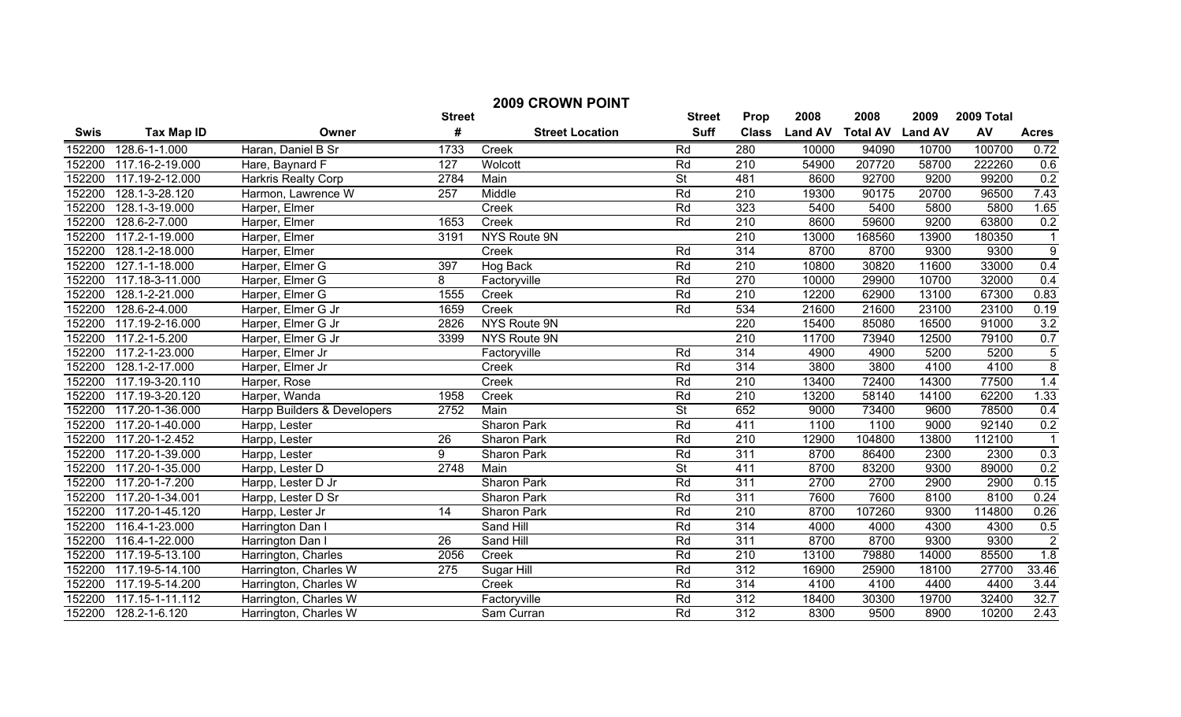# 2009 CROWN POINT

| Swis | Tax Map ID | Owner | Street # | Street Location | Street Suff | Prop Class | 2008 Land AV | 2008 Total AV | 2009 Land AV | 2009 Total AV | Acres |
|---|---|---|---|---|---|---|---|---|---|---|---|
| 152200 | 128.6-1-1.000 | Haran, Daniel B Sr | 1733 | Creek | Rd | 280 | 10000 | 94090 | 10700 | 100700 | 0.72 |
| 152200 | 117.16-2-19.000 | Hare, Baynard F | 127 | Wolcott | Rd | 210 | 54900 | 207720 | 58700 | 222260 | 0.6 |
| 152200 | 117.19-2-12.000 | Harkris Realty Corp | 2784 | Main | St | 481 | 8600 | 92700 | 9200 | 99200 | 0.2 |
| 152200 | 128.1-3-28.120 | Harmon, Lawrence W | 257 | Middle | Rd | 210 | 19300 | 90175 | 20700 | 96500 | 7.43 |
| 152200 | 128.1-3-19.000 | Harper, Elmer | | Creek | Rd | 323 | 5400 | 5400 | 5800 | 5800 | 1.65 |
| 152200 | 128.6-2-7.000 | Harper, Elmer | 1653 | Creek | Rd | 210 | 8600 | 59600 | 9200 | 63800 | 0.2 |
| 152200 | 117.2-1-19.000 | Harper, Elmer | 3191 | NYS Route 9N | | 210 | 13000 | 168560 | 13900 | 180350 | 1 |
| 152200 | 128.1-2-18.000 | Harper, Elmer | | Creek | Rd | 314 | 8700 | 8700 | 9300 | 9300 | 9 |
| 152200 | 127.1-1-18.000 | Harper, Elmer G | 397 | Hog Back | Rd | 210 | 10800 | 30820 | 11600 | 33000 | 0.4 |
| 152200 | 117.18-3-11.000 | Harper, Elmer G | 8 | Factoryville | Rd | 270 | 10000 | 29900 | 10700 | 32000 | 0.4 |
| 152200 | 128.1-2-21.000 | Harper, Elmer G | 1555 | Creek | Rd | 210 | 12200 | 62900 | 13100 | 67300 | 0.83 |
| 152200 | 128.6-2-4.000 | Harper, Elmer G Jr | 1659 | Creek | Rd | 534 | 21600 | 21600 | 23100 | 23100 | 0.19 |
| 152200 | 117.19-2-16.000 | Harper, Elmer G Jr | 2826 | NYS Route 9N | | 220 | 15400 | 85080 | 16500 | 91000 | 3.2 |
| 152200 | 117.2-1-5.200 | Harper, Elmer G Jr | 3399 | NYS Route 9N | | 210 | 11700 | 73940 | 12500 | 79100 | 0.7 |
| 152200 | 117.2-1-23.000 | Harper, Elmer Jr | | Factoryville | Rd | 314 | 4900 | 4900 | 5200 | 5200 | 5 |
| 152200 | 128.1-2-17.000 | Harper, Elmer Jr | | Creek | Rd | 314 | 3800 | 3800 | 4100 | 4100 | 8 |
| 152200 | 117.19-3-20.110 | Harper, Rose | | Creek | Rd | 210 | 13400 | 72400 | 14300 | 77500 | 1.4 |
| 152200 | 117.19-3-20.120 | Harper, Wanda | 1958 | Creek | Rd | 210 | 13200 | 58140 | 14100 | 62200 | 1.33 |
| 152200 | 117.20-1-36.000 | Harpp Builders & Developers | 2752 | Main | St | 652 | 9000 | 73400 | 9600 | 78500 | 0.4 |
| 152200 | 117.20-1-40.000 | Harpp, Lester | | Sharon Park | Rd | 411 | 1100 | 1100 | 9000 | 92140 | 0.2 |
| 152200 | 117.20-1-2.452 | Harpp, Lester | 26 | Sharon Park | Rd | 210 | 12900 | 104800 | 13800 | 112100 | 1 |
| 152200 | 117.20-1-39.000 | Harpp, Lester | 9 | Sharon Park | Rd | 311 | 8700 | 86400 | 2300 | 2300 | 0.3 |
| 152200 | 117.20-1-35.000 | Harpp, Lester D | 2748 | Main | St | 411 | 8700 | 83200 | 9300 | 89000 | 0.2 |
| 152200 | 117.20-1-7.200 | Harpp, Lester D Jr | | Sharon Park | Rd | 311 | 2700 | 2700 | 2900 | 2900 | 0.15 |
| 152200 | 117.20-1-34.001 | Harpp, Lester D Sr | | Sharon Park | Rd | 311 | 7600 | 7600 | 8100 | 8100 | 0.24 |
| 152200 | 117.20-1-45.120 | Harpp, Lester Jr | 14 | Sharon Park | Rd | 210 | 8700 | 107260 | 9300 | 114800 | 0.26 |
| 152200 | 116.4-1-23.000 | Harrington Dan I | | Sand Hill | Rd | 314 | 4000 | 4000 | 4300 | 4300 | 0.5 |
| 152200 | 116.4-1-22.000 | Harrington Dan I | 26 | Sand Hill | Rd | 311 | 8700 | 8700 | 9300 | 9300 | 2 |
| 152200 | 117.19-5-13.100 | Harrington, Charles | 2056 | Creek | Rd | 210 | 13100 | 79880 | 14000 | 85500 | 1.8 |
| 152200 | 117.19-5-14.100 | Harrington, Charles W | 275 | Sugar Hill | Rd | 312 | 16900 | 25900 | 18100 | 27700 | 33.46 |
| 152200 | 117.19-5-14.200 | Harrington, Charles W | | Creek | Rd | 314 | 4100 | 4100 | 4400 | 4400 | 3.44 |
| 152200 | 117.15-1-11.112 | Harrington, Charles W | | Factoryville | Rd | 312 | 18400 | 30300 | 19700 | 32400 | 32.7 |
| 152200 | 128.2-1-6.120 | Harrington, Charles W | | Sam Curran | Rd | 312 | 8300 | 9500 | 8900 | 10200 | 2.43 |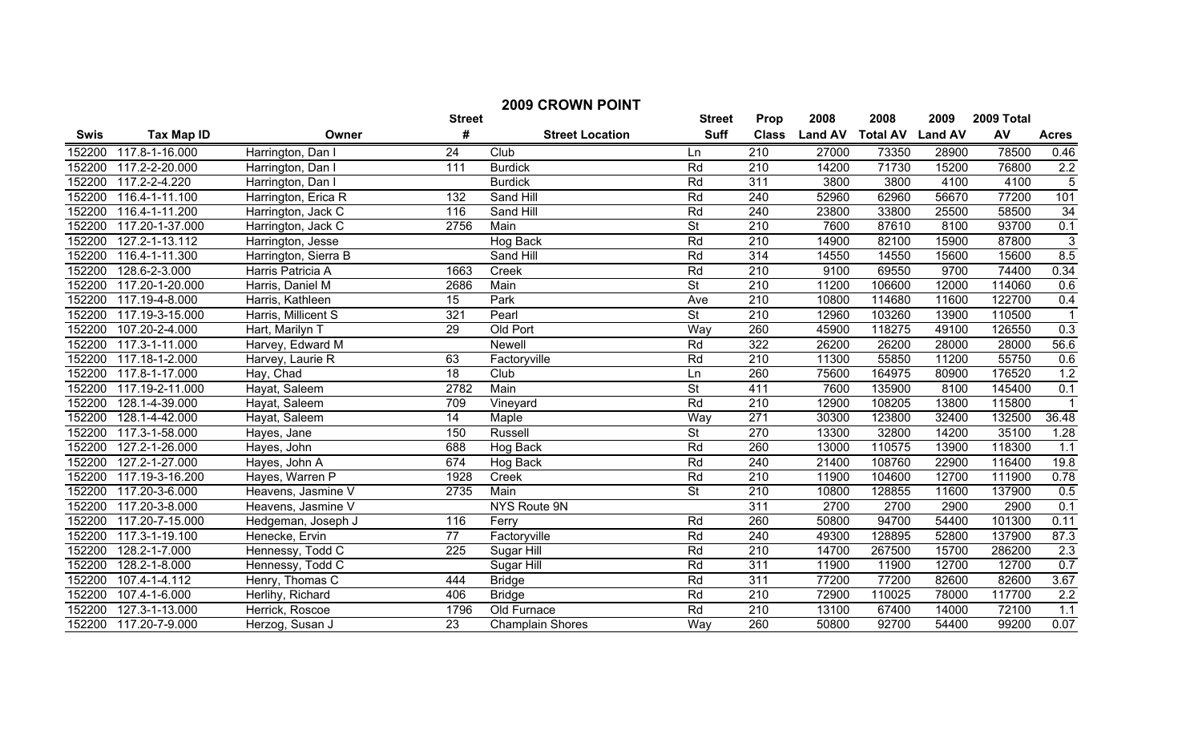## 2009 CROWN POINT

| Swis | Tax Map ID | Owner | Street # | Street Location | Street Suff | Prop Class | 2008 Land AV | 2008 Total AV | 2009 Land AV | 2009 Total AV | Acres |
|---|---|---|---|---|---|---|---|---|---|---|---|
| 152200 | 117.8-1-16.000 | Harrington, Dan I | 24 | Club | Ln | 210 | 27000 | 73350 | 28900 | 78500 | 0.46 |
| 152200 | 117.2-2-20.000 | Harrington, Dan I | 111 | Burdick | Rd | 210 | 14200 | 71730 | 15200 | 76800 | 2.2 |
| 152200 | 117.2-2-4.220 | Harrington, Dan I | | Burdick | Rd | 311 | 3800 | 3800 | 4100 | 4100 | 5 |
| 152200 | 116.4-1-11.100 | Harrington, Erica R | 132 | Sand Hill | Rd | 240 | 52960 | 62960 | 56670 | 77200 | 101 |
| 152200 | 116.4-1-11.200 | Harrington, Jack C | 116 | Sand Hill | Rd | 240 | 23800 | 33800 | 25500 | 58500 | 34 |
| 152200 | 117.20-1-37.000 | Harrington, Jack C | 2756 | Main | St | 210 | 7600 | 87610 | 8100 | 93700 | 0.1 |
| 152200 | 127.2-1-13.112 | Harrington, Jesse | | Hog Back | Rd | 210 | 14900 | 82100 | 15900 | 87800 | 3 |
| 152200 | 116.4-1-11.300 | Harrington, Sierra B | | Sand Hill | Rd | 314 | 14550 | 14550 | 15600 | 15600 | 8.5 |
| 152200 | 128.6-2-3.000 | Harris Patricia A | 1663 | Creek | Rd | 210 | 9100 | 69550 | 9700 | 74400 | 0.34 |
| 152200 | 117.20-1-20.000 | Harris, Daniel M | 2686 | Main | St | 210 | 11200 | 106600 | 12000 | 114060 | 0.6 |
| 152200 | 117.19-4-8.000 | Harris, Kathleen | 15 | Park | Ave | 210 | 10800 | 114680 | 11600 | 122700 | 0.4 |
| 152200 | 117.19-3-15.000 | Harris, Millicent S | 321 | Pearl | St | 210 | 12960 | 103260 | 13900 | 110500 | 1 |
| 152200 | 107.20-2-4.000 | Hart, Marilyn T | 29 | Old Port | Way | 260 | 45900 | 118275 | 49100 | 126550 | 0.3 |
| 152200 | 117.3-1-11.000 | Harvey, Edward M | | Newell | Rd | 322 | 26200 | 26200 | 28000 | 28000 | 56.6 |
| 152200 | 117.18-1-2.000 | Harvey, Laurie R | 63 | Factoryville | Rd | 210 | 11300 | 55850 | 11200 | 55750 | 0.6 |
| 152200 | 117.8-1-17.000 | Hay, Chad | 18 | Club | Ln | 260 | 75600 | 164975 | 80900 | 176520 | 1.2 |
| 152200 | 117.19-2-11.000 | Hayat, Saleem | 2782 | Main | St | 411 | 7600 | 135900 | 8100 | 145400 | 0.1 |
| 152200 | 128.1-4-39.000 | Hayat, Saleem | 709 | Vineyard | Rd | 210 | 12900 | 108205 | 13800 | 115800 | 1 |
| 152200 | 128.1-4-42.000 | Hayat, Saleem | 14 | Maple | Way | 271 | 30300 | 123800 | 32400 | 132500 | 36.48 |
| 152200 | 117.3-1-58.000 | Hayes, Jane | 150 | Russell | St | 270 | 13300 | 32800 | 14200 | 35100 | 1.28 |
| 152200 | 127.2-1-26.000 | Hayes, John | 688 | Hog Back | Rd | 260 | 13000 | 110575 | 13900 | 118300 | 1.1 |
| 152200 | 127.2-1-27.000 | Hayes, John A | 674 | Hog Back | Rd | 240 | 21400 | 108760 | 22900 | 116400 | 19.8 |
| 152200 | 117.19-3-16.200 | Hayes, Warren P | 1928 | Creek | Rd | 210 | 11900 | 104600 | 12700 | 111900 | 0.78 |
| 152200 | 117.20-3-6.000 | Heavens, Jasmine V | 2735 | Main | St | 210 | 10800 | 128855 | 11600 | 137900 | 0.5 |
| 152200 | 117.20-3-8.000 | Heavens, Jasmine V | | NYS Route 9N | | 311 | 2700 | 2700 | 2900 | 2900 | 0.1 |
| 152200 | 117.20-7-15.000 | Hedgeman, Joseph J | 116 | Ferry | Rd | 260 | 50800 | 94700 | 54400 | 101300 | 0.11 |
| 152200 | 117.3-1-19.100 | Henecke, Ervin | 77 | Factoryville | Rd | 240 | 49300 | 128895 | 52800 | 137900 | 87.3 |
| 152200 | 128.2-1-7.000 | Hennessy, Todd C | 225 | Sugar Hill | Rd | 210 | 14700 | 267500 | 15700 | 286200 | 2.3 |
| 152200 | 128.2-1-8.000 | Hennessy, Todd C | | Sugar Hill | Rd | 311 | 11900 | 11900 | 12700 | 12700 | 0.7 |
| 152200 | 107.4-1-4.112 | Henry, Thomas C | 444 | Bridge | Rd | 311 | 77200 | 77200 | 82600 | 82600 | 3.67 |
| 152200 | 107.4-1-6.000 | Herlihy, Richard | 406 | Bridge | Rd | 210 | 72900 | 110025 | 78000 | 117700 | 2.2 |
| 152200 | 127.3-1-13.000 | Herrick, Roscoe | 1796 | Old Furnace | Rd | 210 | 13100 | 67400 | 14000 | 72100 | 1.1 |
| 152200 | 117.20-7-9.000 | Herzog, Susan J | 23 | Champlain Shores | Way | 260 | 50800 | 92700 | 54400 | 99200 | 0.07 |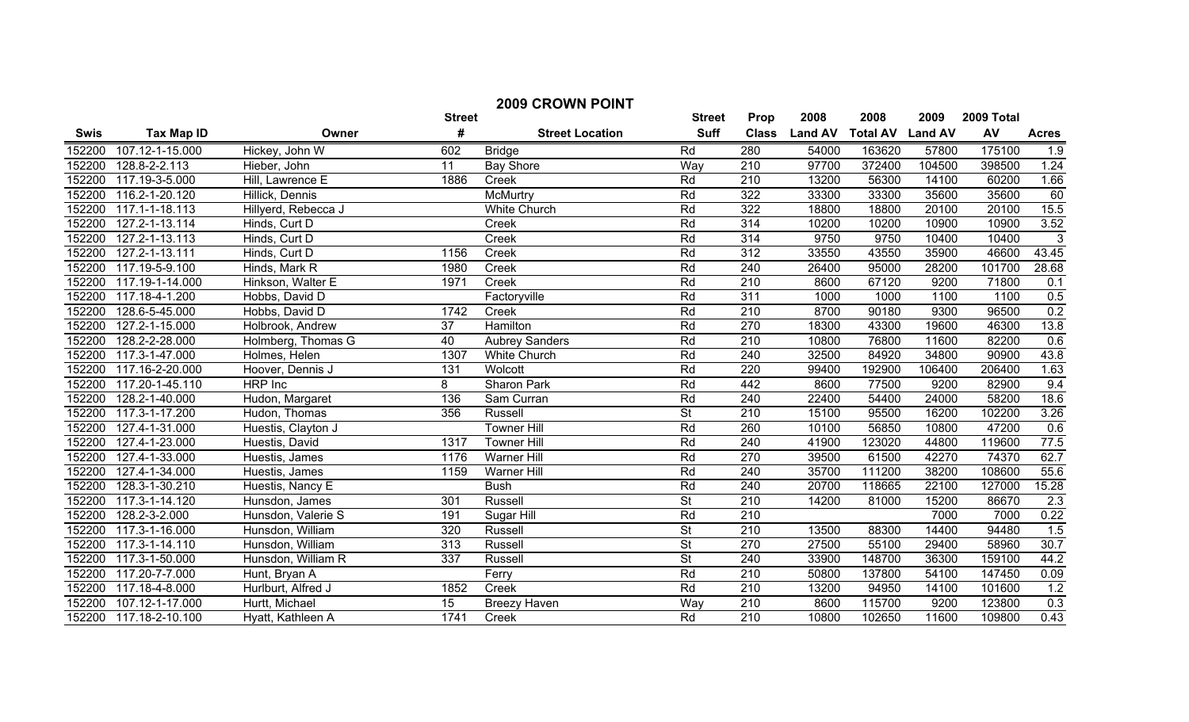# 2009 CROWN POINT

| Swis | Tax Map ID | Owner | Street # | Street Location | Street Suff | Prop Class | 2008 Land AV | 2008 Total AV | 2009 Land AV | 2009 Total AV | Acres |
|---|---|---|---|---|---|---|---|---|---|---|---|
| 152200 | 107.12-1-15.000 | Hickey, John W | 602 | Bridge | Rd | 280 | 54000 | 163620 | 57800 | 175100 | 1.9 |
| 152200 | 128.8-2-2.113 | Hieber, John | 11 | Bay Shore | Way | 210 | 97700 | 372400 | 104500 | 398500 | 1.24 |
| 152200 | 117.19-3-5.000 | Hill, Lawrence E | 1886 | Creek | Rd | 210 | 13200 | 56300 | 14100 | 60200 | 1.66 |
| 152200 | 116.2-1-20.120 | Hillick, Dennis | | McMurtry | Rd | 322 | 33300 | 33300 | 35600 | 35600 | 60 |
| 152200 | 117.1-1-18.113 | Hillyerd, Rebecca J | | White Church | Rd | 322 | 18800 | 18800 | 20100 | 20100 | 15.5 |
| 152200 | 127.2-1-13.114 | Hinds, Curt D | | Creek | Rd | 314 | 10200 | 10200 | 10900 | 10900 | 3.52 |
| 152200 | 127.2-1-13.113 | Hinds, Curt D | | Creek | Rd | 314 | 9750 | 9750 | 10400 | 10400 | 3 |
| 152200 | 127.2-1-13.111 | Hinds, Curt D | 1156 | Creek | Rd | 312 | 33550 | 43550 | 35900 | 46600 | 43.45 |
| 152200 | 117.19-5-9.100 | Hinds, Mark R | 1980 | Creek | Rd | 240 | 26400 | 95000 | 28200 | 101700 | 28.68 |
| 152200 | 117.19-1-14.000 | Hinkson, Walter E | 1971 | Creek | Rd | 210 | 8600 | 67120 | 9200 | 71800 | 0.1 |
| 152200 | 117.18-4-1.200 | Hobbs, David D | | Factoryville | Rd | 311 | 1000 | 1000 | 1100 | 1100 | 0.5 |
| 152200 | 128.6-5-45.000 | Hobbs, David D | 1742 | Creek | Rd | 210 | 8700 | 90180 | 9300 | 96500 | 0.2 |
| 152200 | 127.2-1-15.000 | Holbrook, Andrew | 37 | Hamilton | Rd | 270 | 18300 | 43300 | 19600 | 46300 | 13.8 |
| 152200 | 128.2-2-28.000 | Holmberg, Thomas G | 40 | Aubrey Sanders | Rd | 210 | 10800 | 76800 | 11600 | 82200 | 0.6 |
| 152200 | 117.3-1-47.000 | Holmes, Helen | 1307 | White Church | Rd | 240 | 32500 | 84920 | 34800 | 90900 | 43.8 |
| 152200 | 117.16-2-20.000 | Hoover, Dennis J | 131 | Wolcott | Rd | 220 | 99400 | 192900 | 106400 | 206400 | 1.63 |
| 152200 | 117.20-1-45.110 | HRP Inc | 8 | Sharon Park | Rd | 442 | 8600 | 77500 | 9200 | 82900 | 9.4 |
| 152200 | 128.2-1-40.000 | Hudon, Margaret | 136 | Sam Curran | Rd | 240 | 22400 | 54400 | 24000 | 58200 | 18.6 |
| 152200 | 117.3-1-17.200 | Hudon, Thomas | 356 | Russell | St | 210 | 15100 | 95500 | 16200 | 102200 | 3.26 |
| 152200 | 127.4-1-31.000 | Huestis, Clayton J | | Towner Hill | Rd | 260 | 10100 | 56850 | 10800 | 47200 | 0.6 |
| 152200 | 127.4-1-23.000 | Huestis, David | 1317 | Towner Hill | Rd | 240 | 41900 | 123020 | 44800 | 119600 | 77.5 |
| 152200 | 127.4-1-33.000 | Huestis, James | 1176 | Warner Hill | Rd | 270 | 39500 | 61500 | 42270 | 74370 | 62.7 |
| 152200 | 127.4-1-34.000 | Huestis, James | 1159 | Warner Hill | Rd | 240 | 35700 | 111200 | 38200 | 108600 | 55.6 |
| 152200 | 128.3-1-30.210 | Huestis, Nancy E | | Bush | Rd | 240 | 20700 | 118665 | 22100 | 127000 | 15.28 |
| 152200 | 117.3-1-14.120 | Hunsdon, James | 301 | Russell | St | 210 | 14200 | 81000 | 15200 | 86670 | 2.3 |
| 152200 | 128.2-3-2.000 | Hunsdon, Valerie S | 191 | Sugar Hill | Rd | 210 | | | 7000 | 7000 | 0.22 |
| 152200 | 117.3-1-16.000 | Hunsdon, William | 320 | Russell | St | 210 | 13500 | 88300 | 14400 | 94480 | 1.5 |
| 152200 | 117.3-1-14.110 | Hunsdon, William | 313 | Russell | St | 270 | 27500 | 55100 | 29400 | 58960 | 30.7 |
| 152200 | 117.3-1-50.000 | Hunsdon, William R | 337 | Russell | St | 240 | 33900 | 148700 | 36300 | 159100 | 44.2 |
| 152200 | 117.20-7-7.000 | Hunt, Bryan A | | Ferry | Rd | 210 | 50800 | 137800 | 54100 | 147450 | 0.09 |
| 152200 | 117.18-4-8.000 | Hurlburt, Alfred J | 1852 | Creek | Rd | 210 | 13200 | 94950 | 14100 | 101600 | 1.2 |
| 152200 | 107.12-1-17.000 | Hurtt, Michael | 15 | Breezy Haven | Way | 210 | 8600 | 115700 | 9200 | 123800 | 0.3 |
| 152200 | 117.18-2-10.100 | Hyatt, Kathleen A | 1741 | Creek | Rd | 210 | 10800 | 102650 | 11600 | 109800 | 0.43 |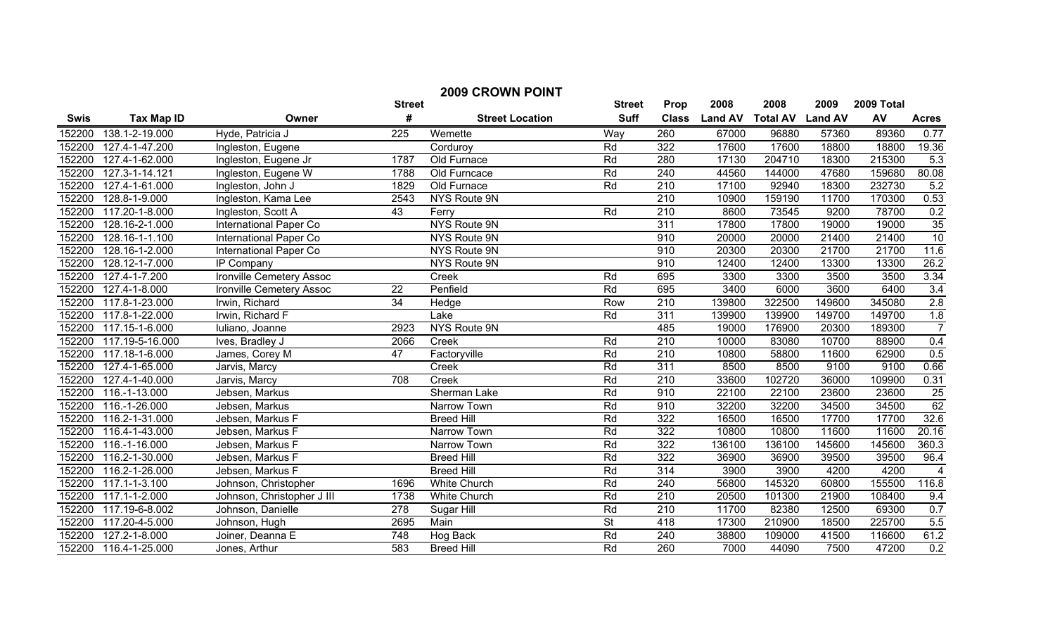# 2009 CROWN POINT

| Swis | Tax Map ID | Owner | Street # | Street Location | Street Suff | Prop Class | 2008 Land AV | 2008 Total AV | 2009 Land AV | 2009 Total AV | Acres |
|---|---|---|---|---|---|---|---|---|---|---|---|
| 152200 | 138.1-2-19.000 | Hyde, Patricia J | 225 | Wemette | Way | 260 | 67000 | 96880 | 57360 | 89360 | 0.77 |
| 152200 | 127.4-1-47.200 | Ingleston, Eugene | | Corduroy | Rd | 322 | 17600 | 17600 | 18800 | 18800 | 19.36 |
| 152200 | 127.4-1-62.000 | Ingleston, Eugene Jr | 1787 | Old Furnace | Rd | 280 | 17130 | 204710 | 18300 | 215300 | 5.3 |
| 152200 | 127.3-1-14.121 | Ingleston, Eugene W | 1788 | Old Furncace | Rd | 240 | 44560 | 144000 | 47680 | 159680 | 80.08 |
| 152200 | 127.4-1-61.000 | Ingleston, John J | 1829 | Old Furnace | Rd | 210 | 17100 | 92940 | 18300 | 232730 | 5.2 |
| 152200 | 128.8-1-9.000 | Ingleston, Kama Lee | 2543 | NYS Route 9N | | 210 | 10900 | 159190 | 11700 | 170300 | 0.53 |
| 152200 | 117.20-1-8.000 | Ingleston, Scott A | 43 | Ferry | Rd | 210 | 8600 | 73545 | 9200 | 78700 | 0.2 |
| 152200 | 128.16-2-1.000 | International Paper Co | | NYS Route 9N | | 311 | 17800 | 17800 | 19000 | 19000 | 35 |
| 152200 | 128.16-1-1.100 | International Paper Co | | NYS Route 9N | | 910 | 20000 | 20000 | 21400 | 21400 | 10 |
| 152200 | 128.16-1-2.000 | International Paper Co | | NYS Route 9N | | 910 | 20300 | 20300 | 21700 | 21700 | 11.6 |
| 152200 | 128.12-1-7.000 | IP Company | | NYS Route 9N | | 910 | 12400 | 12400 | 13300 | 13300 | 26.2 |
| 152200 | 127.4-1-7.200 | Ironville Cemetery Assoc | | Creek | Rd | 695 | 3300 | 3300 | 3500 | 3500 | 3.34 |
| 152200 | 127.4-1-8.000 | Ironville Cemetery Assoc | 22 | Penfield | Rd | 695 | 3400 | 6000 | 3600 | 6400 | 3.4 |
| 152200 | 117.8-1-23.000 | Irwin, Richard | 34 | Hedge | Row | 210 | 139800 | 322500 | 149600 | 345080 | 2.8 |
| 152200 | 117.8-1-22.000 | Irwin, Richard F | | Lake | Rd | 311 | 139900 | 139900 | 149700 | 149700 | 1.8 |
| 152200 | 117.15-1-6.000 | Iuliano, Joanne | 2923 | NYS Route 9N | | 485 | 19000 | 176900 | 20300 | 189300 | 7 |
| 152200 | 117.19-5-16.000 | Ives, Bradley J | 2066 | Creek | Rd | 210 | 10000 | 83080 | 10700 | 88900 | 0.4 |
| 152200 | 117.18-1-6.000 | James, Corey M | 47 | Factoryville | Rd | 210 | 10800 | 58800 | 11600 | 62900 | 0.5 |
| 152200 | 127.4-1-65.000 | Jarvis, Marcy | | Creek | Rd | 311 | 8500 | 8500 | 9100 | 9100 | 0.66 |
| 152200 | 127.4-1-40.000 | Jarvis, Marcy | 708 | Creek | Rd | 210 | 33600 | 102720 | 36000 | 109900 | 0.31 |
| 152200 | 116.-1-13.000 | Jebsen, Markus | | Sherman Lake | Rd | 910 | 22100 | 22100 | 23600 | 23600 | 25 |
| 152200 | 116.-1-26.000 | Jebsen, Markus | | Narrow Town | Rd | 910 | 32200 | 32200 | 34500 | 34500 | 62 |
| 152200 | 116.2-1-31.000 | Jebsen, Markus F | | Breed Hill | Rd | 322 | 16500 | 16500 | 17700 | 17700 | 32.6 |
| 152200 | 116.4-1-43.000 | Jebsen, Markus F | | Narrow Town | Rd | 322 | 10800 | 10800 | 11600 | 11600 | 20.16 |
| 152200 | 116.-1-16.000 | Jebsen, Markus F | | Narrow Town | Rd | 322 | 136100 | 136100 | 145600 | 145600 | 360.3 |
| 152200 | 116.2-1-30.000 | Jebsen, Markus F | | Breed Hill | Rd | 322 | 36900 | 36900 | 39500 | 39500 | 96.4 |
| 152200 | 116.2-1-26.000 | Jebsen, Markus F | | Breed Hill | Rd | 314 | 3900 | 3900 | 4200 | 4200 | 4 |
| 152200 | 117.1-1-3.100 | Johnson, Christopher | 1696 | White Church | Rd | 240 | 56800 | 145320 | 60800 | 155500 | 116.8 |
| 152200 | 117.1-1-2.000 | Johnson, Christopher J III | 1738 | White Church | Rd | 210 | 20500 | 101300 | 21900 | 108400 | 9.4 |
| 152200 | 117.19-6-8.002 | Johnson, Danielle | 278 | Sugar Hill | Rd | 210 | 11700 | 82380 | 12500 | 69300 | 0.7 |
| 152200 | 117.20-4-5.000 | Johnson, Hugh | 2695 | Main | St | 418 | 17300 | 210900 | 18500 | 225700 | 5.5 |
| 152200 | 127.2-1-8.000 | Joiner, Deanna E | 748 | Hog Back | Rd | 240 | 38800 | 109000 | 41500 | 116600 | 61.2 |
| 152200 | 116.4-1-25.000 | Jones, Arthur | 583 | Breed Hill | Rd | 260 | 7000 | 44090 | 7500 | 47200 | 0.2 |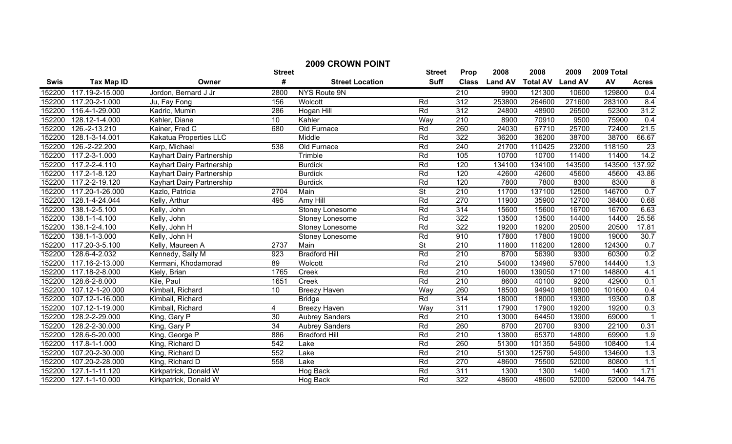## 2009 CROWN POINT

| Swis | Tax Map ID | Owner | Street # | Street Location | Street Suff | Prop Class | 2008 Land AV | 2008 Total AV | 2009 Land AV | 2009 Total AV | Acres |
|---|---|---|---|---|---|---|---|---|---|---|---|
| 152200 | 117.19-2-15.000 | Jordon, Bernard J Jr | 2800 | NYS Route 9N | | 210 | 9900 | 121300 | 10600 | 129800 | 0.4 |
| 152200 | 117.20-2-1.000 | Ju, Fay Fong | 156 | Wolcott | Rd | 312 | 253800 | 264600 | 271600 | 283100 | 8.4 |
| 152200 | 116.4-1-29.000 | Kadric, Mumin | 286 | Hogan Hill | Rd | 312 | 24800 | 48900 | 26500 | 52300 | 31.2 |
| 152200 | 128.12-1-4.000 | Kahler, Diane | 10 | Kahler | Way | 210 | 8900 | 70910 | 9500 | 75900 | 0.4 |
| 152200 | 126.-2-13.210 | Kainer, Fred C | 680 | Old Furnace | Rd | 260 | 24030 | 67710 | 25700 | 72400 | 21.5 |
| 152200 | 128.1-3-14.001 | Kakatua Properties LLC | | Middle | Rd | 322 | 36200 | 36200 | 38700 | 38700 | 66.67 |
| 152200 | 126.-2-22.200 | Karp, Michael | 538 | Old Furnace | Rd | 240 | 21700 | 110425 | 23200 | 118150 | 23 |
| 152200 | 117.2-3-1.000 | Kayhart Dairy Partnership | | Trimble | Rd | 105 | 10700 | 10700 | 11400 | 11400 | 14.2 |
| 152200 | 117.2-2-4.110 | Kayhart Dairy Partnership | | Burdick | Rd | 120 | 134100 | 134100 | 143500 | 143500 | 137.92 |
| 152200 | 117.2-1-8.120 | Kayhart Dairy Partnership | | Burdick | Rd | 120 | 42600 | 42600 | 45600 | 45600 | 43.86 |
| 152200 | 117.2-2-19.120 | Kayhart Dairy Partnership | | Burdick | Rd | 120 | 7800 | 7800 | 8300 | 8300 | 8 |
| 152200 | 117.20-1-26.000 | Kazlo, Patricia | 2704 | Main | St | 210 | 11700 | 137100 | 12500 | 146700 | 0.7 |
| 152200 | 128.1-4-24.044 | Kelly, Arthur | 495 | Amy Hill | Rd | 270 | 11900 | 35900 | 12700 | 38400 | 0.68 |
| 152200 | 138.1-2-5.100 | Kelly, John | | Stoney Lonesome | Rd | 314 | 15600 | 15600 | 16700 | 16700 | 6.63 |
| 152200 | 138.1-1-4.100 | Kelly, John | | Stoney Lonesome | Rd | 322 | 13500 | 13500 | 14400 | 14400 | 25.56 |
| 152200 | 138.1-2-4.100 | Kelly, John H | | Stoney Lonesome | Rd | 322 | 19200 | 19200 | 20500 | 20500 | 17.81 |
| 152200 | 138.1-1-3.000 | Kelly, John H | | Stoney Lonesome | Rd | 910 | 17800 | 17800 | 19000 | 19000 | 30.7 |
| 152200 | 117.20-3-5.100 | Kelly, Maureen A | 2737 | Main | St | 210 | 11800 | 116200 | 12600 | 124300 | 0.7 |
| 152200 | 128.6-4-2.032 | Kennedy, Sally M | 923 | Bradford Hill | Rd | 210 | 8700 | 56390 | 9300 | 60300 | 0.2 |
| 152200 | 117.16-2-13.000 | Kermani, Khodamorad | 89 | Wolcott | Rd | 210 | 54000 | 134980 | 57800 | 144400 | 1.3 |
| 152200 | 117.18-2-8.000 | Kiely, Brian | 1765 | Creek | Rd | 210 | 16000 | 139050 | 17100 | 148800 | 4.1 |
| 152200 | 128.6-2-8.000 | Kile, Paul | 1651 | Creek | Rd | 210 | 8600 | 40100 | 9200 | 42900 | 0.1 |
| 152200 | 107.12-1-20.000 | Kimball, Richard | 10 | Breezy Haven | Way | 260 | 18500 | 94940 | 19800 | 101600 | 0.4 |
| 152200 | 107.12-1-16.000 | Kimball, Richard | | Bridge | Rd | 314 | 18000 | 18000 | 19300 | 19300 | 0.8 |
| 152200 | 107.12-1-19.000 | Kimball, Richard | 4 | Breezy Haven | Way | 311 | 17900 | 17900 | 19200 | 19200 | 0.3 |
| 152200 | 128.2-2-29.000 | King, Gary P | 30 | Aubrey Sanders | Rd | 210 | 13000 | 64450 | 13900 | 69000 | 1 |
| 152200 | 128.2-2-30.000 | King, Gary P | 34 | Aubrey Sanders | Rd | 260 | 8700 | 20700 | 9300 | 22100 | 0.31 |
| 152200 | 128.6-5-20.000 | King, George P | 886 | Bradford Hill | Rd | 210 | 13800 | 65370 | 14800 | 69900 | 1.9 |
| 152200 | 117.8-1-1.000 | King, Richard D | 542 | Lake | Rd | 260 | 51300 | 101350 | 54900 | 108400 | 1.4 |
| 152200 | 107.20-2-30.000 | King, Richard D | 552 | Lake | Rd | 210 | 51300 | 125790 | 54900 | 134600 | 1.3 |
| 152200 | 107.20-2-28.000 | King, Richard D | 558 | Lake | Rd | 270 | 48600 | 75500 | 52000 | 80800 | 1.1 |
| 152200 | 127.1-1-11.120 | Kirkpatrick, Donald W | | Hog Back | Rd | 311 | 1300 | 1300 | 1400 | 1400 | 1.71 |
| 152200 | 127.1-1-10.000 | Kirkpatrick, Donald W | | Hog Back | Rd | 322 | 48600 | 48600 | 52000 | 52000 | 144.76 |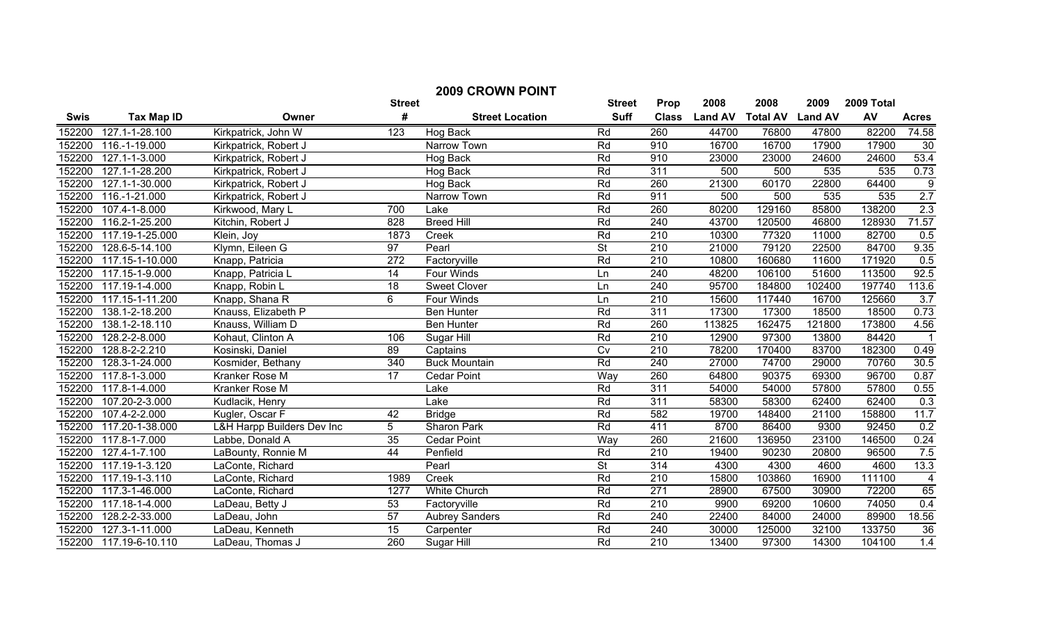# 2009 CROWN POINT

| Swis | Tax Map ID | Owner | Street # | Street Location | Street Suff | Prop Class | 2008 Land AV | 2008 Total AV | 2009 Land AV | 2009 Total AV | Acres |
|---|---|---|---|---|---|---|---|---|---|---|---|
| 152200 | 127.1-1-28.100 | Kirkpatrick, John W | 123 | Hog Back | Rd | 260 | 44700 | 76800 | 47800 | 82200 | 74.58 |
| 152200 | 116.-1-19.000 | Kirkpatrick, Robert J | | Narrow Town | Rd | 910 | 16700 | 16700 | 17900 | 17900 | 30 |
| 152200 | 127.1-1-3.000 | Kirkpatrick, Robert J | | Hog Back | Rd | 910 | 23000 | 23000 | 24600 | 24600 | 53.4 |
| 152200 | 127.1-1-28.200 | Kirkpatrick, Robert J | | Hog Back | Rd | 311 | 500 | 500 | 535 | 535 | 0.73 |
| 152200 | 127.1-1-30.000 | Kirkpatrick, Robert J | | Hog Back | Rd | 260 | 21300 | 60170 | 22800 | 64400 | 9 |
| 152200 | 116.-1-21.000 | Kirkpatrick, Robert J | | Narrow Town | Rd | 911 | 500 | 500 | 535 | 535 | 2.7 |
| 152200 | 107.4-1-8.000 | Kirkwood, Mary L | 700 | Lake | Rd | 260 | 80200 | 129160 | 85800 | 138200 | 2.3 |
| 152200 | 116.2-1-25.200 | Kitchin, Robert J | 828 | Breed Hill | Rd | 240 | 43700 | 120500 | 46800 | 128930 | 71.57 |
| 152200 | 117.19-1-25.000 | Klein, Joy | 1873 | Creek | Rd | 210 | 10300 | 77320 | 11000 | 82700 | 0.5 |
| 152200 | 128.6-5-14.100 | Klymn, Eileen G | 97 | Pearl | St | 210 | 21000 | 79120 | 22500 | 84700 | 9.35 |
| 152200 | 117.15-1-10.000 | Knapp, Patricia | 272 | Factoryville | Rd | 210 | 10800 | 160680 | 11600 | 171920 | 0.5 |
| 152200 | 117.15-1-9.000 | Knapp, Patricia L | 14 | Four Winds | Ln | 240 | 48200 | 106100 | 51600 | 113500 | 92.5 |
| 152200 | 117.19-1-4.000 | Knapp, Robin L | 18 | Sweet Clover | Ln | 240 | 95700 | 184800 | 102400 | 197740 | 113.6 |
| 152200 | 117.15-1-11.200 | Knapp, Shana R | 6 | Four Winds | Ln | 210 | 15600 | 117440 | 16700 | 125660 | 3.7 |
| 152200 | 138.1-2-18.200 | Knauss, Elizabeth P | | Ben Hunter | Rd | 311 | 17300 | 17300 | 18500 | 18500 | 0.73 |
| 152200 | 138.1-2-18.110 | Knauss, William D | | Ben Hunter | Rd | 260 | 113825 | 162475 | 121800 | 173800 | 4.56 |
| 152200 | 128.2-2-8.000 | Kohaut, Clinton A | 106 | Sugar Hill | Rd | 210 | 12900 | 97300 | 13800 | 84420 | 1 |
| 152200 | 128.8-2-2.210 | Kosinski, Daniel | 89 | Captains | Cv | 210 | 78200 | 170400 | 83700 | 182300 | 0.49 |
| 152200 | 128.3-1-24.000 | Kosmider, Bethany | 340 | Buck Mountain | Rd | 240 | 27000 | 74700 | 29000 | 70760 | 30.5 |
| 152200 | 117.8-1-3.000 | Kranker Rose M | 17 | Cedar Point | Way | 260 | 64800 | 90375 | 69300 | 96700 | 0.87 |
| 152200 | 117.8-1-4.000 | Kranker Rose M | | Lake | Rd | 311 | 54000 | 54000 | 57800 | 57800 | 0.55 |
| 152200 | 107.20-2-3.000 | Kudlacik, Henry | | Lake | Rd | 311 | 58300 | 58300 | 62400 | 62400 | 0.3 |
| 152200 | 107.4-2-2.000 | Kugler, Oscar F | 42 | Bridge | Rd | 582 | 19700 | 148400 | 21100 | 158800 | 11.7 |
| 152200 | 117.20-1-38.000 | L&H Harpp Builders Dev Inc | 5 | Sharon Park | Rd | 411 | 8700 | 86400 | 9300 | 92450 | 0.2 |
| 152200 | 117.8-1-7.000 | Labbe, Donald A | 35 | Cedar Point | Way | 260 | 21600 | 136950 | 23100 | 146500 | 0.24 |
| 152200 | 127.4-1-7.100 | LaBounty, Ronnie M | 44 | Penfield | Rd | 210 | 19400 | 90230 | 20800 | 96500 | 7.5 |
| 152200 | 117.19-1-3.120 | LaConte, Richard | | Pearl | St | 314 | 4300 | 4300 | 4600 | 4600 | 13.3 |
| 152200 | 117.19-1-3.110 | LaConte, Richard | 1989 | Creek | Rd | 210 | 15800 | 103860 | 16900 | 111100 | 4 |
| 152200 | 117.3-1-46.000 | LaConte, Richard | 1277 | White Church | Rd | 271 | 28900 | 67500 | 30900 | 72200 | 65 |
| 152200 | 117.18-1-4.000 | LaDeau, Betty J | 53 | Factoryville | Rd | 210 | 9900 | 69200 | 10600 | 74050 | 0.4 |
| 152200 | 128.2-2-33.000 | LaDeau, John | 57 | Aubrey Sanders | Rd | 240 | 22400 | 84000 | 24000 | 89900 | 18.56 |
| 152200 | 127.3-1-11.000 | LaDeau, Kenneth | 15 | Carpenter | Rd | 240 | 30000 | 125000 | 32100 | 133750 | 36 |
| 152200 | 117.19-6-10.110 | LaDeau, Thomas J | 260 | Sugar Hill | Rd | 210 | 13400 | 97300 | 14300 | 104100 | 1.4 |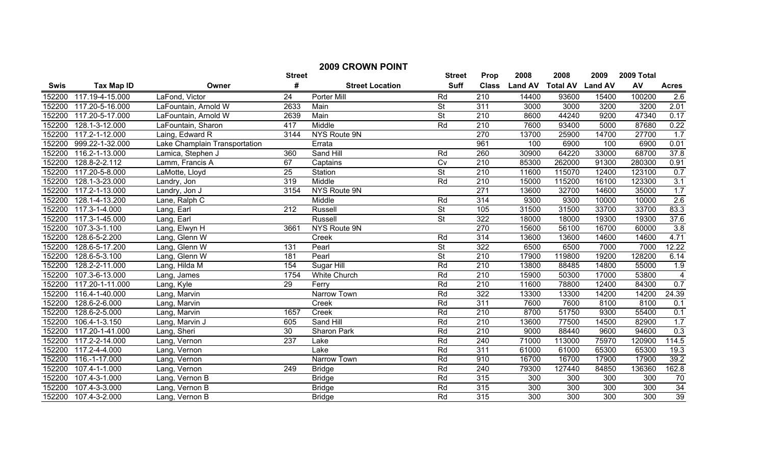# 2009 CROWN POINT

| Swis | Tax Map ID | Owner | Street # | Street Location | Street Suff | Prop Class | 2008 Land AV | 2008 Total AV | 2009 Land AV | 2009 Total AV | Acres |
|---|---|---|---|---|---|---|---|---|---|---|---|
| 152200 | 117.19-4-15.000 | LaFond, Victor | 24 | Porter Mill | Rd | 210 | 14400 | 93600 | 15400 | 100200 | 2.6 |
| 152200 | 117.20-5-16.000 | LaFountain, Arnold W | 2633 | Main | St | 311 | 3000 | 3000 | 3200 | 3200 | 2.01 |
| 152200 | 117.20-5-17.000 | LaFountain, Arnold W | 2639 | Main | St | 210 | 8600 | 44240 | 9200 | 47340 | 0.17 |
| 152200 | 128.1-3-12.000 | LaFountain, Sharon | 417 | Middle | Rd | 210 | 7600 | 93400 | 5000 | 87680 | 0.22 |
| 152200 | 117.2-1-12.000 | Laing, Edward R | 3144 | NYS Route 9N | | 270 | 13700 | 25900 | 14700 | 27700 | 1.7 |
| 152200 | 999.22-1-32.000 | Lake Champlain Transportation | | Errata | | 961 | 100 | 6900 | 100 | 6900 | 0.01 |
| 152200 | 116.2-1-13.000 | Lamica, Stephen J | 360 | Sand Hill | Rd | 260 | 30900 | 64220 | 33000 | 68700 | 37.8 |
| 152200 | 128.8-2-2.112 | Lamm, Francis A | 67 | Captains | Cv | 210 | 85300 | 262000 | 91300 | 280300 | 0.91 |
| 152200 | 117.20-5-8.000 | LaMotte, Lloyd | 25 | Station | St | 210 | 11600 | 115070 | 12400 | 123100 | 0.7 |
| 152200 | 128.1-3-23.000 | Landry, Jon | 319 | Middle | Rd | 210 | 15000 | 115200 | 16100 | 123300 | 3.1 |
| 152200 | 117.2-1-13.000 | Landry, Jon J | 3154 | NYS Route 9N | | 271 | 13600 | 32700 | 14600 | 35000 | 1.7 |
| 152200 | 128.1-4-13.200 | Lane, Ralph C | | Middle | Rd | 314 | 9300 | 9300 | 10000 | 10000 | 2.6 |
| 152200 | 117.3-1-4.000 | Lang, Earl | 212 | Russell | St | 105 | 31500 | 31500 | 33700 | 33700 | 83.3 |
| 152200 | 117.3-1-45.000 | Lang, Earl | | Russell | St | 322 | 18000 | 18000 | 19300 | 19300 | 37.6 |
| 152200 | 107.3-3-1.100 | Lang, Elwyn H | 3661 | NYS Route 9N | | 270 | 15600 | 56100 | 16700 | 60000 | 3.8 |
| 152200 | 128.6-5-2.200 | Lang, Glenn W | | Creek | Rd | 314 | 13600 | 13600 | 14600 | 14600 | 4.71 |
| 152200 | 128.6-5-17.200 | Lang, Glenn W | 131 | Pearl | St | 322 | 6500 | 6500 | 7000 | 7000 | 12.22 |
| 152200 | 128.6-5-3.100 | Lang, Glenn W | 181 | Pearl | St | 210 | 17900 | 119800 | 19200 | 128200 | 6.14 |
| 152200 | 128.2-2-11.000 | Lang, Hilda M | 154 | Sugar Hill | Rd | 210 | 13800 | 88485 | 14800 | 55000 | 1.9 |
| 152200 | 107.3-6-13.000 | Lang, James | 1754 | White Church | Rd | 210 | 15900 | 50300 | 17000 | 53800 | 4 |
| 152200 | 117.20-1-11.000 | Lang, Kyle | 29 | Ferry | Rd | 210 | 11600 | 78800 | 12400 | 84300 | 0.7 |
| 152200 | 116.4-1-40.000 | Lang, Marvin | | Narrow Town | Rd | 322 | 13300 | 13300 | 14200 | 14200 | 24.39 |
| 152200 | 128.6-2-6.000 | Lang, Marvin | | Creek | Rd | 311 | 7600 | 7600 | 8100 | 8100 | 0.1 |
| 152200 | 128.6-2-5.000 | Lang, Marvin | 1657 | Creek | Rd | 210 | 8700 | 51750 | 9300 | 55400 | 0.1 |
| 152200 | 106.4-1-3.150 | Lang, Marvin J | 605 | Sand Hill | Rd | 210 | 13600 | 77500 | 14500 | 82900 | 1.7 |
| 152200 | 117.20-1-41.000 | Lang, Sheri | 30 | Sharon Park | Rd | 210 | 9000 | 88440 | 9600 | 94600 | 0.3 |
| 152200 | 117.2-2-14.000 | Lang, Vernon | 237 | Lake | Rd | 240 | 71000 | 113000 | 75970 | 120900 | 114.5 |
| 152200 | 117.2-4-4.000 | Lang, Vernon | | Lake | Rd | 311 | 61000 | 61000 | 65300 | 65300 | 19.3 |
| 152200 | 116.-1-17.000 | Lang, Vernon | | Narrow Town | Rd | 910 | 16700 | 16700 | 17900 | 17900 | 39.2 |
| 152200 | 107.4-1-1.000 | Lang, Vernon | 249 | Bridge | Rd | 240 | 79300 | 127440 | 84850 | 136360 | 162.8 |
| 152200 | 107.4-3-1.000 | Lang, Vernon B | | Bridge | Rd | 315 | 300 | 300 | 300 | 300 | 70 |
| 152200 | 107.4-3-3.000 | Lang, Vernon B | | Bridge | Rd | 315 | 300 | 300 | 300 | 300 | 34 |
| 152200 | 107.4-3-2.000 | Lang, Vernon B | | Bridge | Rd | 315 | 300 | 300 | 300 | 300 | 39 |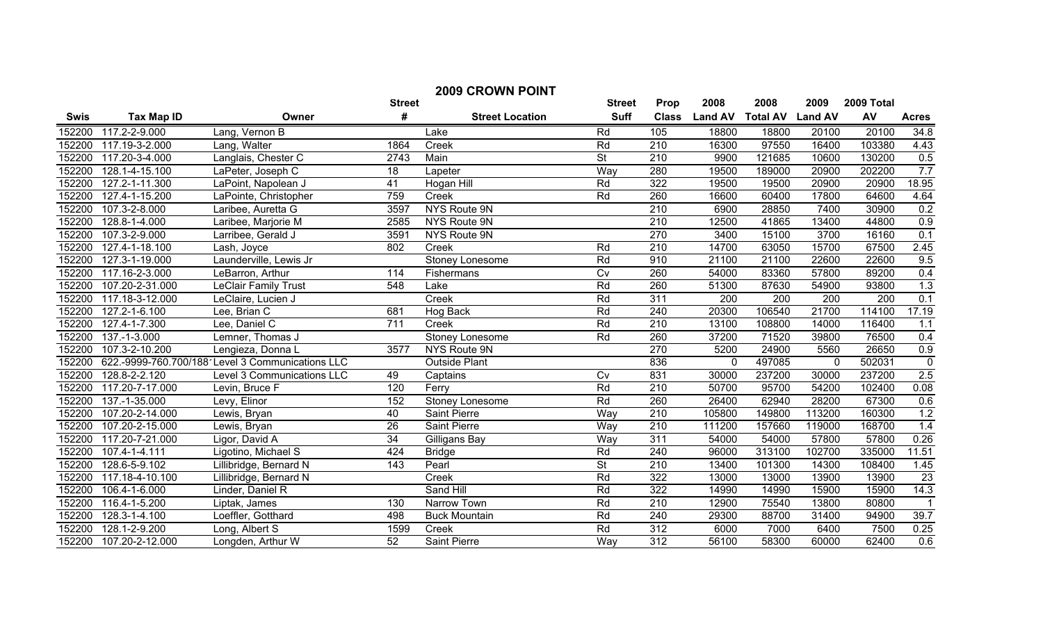# 2009 CROWN POINT

| Swis | Tax Map ID | Owner | Street # | Street Location | Street Suff | Prop Class | 2008 Land AV | 2008 Total AV | 2009 Land AV | 2009 Total AV | Acres |
|---|---|---|---|---|---|---|---|---|---|---|---|
| 152200 | 117.2-2-9.000 | Lang, Vernon B | | Lake | Rd | 105 | 18800 | 18800 | 20100 | 20100 | 34.8 |
| 152200 | 117.19-3-2.000 | Lang, Walter | 1864 | Creek | Rd | 210 | 16300 | 97550 | 16400 | 103380 | 4.43 |
| 152200 | 117.20-3-4.000 | Langlais, Chester C | 2743 | Main | St | 210 | 9900 | 121685 | 10600 | 130200 | 0.5 |
| 152200 | 128.1-4-15.100 | LaPeter, Joseph C | 18 | Lapeter | Way | 280 | 19500 | 189000 | 20900 | 202200 | 7.7 |
| 152200 | 127.2-1-11.300 | LaPoint, Napolean J | 41 | Hogan Hill | Rd | 322 | 19500 | 19500 | 20900 | 20900 | 18.95 |
| 152200 | 127.4-1-15.200 | LaPointe, Christopher | 759 | Creek | Rd | 260 | 16600 | 60400 | 17800 | 64600 | 4.64 |
| 152200 | 107.3-2-8.000 | Laribee, Auretta G | 3597 | NYS Route 9N | | 210 | 6900 | 28850 | 7400 | 30900 | 0.2 |
| 152200 | 128.8-1-4.000 | Laribee, Marjorie M | 2585 | NYS Route 9N | | 210 | 12500 | 41865 | 13400 | 44800 | 0.9 |
| 152200 | 107.3-2-9.000 | Larribee, Gerald J | 3591 | NYS Route 9N | | 270 | 3400 | 15100 | 3700 | 16160 | 0.1 |
| 152200 | 127.4-1-18.100 | Lash, Joyce | 802 | Creek | Rd | 210 | 14700 | 63050 | 15700 | 67500 | 2.45 |
| 152200 | 127.3-1-19.000 | Launderville, Lewis Jr | | Stoney Lonesome | Rd | 910 | 21100 | 21100 | 22600 | 22600 | 9.5 |
| 152200 | 117.16-2-3.000 | LeBarron, Arthur | 114 | Fishermans | Cv | 260 | 54000 | 83360 | 57800 | 89200 | 0.4 |
| 152200 | 107.20-2-31.000 | LeClair Family Trust | 548 | Lake | Rd | 260 | 51300 | 87630 | 54900 | 93800 | 1.3 |
| 152200 | 117.18-3-12.000 | LeClaire, Lucien J | | Creek | Rd | 311 | 200 | 200 | 200 | 200 | 0.1 |
| 152200 | 127.2-1-6.100 | Lee, Brian C | 681 | Hog Back | Rd | 240 | 20300 | 106540 | 21700 | 114100 | 17.19 |
| 152200 | 127.4-1-7.300 | Lee, Daniel C | 711 | Creek | Rd | 210 | 13100 | 108800 | 14000 | 116400 | 1.1 |
| 152200 | 137.-1-3.000 | Lemner, Thomas J | | Stoney Lonesome | Rd | 260 | 37200 | 71520 | 39800 | 76500 | 0.4 |
| 152200 | 107.3-2-10.200 | Lengieza, Donna L | 3577 | NYS Route 9N | | 270 | 5200 | 24900 | 5560 | 26650 | 0.9 |
| 152200 | 622.-9999-760.700/188 | Level 3 Communications LLC | | Outside Plant | | 836 | 0 | 497085 | 0 | 502031 | 0 |
| 152200 | 128.8-2-2.120 | Level 3 Communications LLC | 49 | Captains | Cv | 831 | 30000 | 237200 | 30000 | 237200 | 2.5 |
| 152200 | 117.20-7-17.000 | Levin, Bruce F | 120 | Ferry | Rd | 210 | 50700 | 95700 | 54200 | 102400 | 0.08 |
| 152200 | 137.-1-35.000 | Levy, Elinor | 152 | Stoney Lonesome | Rd | 260 | 26400 | 62940 | 28200 | 67300 | 0.6 |
| 152200 | 107.20-2-14.000 | Lewis, Bryan | 40 | Saint Pierre | Way | 210 | 105800 | 149800 | 113200 | 160300 | 1.2 |
| 152200 | 107.20-2-15.000 | Lewis, Bryan | 26 | Saint Pierre | Way | 210 | 111200 | 157660 | 119000 | 168700 | 1.4 |
| 152200 | 117.20-7-21.000 | Ligor, David A | 34 | Gilligans Bay | Way | 311 | 54000 | 54000 | 57800 | 57800 | 0.26 |
| 152200 | 107.4-1-4.111 | Ligotino, Michael S | 424 | Bridge | Rd | 240 | 96000 | 313100 | 102700 | 335000 | 11.51 |
| 152200 | 128.6-5-9.102 | Lillibridge, Bernard N | 143 | Pearl | St | 210 | 13400 | 101300 | 14300 | 108400 | 1.45 |
| 152200 | 117.18-4-10.100 | Lillibridge, Bernard N | | Creek | Rd | 322 | 13000 | 13000 | 13900 | 13900 | 23 |
| 152200 | 106.4-1-6.000 | Linder, Daniel R | | Sand Hill | Rd | 322 | 14990 | 14990 | 15900 | 15900 | 14.3 |
| 152200 | 116.4-1-5.200 | Liptak, James | 130 | Narrow Town | Rd | 210 | 12900 | 75540 | 13800 | 80800 | 1 |
| 152200 | 128.3-1-4.100 | Loeffler, Gotthard | 498 | Buck Mountain | Rd | 240 | 29300 | 88700 | 31400 | 94900 | 39.7 |
| 152200 | 128.1-2-9.200 | Long, Albert S | 1599 | Creek | Rd | 312 | 6000 | 7000 | 6400 | 7500 | 0.25 |
| 152200 | 107.20-2-12.000 | Longden, Arthur W | 52 | Saint Pierre | Way | 312 | 56100 | 58300 | 60000 | 62400 | 0.6 |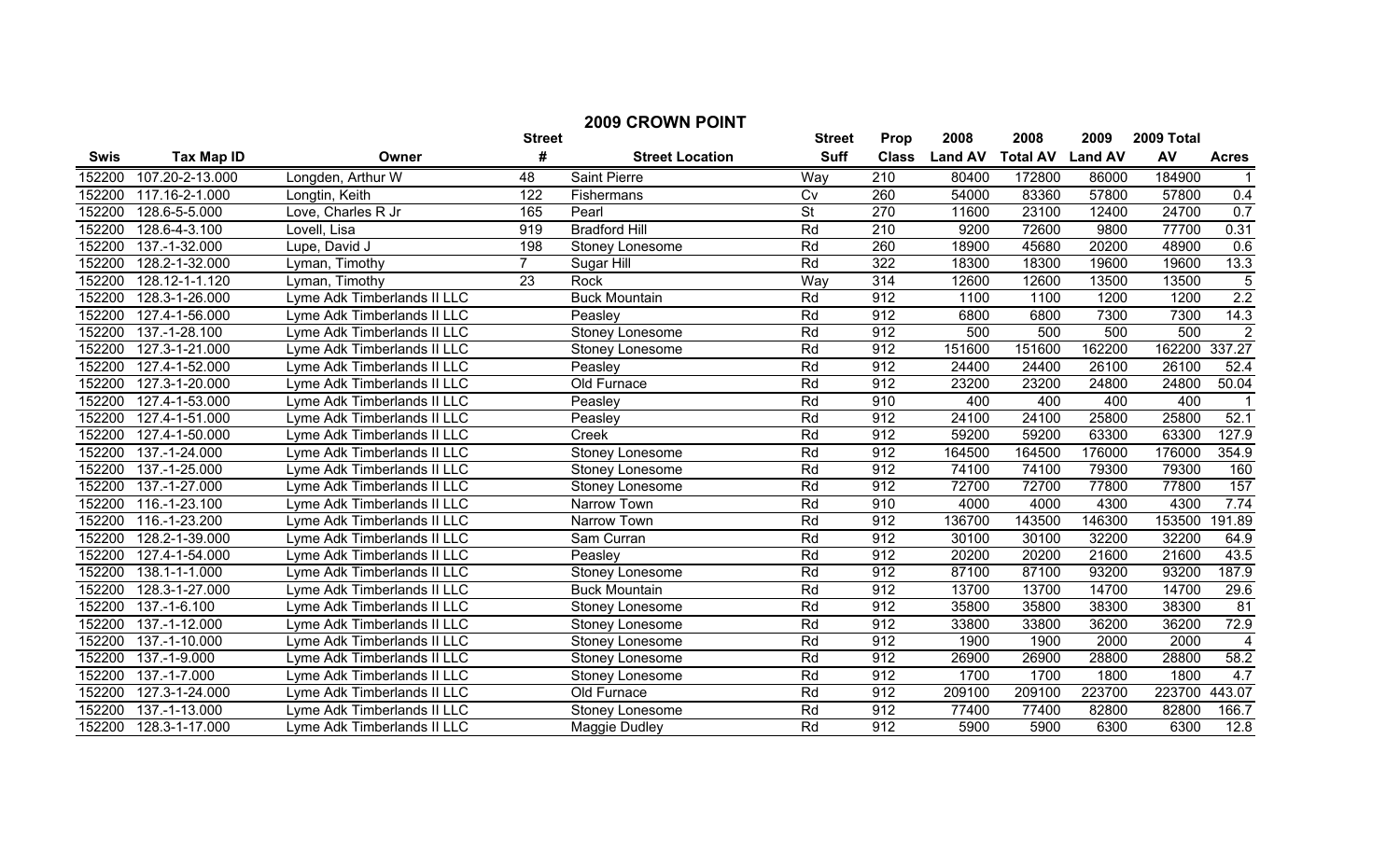# 2009 CROWN POINT

| Swis | Tax Map ID | Owner | Street # | Street Location | Street Suff | Prop Class | 2008 Land AV | 2008 Total AV | 2009 Land AV | 2009 Total AV | Acres |
|---|---|---|---|---|---|---|---|---|---|---|---|
| 152200 | 107.20-2-13.000 | Longden, Arthur W | 48 | Saint Pierre | Way | 210 | 80400 | 172800 | 86000 | 184900 | 1 |
| 152200 | 117.16-2-1.000 | Longtin, Keith | 122 | Fishermans | Cv | 260 | 54000 | 83360 | 57800 | 57800 | 0.4 |
| 152200 | 128.6-5-5.000 | Love, Charles R Jr | 165 | Pearl | St | 270 | 11600 | 23100 | 12400 | 24700 | 0.7 |
| 152200 | 128.6-4-3.100 | Lovell, Lisa | 919 | Bradford Hill | Rd | 210 | 9200 | 72600 | 9800 | 77700 | 0.31 |
| 152200 | 137.-1-32.000 | Lupe, David J | 198 | Stoney Lonesome | Rd | 260 | 18900 | 45680 | 20200 | 48900 | 0.6 |
| 152200 | 128.2-1-32.000 | Lyman, Timothy | 7 | Sugar Hill | Rd | 322 | 18300 | 18300 | 19600 | 19600 | 13.3 |
| 152200 | 128.12-1-1.120 | Lyman, Timothy | 23 | Rock | Way | 314 | 12600 | 12600 | 13500 | 13500 | 5 |
| 152200 | 128.3-1-26.000 | Lyme Adk Timberlands II LLC | | Buck Mountain | Rd | 912 | 1100 | 1100 | 1200 | 1200 | 2.2 |
| 152200 | 127.4-1-56.000 | Lyme Adk Timberlands II LLC | | Peasley | Rd | 912 | 6800 | 6800 | 7300 | 7300 | 14.3 |
| 152200 | 137.-1-28.100 | Lyme Adk Timberlands II LLC | | Stoney Lonesome | Rd | 912 | 500 | 500 | 500 | 500 | 2 |
| 152200 | 127.3-1-21.000 | Lyme Adk Timberlands II LLC | | Stoney Lonesome | Rd | 912 | 151600 | 151600 | 162200 | 162200 | 337.27 |
| 152200 | 127.4-1-52.000 | Lyme Adk Timberlands II LLC | | Peasley | Rd | 912 | 24400 | 24400 | 26100 | 26100 | 52.4 |
| 152200 | 127.3-1-20.000 | Lyme Adk Timberlands II LLC | | Old Furnace | Rd | 912 | 23200 | 23200 | 24800 | 24800 | 50.04 |
| 152200 | 127.4-1-53.000 | Lyme Adk Timberlands II LLC | | Peasley | Rd | 910 | 400 | 400 | 400 | 400 | 1 |
| 152200 | 127.4-1-51.000 | Lyme Adk Timberlands II LLC | | Peasley | Rd | 912 | 24100 | 24100 | 25800 | 25800 | 52.1 |
| 152200 | 127.4-1-50.000 | Lyme Adk Timberlands II LLC | | Creek | Rd | 912 | 59200 | 59200 | 63300 | 63300 | 127.9 |
| 152200 | 137.-1-24.000 | Lyme Adk Timberlands II LLC | | Stoney Lonesome | Rd | 912 | 164500 | 164500 | 176000 | 176000 | 354.9 |
| 152200 | 137.-1-25.000 | Lyme Adk Timberlands II LLC | | Stoney Lonesome | Rd | 912 | 74100 | 74100 | 79300 | 79300 | 160 |
| 152200 | 137.-1-27.000 | Lyme Adk Timberlands II LLC | | Stoney Lonesome | Rd | 912 | 72700 | 72700 | 77800 | 77800 | 157 |
| 152200 | 116.-1-23.100 | Lyme Adk Timberlands II LLC | | Narrow Town | Rd | 910 | 4000 | 4000 | 4300 | 4300 | 7.74 |
| 152200 | 116.-1-23.200 | Lyme Adk Timberlands II LLC | | Narrow Town | Rd | 912 | 136700 | 143500 | 146300 | 153500 | 191.89 |
| 152200 | 128.2-1-39.000 | Lyme Adk Timberlands II LLC | | Sam Curran | Rd | 912 | 30100 | 30100 | 32200 | 32200 | 64.9 |
| 152200 | 127.4-1-54.000 | Lyme Adk Timberlands II LLC | | Peasley | Rd | 912 | 20200 | 20200 | 21600 | 21600 | 43.5 |
| 152200 | 138.1-1-1.000 | Lyme Adk Timberlands II LLC | | Stoney Lonesome | Rd | 912 | 87100 | 87100 | 93200 | 93200 | 187.9 |
| 152200 | 128.3-1-27.000 | Lyme Adk Timberlands II LLC | | Buck Mountain | Rd | 912 | 13700 | 13700 | 14700 | 14700 | 29.6 |
| 152200 | 137.-1-6.100 | Lyme Adk Timberlands II LLC | | Stoney Lonesome | Rd | 912 | 35800 | 35800 | 38300 | 38300 | 81 |
| 152200 | 137.-1-12.000 | Lyme Adk Timberlands II LLC | | Stoney Lonesome | Rd | 912 | 33800 | 33800 | 36200 | 36200 | 72.9 |
| 152200 | 137.-1-10.000 | Lyme Adk Timberlands II LLC | | Stoney Lonesome | Rd | 912 | 1900 | 1900 | 2000 | 2000 | 4 |
| 152200 | 137.-1-9.000 | Lyme Adk Timberlands II LLC | | Stoney Lonesome | Rd | 912 | 26900 | 26900 | 28800 | 28800 | 58.2 |
| 152200 | 137.-1-7.000 | Lyme Adk Timberlands II LLC | | Stoney Lonesome | Rd | 912 | 1700 | 1700 | 1800 | 1800 | 4.7 |
| 152200 | 127.3-1-24.000 | Lyme Adk Timberlands II LLC | | Old Furnace | Rd | 912 | 209100 | 209100 | 223700 | 223700 | 443.07 |
| 152200 | 137.-1-13.000 | Lyme Adk Timberlands II LLC | | Stoney Lonesome | Rd | 912 | 77400 | 77400 | 82800 | 82800 | 166.7 |
| 152200 | 128.3-1-17.000 | Lyme Adk Timberlands II LLC | | Maggie Dudley | Rd | 912 | 5900 | 5900 | 6300 | 6300 | 12.8 |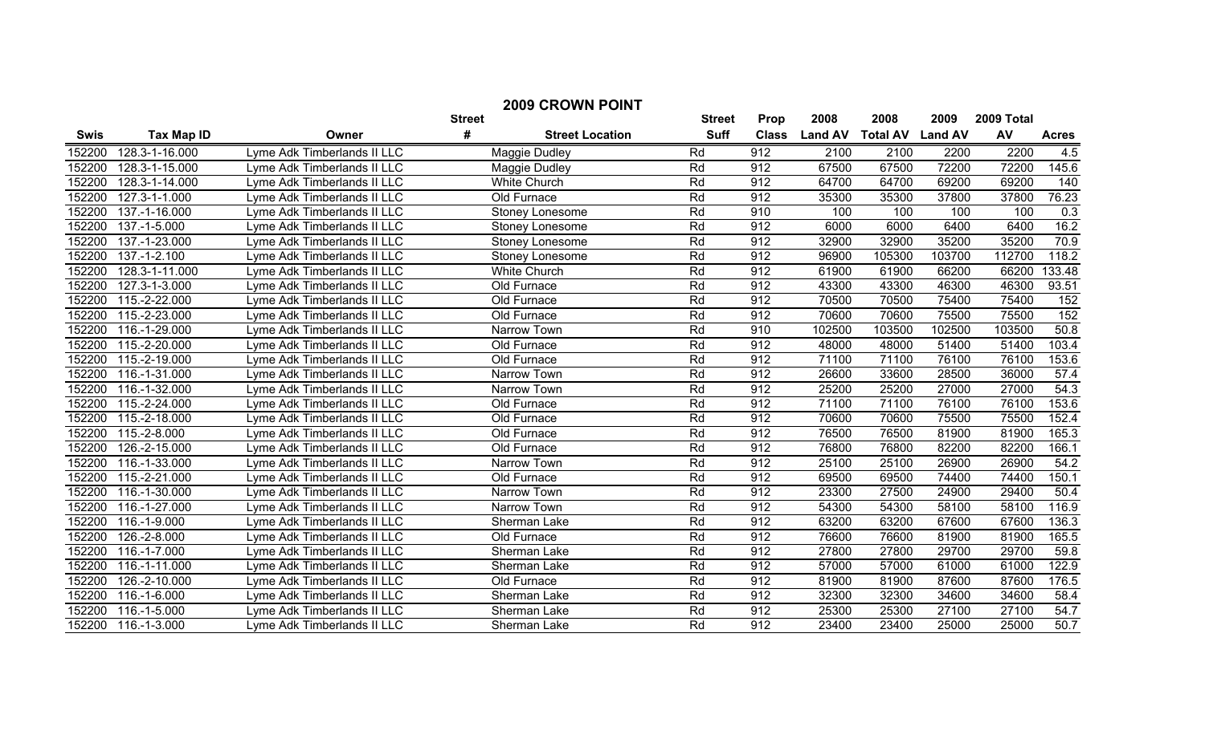# 2009 CROWN POINT

| Swis | Tax Map ID | Owner | Street # | Street Location | Street Suff | Prop Class | 2008 Land AV | 2008 Total AV | 2009 Land AV | 2009 Total AV | Acres |
|---|---|---|---|---|---|---|---|---|---|---|---|
| 152200 | 128.3-1-16.000 | Lyme Adk Timberlands II LLC | | Maggie Dudley | Rd | 912 | 2100 | 2100 | 2200 | 2200 | 4.5 |
| 152200 | 128.3-1-15.000 | Lyme Adk Timberlands II LLC | | Maggie Dudley | Rd | 912 | 67500 | 67500 | 72200 | 72200 | 145.6 |
| 152200 | 128.3-1-14.000 | Lyme Adk Timberlands II LLC | | White Church | Rd | 912 | 64700 | 64700 | 69200 | 69200 | 140 |
| 152200 | 127.3-1-1.000 | Lyme Adk Timberlands II LLC | | Old Furnace | Rd | 912 | 35300 | 35300 | 37800 | 37800 | 76.23 |
| 152200 | 137.-1-16.000 | Lyme Adk Timberlands II LLC | | Stoney Lonesome | Rd | 910 | 100 | 100 | 100 | 100 | 0.3 |
| 152200 | 137.-1-5.000 | Lyme Adk Timberlands II LLC | | Stoney Lonesome | Rd | 912 | 6000 | 6000 | 6400 | 6400 | 16.2 |
| 152200 | 137.-1-23.000 | Lyme Adk Timberlands II LLC | | Stoney Lonesome | Rd | 912 | 32900 | 32900 | 35200 | 35200 | 70.9 |
| 152200 | 137.-1-2.100 | Lyme Adk Timberlands II LLC | | Stoney Lonesome | Rd | 912 | 96900 | 105300 | 103700 | 112700 | 118.2 |
| 152200 | 128.3-1-11.000 | Lyme Adk Timberlands II LLC | | White Church | Rd | 912 | 61900 | 61900 | 66200 | 66200 | 133.48 |
| 152200 | 127.3-1-3.000 | Lyme Adk Timberlands II LLC | | Old Furnace | Rd | 912 | 43300 | 43300 | 46300 | 46300 | 93.51 |
| 152200 | 115.-2-22.000 | Lyme Adk Timberlands II LLC | | Old Furnace | Rd | 912 | 70500 | 70500 | 75400 | 75400 | 152 |
| 152200 | 115.-2-23.000 | Lyme Adk Timberlands II LLC | | Old Furnace | Rd | 912 | 70600 | 70600 | 75500 | 75500 | 152 |
| 152200 | 116.-1-29.000 | Lyme Adk Timberlands II LLC | | Narrow Town | Rd | 910 | 102500 | 103500 | 102500 | 103500 | 50.8 |
| 152200 | 115.-2-20.000 | Lyme Adk Timberlands II LLC | | Old Furnace | Rd | 912 | 48000 | 48000 | 51400 | 51400 | 103.4 |
| 152200 | 115.-2-19.000 | Lyme Adk Timberlands II LLC | | Old Furnace | Rd | 912 | 71100 | 71100 | 76100 | 76100 | 153.6 |
| 152200 | 116.-1-31.000 | Lyme Adk Timberlands II LLC | | Narrow Town | Rd | 912 | 26600 | 33600 | 28500 | 36000 | 57.4 |
| 152200 | 116.-1-32.000 | Lyme Adk Timberlands II LLC | | Narrow Town | Rd | 912 | 25200 | 25200 | 27000 | 27000 | 54.3 |
| 152200 | 115.-2-24.000 | Lyme Adk Timberlands II LLC | | Old Furnace | Rd | 912 | 71100 | 71100 | 76100 | 76100 | 153.6 |
| 152200 | 115.-2-18.000 | Lyme Adk Timberlands II LLC | | Old Furnace | Rd | 912 | 70600 | 70600 | 75500 | 75500 | 152.4 |
| 152200 | 115.-2-8.000 | Lyme Adk Timberlands II LLC | | Old Furnace | Rd | 912 | 76500 | 76500 | 81900 | 81900 | 165.3 |
| 152200 | 126.-2-15.000 | Lyme Adk Timberlands II LLC | | Old Furnace | Rd | 912 | 76800 | 76800 | 82200 | 82200 | 166.1 |
| 152200 | 116.-1-33.000 | Lyme Adk Timberlands II LLC | | Narrow Town | Rd | 912 | 25100 | 25100 | 26900 | 26900 | 54.2 |
| 152200 | 115.-2-21.000 | Lyme Adk Timberlands II LLC | | Old Furnace | Rd | 912 | 69500 | 69500 | 74400 | 74400 | 150.1 |
| 152200 | 116.-1-30.000 | Lyme Adk Timberlands II LLC | | Narrow Town | Rd | 912 | 23300 | 27500 | 24900 | 29400 | 50.4 |
| 152200 | 116.-1-27.000 | Lyme Adk Timberlands II LLC | | Narrow Town | Rd | 912 | 54300 | 54300 | 58100 | 58100 | 116.9 |
| 152200 | 116.-1-9.000 | Lyme Adk Timberlands II LLC | | Sherman Lake | Rd | 912 | 63200 | 63200 | 67600 | 67600 | 136.3 |
| 152200 | 126.-2-8.000 | Lyme Adk Timberlands II LLC | | Old Furnace | Rd | 912 | 76600 | 76600 | 81900 | 81900 | 165.5 |
| 152200 | 116.-1-7.000 | Lyme Adk Timberlands II LLC | | Sherman Lake | Rd | 912 | 27800 | 27800 | 29700 | 29700 | 59.8 |
| 152200 | 116.-1-11.000 | Lyme Adk Timberlands II LLC | | Sherman Lake | Rd | 912 | 57000 | 57000 | 61000 | 61000 | 122.9 |
| 152200 | 126.-2-10.000 | Lyme Adk Timberlands II LLC | | Old Furnace | Rd | 912 | 81900 | 81900 | 87600 | 87600 | 176.5 |
| 152200 | 116.-1-6.000 | Lyme Adk Timberlands II LLC | | Sherman Lake | Rd | 912 | 32300 | 32300 | 34600 | 34600 | 58.4 |
| 152200 | 116.-1-5.000 | Lyme Adk Timberlands II LLC | | Sherman Lake | Rd | 912 | 25300 | 25300 | 27100 | 27100 | 54.7 |
| 152200 | 116.-1-3.000 | Lyme Adk Timberlands II LLC | | Sherman Lake | Rd | 912 | 23400 | 23400 | 25000 | 25000 | 50.7 |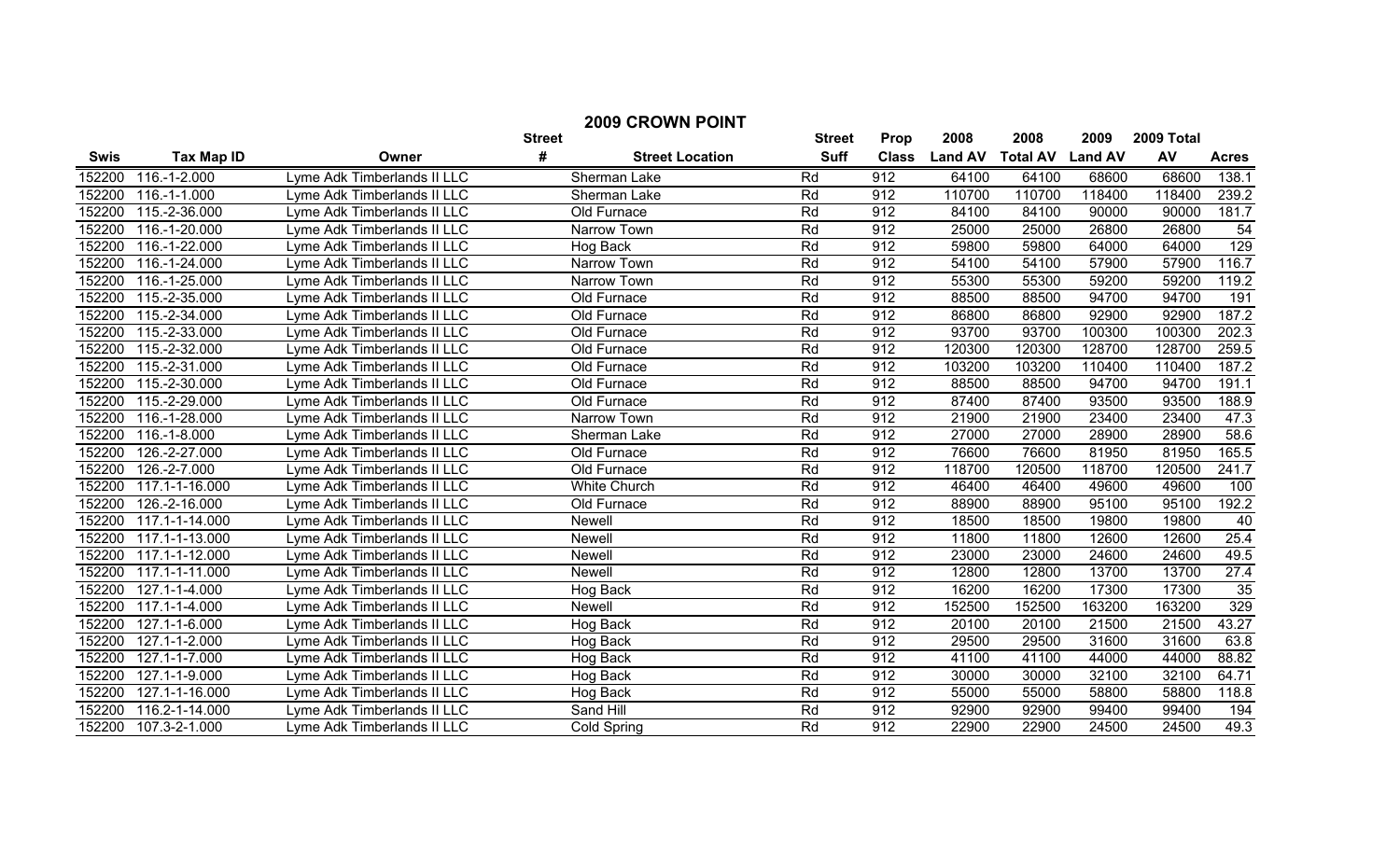# 2009 CROWN POINT

| Swis | Tax Map ID | Owner | Street # | Street Location | Street Suff | Prop Class | 2008 Land AV | 2008 Total AV | 2009 Land AV | 2009 Total AV | Acres |
|---|---|---|---|---|---|---|---|---|---|---|---|
| 152200 | 116.-1-2.000 | Lyme Adk Timberlands II LLC | | Sherman Lake | Rd | 912 | 64100 | 64100 | 68600 | 68600 | 138.1 |
| 152200 | 116.-1-1.000 | Lyme Adk Timberlands II LLC | | Sherman Lake | Rd | 912 | 110700 | 110700 | 118400 | 118400 | 239.2 |
| 152200 | 115.-2-36.000 | Lyme Adk Timberlands II LLC | | Old Furnace | Rd | 912 | 84100 | 84100 | 90000 | 90000 | 181.7 |
| 152200 | 116.-1-20.000 | Lyme Adk Timberlands II LLC | | Narrow Town | Rd | 912 | 25000 | 25000 | 26800 | 26800 | 54 |
| 152200 | 116.-1-22.000 | Lyme Adk Timberlands II LLC | | Hog Back | Rd | 912 | 59800 | 59800 | 64000 | 64000 | 129 |
| 152200 | 116.-1-24.000 | Lyme Adk Timberlands II LLC | | Narrow Town | Rd | 912 | 54100 | 54100 | 57900 | 57900 | 116.7 |
| 152200 | 116.-1-25.000 | Lyme Adk Timberlands II LLC | | Narrow Town | Rd | 912 | 55300 | 55300 | 59200 | 59200 | 119.2 |
| 152200 | 115.-2-35.000 | Lyme Adk Timberlands II LLC | | Old Furnace | Rd | 912 | 88500 | 88500 | 94700 | 94700 | 191 |
| 152200 | 115.-2-34.000 | Lyme Adk Timberlands II LLC | | Old Furnace | Rd | 912 | 86800 | 86800 | 92900 | 92900 | 187.2 |
| 152200 | 115.-2-33.000 | Lyme Adk Timberlands II LLC | | Old Furnace | Rd | 912 | 93700 | 93700 | 100300 | 100300 | 202.3 |
| 152200 | 115.-2-32.000 | Lyme Adk Timberlands II LLC | | Old Furnace | Rd | 912 | 120300 | 120300 | 128700 | 128700 | 259.5 |
| 152200 | 115.-2-31.000 | Lyme Adk Timberlands II LLC | | Old Furnace | Rd | 912 | 103200 | 103200 | 110400 | 110400 | 187.2 |
| 152200 | 115.-2-30.000 | Lyme Adk Timberlands II LLC | | Old Furnace | Rd | 912 | 88500 | 88500 | 94700 | 94700 | 191.1 |
| 152200 | 115.-2-29.000 | Lyme Adk Timberlands II LLC | | Old Furnace | Rd | 912 | 87400 | 87400 | 93500 | 93500 | 188.9 |
| 152200 | 116.-1-28.000 | Lyme Adk Timberlands II LLC | | Narrow Town | Rd | 912 | 21900 | 21900 | 23400 | 23400 | 47.3 |
| 152200 | 116.-1-8.000 | Lyme Adk Timberlands II LLC | | Sherman Lake | Rd | 912 | 27000 | 27000 | 28900 | 28900 | 58.6 |
| 152200 | 126.-2-27.000 | Lyme Adk Timberlands II LLC | | Old Furnace | Rd | 912 | 76600 | 76600 | 81950 | 81950 | 165.5 |
| 152200 | 126.-2-7.000 | Lyme Adk Timberlands II LLC | | Old Furnace | Rd | 912 | 118700 | 120500 | 118700 | 120500 | 241.7 |
| 152200 | 117.1-1-16.000 | Lyme Adk Timberlands II LLC | | White Church | Rd | 912 | 46400 | 46400 | 49600 | 49600 | 100 |
| 152200 | 126.-2-16.000 | Lyme Adk Timberlands II LLC | | Old Furnace | Rd | 912 | 88900 | 88900 | 95100 | 95100 | 192.2 |
| 152200 | 117.1-1-14.000 | Lyme Adk Timberlands II LLC | | Newell | Rd | 912 | 18500 | 18500 | 19800 | 19800 | 40 |
| 152200 | 117.1-1-13.000 | Lyme Adk Timberlands II LLC | | Newell | Rd | 912 | 11800 | 11800 | 12600 | 12600 | 25.4 |
| 152200 | 117.1-1-12.000 | Lyme Adk Timberlands II LLC | | Newell | Rd | 912 | 23000 | 23000 | 24600 | 24600 | 49.5 |
| 152200 | 117.1-1-11.000 | Lyme Adk Timberlands II LLC | | Newell | Rd | 912 | 12800 | 12800 | 13700 | 13700 | 27.4 |
| 152200 | 127.1-1-4.000 | Lyme Adk Timberlands II LLC | | Hog Back | Rd | 912 | 16200 | 16200 | 17300 | 17300 | 35 |
| 152200 | 117.1-1-4.000 | Lyme Adk Timberlands II LLC | | Newell | Rd | 912 | 152500 | 152500 | 163200 | 163200 | 329 |
| 152200 | 127.1-1-6.000 | Lyme Adk Timberlands II LLC | | Hog Back | Rd | 912 | 20100 | 20100 | 21500 | 21500 | 43.27 |
| 152200 | 127.1-1-2.000 | Lyme Adk Timberlands II LLC | | Hog Back | Rd | 912 | 29500 | 29500 | 31600 | 31600 | 63.8 |
| 152200 | 127.1-1-7.000 | Lyme Adk Timberlands II LLC | | Hog Back | Rd | 912 | 41100 | 41100 | 44000 | 44000 | 88.82 |
| 152200 | 127.1-1-9.000 | Lyme Adk Timberlands II LLC | | Hog Back | Rd | 912 | 30000 | 30000 | 32100 | 32100 | 64.71 |
| 152200 | 127.1-1-16.000 | Lyme Adk Timberlands II LLC | | Hog Back | Rd | 912 | 55000 | 55000 | 58800 | 58800 | 118.8 |
| 152200 | 116.2-1-14.000 | Lyme Adk Timberlands II LLC | | Sand Hill | Rd | 912 | 92900 | 92900 | 99400 | 99400 | 194 |
| 152200 | 107.3-2-1.000 | Lyme Adk Timberlands II LLC | | Cold Spring | Rd | 912 | 22900 | 22900 | 24500 | 24500 | 49.3 |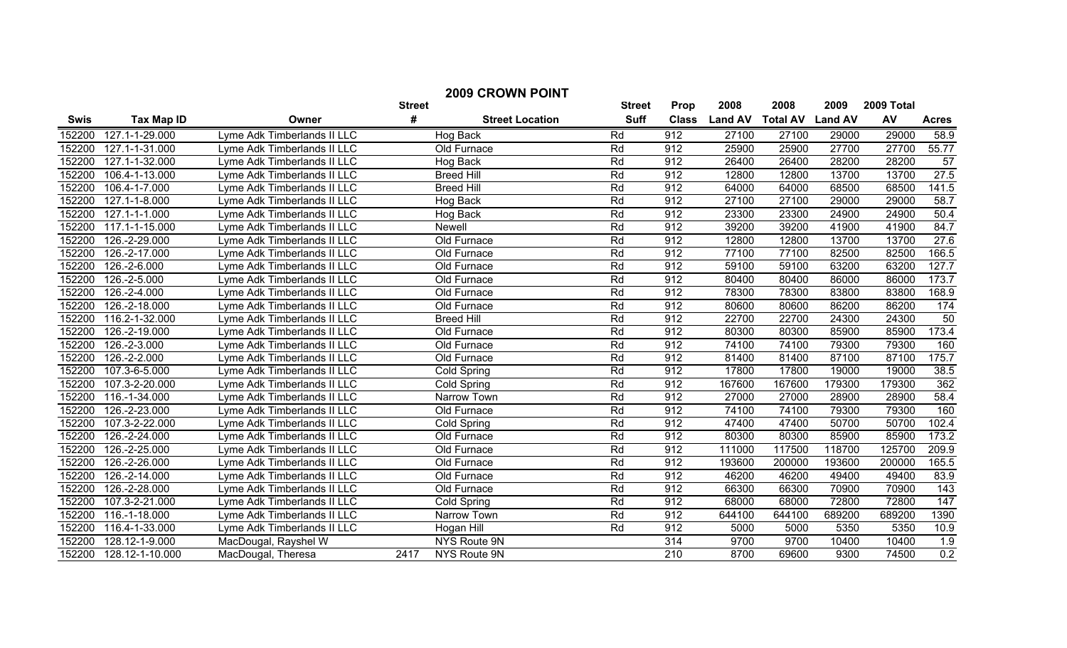## 2009 CROWN POINT

| Swis | Tax Map ID | Owner | Street # | Street Location | Street Suff | Prop Class | 2008 Land AV | 2008 Total AV | 2009 Land AV | 2009 Total AV | Acres |
|---|---|---|---|---|---|---|---|---|---|---|---|
| 152200 | 127.1-1-29.000 | Lyme Adk Timberlands II LLC | | Hog Back | Rd | 912 | 27100 | 27100 | 29000 | 29000 | 58.9 |
| 152200 | 127.1-1-31.000 | Lyme Adk Timberlands II LLC | | Old Furnace | Rd | 912 | 25900 | 25900 | 27700 | 27700 | 55.77 |
| 152200 | 127.1-1-32.000 | Lyme Adk Timberlands II LLC | | Hog Back | Rd | 912 | 26400 | 26400 | 28200 | 28200 | 57 |
| 152200 | 106.4-1-13.000 | Lyme Adk Timberlands II LLC | | Breed Hill | Rd | 912 | 12800 | 12800 | 13700 | 13700 | 27.5 |
| 152200 | 106.4-1-7.000 | Lyme Adk Timberlands II LLC | | Breed Hill | Rd | 912 | 64000 | 64000 | 68500 | 68500 | 141.5 |
| 152200 | 127.1-1-8.000 | Lyme Adk Timberlands II LLC | | Hog Back | Rd | 912 | 27100 | 27100 | 29000 | 29000 | 58.7 |
| 152200 | 127.1-1-1.000 | Lyme Adk Timberlands II LLC | | Hog Back | Rd | 912 | 23300 | 23300 | 24900 | 24900 | 50.4 |
| 152200 | 117.1-1-15.000 | Lyme Adk Timberlands II LLC | | Newell | Rd | 912 | 39200 | 39200 | 41900 | 41900 | 84.7 |
| 152200 | 126.-2-29.000 | Lyme Adk Timberlands II LLC | | Old Furnace | Rd | 912 | 12800 | 12800 | 13700 | 13700 | 27.6 |
| 152200 | 126.-2-17.000 | Lyme Adk Timberlands II LLC | | Old Furnace | Rd | 912 | 77100 | 77100 | 82500 | 82500 | 166.5 |
| 152200 | 126.-2-6.000 | Lyme Adk Timberlands II LLC | | Old Furnace | Rd | 912 | 59100 | 59100 | 63200 | 63200 | 127.7 |
| 152200 | 126.-2-5.000 | Lyme Adk Timberlands II LLC | | Old Furnace | Rd | 912 | 80400 | 80400 | 86000 | 86000 | 173.7 |
| 152200 | 126.-2-4.000 | Lyme Adk Timberlands II LLC | | Old Furnace | Rd | 912 | 78300 | 78300 | 83800 | 83800 | 168.9 |
| 152200 | 126.-2-18.000 | Lyme Adk Timberlands II LLC | | Old Furnace | Rd | 912 | 80600 | 80600 | 86200 | 86200 | 174 |
| 152200 | 116.2-1-32.000 | Lyme Adk Timberlands II LLC | | Breed Hill | Rd | 912 | 22700 | 22700 | 24300 | 24300 | 50 |
| 152200 | 126.-2-19.000 | Lyme Adk Timberlands II LLC | | Old Furnace | Rd | 912 | 80300 | 80300 | 85900 | 85900 | 173.4 |
| 152200 | 126.-2-3.000 | Lyme Adk Timberlands II LLC | | Old Furnace | Rd | 912 | 74100 | 74100 | 79300 | 79300 | 160 |
| 152200 | 126.-2-2.000 | Lyme Adk Timberlands II LLC | | Old Furnace | Rd | 912 | 81400 | 81400 | 87100 | 87100 | 175.7 |
| 152200 | 107.3-6-5.000 | Lyme Adk Timberlands II LLC | | Cold Spring | Rd | 912 | 17800 | 17800 | 19000 | 19000 | 38.5 |
| 152200 | 107.3-2-20.000 | Lyme Adk Timberlands II LLC | | Cold Spring | Rd | 912 | 167600 | 167600 | 179300 | 179300 | 362 |
| 152200 | 116.-1-34.000 | Lyme Adk Timberlands II LLC | | Narrow Town | Rd | 912 | 27000 | 27000 | 28900 | 28900 | 58.4 |
| 152200 | 126.-2-23.000 | Lyme Adk Timberlands II LLC | | Old Furnace | Rd | 912 | 74100 | 74100 | 79300 | 79300 | 160 |
| 152200 | 107.3-2-22.000 | Lyme Adk Timberlands II LLC | | Cold Spring | Rd | 912 | 47400 | 47400 | 50700 | 50700 | 102.4 |
| 152200 | 126.-2-24.000 | Lyme Adk Timberlands II LLC | | Old Furnace | Rd | 912 | 80300 | 80300 | 85900 | 85900 | 173.2 |
| 152200 | 126.-2-25.000 | Lyme Adk Timberlands II LLC | | Old Furnace | Rd | 912 | 111000 | 117500 | 118700 | 125700 | 209.9 |
| 152200 | 126.-2-26.000 | Lyme Adk Timberlands II LLC | | Old Furnace | Rd | 912 | 193600 | 200000 | 193600 | 200000 | 165.5 |
| 152200 | 126.-2-14.000 | Lyme Adk Timberlands II LLC | | Old Furnace | Rd | 912 | 46200 | 46200 | 49400 | 49400 | 83.9 |
| 152200 | 126.-2-28.000 | Lyme Adk Timberlands II LLC | | Old Furnace | Rd | 912 | 66300 | 66300 | 70900 | 70900 | 143 |
| 152200 | 107.3-2-21.000 | Lyme Adk Timberlands II LLC | | Cold Spring | Rd | 912 | 68000 | 68000 | 72800 | 72800 | 147 |
| 152200 | 116.-1-18.000 | Lyme Adk Timberlands II LLC | | Narrow Town | Rd | 912 | 644100 | 644100 | 689200 | 689200 | 1390 |
| 152200 | 116.4-1-33.000 | Lyme Adk Timberlands II LLC | | Hogan Hill | Rd | 912 | 5000 | 5000 | 5350 | 5350 | 10.9 |
| 152200 | 128.12-1-9.000 | MacDougal, Rayshel W | | NYS Route 9N | | 314 | 9700 | 9700 | 10400 | 10400 | 1.9 |
| 152200 | 128.12-1-10.000 | MacDougal, Theresa | 2417 | NYS Route 9N | | 210 | 8700 | 69600 | 9300 | 74500 | 0.2 |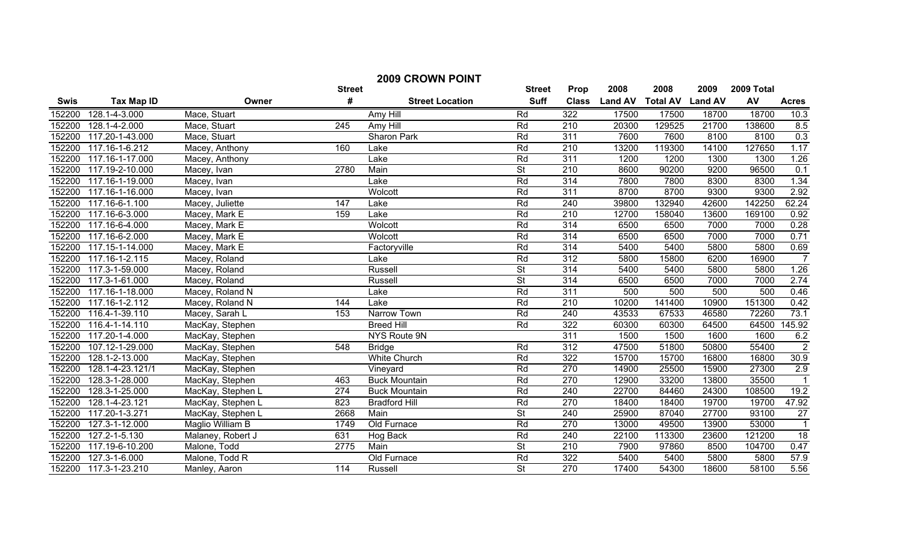# 2009 CROWN POINT

| Swis | Tax Map ID | Owner | Street # | Street Location | Street Suff | Prop Class | 2008 Land AV | 2008 Total AV | 2009 Land AV | 2009 Total AV | Acres |
|---|---|---|---|---|---|---|---|---|---|---|---|
| 152200 | 128.1-4-3.000 | Mace, Stuart | | Amy Hill | Rd | 322 | 17500 | 17500 | 18700 | 18700 | 10.3 |
| 152200 | 128.1-4-2.000 | Mace, Stuart | 245 | Amy Hill | Rd | 210 | 20300 | 129525 | 21700 | 138600 | 8.5 |
| 152200 | 117.20-1-43.000 | Mace, Stuart | | Sharon Park | Rd | 311 | 7600 | 7600 | 8100 | 8100 | 0.3 |
| 152200 | 117.16-1-6.212 | Macey, Anthony | 160 | Lake | Rd | 210 | 13200 | 119300 | 14100 | 127650 | 1.17 |
| 152200 | 117.16-1-17.000 | Macey, Anthony | | Lake | Rd | 311 | 1200 | 1200 | 1300 | 1300 | 1.26 |
| 152200 | 117.19-2-10.000 | Macey, Ivan | 2780 | Main | St | 210 | 8600 | 90200 | 9200 | 96500 | 0.1 |
| 152200 | 117.16-1-19.000 | Macey, Ivan | | Lake | Rd | 314 | 7800 | 7800 | 8300 | 8300 | 1.34 |
| 152200 | 117.16-1-16.000 | Macey, Ivan | | Wolcott | Rd | 311 | 8700 | 8700 | 9300 | 9300 | 2.92 |
| 152200 | 117.16-6-1.100 | Macey, Juliette | 147 | Lake | Rd | 240 | 39800 | 132940 | 42600 | 142250 | 62.24 |
| 152200 | 117.16-6-3.000 | Macey, Mark E | 159 | Lake | Rd | 210 | 12700 | 158040 | 13600 | 169100 | 0.92 |
| 152200 | 117.16-6-4.000 | Macey, Mark E | | Wolcott | Rd | 314 | 6500 | 6500 | 7000 | 7000 | 0.28 |
| 152200 | 117.16-6-2.000 | Macey, Mark E | | Wolcott | Rd | 314 | 6500 | 6500 | 7000 | 7000 | 0.71 |
| 152200 | 117.15-1-14.000 | Macey, Mark E | | Factoryville | Rd | 314 | 5400 | 5400 | 5800 | 5800 | 0.69 |
| 152200 | 117.16-1-2.115 | Macey, Roland | | Lake | Rd | 312 | 5800 | 15800 | 6200 | 16900 | 7 |
| 152200 | 117.3-1-59.000 | Macey, Roland | | Russell | St | 314 | 5400 | 5400 | 5800 | 5800 | 1.26 |
| 152200 | 117.3-1-61.000 | Macey, Roland | | Russell | St | 314 | 6500 | 6500 | 7000 | 7000 | 2.74 |
| 152200 | 117.16-1-18.000 | Macey, Roland N | | Lake | Rd | 311 | 500 | 500 | 500 | 500 | 0.46 |
| 152200 | 117.16-1-2.112 | Macey, Roland N | 144 | Lake | Rd | 210 | 10200 | 141400 | 10900 | 151300 | 0.42 |
| 152200 | 116.4-1-39.110 | Macey, Sarah L | 153 | Narrow Town | Rd | 240 | 43533 | 67533 | 46580 | 72260 | 73.1 |
| 152200 | 116.4-1-14.110 | MacKay, Stephen | | Breed Hill | Rd | 322 | 60300 | 60300 | 64500 | 64500 | 145.92 |
| 152200 | 117.20-1-4.000 | MacKay, Stephen | | NYS Route 9N | | 311 | 1500 | 1500 | 1600 | 1600 | 6.2 |
| 152200 | 107.12-1-29.000 | MacKay, Stephen | 548 | Bridge | Rd | 312 | 47500 | 51800 | 50800 | 55400 | 2 |
| 152200 | 128.1-2-13.000 | MacKay, Stephen | | White Church | Rd | 322 | 15700 | 15700 | 16800 | 16800 | 30.9 |
| 152200 | 128.1-4-23.121/1 | MacKay, Stephen | | Vineyard | Rd | 270 | 14900 | 25500 | 15900 | 27300 | 2.9 |
| 152200 | 128.3-1-28.000 | MacKay, Stephen | 463 | Buck Mountain | Rd | 270 | 12900 | 33200 | 13800 | 35500 | 1 |
| 152200 | 128.3-1-25.000 | MacKay, Stephen L | 274 | Buck Mountain | Rd | 240 | 22700 | 84460 | 24300 | 108500 | 19.2 |
| 152200 | 128.1-4-23.121 | MacKay, Stephen L | 823 | Bradford Hill | Rd | 270 | 18400 | 18400 | 19700 | 19700 | 47.92 |
| 152200 | 117.20-1-3.271 | MacKay, Stephen L | 2668 | Main | St | 240 | 25900 | 87040 | 27700 | 93100 | 27 |
| 152200 | 127.3-1-12.000 | Maglio William B | 1749 | Old Furnace | Rd | 270 | 13000 | 49500 | 13900 | 53000 | 1 |
| 152200 | 127.2-1-5.130 | Malaney, Robert J | 631 | Hog Back | Rd | 240 | 22100 | 113300 | 23600 | 121200 | 18 |
| 152200 | 117.19-6-10.200 | Malone, Todd | 2775 | Main | St | 210 | 7900 | 97860 | 8500 | 104700 | 0.47 |
| 152200 | 127.3-1-6.000 | Malone, Todd R | | Old Furnace | Rd | 322 | 5400 | 5400 | 5800 | 5800 | 57.9 |
| 152200 | 117.3-1-23.210 | Manley, Aaron | 114 | Russell | St | 270 | 17400 | 54300 | 18600 | 58100 | 5.56 |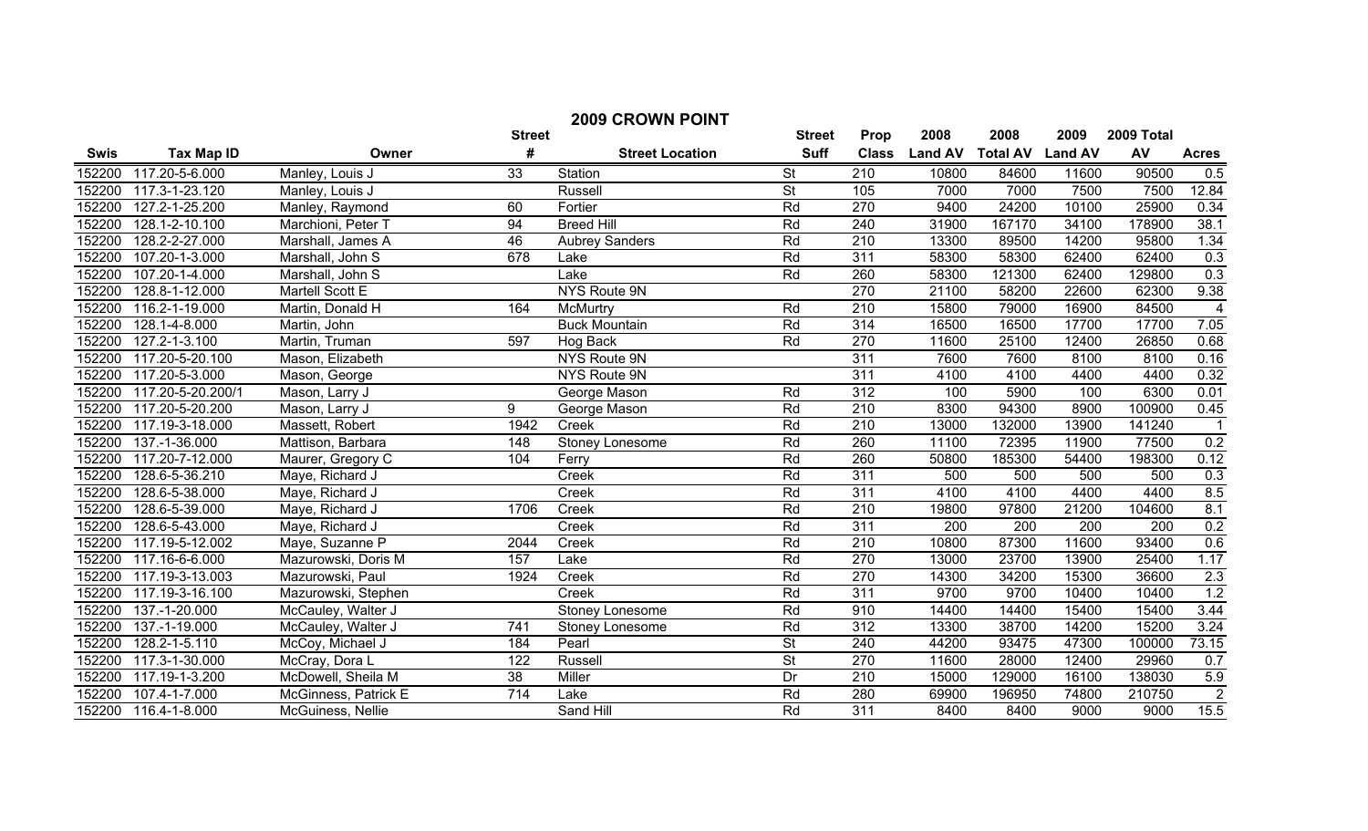## 2009 CROWN POINT

| Swis | Tax Map ID | Owner | Street # | Street Location | Street Suff | Prop Class | 2008 Land AV | 2008 Total AV | 2009 Land AV | 2009 Total AV | Acres |
|---|---|---|---|---|---|---|---|---|---|---|---|
| 152200 | 117.20-5-6.000 | Manley, Louis J | 33 | Station | St | 210 | 10800 | 84600 | 11600 | 90500 | 0.5 |
| 152200 | 117.3-1-23.120 | Manley, Louis J | | Russell | St | 105 | 7000 | 7000 | 7500 | 7500 | 12.84 |
| 152200 | 127.2-1-25.200 | Manley, Raymond | 60 | Fortier | Rd | 270 | 9400 | 24200 | 10100 | 25900 | 0.34 |
| 152200 | 128.1-2-10.100 | Marchioni, Peter T | 94 | Breed Hill | Rd | 240 | 31900 | 167170 | 34100 | 178900 | 38.1 |
| 152200 | 128.2-2-27.000 | Marshall, James A | 46 | Aubrey Sanders | Rd | 210 | 13300 | 89500 | 14200 | 95800 | 1.34 |
| 152200 | 107.20-1-3.000 | Marshall, John S | 678 | Lake | Rd | 311 | 58300 | 58300 | 62400 | 62400 | 0.3 |
| 152200 | 107.20-1-4.000 | Marshall, John S | | Lake | Rd | 260 | 58300 | 121300 | 62400 | 129800 | 0.3 |
| 152200 | 128.8-1-12.000 | Martell Scott E | | NYS Route 9N | | 270 | 21100 | 58200 | 22600 | 62300 | 9.38 |
| 152200 | 116.2-1-19.000 | Martin, Donald H | 164 | McMurtry | Rd | 210 | 15800 | 79000 | 16900 | 84500 | 4 |
| 152200 | 128.1-4-8.000 | Martin, John | | Buck Mountain | Rd | 314 | 16500 | 16500 | 17700 | 17700 | 7.05 |
| 152200 | 127.2-1-3.100 | Martin, Truman | 597 | Hog Back | Rd | 270 | 11600 | 25100 | 12400 | 26850 | 0.68 |
| 152200 | 117.20-5-20.100 | Mason, Elizabeth | | NYS Route 9N | | 311 | 7600 | 7600 | 8100 | 8100 | 0.16 |
| 152200 | 117.20-5-3.000 | Mason, George | | NYS Route 9N | | 311 | 4100 | 4100 | 4400 | 4400 | 0.32 |
| 152200 | 117.20-5-20.200/1 | Mason, Larry J | | George Mason | Rd | 312 | 100 | 5900 | 100 | 6300 | 0.01 |
| 152200 | 117.20-5-20.200 | Mason, Larry J | 9 | George Mason | Rd | 210 | 8300 | 94300 | 8900 | 100900 | 0.45 |
| 152200 | 117.19-3-18.000 | Massett, Robert | 1942 | Creek | Rd | 210 | 13000 | 132000 | 13900 | 141240 | 1 |
| 152200 | 137.-1-36.000 | Mattison, Barbara | 148 | Stoney Lonesome | Rd | 260 | 11100 | 72395 | 11900 | 77500 | 0.2 |
| 152200 | 117.20-7-12.000 | Maurer, Gregory C | 104 | Ferry | Rd | 260 | 50800 | 185300 | 54400 | 198300 | 0.12 |
| 152200 | 128.6-5-36.210 | Maye, Richard J | | Creek | Rd | 311 | 500 | 500 | 500 | 500 | 0.3 |
| 152200 | 128.6-5-38.000 | Maye, Richard J | | Creek | Rd | 311 | 4100 | 4100 | 4400 | 4400 | 8.5 |
| 152200 | 128.6-5-39.000 | Maye, Richard J | 1706 | Creek | Rd | 210 | 19800 | 97800 | 21200 | 104600 | 8.1 |
| 152200 | 128.6-5-43.000 | Maye, Richard J | | Creek | Rd | 311 | 200 | 200 | 200 | 200 | 0.2 |
| 152200 | 117.19-5-12.002 | Maye, Suzanne P | 2044 | Creek | Rd | 210 | 10800 | 87300 | 11600 | 93400 | 0.6 |
| 152200 | 117.16-6-6.000 | Mazurowski, Doris M | 157 | Lake | Rd | 270 | 13000 | 23700 | 13900 | 25400 | 1.17 |
| 152200 | 117.19-3-13.003 | Mazurowski, Paul | 1924 | Creek | Rd | 270 | 14300 | 34200 | 15300 | 36600 | 2.3 |
| 152200 | 117.19-3-16.100 | Mazurowski, Stephen | | Creek | Rd | 311 | 9700 | 9700 | 10400 | 10400 | 1.2 |
| 152200 | 137.-1-20.000 | McCauley, Walter J | | Stoney Lonesome | Rd | 910 | 14400 | 14400 | 15400 | 15400 | 3.44 |
| 152200 | 137.-1-19.000 | McCauley, Walter J | 741 | Stoney Lonesome | Rd | 312 | 13300 | 38700 | 14200 | 15200 | 3.24 |
| 152200 | 128.2-1-5.110 | McCoy, Michael J | 184 | Pearl | St | 240 | 44200 | 93475 | 47300 | 100000 | 73.15 |
| 152200 | 117.3-1-30.000 | McCray, Dora L | 122 | Russell | St | 270 | 11600 | 28000 | 12400 | 29960 | 0.7 |
| 152200 | 117.19-1-3.200 | McDowell, Sheila M | 38 | Miller | Dr | 210 | 15000 | 129000 | 16100 | 138030 | 5.9 |
| 152200 | 107.4-1-7.000 | McGinness, Patrick E | 714 | Lake | Rd | 280 | 69900 | 196950 | 74800 | 210750 | 2 |
| 152200 | 116.4-1-8.000 | McGuiness, Nellie | | Sand Hill | Rd | 311 | 8400 | 8400 | 9000 | 9000 | 15.5 |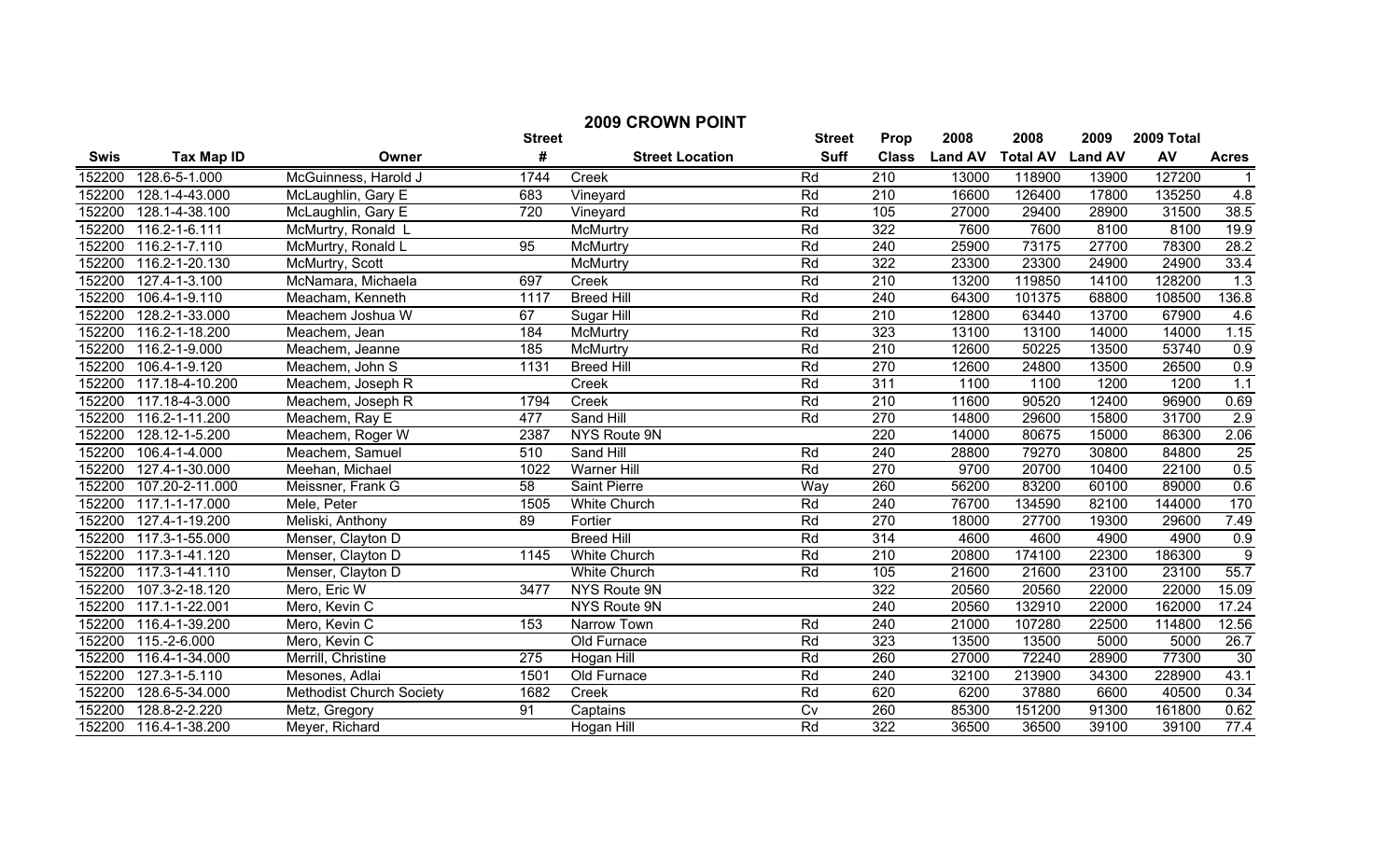# 2009 CROWN POINT

| Swis | Tax Map ID | Owner | Street # | Street Location | Street Suff | Prop Class | 2008 Land AV | 2008 Total AV | 2009 Land AV | 2009 Total AV | Acres |
|---|---|---|---|---|---|---|---|---|---|---|---|
| 152200 | 128.6-5-1.000 | McGuinness, Harold J | 1744 | Creek | Rd | 210 | 13000 | 118900 | 13900 | 127200 | 1 |
| 152200 | 128.1-4-43.000 | McLaughlin, Gary E | 683 | Vineyard | Rd | 210 | 16600 | 126400 | 17800 | 135250 | 4.8 |
| 152200 | 128.1-4-38.100 | McLaughlin, Gary E | 720 | Vineyard | Rd | 105 | 27000 | 29400 | 28900 | 31500 | 38.5 |
| 152200 | 116.2-1-6.111 | McMurtry, Ronald L | | McMurtry | Rd | 322 | 7600 | 7600 | 8100 | 8100 | 19.9 |
| 152200 | 116.2-1-7.110 | McMurtry, Ronald L | 95 | McMurtry | Rd | 240 | 25900 | 73175 | 27700 | 78300 | 28.2 |
| 152200 | 116.2-1-20.130 | McMurtry, Scott | | McMurtry | Rd | 322 | 23300 | 23300 | 24900 | 24900 | 33.4 |
| 152200 | 127.4-1-3.100 | McNamara, Michaela | 697 | Creek | Rd | 210 | 13200 | 119850 | 14100 | 128200 | 1.3 |
| 152200 | 106.4-1-9.110 | Meacham, Kenneth | 1117 | Breed Hill | Rd | 240 | 64300 | 101375 | 68800 | 108500 | 136.8 |
| 152200 | 128.2-1-33.000 | Meachem Joshua W | 67 | Sugar Hill | Rd | 210 | 12800 | 63440 | 13700 | 67900 | 4.6 |
| 152200 | 116.2-1-18.200 | Meachem, Jean | 184 | McMurtry | Rd | 323 | 13100 | 13100 | 14000 | 14000 | 1.15 |
| 152200 | 116.2-1-9.000 | Meachem, Jeanne | 185 | McMurtry | Rd | 210 | 12600 | 50225 | 13500 | 53740 | 0.9 |
| 152200 | 106.4-1-9.120 | Meachem, John S | 1131 | Breed Hill | Rd | 270 | 12600 | 24800 | 13500 | 26500 | 0.9 |
| 152200 | 117.18-4-10.200 | Meachem, Joseph R | | Creek | Rd | 311 | 1100 | 1100 | 1200 | 1200 | 1.1 |
| 152200 | 117.18-4-3.000 | Meachem, Joseph R | 1794 | Creek | Rd | 210 | 11600 | 90520 | 12400 | 96900 | 0.69 |
| 152200 | 116.2-1-11.200 | Meachem, Ray E | 477 | Sand Hill | Rd | 270 | 14800 | 29600 | 15800 | 31700 | 2.9 |
| 152200 | 128.12-1-5.200 | Meachem, Roger W | 2387 | NYS Route 9N | | 220 | 14000 | 80675 | 15000 | 86300 | 2.06 |
| 152200 | 106.4-1-4.000 | Meachem, Samuel | 510 | Sand Hill | Rd | 240 | 28800 | 79270 | 30800 | 84800 | 25 |
| 152200 | 127.4-1-30.000 | Meehan, Michael | 1022 | Warner Hill | Rd | 270 | 9700 | 20700 | 10400 | 22100 | 0.5 |
| 152200 | 107.20-2-11.000 | Meissner, Frank G | 58 | Saint Pierre | Way | 260 | 56200 | 83200 | 60100 | 89000 | 0.6 |
| 152200 | 117.1-1-17.000 | Mele, Peter | 1505 | White Church | Rd | 240 | 76700 | 134590 | 82100 | 144000 | 170 |
| 152200 | 127.4-1-19.200 | Meliski, Anthony | 89 | Fortier | Rd | 270 | 18000 | 27700 | 19300 | 29600 | 7.49 |
| 152200 | 117.3-1-55.000 | Menser, Clayton D | | Breed Hill | Rd | 314 | 4600 | 4600 | 4900 | 4900 | 0.9 |
| 152200 | 117.3-1-41.120 | Menser, Clayton D | 1145 | White Church | Rd | 210 | 20800 | 174100 | 22300 | 186300 | 9 |
| 152200 | 117.3-1-41.110 | Menser, Clayton D | | White Church | Rd | 105 | 21600 | 21600 | 23100 | 23100 | 55.7 |
| 152200 | 107.3-2-18.120 | Mero, Eric W | 3477 | NYS Route 9N | | 322 | 20560 | 20560 | 22000 | 22000 | 15.09 |
| 152200 | 117.1-1-22.001 | Mero, Kevin C | | NYS Route 9N | | 240 | 20560 | 132910 | 22000 | 162000 | 17.24 |
| 152200 | 116.4-1-39.200 | Mero, Kevin C | 153 | Narrow Town | Rd | 240 | 21000 | 107280 | 22500 | 114800 | 12.56 |
| 152200 | 115.-2-6.000 | Mero, Kevin C | | Old Furnace | Rd | 323 | 13500 | 13500 | 5000 | 5000 | 26.7 |
| 152200 | 116.4-1-34.000 | Merrill, Christine | 275 | Hogan Hill | Rd | 260 | 27000 | 72240 | 28900 | 77300 | 30 |
| 152200 | 127.3-1-5.110 | Mesones, Adlai | 1501 | Old Furnace | Rd | 240 | 32100 | 213900 | 34300 | 228900 | 43.1 |
| 152200 | 128.6-5-34.000 | Methodist Church Society | 1682 | Creek | Rd | 620 | 6200 | 37880 | 6600 | 40500 | 0.34 |
| 152200 | 128.8-2-2.220 | Metz, Gregory | 91 | Captains | Cv | 260 | 85300 | 151200 | 91300 | 161800 | 0.62 |
| 152200 | 116.4-1-38.200 | Meyer, Richard | | Hogan Hill | Rd | 322 | 36500 | 36500 | 39100 | 39100 | 77.4 |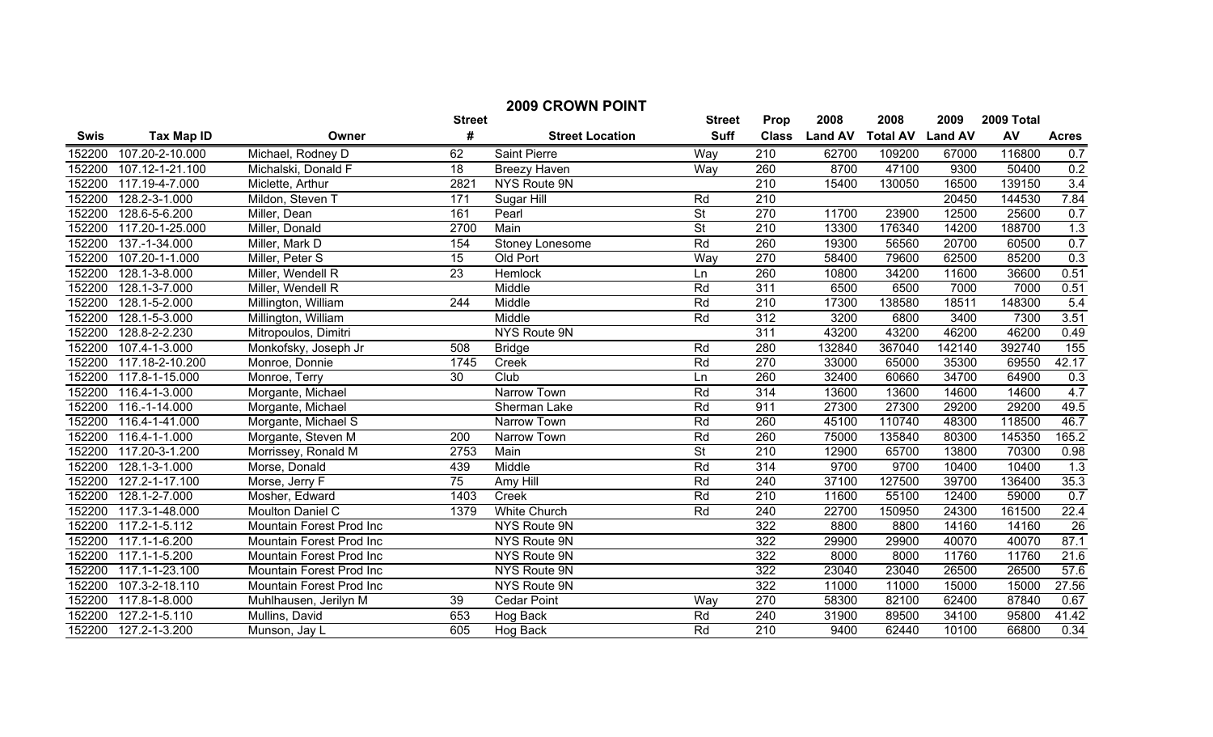# 2009 CROWN POINT

| Swis | Tax Map ID | Owner | Street # | Street Location | Street Suff | Prop Class | 2008 Land AV | 2008 Total AV | 2009 Land AV | 2009 Total AV | Acres |
|---|---|---|---|---|---|---|---|---|---|---|---|
| 152200 | 107.20-2-10.000 | Michael, Rodney D | 62 | Saint Pierre | Way | 210 | 62700 | 109200 | 67000 | 116800 | 0.7 |
| 152200 | 107.12-1-21.100 | Michalski, Donald F | 18 | Breezy Haven | Way | 260 | 8700 | 47100 | 9300 | 50400 | 0.2 |
| 152200 | 117.19-4-7.000 | Miclette, Arthur | 2821 | NYS Route 9N | | 210 | 15400 | 130050 | 16500 | 139150 | 3.4 |
| 152200 | 128.2-3-1.000 | Mildon, Steven T | 171 | Sugar Hill | Rd | 210 | | | 20450 | 144530 | 7.84 |
| 152200 | 128.6-5-6.200 | Miller, Dean | 161 | Pearl | St | 270 | 11700 | 23900 | 12500 | 25600 | 0.7 |
| 152200 | 117.20-1-25.000 | Miller, Donald | 2700 | Main | St | 210 | 13300 | 176340 | 14200 | 188700 | 1.3 |
| 152200 | 137.-1-34.000 | Miller, Mark D | 154 | Stoney Lonesome | Rd | 260 | 19300 | 56560 | 20700 | 60500 | 0.7 |
| 152200 | 107.20-1-1.000 | Miller, Peter S | 15 | Old Port | Way | 270 | 58400 | 79600 | 62500 | 85200 | 0.3 |
| 152200 | 128.1-3-8.000 | Miller, Wendell R | 23 | Hemlock | Ln | 260 | 10800 | 34200 | 11600 | 36600 | 0.51 |
| 152200 | 128.1-3-7.000 | Miller, Wendell R | | Middle | Rd | 311 | 6500 | 6500 | 7000 | 7000 | 0.51 |
| 152200 | 128.1-5-2.000 | Millington, William | 244 | Middle | Rd | 210 | 17300 | 138580 | 18511 | 148300 | 5.4 |
| 152200 | 128.1-5-3.000 | Millington, William | | Middle | Rd | 312 | 3200 | 6800 | 3400 | 7300 | 3.51 |
| 152200 | 128.8-2-2.230 | Mitropoulos, Dimitri | | NYS Route 9N | | 311 | 43200 | 43200 | 46200 | 46200 | 0.49 |
| 152200 | 107.4-1-3.000 | Monkofsky, Joseph Jr | 508 | Bridge | Rd | 280 | 132840 | 367040 | 142140 | 392740 | 155 |
| 152200 | 117.18-2-10.200 | Monroe, Donnie | 1745 | Creek | Rd | 270 | 33000 | 65000 | 35300 | 69550 | 42.17 |
| 152200 | 117.8-1-15.000 | Monroe, Terry | 30 | Club | Ln | 260 | 32400 | 60660 | 34700 | 64900 | 0.3 |
| 152200 | 116.4-1-3.000 | Morgante, Michael | | Narrow Town | Rd | 314 | 13600 | 13600 | 14600 | 14600 | 4.7 |
| 152200 | 116.-1-14.000 | Morgante, Michael | | Sherman Lake | Rd | 911 | 27300 | 27300 | 29200 | 29200 | 49.5 |
| 152200 | 116.4-1-41.000 | Morgante, Michael S | | Narrow Town | Rd | 260 | 45100 | 110740 | 48300 | 118500 | 46.7 |
| 152200 | 116.4-1-1.000 | Morgante, Steven M | 200 | Narrow Town | Rd | 260 | 75000 | 135840 | 80300 | 145350 | 165.2 |
| 152200 | 117.20-3-1.200 | Morrissey, Ronald M | 2753 | Main | St | 210 | 12900 | 65700 | 13800 | 70300 | 0.98 |
| 152200 | 128.1-3-1.000 | Morse, Donald | 439 | Middle | Rd | 314 | 9700 | 9700 | 10400 | 10400 | 1.3 |
| 152200 | 127.2-1-17.100 | Morse, Jerry F | 75 | Amy Hill | Rd | 240 | 37100 | 127500 | 39700 | 136400 | 35.3 |
| 152200 | 128.1-2-7.000 | Mosher, Edward | 1403 | Creek | Rd | 210 | 11600 | 55100 | 12400 | 59000 | 0.7 |
| 152200 | 117.3-1-48.000 | Moulton Daniel C | 1379 | White Church | Rd | 240 | 22700 | 150950 | 24300 | 161500 | 22.4 |
| 152200 | 117.2-1-5.112 | Mountain Forest Prod Inc | | NYS Route 9N | | 322 | 8800 | 8800 | 14160 | 14160 | 26 |
| 152200 | 117.1-1-6.200 | Mountain Forest Prod Inc | | NYS Route 9N | | 322 | 29900 | 29900 | 40070 | 40070 | 87.1 |
| 152200 | 117.1-1-5.200 | Mountain Forest Prod Inc | | NYS Route 9N | | 322 | 8000 | 8000 | 11760 | 11760 | 21.6 |
| 152200 | 117.1-1-23.100 | Mountain Forest Prod Inc | | NYS Route 9N | | 322 | 23040 | 23040 | 26500 | 26500 | 57.6 |
| 152200 | 107.3-2-18.110 | Mountain Forest Prod Inc | | NYS Route 9N | | 322 | 11000 | 11000 | 15000 | 15000 | 27.56 |
| 152200 | 117.8-1-8.000 | Muhlhausen, Jerilyn M | 39 | Cedar Point | Way | 270 | 58300 | 82100 | 62400 | 87840 | 0.67 |
| 152200 | 127.2-1-5.110 | Mullins, David | 653 | Hog Back | Rd | 240 | 31900 | 89500 | 34100 | 95800 | 41.42 |
| 152200 | 127.2-1-3.200 | Munson, Jay L | 605 | Hog Back | Rd | 210 | 9400 | 62440 | 10100 | 66800 | 0.34 |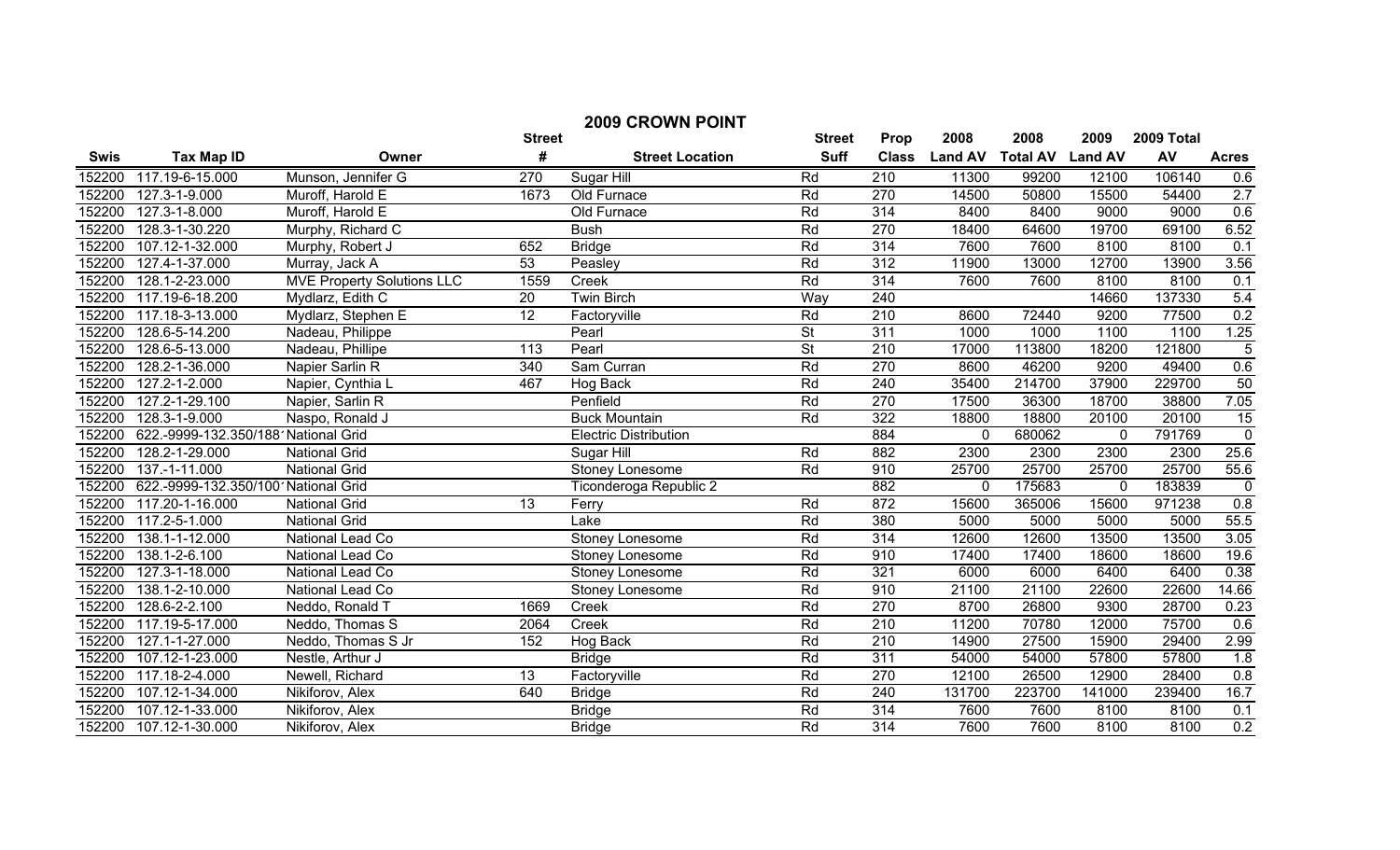# 2009 CROWN POINT

| Swis | Tax Map ID | Owner | Street # | Street Location | Street Suff | Prop Class | 2008 Land AV | 2008 Total AV | 2009 Land AV | 2009 Total AV | Acres |
|---|---|---|---|---|---|---|---|---|---|---|---|
| 152200 | 117.19-6-15.000 | Munson, Jennifer G | 270 | Sugar Hill | Rd | 210 | 11300 | 99200 | 12100 | 106140 | 0.6 |
| 152200 | 127.3-1-9.000 | Muroff, Harold E | 1673 | Old Furnace | Rd | 270 | 14500 | 50800 | 15500 | 54400 | 2.7 |
| 152200 | 127.3-1-8.000 | Muroff, Harold E | | Old Furnace | Rd | 314 | 8400 | 8400 | 9000 | 9000 | 0.6 |
| 152200 | 128.3-1-30.220 | Murphy, Richard C | | Bush | Rd | 270 | 18400 | 64600 | 19700 | 69100 | 6.52 |
| 152200 | 107.12-1-32.000 | Murphy, Robert J | 652 | Bridge | Rd | 314 | 7600 | 7600 | 8100 | 8100 | 0.1 |
| 152200 | 127.4-1-37.000 | Murray, Jack A | 53 | Peasley | Rd | 312 | 11900 | 13000 | 12700 | 13900 | 3.56 |
| 152200 | 128.1-2-23.000 | MVE Property Solutions LLC | 1559 | Creek | Rd | 314 | 7600 | 7600 | 8100 | 8100 | 0.1 |
| 152200 | 117.19-6-18.200 | Mydlarz, Edith C | 20 | Twin Birch | Way | 240 | | | 14660 | 137330 | 5.4 |
| 152200 | 117.18-3-13.000 | Mydlarz, Stephen E | 12 | Factoryville | Rd | 210 | 8600 | 72440 | 9200 | 77500 | 0.2 |
| 152200 | 128.6-5-14.200 | Nadeau, Philippe | | Pearl | St | 311 | 1000 | 1000 | 1100 | 1100 | 1.25 |
| 152200 | 128.6-5-13.000 | Nadeau, Phillipe | 113 | Pearl | St | 210 | 17000 | 113800 | 18200 | 121800 | 5 |
| 152200 | 128.2-1-36.000 | Napier Sarlin R | 340 | Sam Curran | Rd | 270 | 8600 | 46200 | 9200 | 49400 | 0.6 |
| 152200 | 127.2-1-2.000 | Napier, Cynthia L | 467 | Hog Back | Rd | 240 | 35400 | 214700 | 37900 | 229700 | 50 |
| 152200 | 127.2-1-29.100 | Napier, Sarlin R | | Penfield | Rd | 270 | 17500 | 36300 | 18700 | 38800 | 7.05 |
| 152200 | 128.3-1-9.000 | Naspo, Ronald J | | Buck Mountain | Rd | 322 | 18800 | 18800 | 20100 | 20100 | 15 |
| 152200 | 622.-9999-132.350/188 | National Grid | | Electric Distribution | | 884 | 0 | 680062 | 0 | 791769 | 0 |
| 152200 | 128.2-1-29.000 | National Grid | | Sugar Hill | Rd | 882 | 2300 | 2300 | 2300 | 2300 | 25.6 |
| 152200 | 137.-1-11.000 | National Grid | | Stoney Lonesome | Rd | 910 | 25700 | 25700 | 25700 | 25700 | 55.6 |
| 152200 | 622.-9999-132.350/100 | National Grid | | Ticonderoga Republic 2 | | 882 | 0 | 175683 | 0 | 183839 | 0 |
| 152200 | 117.20-1-16.000 | National Grid | 13 | Ferry | Rd | 872 | 15600 | 365006 | 15600 | 971238 | 0.8 |
| 152200 | 117.2-5-1.000 | National Grid | | Lake | Rd | 380 | 5000 | 5000 | 5000 | 5000 | 55.5 |
| 152200 | 138.1-1-12.000 | National Lead Co | | Stoney Lonesome | Rd | 314 | 12600 | 12600 | 13500 | 13500 | 3.05 |
| 152200 | 138.1-2-6.100 | National Lead Co | | Stoney Lonesome | Rd | 910 | 17400 | 17400 | 18600 | 18600 | 19.6 |
| 152200 | 127.3-1-18.000 | National Lead Co | | Stoney Lonesome | Rd | 321 | 6000 | 6000 | 6400 | 6400 | 0.38 |
| 152200 | 138.1-2-10.000 | National Lead Co | | Stoney Lonesome | Rd | 910 | 21100 | 21100 | 22600 | 22600 | 14.66 |
| 152200 | 128.6-2-2.100 | Neddo, Ronald T | 1669 | Creek | Rd | 270 | 8700 | 26800 | 9300 | 28700 | 0.23 |
| 152200 | 117.19-5-17.000 | Neddo, Thomas S | 2064 | Creek | Rd | 210 | 11200 | 70780 | 12000 | 75700 | 0.6 |
| 152200 | 127.1-1-27.000 | Neddo, Thomas S Jr | 152 | Hog Back | Rd | 210 | 14900 | 27500 | 15900 | 29400 | 2.99 |
| 152200 | 107.12-1-23.000 | Nestle, Arthur J | | Bridge | Rd | 311 | 54000 | 54000 | 57800 | 57800 | 1.8 |
| 152200 | 117.18-2-4.000 | Newell, Richard | 13 | Factoryville | Rd | 270 | 12100 | 26500 | 12900 | 28400 | 0.8 |
| 152200 | 107.12-1-34.000 | Nikiforov, Alex | 640 | Bridge | Rd | 240 | 131700 | 223700 | 141000 | 239400 | 16.7 |
| 152200 | 107.12-1-33.000 | Nikiforov, Alex | | Bridge | Rd | 314 | 7600 | 7600 | 8100 | 8100 | 0.1 |
| 152200 | 107.12-1-30.000 | Nikiforov, Alex | | Bridge | Rd | 314 | 7600 | 7600 | 8100 | 8100 | 0.2 |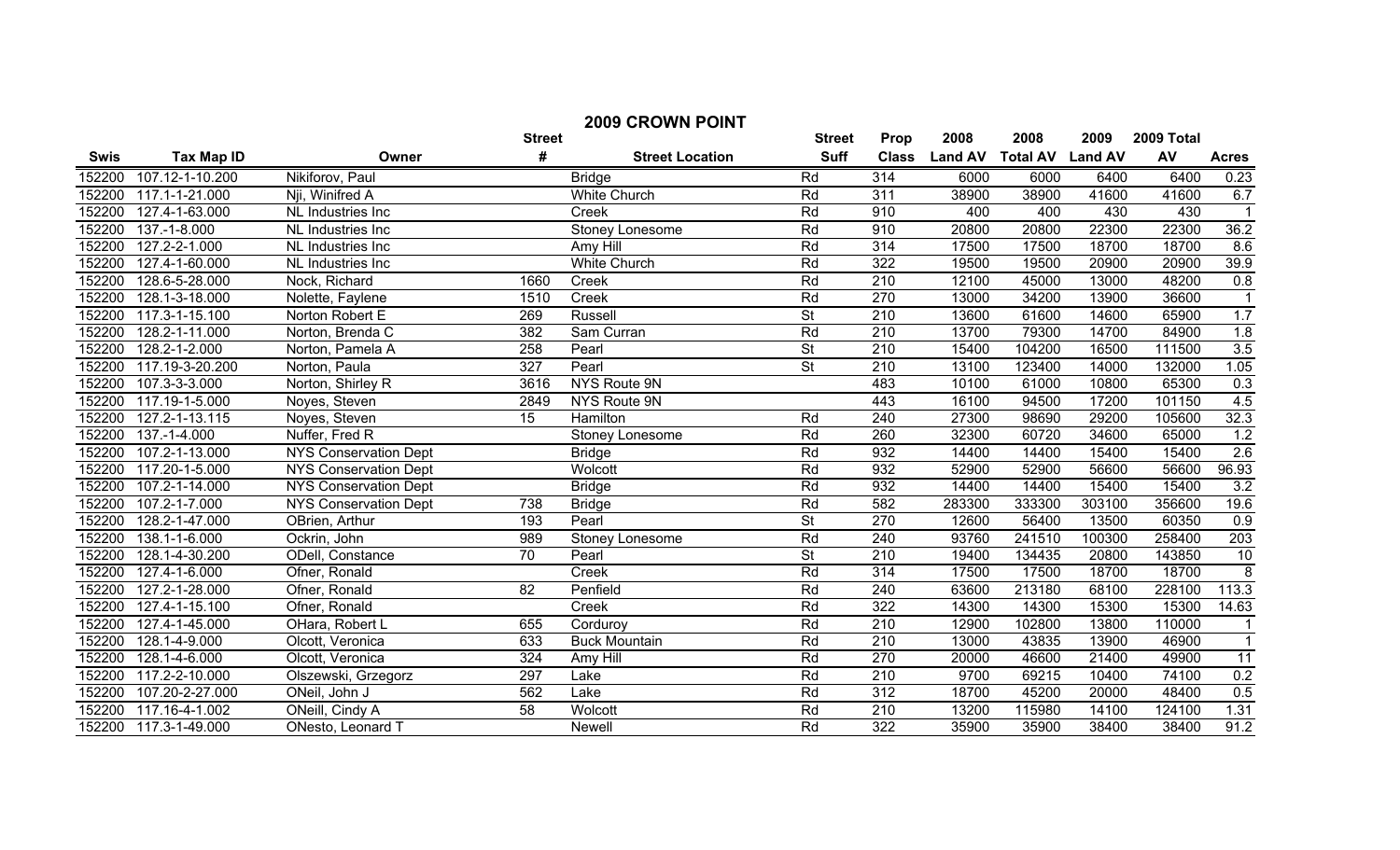# 2009 CROWN POINT

| Swis | Tax Map ID | Owner | Street # | Street Location | Street Suff | Prop Class | 2008 Land AV | 2008 Total AV | 2009 Land AV | 2009 Total AV | Acres |
|---|---|---|---|---|---|---|---|---|---|---|---|
| 152200 | 107.12-1-10.200 | Nikiforov, Paul | | Bridge | Rd | 314 | 6000 | 6000 | 6400 | 6400 | 0.23 |
| 152200 | 117.1-1-21.000 | Nji, Winifred A | | White Church | Rd | 311 | 38900 | 38900 | 41600 | 41600 | 6.7 |
| 152200 | 127.4-1-63.000 | NL Industries Inc | | Creek | Rd | 910 | 400 | 400 | 430 | 430 | 1 |
| 152200 | 137.-1-8.000 | NL Industries Inc | | Stoney Lonesome | Rd | 910 | 20800 | 20800 | 22300 | 22300 | 36.2 |
| 152200 | 127.2-2-1.000 | NL Industries Inc | | Amy Hill | Rd | 314 | 17500 | 17500 | 18700 | 18700 | 8.6 |
| 152200 | 127.4-1-60.000 | NL Industries Inc | | White Church | Rd | 322 | 19500 | 19500 | 20900 | 20900 | 39.9 |
| 152200 | 128.6-5-28.000 | Nock, Richard | 1660 | Creek | Rd | 210 | 12100 | 45000 | 13000 | 48200 | 0.8 |
| 152200 | 128.1-3-18.000 | Nolette, Faylene | 1510 | Creek | Rd | 270 | 13000 | 34200 | 13900 | 36600 | 1 |
| 152200 | 117.3-1-15.100 | Norton Robert E | 269 | Russell | St | 210 | 13600 | 61600 | 14600 | 65900 | 1.7 |
| 152200 | 128.2-1-11.000 | Norton, Brenda C | 382 | Sam Curran | Rd | 210 | 13700 | 79300 | 14700 | 84900 | 1.8 |
| 152200 | 128.2-1-2.000 | Norton, Pamela A | 258 | Pearl | St | 210 | 15400 | 104200 | 16500 | 111500 | 3.5 |
| 152200 | 117.19-3-20.200 | Norton, Paula | 327 | Pearl | St | 210 | 13100 | 123400 | 14000 | 132000 | 1.05 |
| 152200 | 107.3-3-3.000 | Norton, Shirley R | 3616 | NYS Route 9N | | 483 | 10100 | 61000 | 10800 | 65300 | 0.3 |
| 152200 | 117.19-1-5.000 | Noyes, Steven | 2849 | NYS Route 9N | | 443 | 16100 | 94500 | 17200 | 101150 | 4.5 |
| 152200 | 127.2-1-13.115 | Noyes, Steven | 15 | Hamilton | Rd | 240 | 27300 | 98690 | 29200 | 105600 | 32.3 |
| 152200 | 137.-1-4.000 | Nuffer, Fred R | | Stoney Lonesome | Rd | 260 | 32300 | 60720 | 34600 | 65000 | 1.2 |
| 152200 | 107.2-1-13.000 | NYS Conservation Dept | | Bridge | Rd | 932 | 14400 | 14400 | 15400 | 15400 | 2.6 |
| 152200 | 117.20-1-5.000 | NYS Conservation Dept | | Wolcott | Rd | 932 | 52900 | 52900 | 56600 | 56600 | 96.93 |
| 152200 | 107.2-1-14.000 | NYS Conservation Dept | | Bridge | Rd | 932 | 14400 | 14400 | 15400 | 15400 | 3.2 |
| 152200 | 107.2-1-7.000 | NYS Conservation Dept | 738 | Bridge | Rd | 582 | 283300 | 333300 | 303100 | 356600 | 19.6 |
| 152200 | 128.2-1-47.000 | OBrien, Arthur | 193 | Pearl | St | 270 | 12600 | 56400 | 13500 | 60350 | 0.9 |
| 152200 | 138.1-1-6.000 | Ockrin, John | 989 | Stoney Lonesome | Rd | 240 | 93760 | 241510 | 100300 | 258400 | 203 |
| 152200 | 128.1-4-30.200 | ODell, Constance | 70 | Pearl | St | 210 | 19400 | 134435 | 20800 | 143850 | 10 |
| 152200 | 127.4-1-6.000 | Ofner, Ronald | | Creek | Rd | 314 | 17500 | 17500 | 18700 | 18700 | 8 |
| 152200 | 127.2-1-28.000 | Ofner, Ronald | 82 | Penfield | Rd | 240 | 63600 | 213180 | 68100 | 228100 | 113.3 |
| 152200 | 127.4-1-15.100 | Ofner, Ronald | | Creek | Rd | 322 | 14300 | 14300 | 15300 | 15300 | 14.63 |
| 152200 | 127.4-1-45.000 | OHara, Robert L | 655 | Corduroy | Rd | 210 | 12900 | 102800 | 13800 | 110000 | 1 |
| 152200 | 128.1-4-9.000 | Olcott, Veronica | 633 | Buck Mountain | Rd | 210 | 13000 | 43835 | 13900 | 46900 | 1 |
| 152200 | 128.1-4-6.000 | Olcott, Veronica | 324 | Amy Hill | Rd | 270 | 20000 | 46600 | 21400 | 49900 | 11 |
| 152200 | 117.2-2-10.000 | Olszewski, Grzegorz | 297 | Lake | Rd | 210 | 9700 | 69215 | 10400 | 74100 | 0.2 |
| 152200 | 107.20-2-27.000 | ONeil, John J | 562 | Lake | Rd | 312 | 18700 | 45200 | 20000 | 48400 | 0.5 |
| 152200 | 117.16-4-1.002 | ONeill, Cindy A | 58 | Wolcott | Rd | 210 | 13200 | 115980 | 14100 | 124100 | 1.31 |
| 152200 | 117.3-1-49.000 | ONesto, Leonard T | | Newell | Rd | 322 | 35900 | 35900 | 38400 | 38400 | 91.2 |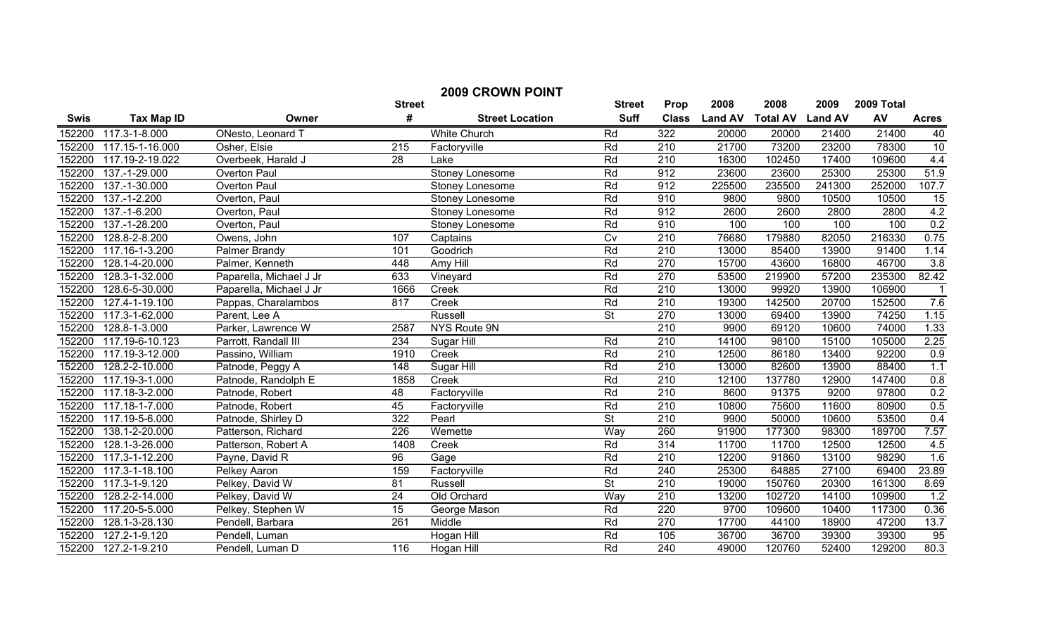# 2009 CROWN POINT

| Swis | Tax Map ID | Owner | Street # | Street Location | Street Suff | Prop Class | 2008 Land AV | 2008 Total AV | 2009 Land AV | 2009 Total AV | Acres |
|---|---|---|---|---|---|---|---|---|---|---|---|
| 152200 | 117.3-1-8.000 | ONesto, Leonard T | | White Church | Rd | 322 | 20000 | 20000 | 21400 | 21400 | 40 |
| 152200 | 117.15-1-16.000 | Osher, Elsie | 215 | Factoryville | Rd | 210 | 21700 | 73200 | 23200 | 78300 | 10 |
| 152200 | 117.19-2-19.022 | Overbeek, Harald J | 28 | Lake | Rd | 210 | 16300 | 102450 | 17400 | 109600 | 4.4 |
| 152200 | 137.-1-29.000 | Overton Paul | | Stoney Lonesome | Rd | 912 | 23600 | 23600 | 25300 | 25300 | 51.9 |
| 152200 | 137.-1-30.000 | Overton Paul | | Stoney Lonesome | Rd | 912 | 225500 | 235500 | 241300 | 252000 | 107.7 |
| 152200 | 137.-1-2.200 | Overton, Paul | | Stoney Lonesome | Rd | 910 | 9800 | 9800 | 10500 | 10500 | 15 |
| 152200 | 137.-1-6.200 | Overton, Paul | | Stoney Lonesome | Rd | 912 | 2600 | 2600 | 2800 | 2800 | 4.2 |
| 152200 | 137.-1-28.200 | Overton, Paul | | Stoney Lonesome | Rd | 910 | 100 | 100 | 100 | 100 | 0.2 |
| 152200 | 128.8-2-8.200 | Owens, John | 107 | Captains | Cv | 210 | 76680 | 179880 | 82050 | 216330 | 0.75 |
| 152200 | 117.16-1-3.200 | Palmer Brandy | 101 | Goodrich | Rd | 210 | 13000 | 85400 | 13900 | 91400 | 1.14 |
| 152200 | 128.1-4-20.000 | Palmer, Kenneth | 448 | Amy Hill | Rd | 270 | 15700 | 43600 | 16800 | 46700 | 3.8 |
| 152200 | 128.3-1-32.000 | Paparella, Michael J Jr | 633 | Vineyard | Rd | 270 | 53500 | 219900 | 57200 | 235300 | 82.42 |
| 152200 | 128.6-5-30.000 | Paparella, Michael J Jr | 1666 | Creek | Rd | 210 | 13000 | 99920 | 13900 | 106900 | 1 |
| 152200 | 127.4-1-19.100 | Pappas, Charalambos | 817 | Creek | Rd | 210 | 19300 | 142500 | 20700 | 152500 | 7.6 |
| 152200 | 117.3-1-62.000 | Parent, Lee A | | Russell | St | 270 | 13000 | 69400 | 13900 | 74250 | 1.15 |
| 152200 | 128.8-1-3.000 | Parker, Lawrence W | 2587 | NYS Route 9N | | 210 | 9900 | 69120 | 10600 | 74000 | 1.33 |
| 152200 | 117.19-6-10.123 | Parrott, Randall III | 234 | Sugar Hill | Rd | 210 | 14100 | 98100 | 15100 | 105000 | 2.25 |
| 152200 | 117.19-3-12.000 | Passino, William | 1910 | Creek | Rd | 210 | 12500 | 86180 | 13400 | 92200 | 0.9 |
| 152200 | 128.2-2-10.000 | Patnode, Peggy A | 148 | Sugar Hill | Rd | 210 | 13000 | 82600 | 13900 | 88400 | 1.1 |
| 152200 | 117.19-3-1.000 | Patnode, Randolph E | 1858 | Creek | Rd | 210 | 12100 | 137780 | 12900 | 147400 | 0.8 |
| 152200 | 117.18-3-2.000 | Patnode, Robert | 48 | Factoryville | Rd | 210 | 8600 | 91375 | 9200 | 97800 | 0.2 |
| 152200 | 117.18-1-7.000 | Patnode, Robert | 45 | Factoryville | Rd | 210 | 10800 | 75600 | 11600 | 80900 | 0.5 |
| 152200 | 117.19-5-6.000 | Patnode, Shirley D | 322 | Pearl | St | 210 | 9900 | 50000 | 10600 | 53500 | 0.4 |
| 152200 | 138.1-2-20.000 | Patterson, Richard | 226 | Wemette | Way | 260 | 91900 | 177300 | 98300 | 189700 | 7.57 |
| 152200 | 128.1-3-26.000 | Patterson, Robert A | 1408 | Creek | Rd | 314 | 11700 | 11700 | 12500 | 12500 | 4.5 |
| 152200 | 117.3-1-12.200 | Payne, David R | 96 | Gage | Rd | 210 | 12200 | 91860 | 13100 | 98290 | 1.6 |
| 152200 | 117.3-1-18.100 | Pelkey Aaron | 159 | Factoryville | Rd | 240 | 25300 | 64885 | 27100 | 69400 | 23.89 |
| 152200 | 117.3-1-9.120 | Pelkey, David W | 81 | Russell | St | 210 | 19000 | 150760 | 20300 | 161300 | 8.69 |
| 152200 | 128.2-2-14.000 | Pelkey, David W | 24 | Old Orchard | Way | 210 | 13200 | 102720 | 14100 | 109900 | 1.2 |
| 152200 | 117.20-5-5.000 | Pelkey, Stephen W | 15 | George Mason | Rd | 220 | 9700 | 109600 | 10400 | 117300 | 0.36 |
| 152200 | 128.1-3-28.130 | Pendell, Barbara | 261 | Middle | Rd | 270 | 17700 | 44100 | 18900 | 47200 | 13.7 |
| 152200 | 127.2-1-9.120 | Pendell, Luman | | Hogan Hill | Rd | 105 | 36700 | 36700 | 39300 | 39300 | 95 |
| 152200 | 127.2-1-9.210 | Pendell, Luman D | 116 | Hogan Hill | Rd | 240 | 49000 | 120760 | 52400 | 129200 | 80.3 |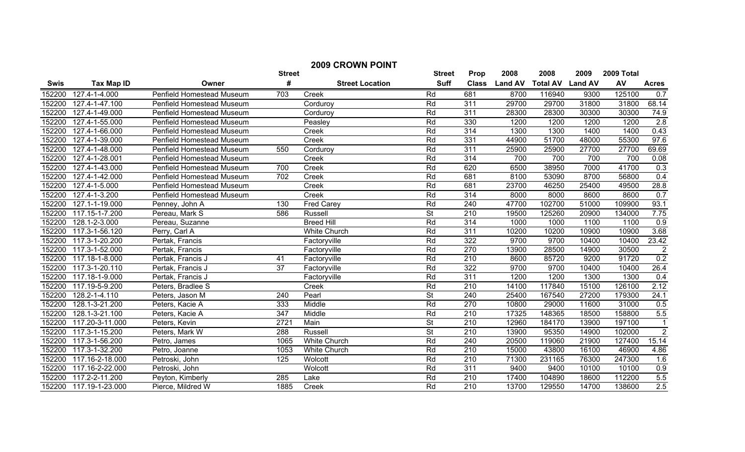# 2009 CROWN POINT

| Swis | Tax Map ID | Owner | Street # | Street Location | Street Suff | Prop Class | 2008 Land AV | 2008 Total AV | 2009 Land AV | 2009 Total AV | Acres |
|---|---|---|---|---|---|---|---|---|---|---|---|
| 152200 | 127.4-1-4.000 | Penfield Homestead Museum | 703 | Creek | Rd | 681 | 8700 | 116940 | 9300 | 125100 | 0.7 |
| 152200 | 127.4-1-47.100 | Penfield Homestead Museum | | Corduroy | Rd | 311 | 29700 | 29700 | 31800 | 31800 | 68.14 |
| 152200 | 127.4-1-49.000 | Penfield Homestead Museum | | Corduroy | Rd | 311 | 28300 | 28300 | 30300 | 30300 | 74.9 |
| 152200 | 127.4-1-55.000 | Penfield Homestead Museum | | Peasley | Rd | 330 | 1200 | 1200 | 1200 | 1200 | 2.8 |
| 152200 | 127.4-1-66.000 | Penfield Homestead Museum | | Creek | Rd | 314 | 1300 | 1300 | 1400 | 1400 | 0.43 |
| 152200 | 127.4-1-39.000 | Penfield Homestead Museum | | Creek | Rd | 331 | 44900 | 51700 | 48000 | 55300 | 97.6 |
| 152200 | 127.4-1-48.000 | Penfield Homestead Museum | 550 | Corduroy | Rd | 311 | 25900 | 25900 | 27700 | 27700 | 69.69 |
| 152200 | 127.4-1-28.001 | Penfield Homestead Museum | | Creek | Rd | 314 | 700 | 700 | 700 | 700 | 0.08 |
| 152200 | 127.4-1-43.000 | Penfield Homestead Museum | 700 | Creek | Rd | 620 | 6500 | 38950 | 7000 | 41700 | 0.3 |
| 152200 | 127.4-1-42.000 | Penfield Homestead Museum | 702 | Creek | Rd | 681 | 8100 | 53090 | 8700 | 56800 | 0.4 |
| 152200 | 127.4-1-5.000 | Penfield Homestead Museum | | Creek | Rd | 681 | 23700 | 46250 | 25400 | 49500 | 28.8 |
| 152200 | 127.4-1-3.200 | Penfield Homestead Museum | | Creek | Rd | 314 | 8000 | 8000 | 8600 | 8600 | 0.7 |
| 152200 | 127.1-1-19.000 | Penney, John A | 130 | Fred Carey | Rd | 240 | 47700 | 102700 | 51000 | 109900 | 93.1 |
| 152200 | 117.15-1-7.200 | Pereau, Mark S | 586 | Russell | St | 210 | 19500 | 125260 | 20900 | 134000 | 7.75 |
| 152200 | 128.1-2-3.000 | Pereau, Suzanne | | Breed Hill | Rd | 314 | 1000 | 1000 | 1100 | 1100 | 0.9 |
| 152200 | 117.3-1-56.120 | Perry, Carl A | | White Church | Rd | 311 | 10200 | 10200 | 10900 | 10900 | 3.68 |
| 152200 | 117.3-1-20.200 | Pertak, Francis | | Factoryville | Rd | 322 | 9700 | 9700 | 10400 | 10400 | 23.42 |
| 152200 | 117.3-1-52.000 | Pertak, Francis | | Factoryville | Rd | 270 | 13900 | 28500 | 14900 | 30500 | 2 |
| 152200 | 117.18-1-8.000 | Pertak, Francis J | 41 | Factoryville | Rd | 210 | 8600 | 85720 | 9200 | 91720 | 0.2 |
| 152200 | 117.3-1-20.110 | Pertak, Francis J | 37 | Factoryville | Rd | 322 | 9700 | 9700 | 10400 | 10400 | 26.4 |
| 152200 | 117.18-1-9.000 | Pertak, Francis J | | Factoryville | Rd | 311 | 1200 | 1200 | 1300 | 1300 | 0.4 |
| 152200 | 117.19-5-9.200 | Peters, Bradlee S | | Creek | Rd | 210 | 14100 | 117840 | 15100 | 126100 | 2.12 |
| 152200 | 128.2-1-4.110 | Peters, Jason M | 240 | Pearl | St | 240 | 25400 | 167540 | 27200 | 179300 | 24.1 |
| 152200 | 128.1-3-21.200 | Peters, Kacie A | 333 | Middle | Rd | 270 | 10800 | 29000 | 11600 | 31000 | 0.5 |
| 152200 | 128.1-3-21.100 | Peters, Kacie A | 347 | Middle | Rd | 210 | 17325 | 148365 | 18500 | 158800 | 5.5 |
| 152200 | 117.20-3-11.000 | Peters, Kevin | 2721 | Main | St | 210 | 12960 | 184170 | 13900 | 197100 | 1 |
| 152200 | 117.3-1-15.200 | Peters, Mark W | 288 | Russell | St | 210 | 13900 | 95350 | 14900 | 102000 | 2 |
| 152200 | 117.3-1-56.200 | Petro, James | 1065 | White Church | Rd | 240 | 20500 | 119060 | 21900 | 127400 | 15.14 |
| 152200 | 117.3-1-32.200 | Petro, Joanne | 1053 | White Church | Rd | 210 | 15000 | 43800 | 16100 | 46900 | 4.86 |
| 152200 | 117.16-2-18.000 | Petroski, John | 125 | Wolcott | Rd | 210 | 71300 | 231165 | 76300 | 247300 | 1.6 |
| 152200 | 117.16-2-22.000 | Petroski, John | | Wolcott | Rd | 311 | 9400 | 9400 | 10100 | 10100 | 0.9 |
| 152200 | 117.2-2-11.200 | Peyton, Kimberly | 285 | Lake | Rd | 210 | 17400 | 104890 | 18600 | 112200 | 5.5 |
| 152200 | 117.19-1-23.000 | Pierce, Mildred W | 1885 | Creek | Rd | 210 | 13700 | 129550 | 14700 | 138600 | 2.5 |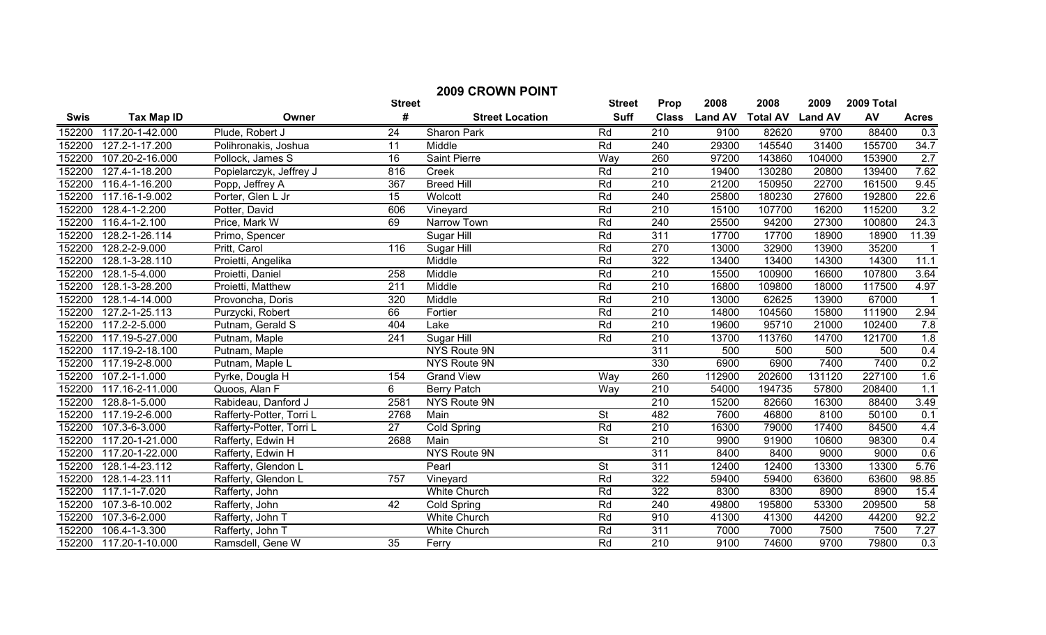## 2009 CROWN POINT

| Swis | Tax Map ID | Owner | Street # | Street Location | Street Suff | Prop Class | 2008 Land AV | 2008 Total AV | 2009 Land AV | 2009 Total AV | Acres |
|---|---|---|---|---|---|---|---|---|---|---|---|
| 152200 | 117.20-1-42.000 | Plude, Robert J | 24 | Sharon Park | Rd | 210 | 9100 | 82620 | 9700 | 88400 | 0.3 |
| 152200 | 127.2-1-17.200 | Polihronakis, Joshua | 11 | Middle | Rd | 240 | 29300 | 145540 | 31400 | 155700 | 34.7 |
| 152200 | 107.20-2-16.000 | Pollock, James S | 16 | Saint Pierre | Way | 260 | 97200 | 143860 | 104000 | 153900 | 2.7 |
| 152200 | 127.4-1-18.200 | Popielarczyk, Jeffrey J | 816 | Creek | Rd | 210 | 19400 | 130280 | 20800 | 139400 | 7.62 |
| 152200 | 116.4-1-16.200 | Popp, Jeffrey A | 367 | Breed Hill | Rd | 210 | 21200 | 150950 | 22700 | 161500 | 9.45 |
| 152200 | 117.16-1-9.002 | Porter, Glen L Jr | 15 | Wolcott | Rd | 240 | 25800 | 180230 | 27600 | 192800 | 22.6 |
| 152200 | 128.4-1-2.200 | Potter, David | 606 | Vineyard | Rd | 210 | 15100 | 107700 | 16200 | 115200 | 3.2 |
| 152200 | 116.4-1-2.100 | Price, Mark W | 69 | Narrow Town | Rd | 240 | 25500 | 94200 | 27300 | 100800 | 24.3 |
| 152200 | 128.2-1-26.114 | Primo, Spencer | | Sugar Hill | Rd | 311 | 17700 | 17700 | 18900 | 18900 | 11.39 |
| 152200 | 128.2-2-9.000 | Pritt, Carol | 116 | Sugar Hill | Rd | 270 | 13000 | 32900 | 13900 | 35200 | 1 |
| 152200 | 128.1-3-28.110 | Proietti, Angelika | | Middle | Rd | 322 | 13400 | 13400 | 14300 | 14300 | 11.1 |
| 152200 | 128.1-5-4.000 | Proietti, Daniel | 258 | Middle | Rd | 210 | 15500 | 100900 | 16600 | 107800 | 3.64 |
| 152200 | 128.1-3-28.200 | Proietti, Matthew | 211 | Middle | Rd | 210 | 16800 | 109800 | 18000 | 117500 | 4.97 |
| 152200 | 128.1-4-14.000 | Provoncha, Doris | 320 | Middle | Rd | 210 | 13000 | 62625 | 13900 | 67000 | 1 |
| 152200 | 127.2-1-25.113 | Purzycki, Robert | 66 | Fortier | Rd | 210 | 14800 | 104560 | 15800 | 111900 | 2.94 |
| 152200 | 117.2-2-5.000 | Putnam, Gerald S | 404 | Lake | Rd | 210 | 19600 | 95710 | 21000 | 102400 | 7.8 |
| 152200 | 117.19-5-27.000 | Putnam, Maple | 241 | Sugar Hill | Rd | 210 | 13700 | 113760 | 14700 | 121700 | 1.8 |
| 152200 | 117.19-2-18.100 | Putnam, Maple | | NYS Route 9N | | 311 | 500 | 500 | 500 | 500 | 0.4 |
| 152200 | 117.19-2-8.000 | Putnam, Maple L | | NYS Route 9N | | 330 | 6900 | 6900 | 7400 | 7400 | 0.2 |
| 152200 | 107.2-1-1.000 | Pyrke, Dougla H | 154 | Grand View | Way | 260 | 112900 | 202600 | 131120 | 227100 | 1.6 |
| 152200 | 117.16-2-11.000 | Quoos, Alan F | 6 | Berry Patch | Way | 210 | 54000 | 194735 | 57800 | 208400 | 1.1 |
| 152200 | 128.8-1-5.000 | Rabideau, Danford J | 2581 | NYS Route 9N | | 210 | 15200 | 82660 | 16300 | 88400 | 3.49 |
| 152200 | 117.19-2-6.000 | Rafferty-Potter, Torri L | 2768 | Main | St | 482 | 7600 | 46800 | 8100 | 50100 | 0.1 |
| 152200 | 107.3-6-3.000 | Rafferty-Potter, Torri L | 27 | Cold Spring | Rd | 210 | 16300 | 79000 | 17400 | 84500 | 4.4 |
| 152200 | 117.20-1-21.000 | Rafferty, Edwin H | 2688 | Main | St | 210 | 9900 | 91900 | 10600 | 98300 | 0.4 |
| 152200 | 117.20-1-22.000 | Rafferty, Edwin H | | NYS Route 9N | | 311 | 8400 | 8400 | 9000 | 9000 | 0.6 |
| 152200 | 128.1-4-23.112 | Rafferty, Glendon L | | Pearl | St | 311 | 12400 | 12400 | 13300 | 13300 | 5.76 |
| 152200 | 128.1-4-23.111 | Rafferty, Glendon L | 757 | Vineyard | Rd | 322 | 59400 | 59400 | 63600 | 63600 | 98.85 |
| 152200 | 117.1-1-7.020 | Rafferty, John | | White Church | Rd | 322 | 8300 | 8300 | 8900 | 8900 | 15.4 |
| 152200 | 107.3-6-10.002 | Rafferty, John | 42 | Cold Spring | Rd | 240 | 49800 | 195800 | 53300 | 209500 | 58 |
| 152200 | 107.3-6-2.000 | Rafferty, John T | | White Church | Rd | 910 | 41300 | 41300 | 44200 | 44200 | 92.2 |
| 152200 | 106.4-1-3.300 | Rafferty, John T | | White Church | Rd | 311 | 7000 | 7000 | 7500 | 7500 | 7.27 |
| 152200 | 117.20-1-10.000 | Ramsdell, Gene W | 35 | Ferry | Rd | 210 | 9100 | 74600 | 9700 | 79800 | 0.3 |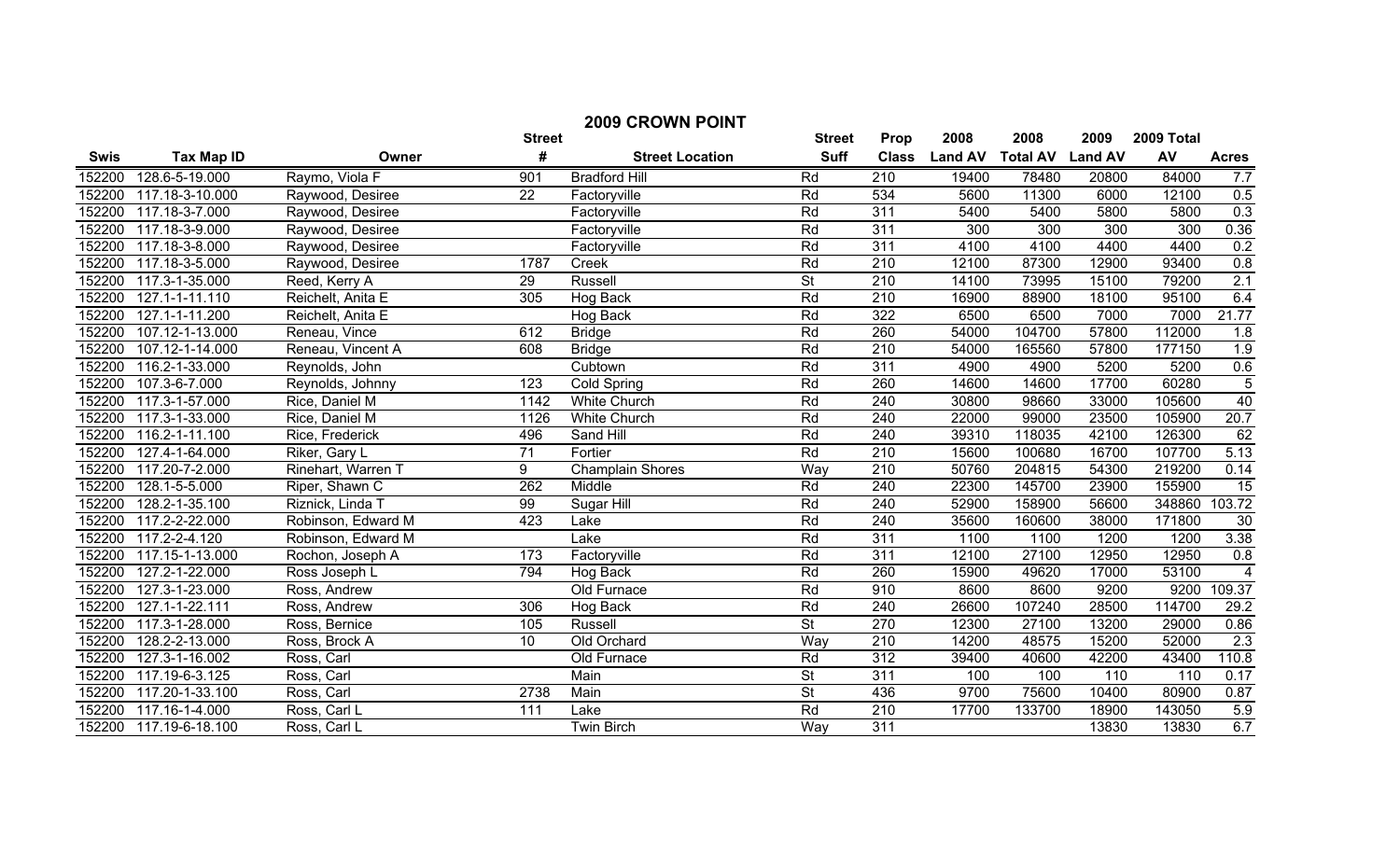# 2009 CROWN POINT

| Swis | Tax Map ID | Owner | Street # | Street Location | Street Suff | Prop Class | 2008 Land AV | 2008 Total AV | 2009 Land AV | 2009 Total AV | Acres |
|---|---|---|---|---|---|---|---|---|---|---|---|
| 152200 | 128.6-5-19.000 | Raymo, Viola F | 901 | Bradford Hill | Rd | 210 | 19400 | 78480 | 20800 | 84000 | 7.7 |
| 152200 | 117.18-3-10.000 | Raywood, Desiree | 22 | Factoryville | Rd | 534 | 5600 | 11300 | 6000 | 12100 | 0.5 |
| 152200 | 117.18-3-7.000 | Raywood, Desiree | | Factoryville | Rd | 311 | 5400 | 5400 | 5800 | 5800 | 0.3 |
| 152200 | 117.18-3-9.000 | Raywood, Desiree | | Factoryville | Rd | 311 | 300 | 300 | 300 | 300 | 0.36 |
| 152200 | 117.18-3-8.000 | Raywood, Desiree | | Factoryville | Rd | 311 | 4100 | 4100 | 4400 | 4400 | 0.2 |
| 152200 | 117.18-3-5.000 | Raywood, Desiree | 1787 | Creek | Rd | 210 | 12100 | 87300 | 12900 | 93400 | 0.8 |
| 152200 | 117.3-1-35.000 | Reed, Kerry A | 29 | Russell | St | 210 | 14100 | 73995 | 15100 | 79200 | 2.1 |
| 152200 | 127.1-1-11.110 | Reichelt, Anita E | 305 | Hog Back | Rd | 210 | 16900 | 88900 | 18100 | 95100 | 6.4 |
| 152200 | 127.1-1-11.200 | Reichelt, Anita E | | Hog Back | Rd | 322 | 6500 | 6500 | 7000 | 7000 | 21.77 |
| 152200 | 107.12-1-13.000 | Reneau, Vince | 612 | Bridge | Rd | 260 | 54000 | 104700 | 57800 | 112000 | 1.8 |
| 152200 | 107.12-1-14.000 | Reneau, Vincent A | 608 | Bridge | Rd | 210 | 54000 | 165560 | 57800 | 177150 | 1.9 |
| 152200 | 116.2-1-33.000 | Reynolds, John | | Cubtown | Rd | 311 | 4900 | 4900 | 5200 | 5200 | 0.6 |
| 152200 | 107.3-6-7.000 | Reynolds, Johnny | 123 | Cold Spring | Rd | 260 | 14600 | 14600 | 17700 | 60280 | 5 |
| 152200 | 117.3-1-57.000 | Rice, Daniel M | 1142 | White Church | Rd | 240 | 30800 | 98660 | 33000 | 105600 | 40 |
| 152200 | 117.3-1-33.000 | Rice, Daniel M | 1126 | White Church | Rd | 240 | 22000 | 99000 | 23500 | 105900 | 20.7 |
| 152200 | 116.2-1-11.100 | Rice, Frederick | 496 | Sand Hill | Rd | 240 | 39310 | 118035 | 42100 | 126300 | 62 |
| 152200 | 127.4-1-64.000 | Riker, Gary L | 71 | Fortier | Rd | 210 | 15600 | 100680 | 16700 | 107700 | 5.13 |
| 152200 | 117.20-7-2.000 | Rinehart, Warren T | 9 | Champlain Shores | Way | 210 | 50760 | 204815 | 54300 | 219200 | 0.14 |
| 152200 | 128.1-5-5.000 | Riper, Shawn C | 262 | Middle | Rd | 240 | 22300 | 145700 | 23900 | 155900 | 15 |
| 152200 | 128.2-1-35.100 | Riznick, Linda T | 99 | Sugar Hill | Rd | 240 | 52900 | 158900 | 56600 | 348860 | 103.72 |
| 152200 | 117.2-2-22.000 | Robinson, Edward M | 423 | Lake | Rd | 240 | 35600 | 160600 | 38000 | 171800 | 30 |
| 152200 | 117.2-2-4.120 | Robinson, Edward M | | Lake | Rd | 311 | 1100 | 1100 | 1200 | 1200 | 3.38 |
| 152200 | 117.15-1-13.000 | Rochon, Joseph A | 173 | Factoryville | Rd | 311 | 12100 | 27100 | 12950 | 12950 | 0.8 |
| 152200 | 127.2-1-22.000 | Ross Joseph L | 794 | Hog Back | Rd | 260 | 15900 | 49620 | 17000 | 53100 | 4 |
| 152200 | 127.3-1-23.000 | Ross, Andrew | | Old Furnace | Rd | 910 | 8600 | 8600 | 9200 | 9200 | 109.37 |
| 152200 | 127.1-1-22.111 | Ross, Andrew | 306 | Hog Back | Rd | 240 | 26600 | 107240 | 28500 | 114700 | 29.2 |
| 152200 | 117.3-1-28.000 | Ross, Bernice | 105 | Russell | St | 270 | 12300 | 27100 | 13200 | 29000 | 0.86 |
| 152200 | 128.2-2-13.000 | Ross, Brock A | 10 | Old Orchard | Way | 210 | 14200 | 48575 | 15200 | 52000 | 2.3 |
| 152200 | 127.3-1-16.002 | Ross, Carl | | Old Furnace | Rd | 312 | 39400 | 40600 | 42200 | 43400 | 110.8 |
| 152200 | 117.19-6-3.125 | Ross, Carl | | Main | St | 311 | 100 | 100 | 110 | 110 | 0.17 |
| 152200 | 117.20-1-33.100 | Ross, Carl | 2738 | Main | St | 436 | 9700 | 75600 | 10400 | 80900 | 0.87 |
| 152200 | 117.16-1-4.000 | Ross, Carl L | 111 | Lake | Rd | 210 | 17700 | 133700 | 18900 | 143050 | 5.9 |
| 152200 | 117.19-6-18.100 | Ross, Carl L | | Twin Birch | Way | 311 | | | 13830 | 13830 | 6.7 |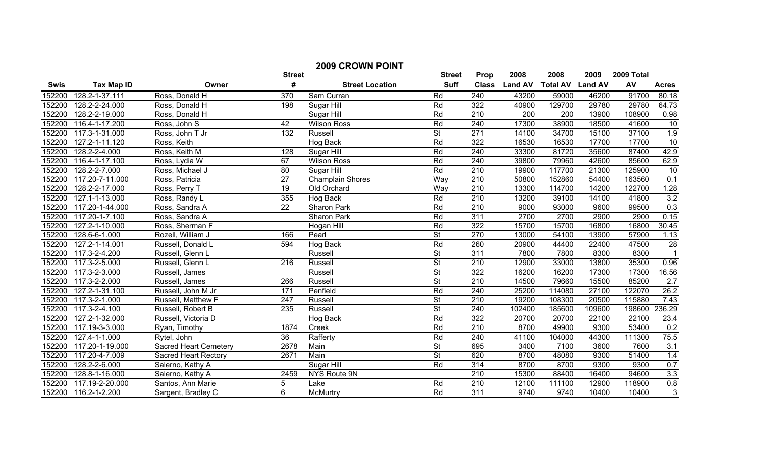# 2009 CROWN POINT

| Swis | Tax Map ID | Owner | Street # | Street Location | Street Suff | Prop Class | 2008 Land AV | 2008 Total AV | 2009 Land AV | 2009 Total AV | Acres |
|---|---|---|---|---|---|---|---|---|---|---|---|
| 152200 | 128.2-1-37.111 | Ross, Donald H | 370 | Sam Curran | Rd | 240 | 43200 | 59000 | 46200 | 91700 | 80.18 |
| 152200 | 128.2-2-24.000 | Ross, Donald H | 198 | Sugar Hill | Rd | 322 | 40900 | 129700 | 29780 | 29780 | 64.73 |
| 152200 | 128.2-2-19.000 | Ross, Donald H | | Sugar Hill | Rd | 210 | 200 | 200 | 13900 | 108900 | 0.98 |
| 152200 | 116.4-1-17.200 | Ross, John S | 42 | Wilson Ross | Rd | 240 | 17300 | 38900 | 18500 | 41600 | 10 |
| 152200 | 117.3-1-31.000 | Ross, John T Jr | 132 | Russell | St | 271 | 14100 | 34700 | 15100 | 37100 | 1.9 |
| 152200 | 127.2-1-11.120 | Ross, Keith | | Hog Back | Rd | 322 | 16530 | 16530 | 17700 | 17700 | 10 |
| 152200 | 128.2-2-4.000 | Ross, Keith M | 128 | Sugar Hill | Rd | 240 | 33300 | 81720 | 35600 | 87400 | 42.9 |
| 152200 | 116.4-1-17.100 | Ross, Lydia W | 67 | Wilson Ross | Rd | 240 | 39800 | 79960 | 42600 | 85600 | 62.9 |
| 152200 | 128.2-2-7.000 | Ross, Michael J | 80 | Sugar Hill | Rd | 210 | 19900 | 117700 | 21300 | 125900 | 10 |
| 152200 | 117.20-7-11.000 | Ross, Patricia | 27 | Champlain Shores | Way | 210 | 50800 | 152860 | 54400 | 163560 | 0.1 |
| 152200 | 128.2-2-17.000 | Ross, Perry T | 19 | Old Orchard | Way | 210 | 13300 | 114700 | 14200 | 122700 | 1.28 |
| 152200 | 127.1-1-13.000 | Ross, Randy L | 355 | Hog Back | Rd | 210 | 13200 | 39100 | 14100 | 41800 | 3.2 |
| 152200 | 117.20-1-44.000 | Ross, Sandra A | 22 | Sharon Park | Rd | 210 | 9000 | 93000 | 9600 | 99500 | 0.3 |
| 152200 | 117.20-1-7.100 | Ross, Sandra A | | Sharon Park | Rd | 311 | 2700 | 2700 | 2900 | 2900 | 0.15 |
| 152200 | 127.2-1-10.000 | Ross, Sherman F | | Hogan Hill | Rd | 322 | 15700 | 15700 | 16800 | 16800 | 30.45 |
| 152200 | 128.6-6-1.000 | Rozell, William J | 166 | Pearl | St | 270 | 13000 | 54100 | 13900 | 57900 | 1.13 |
| 152200 | 127.2-1-14.001 | Russell, Donald L | 594 | Hog Back | Rd | 260 | 20900 | 44400 | 22400 | 47500 | 28 |
| 152200 | 117.3-2-4.200 | Russell, Glenn L | | Russell | St | 311 | 7800 | 7800 | 8300 | 8300 | 1 |
| 152200 | 117.3-2-5.000 | Russell, Glenn L | 216 | Russell | St | 210 | 12900 | 33000 | 13800 | 35300 | 0.96 |
| 152200 | 117.3-2-3.000 | Russell, James | | Russell | St | 322 | 16200 | 16200 | 17300 | 17300 | 16.56 |
| 152200 | 117.3-2-2.000 | Russell, James | 266 | Russell | St | 210 | 14500 | 79660 | 15500 | 85200 | 2.7 |
| 152200 | 127.2-1-31.100 | Russell, John M Jr | 171 | Penfield | Rd | 240 | 25200 | 114080 | 27100 | 122070 | 26.2 |
| 152200 | 117.3-2-1.000 | Russell, Matthew F | 247 | Russell | St | 210 | 19200 | 108300 | 20500 | 115880 | 7.43 |
| 152200 | 117.3-2-4.100 | Russell, Robert B | 235 | Russell | St | 240 | 102400 | 185600 | 109600 | 198600 | 236.29 |
| 152200 | 127.2-1-32.000 | Russell, Victoria D | | Hog Back | Rd | 322 | 20700 | 20700 | 22100 | 22100 | 23.4 |
| 152200 | 117.19-3-3.000 | Ryan, Timothy | 1874 | Creek | Rd | 210 | 8700 | 49900 | 9300 | 53400 | 0.2 |
| 152200 | 127.4-1-1.000 | Rytel, John | 36 | Rafferty | Rd | 240 | 41100 | 104000 | 44300 | 111300 | 75.5 |
| 152200 | 117.20-1-19.000 | Sacred Heart Cemetery | 2678 | Main | St | 695 | 3400 | 7100 | 3600 | 7600 | 3.1 |
| 152200 | 117.20-4-7.009 | Sacred Heart Rectory | 2671 | Main | St | 620 | 8700 | 48080 | 9300 | 51400 | 1.4 |
| 152200 | 128.2-2-6.000 | Salerno, Kathy A | | Sugar Hill | Rd | 314 | 8700 | 8700 | 9300 | 9300 | 0.7 |
| 152200 | 128.8-1-16.000 | Salerno, Kathy A | 2459 | NYS Route 9N | | 210 | 15300 | 88400 | 16400 | 94600 | 3.3 |
| 152200 | 117.19-2-20.000 | Santos, Ann Marie | 5 | Lake | Rd | 210 | 12100 | 111100 | 12900 | 118900 | 0.8 |
| 152200 | 116.2-1-2.200 | Sargent, Bradley C | 6 | McMurtry | Rd | 311 | 9740 | 9740 | 10400 | 10400 | 3 |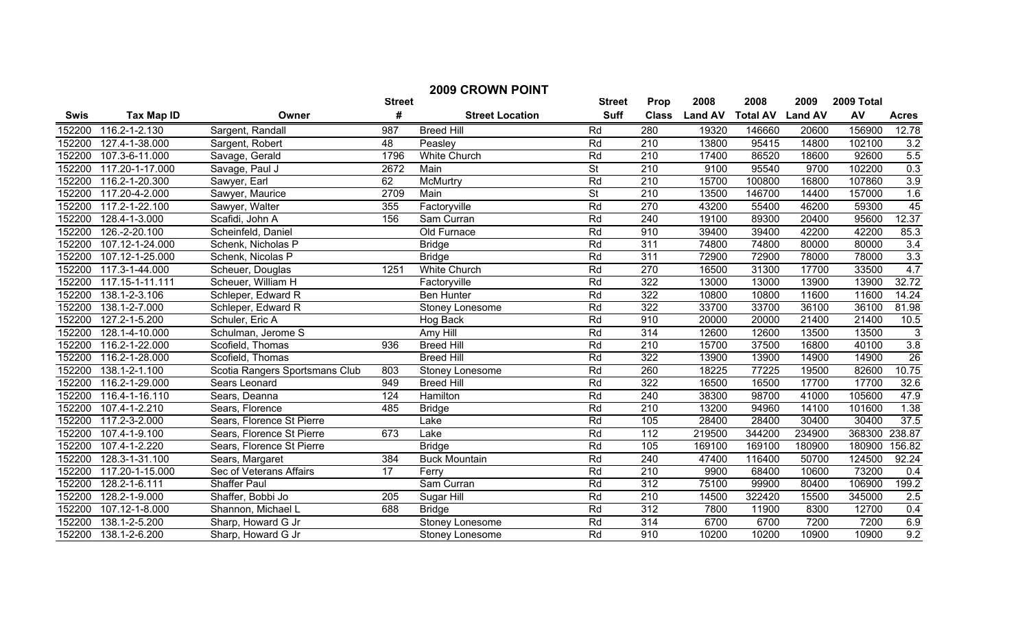## 2009 CROWN POINT

| Swis | Tax Map ID | Owner | Street # | Street Location | Street Suff | Prop Class | 2008 Land AV | 2008 Total AV | 2009 Land AV | 2009 Total AV | Acres |
|---|---|---|---|---|---|---|---|---|---|---|---|
| 152200 | 116.2-1-2.130 | Sargent, Randall | 987 | Breed Hill | Rd | 280 | 19320 | 146660 | 20600 | 156900 | 12.78 |
| 152200 | 127.4-1-38.000 | Sargent, Robert | 48 | Peasley | Rd | 210 | 13800 | 95415 | 14800 | 102100 | 3.2 |
| 152200 | 107.3-6-11.000 | Savage, Gerald | 1796 | White Church | Rd | 210 | 17400 | 86520 | 18600 | 92600 | 5.5 |
| 152200 | 117.20-1-17.000 | Savage, Paul J | 2672 | Main | St | 210 | 9100 | 95540 | 9700 | 102200 | 0.3 |
| 152200 | 116.2-1-20.300 | Sawyer, Earl | 62 | McMurtry | Rd | 210 | 15700 | 100800 | 16800 | 107860 | 3.9 |
| 152200 | 117.20-4-2.000 | Sawyer, Maurice | 2709 | Main | St | 210 | 13500 | 146700 | 14400 | 157000 | 1.6 |
| 152200 | 117.2-1-22.100 | Sawyer, Walter | 355 | Factoryville | Rd | 270 | 43200 | 55400 | 46200 | 59300 | 45 |
| 152200 | 128.4-1-3.000 | Scafidi, John A | 156 | Sam Curran | Rd | 240 | 19100 | 89300 | 20400 | 95600 | 12.37 |
| 152200 | 126.-2-20.100 | Scheinfeld, Daniel | | Old Furnace | Rd | 910 | 39400 | 39400 | 42200 | 42200 | 85.3 |
| 152200 | 107.12-1-24.000 | Schenk, Nicholas P | | Bridge | Rd | 311 | 74800 | 74800 | 80000 | 80000 | 3.4 |
| 152200 | 107.12-1-25.000 | Schenk, Nicolas P | | Bridge | Rd | 311 | 72900 | 72900 | 78000 | 78000 | 3.3 |
| 152200 | 117.3-1-44.000 | Scheuer, Douglas | 1251 | White Church | Rd | 270 | 16500 | 31300 | 17700 | 33500 | 4.7 |
| 152200 | 117.15-1-11.111 | Scheuer, William H | | Factoryville | Rd | 322 | 13000 | 13000 | 13900 | 13900 | 32.72 |
| 152200 | 138.1-2-3.106 | Schleper, Edward R | | Ben Hunter | Rd | 322 | 10800 | 10800 | 11600 | 11600 | 14.24 |
| 152200 | 138.1-2-7.000 | Schleper, Edward R | | Stoney Lonesome | Rd | 322 | 33700 | 33700 | 36100 | 36100 | 81.98 |
| 152200 | 127.2-1-5.200 | Schuler, Eric A | | Hog Back | Rd | 910 | 20000 | 20000 | 21400 | 21400 | 10.5 |
| 152200 | 128.1-4-10.000 | Schulman, Jerome S | | Amy Hill | Rd | 314 | 12600 | 12600 | 13500 | 13500 | 3 |
| 152200 | 116.2-1-22.000 | Scofield, Thomas | 936 | Breed Hill | Rd | 210 | 15700 | 37500 | 16800 | 40100 | 3.8 |
| 152200 | 116.2-1-28.000 | Scofield, Thomas | | Breed Hill | Rd | 322 | 13900 | 13900 | 14900 | 14900 | 26 |
| 152200 | 138.1-2-1.100 | Scotia Rangers Sportsmans Club | 803 | Stoney Lonesome | Rd | 260 | 18225 | 77225 | 19500 | 82600 | 10.75 |
| 152200 | 116.2-1-29.000 | Sears Leonard | 949 | Breed Hill | Rd | 322 | 16500 | 16500 | 17700 | 17700 | 32.6 |
| 152200 | 116.4-1-16.110 | Sears, Deanna | 124 | Hamilton | Rd | 240 | 38300 | 98700 | 41000 | 105600 | 47.9 |
| 152200 | 107.4-1-2.210 | Sears, Florence | 485 | Bridge | Rd | 210 | 13200 | 94960 | 14100 | 101600 | 1.38 |
| 152200 | 117.2-3-2.000 | Sears, Florence St Pierre | | Lake | Rd | 105 | 28400 | 28400 | 30400 | 30400 | 37.5 |
| 152200 | 107.4-1-9.100 | Sears, Florence St Pierre | 673 | Lake | Rd | 112 | 219500 | 344200 | 234900 | 368300 | 238.87 |
| 152200 | 107.4-1-2.220 | Sears, Florence St Pierre | | Bridge | Rd | 105 | 169100 | 169100 | 180900 | 180900 | 156.82 |
| 152200 | 128.3-1-31.100 | Sears, Margaret | 384 | Buck Mountain | Rd | 240 | 47400 | 116400 | 50700 | 124500 | 92.24 |
| 152200 | 117.20-1-15.000 | Sec of Veterans Affairs | 17 | Ferry | Rd | 210 | 9900 | 68400 | 10600 | 73200 | 0.4 |
| 152200 | 128.2-1-6.111 | Shaffer Paul | | Sam Curran | Rd | 312 | 75100 | 99900 | 80400 | 106900 | 199.2 |
| 152200 | 128.2-1-9.000 | Shaffer, Bobbi Jo | 205 | Sugar Hill | Rd | 210 | 14500 | 322420 | 15500 | 345000 | 2.5 |
| 152200 | 107.12-1-8.000 | Shannon, Michael L | 688 | Bridge | Rd | 312 | 7800 | 11900 | 8300 | 12700 | 0.4 |
| 152200 | 138.1-2-5.200 | Sharp, Howard G Jr | | Stoney Lonesome | Rd | 314 | 6700 | 6700 | 7200 | 7200 | 6.9 |
| 152200 | 138.1-2-6.200 | Sharp, Howard G Jr | | Stoney Lonesome | Rd | 910 | 10200 | 10200 | 10900 | 10900 | 9.2 |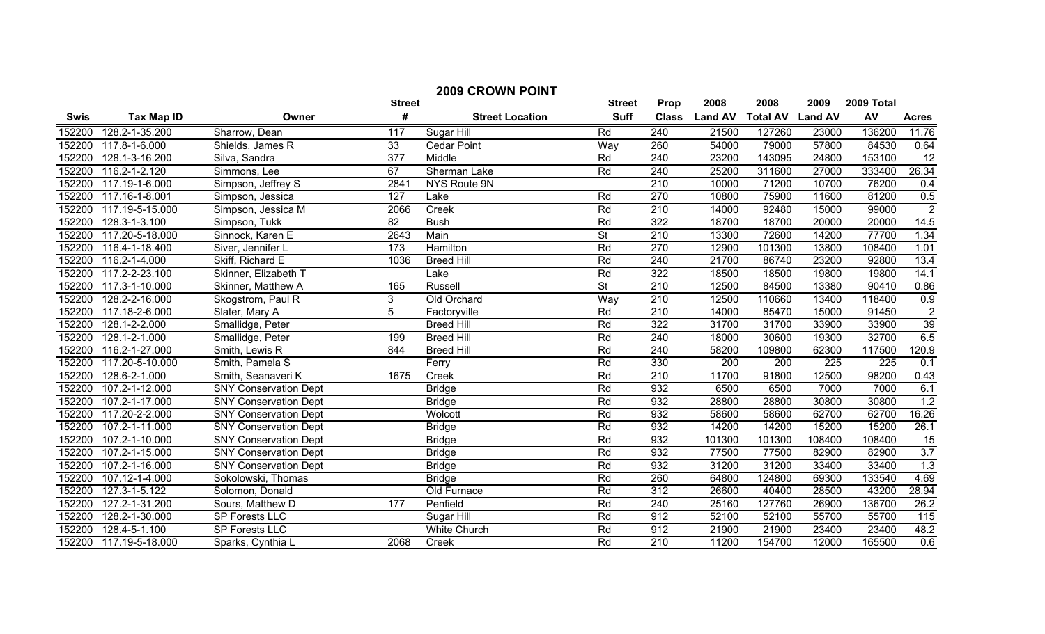# 2009 CROWN POINT

| Swis | Tax Map ID | Owner | Street # | Street Location | Street Suff | Prop Class | 2008 Land AV | 2008 Total AV | 2009 Land AV | 2009 Total AV | Acres |
|---|---|---|---|---|---|---|---|---|---|---|---|
| 152200 | 128.2-1-35.200 | Sharrow, Dean | 117 | Sugar Hill | Rd | 240 | 21500 | 127260 | 23000 | 136200 | 11.76 |
| 152200 | 117.8-1-6.000 | Shields, James R | 33 | Cedar Point | Way | 260 | 54000 | 79000 | 57800 | 84530 | 0.64 |
| 152200 | 128.1-3-16.200 | Silva, Sandra | 377 | Middle | Rd | 240 | 23200 | 143095 | 24800 | 153100 | 12 |
| 152200 | 116.2-1-2.120 | Simmons, Lee | 67 | Sherman Lake | Rd | 240 | 25200 | 311600 | 27000 | 333400 | 26.34 |
| 152200 | 117.19-1-6.000 | Simpson, Jeffrey S | 2841 | NYS Route 9N | | 210 | 10000 | 71200 | 10700 | 76200 | 0.4 |
| 152200 | 117.16-1-8.001 | Simpson, Jessica | 127 | Lake | Rd | 270 | 10800 | 75900 | 11600 | 81200 | 0.5 |
| 152200 | 117.19-5-15.000 | Simpson, Jessica M | 2066 | Creek | Rd | 210 | 14000 | 92480 | 15000 | 99000 | 2 |
| 152200 | 128.3-1-3.100 | Simpson, Tukk | 82 | Bush | Rd | 322 | 18700 | 18700 | 20000 | 20000 | 14.5 |
| 152200 | 117.20-5-18.000 | Sinnock, Karen E | 2643 | Main | St | 210 | 13300 | 72600 | 14200 | 77700 | 1.34 |
| 152200 | 116.4-1-18.400 | Siver, Jennifer L | 173 | Hamilton | Rd | 270 | 12900 | 101300 | 13800 | 108400 | 1.01 |
| 152200 | 116.2-1-4.000 | Skiff, Richard E | 1036 | Breed Hill | Rd | 240 | 21700 | 86740 | 23200 | 92800 | 13.4 |
| 152200 | 117.2-2-23.100 | Skinner, Elizabeth T | | Lake | Rd | 322 | 18500 | 18500 | 19800 | 19800 | 14.1 |
| 152200 | 117.3-1-10.000 | Skinner, Matthew A | 165 | Russell | St | 210 | 12500 | 84500 | 13380 | 90410 | 0.86 |
| 152200 | 128.2-2-16.000 | Skogstrom, Paul R | 3 | Old Orchard | Way | 210 | 12500 | 110660 | 13400 | 118400 | 0.9 |
| 152200 | 117.18-2-6.000 | Slater, Mary A | 5 | Factoryville | Rd | 210 | 14000 | 85470 | 15000 | 91450 | 2 |
| 152200 | 128.1-2-2.000 | Smallidge, Peter | | Breed Hill | Rd | 322 | 31700 | 31700 | 33900 | 33900 | 39 |
| 152200 | 128.1-2-1.000 | Smallidge, Peter | 199 | Breed Hill | Rd | 240 | 18000 | 30600 | 19300 | 32700 | 6.5 |
| 152200 | 116.2-1-27.000 | Smith, Lewis R | 844 | Breed Hill | Rd | 240 | 58200 | 109800 | 62300 | 117500 | 120.9 |
| 152200 | 117.20-5-10.000 | Smith, Pamela S | | Ferry | Rd | 330 | 200 | 200 | 225 | 225 | 0.1 |
| 152200 | 128.6-2-1.000 | Smith, Seanaveri K | 1675 | Creek | Rd | 210 | 11700 | 91800 | 12500 | 98200 | 0.43 |
| 152200 | 107.2-1-12.000 | SNY Conservation Dept | | Bridge | Rd | 932 | 6500 | 6500 | 7000 | 7000 | 6.1 |
| 152200 | 107.2-1-17.000 | SNY Conservation Dept | | Bridge | Rd | 932 | 28800 | 28800 | 30800 | 30800 | 1.2 |
| 152200 | 117.20-2-2.000 | SNY Conservation Dept | | Wolcott | Rd | 932 | 58600 | 58600 | 62700 | 62700 | 16.26 |
| 152200 | 107.2-1-11.000 | SNY Conservation Dept | | Bridge | Rd | 932 | 14200 | 14200 | 15200 | 15200 | 26.1 |
| 152200 | 107.2-1-10.000 | SNY Conservation Dept | | Bridge | Rd | 932 | 101300 | 101300 | 108400 | 108400 | 15 |
| 152200 | 107.2-1-15.000 | SNY Conservation Dept | | Bridge | Rd | 932 | 77500 | 77500 | 82900 | 82900 | 3.7 |
| 152200 | 107.2-1-16.000 | SNY Conservation Dept | | Bridge | Rd | 932 | 31200 | 31200 | 33400 | 33400 | 1.3 |
| 152200 | 107.12-1-4.000 | Sokolowski, Thomas | | Bridge | Rd | 260 | 64800 | 124800 | 69300 | 133540 | 4.69 |
| 152200 | 127.3-1-5.122 | Solomon, Donald | | Old Furnace | Rd | 312 | 26600 | 40400 | 28500 | 43200 | 28.94 |
| 152200 | 127.2-1-31.200 | Sours, Matthew D | 177 | Penfield | Rd | 240 | 25160 | 127760 | 26900 | 136700 | 26.2 |
| 152200 | 128.2-1-30.000 | SP Forests LLC | | Sugar Hill | Rd | 912 | 52100 | 52100 | 55700 | 55700 | 115 |
| 152200 | 128.4-5-1.100 | SP Forests LLC | | White Church | Rd | 912 | 21900 | 21900 | 23400 | 23400 | 48.2 |
| 152200 | 117.19-5-18.000 | Sparks, Cynthia L | 2068 | Creek | Rd | 210 | 11200 | 154700 | 12000 | 165500 | 0.6 |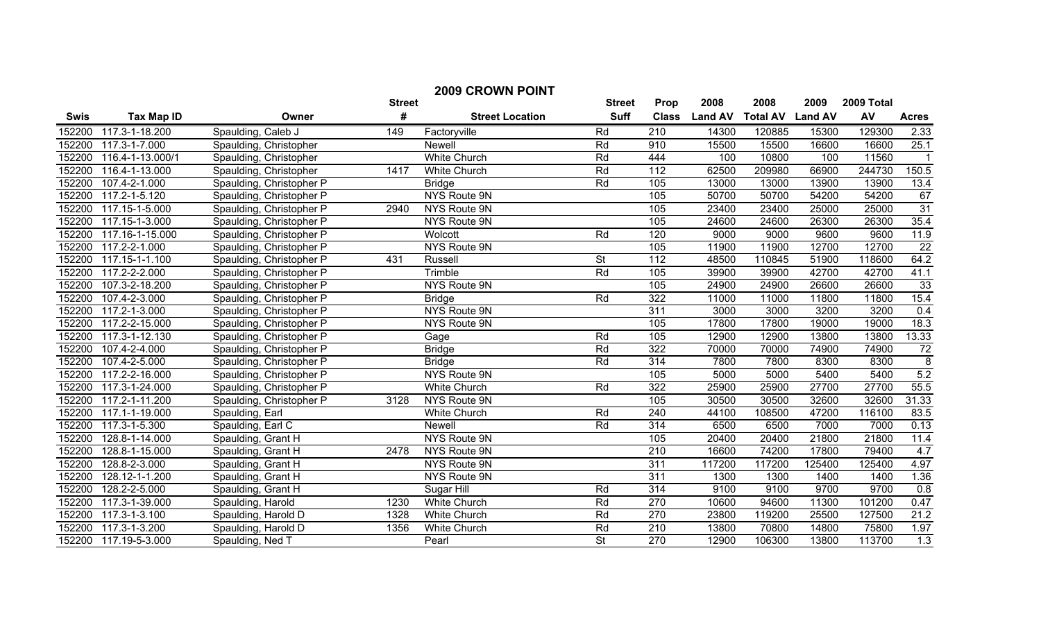# 2009 CROWN POINT

| Swis | Tax Map ID | Owner | Street # | Street Location | Street Suff | Prop Class | 2008 Land AV | 2008 Total AV | 2009 Land AV | 2009 Total AV | Acres |
|---|---|---|---|---|---|---|---|---|---|---|---|
| 152200 | 117.3-1-18.200 | Spaulding, Caleb J | 149 | Factoryville | Rd | 210 | 14300 | 120885 | 15300 | 129300 | 2.33 |
| 152200 | 117.3-1-7.000 | Spaulding, Christopher | | Newell | Rd | 910 | 15500 | 15500 | 16600 | 16600 | 25.1 |
| 152200 | 116.4-1-13.000/1 | Spaulding, Christopher | | White Church | Rd | 444 | 100 | 10800 | 100 | 11560 | 1 |
| 152200 | 116.4-1-13.000 | Spaulding, Christopher | 1417 | White Church | Rd | 112 | 62500 | 209980 | 66900 | 244730 | 150.5 |
| 152200 | 107.4-2-1.000 | Spaulding, Christopher P | | Bridge | Rd | 105 | 13000 | 13000 | 13900 | 13900 | 13.4 |
| 152200 | 117.2-1-5.120 | Spaulding, Christopher P | | NYS Route 9N | | 105 | 50700 | 50700 | 54200 | 54200 | 67 |
| 152200 | 117.15-1-5.000 | Spaulding, Christopher P | 2940 | NYS Route 9N | | 105 | 23400 | 23400 | 25000 | 25000 | 31 |
| 152200 | 117.15-1-3.000 | Spaulding, Christopher P | | NYS Route 9N | | 105 | 24600 | 24600 | 26300 | 26300 | 35.4 |
| 152200 | 117.16-1-15.000 | Spaulding, Christopher P | | Wolcott | Rd | 120 | 9000 | 9000 | 9600 | 9600 | 11.9 |
| 152200 | 117.2-2-1.000 | Spaulding, Christopher P | | NYS Route 9N | | 105 | 11900 | 11900 | 12700 | 12700 | 22 |
| 152200 | 117.15-1-1.100 | Spaulding, Christopher P | 431 | Russell | St | 112 | 48500 | 110845 | 51900 | 118600 | 64.2 |
| 152200 | 117.2-2-2.000 | Spaulding, Christopher P | | Trimble | Rd | 105 | 39900 | 39900 | 42700 | 42700 | 41.1 |
| 152200 | 107.3-2-18.200 | Spaulding, Christopher P | | NYS Route 9N | | 105 | 24900 | 24900 | 26600 | 26600 | 33 |
| 152200 | 107.4-2-3.000 | Spaulding, Christopher P | | Bridge | Rd | 322 | 11000 | 11000 | 11800 | 11800 | 15.4 |
| 152200 | 117.2-1-3.000 | Spaulding, Christopher P | | NYS Route 9N | | 311 | 3000 | 3000 | 3200 | 3200 | 0.4 |
| 152200 | 117.2-2-15.000 | Spaulding, Christopher P | | NYS Route 9N | | 105 | 17800 | 17800 | 19000 | 19000 | 18.3 |
| 152200 | 117.3-1-12.130 | Spaulding, Christopher P | | Gage | Rd | 105 | 12900 | 12900 | 13800 | 13800 | 13.33 |
| 152200 | 107.4-2-4.000 | Spaulding, Christopher P | | Bridge | Rd | 322 | 70000 | 70000 | 74900 | 74900 | 72 |
| 152200 | 107.4-2-5.000 | Spaulding, Christopher P | | Bridge | Rd | 314 | 7800 | 7800 | 8300 | 8300 | 8 |
| 152200 | 117.2-2-16.000 | Spaulding, Christopher P | | NYS Route 9N | | 105 | 5000 | 5000 | 5400 | 5400 | 5.2 |
| 152200 | 117.3-1-24.000 | Spaulding, Christopher P | | White Church | Rd | 322 | 25900 | 25900 | 27700 | 27700 | 55.5 |
| 152200 | 117.2-1-11.200 | Spaulding, Christopher P | 3128 | NYS Route 9N | | 105 | 30500 | 30500 | 32600 | 32600 | 31.33 |
| 152200 | 117.1-1-19.000 | Spaulding, Earl | | White Church | Rd | 240 | 44100 | 108500 | 47200 | 116100 | 83.5 |
| 152200 | 117.3-1-5.300 | Spaulding, Earl C | | Newell | Rd | 314 | 6500 | 6500 | 7000 | 7000 | 0.13 |
| 152200 | 128.8-1-14.000 | Spaulding, Grant H | | NYS Route 9N | | 105 | 20400 | 20400 | 21800 | 21800 | 11.4 |
| 152200 | 128.8-1-15.000 | Spaulding, Grant H | 2478 | NYS Route 9N | | 210 | 16600 | 74200 | 17800 | 79400 | 4.7 |
| 152200 | 128.8-2-3.000 | Spaulding, Grant H | | NYS Route 9N | | 311 | 117200 | 117200 | 125400 | 125400 | 4.97 |
| 152200 | 128.12-1-1.200 | Spaulding, Grant H | | NYS Route 9N | | 311 | 1300 | 1300 | 1400 | 1400 | 1.36 |
| 152200 | 128.2-2-5.000 | Spaulding, Grant H | | Sugar Hill | Rd | 314 | 9100 | 9100 | 9700 | 9700 | 0.8 |
| 152200 | 117.3-1-39.000 | Spaulding, Harold | 1230 | White Church | Rd | 270 | 10600 | 94600 | 11300 | 101200 | 0.47 |
| 152200 | 117.3-1-3.100 | Spaulding, Harold D | 1328 | White Church | Rd | 270 | 23800 | 119200 | 25500 | 127500 | 21.2 |
| 152200 | 117.3-1-3.200 | Spaulding, Harold D | 1356 | White Church | Rd | 210 | 13800 | 70800 | 14800 | 75800 | 1.97 |
| 152200 | 117.19-5-3.000 | Spaulding, Ned T | | Pearl | St | 270 | 12900 | 106300 | 13800 | 113700 | 1.3 |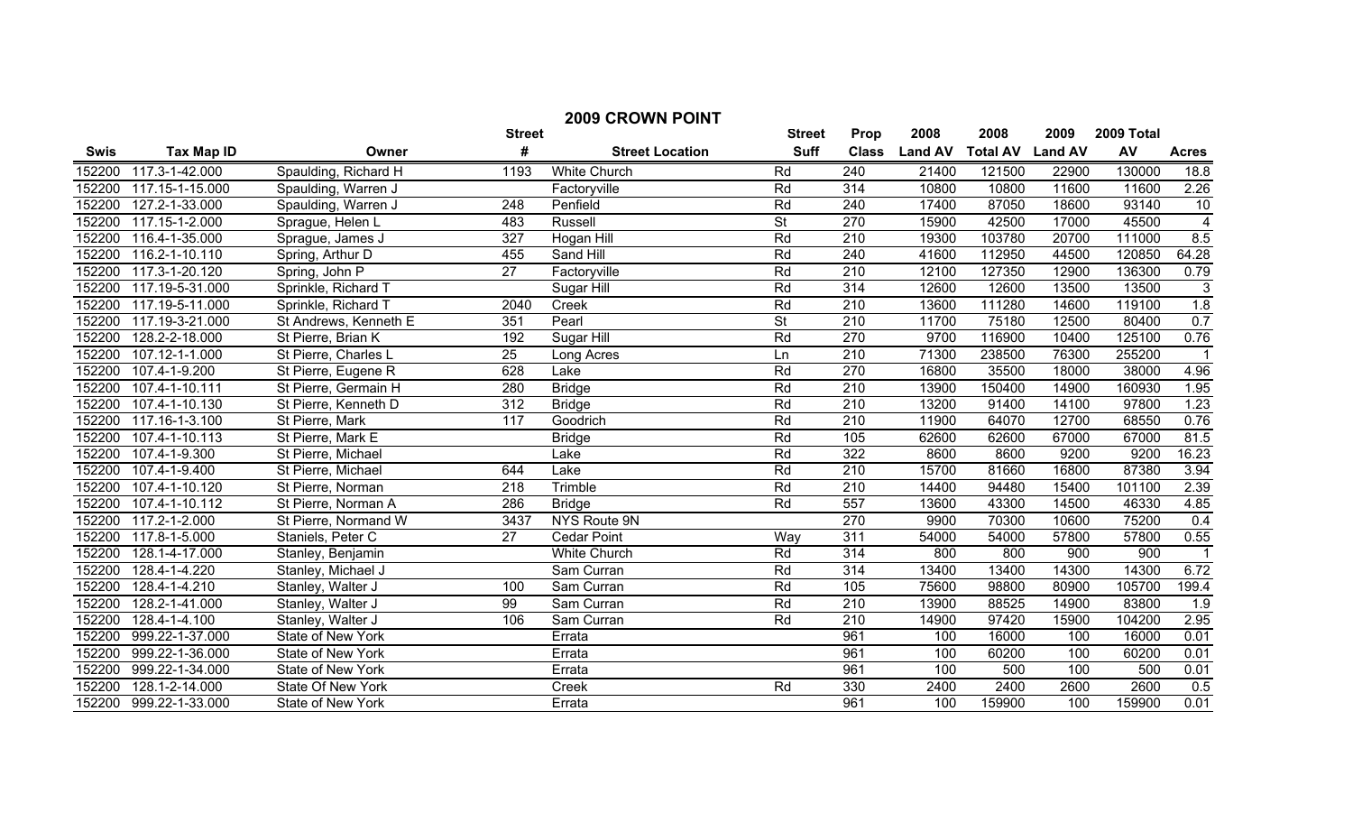## 2009 CROWN POINT

| Swis | Tax Map ID | Owner | Street # | Street Location | Street Suff | Prop Class | 2008 Land AV | 2008 Total AV | 2009 Land AV | 2009 Total AV | Acres |
|---|---|---|---|---|---|---|---|---|---|---|---|
| 152200 | 117.3-1-42.000 | Spaulding, Richard H | 1193 | White Church | Rd | 240 | 21400 | 121500 | 22900 | 130000 | 18.8 |
| 152200 | 117.15-1-15.000 | Spaulding, Warren J | | Factoryville | Rd | 314 | 10800 | 10800 | 11600 | 11600 | 2.26 |
| 152200 | 127.2-1-33.000 | Spaulding, Warren J | 248 | Penfield | Rd | 240 | 17400 | 87050 | 18600 | 93140 | 10 |
| 152200 | 117.15-1-2.000 | Sprague, Helen L | 483 | Russell | St | 270 | 15900 | 42500 | 17000 | 45500 | 4 |
| 152200 | 116.4-1-35.000 | Sprague, James J | 327 | Hogan Hill | Rd | 210 | 19300 | 103780 | 20700 | 111000 | 8.5 |
| 152200 | 116.2-1-10.110 | Spring, Arthur D | 455 | Sand Hill | Rd | 240 | 41600 | 112950 | 44500 | 120850 | 64.28 |
| 152200 | 117.3-1-20.120 | Spring, John P | 27 | Factoryville | Rd | 210 | 12100 | 127350 | 12900 | 136300 | 0.79 |
| 152200 | 117.19-5-31.000 | Sprinkle, Richard T | | Sugar Hill | Rd | 314 | 12600 | 12600 | 13500 | 13500 | 3 |
| 152200 | 117.19-5-11.000 | Sprinkle, Richard T | 2040 | Creek | Rd | 210 | 13600 | 111280 | 14600 | 119100 | 1.8 |
| 152200 | 117.19-3-21.000 | St Andrews, Kenneth E | 351 | Pearl | St | 210 | 11700 | 75180 | 12500 | 80400 | 0.7 |
| 152200 | 128.2-2-18.000 | St Pierre, Brian K | 192 | Sugar Hill | Rd | 270 | 9700 | 116900 | 10400 | 125100 | 0.76 |
| 152200 | 107.12-1-1.000 | St Pierre, Charles L | 25 | Long Acres | Ln | 210 | 71300 | 238500 | 76300 | 255200 | 1 |
| 152200 | 107.4-1-9.200 | St Pierre, Eugene R | 628 | Lake | Rd | 270 | 16800 | 35500 | 18000 | 38000 | 4.96 |
| 152200 | 107.4-1-10.111 | St Pierre, Germain H | 280 | Bridge | Rd | 210 | 13900 | 150400 | 14900 | 160930 | 1.95 |
| 152200 | 107.4-1-10.130 | St Pierre, Kenneth D | 312 | Bridge | Rd | 210 | 13200 | 91400 | 14100 | 97800 | 1.23 |
| 152200 | 117.16-1-3.100 | St Pierre, Mark | 117 | Goodrich | Rd | 210 | 11900 | 64070 | 12700 | 68550 | 0.76 |
| 152200 | 107.4-1-10.113 | St Pierre, Mark E | | Bridge | Rd | 105 | 62600 | 62600 | 67000 | 67000 | 81.5 |
| 152200 | 107.4-1-9.300 | St Pierre, Michael | | Lake | Rd | 322 | 8600 | 8600 | 9200 | 9200 | 16.23 |
| 152200 | 107.4-1-9.400 | St Pierre, Michael | 644 | Lake | Rd | 210 | 15700 | 81660 | 16800 | 87380 | 3.94 |
| 152200 | 107.4-1-10.120 | St Pierre, Norman | 218 | Trimble | Rd | 210 | 14400 | 94480 | 15400 | 101100 | 2.39 |
| 152200 | 107.4-1-10.112 | St Pierre, Norman A | 286 | Bridge | Rd | 557 | 13600 | 43300 | 14500 | 46330 | 4.85 |
| 152200 | 117.2-1-2.000 | St Pierre, Normand W | 3437 | NYS Route 9N | | 270 | 9900 | 70300 | 10600 | 75200 | 0.4 |
| 152200 | 117.8-1-5.000 | Staniels, Peter C | 27 | Cedar Point | Way | 311 | 54000 | 54000 | 57800 | 57800 | 0.55 |
| 152200 | 128.1-4-17.000 | Stanley, Benjamin | | White Church | Rd | 314 | 800 | 800 | 900 | 900 | 1 |
| 152200 | 128.4-1-4.220 | Stanley, Michael J | | Sam Curran | Rd | 314 | 13400 | 13400 | 14300 | 14300 | 6.72 |
| 152200 | 128.4-1-4.210 | Stanley, Walter J | 100 | Sam Curran | Rd | 105 | 75600 | 98800 | 80900 | 105700 | 199.4 |
| 152200 | 128.2-1-41.000 | Stanley, Walter J | 99 | Sam Curran | Rd | 210 | 13900 | 88525 | 14900 | 83800 | 1.9 |
| 152200 | 128.4-1-4.100 | Stanley, Walter J | 106 | Sam Curran | Rd | 210 | 14900 | 97420 | 15900 | 104200 | 2.95 |
| 152200 | 999.22-1-37.000 | State of New York | | Errata | | 961 | 100 | 16000 | 100 | 16000 | 0.01 |
| 152200 | 999.22-1-36.000 | State of New York | | Errata | | 961 | 100 | 60200 | 100 | 60200 | 0.01 |
| 152200 | 999.22-1-34.000 | State of New York | | Errata | | 961 | 100 | 500 | 100 | 500 | 0.01 |
| 152200 | 128.1-2-14.000 | State Of New York | | Creek | Rd | 330 | 2400 | 2400 | 2600 | 2600 | 0.5 |
| 152200 | 999.22-1-33.000 | State of New York | | Errata | | 961 | 100 | 159900 | 100 | 159900 | 0.01 |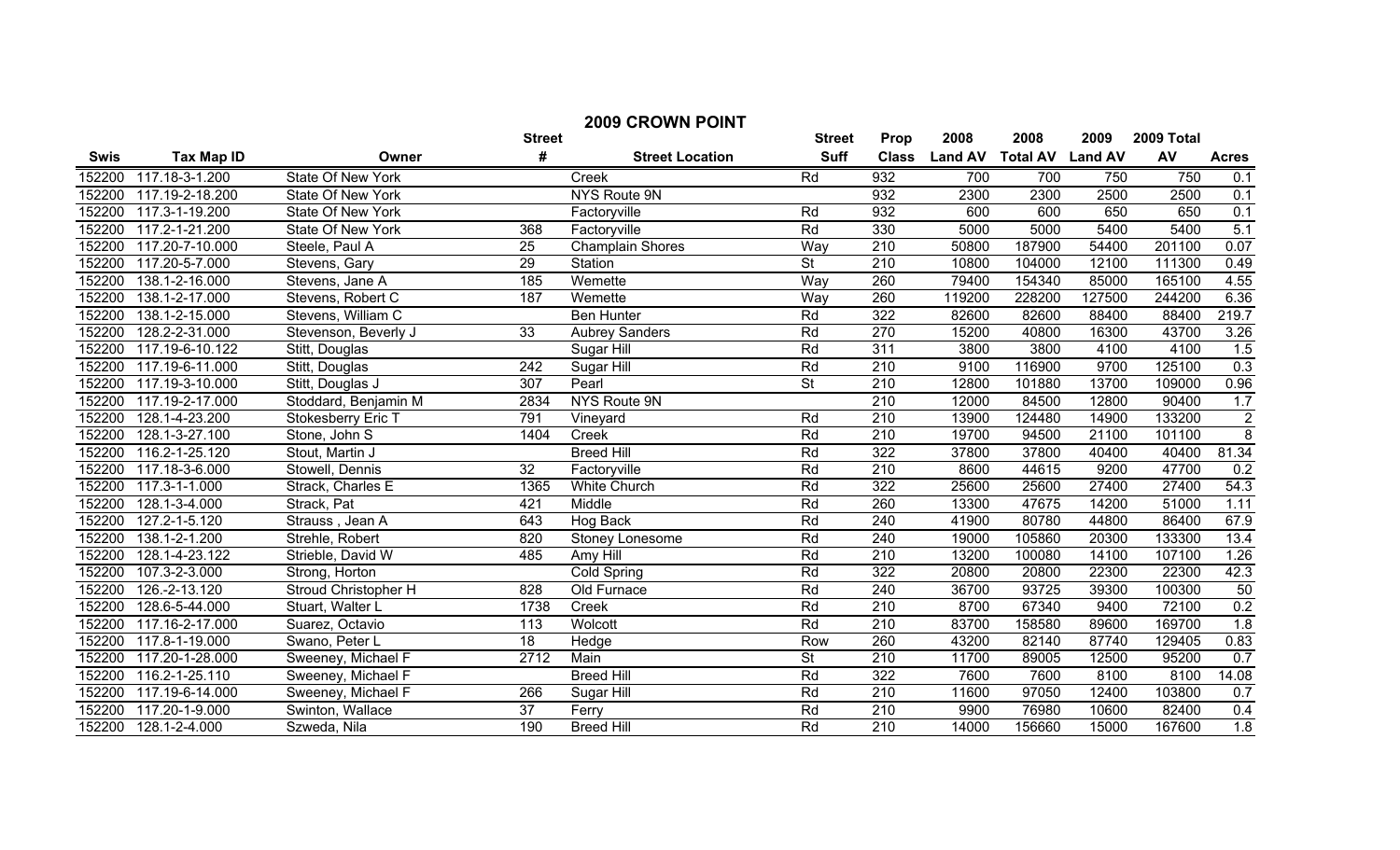## 2009 CROWN POINT

| Swis | Tax Map ID | Owner | Street # | Street Location | Street Suff | Prop Class | 2008 Land AV | 2008 Total AV | 2009 Land AV | 2009 Total AV | Acres |
|---|---|---|---|---|---|---|---|---|---|---|---|
| 152200 | 117.18-3-1.200 | State Of New York | | Creek | Rd | 932 | 700 | 700 | 750 | 750 | 0.1 |
| 152200 | 117.19-2-18.200 | State Of New York | | NYS Route 9N | | 932 | 2300 | 2300 | 2500 | 2500 | 0.1 |
| 152200 | 117.3-1-19.200 | State Of New York | | Factoryville | Rd | 932 | 600 | 600 | 650 | 650 | 0.1 |
| 152200 | 117.2-1-21.200 | State Of New York | 368 | Factoryville | Rd | 330 | 5000 | 5000 | 5400 | 5400 | 5.1 |
| 152200 | 117.20-7-10.000 | Steele, Paul A | 25 | Champlain Shores | Way | 210 | 50800 | 187900 | 54400 | 201100 | 0.07 |
| 152200 | 117.20-5-7.000 | Stevens, Gary | 29 | Station | St | 210 | 10800 | 104000 | 12100 | 111300 | 0.49 |
| 152200 | 138.1-2-16.000 | Stevens, Jane A | 185 | Wemette | Way | 260 | 79400 | 154340 | 85000 | 165100 | 4.55 |
| 152200 | 138.1-2-17.000 | Stevens, Robert C | 187 | Wemette | Way | 260 | 119200 | 228200 | 127500 | 244200 | 6.36 |
| 152200 | 138.1-2-15.000 | Stevens, William C | | Ben Hunter | Rd | 322 | 82600 | 82600 | 88400 | 88400 | 219.7 |
| 152200 | 128.2-2-31.000 | Stevenson, Beverly J | 33 | Aubrey Sanders | Rd | 270 | 15200 | 40800 | 16300 | 43700 | 3.26 |
| 152200 | 117.19-6-10.122 | Stitt, Douglas | | Sugar Hill | Rd | 311 | 3800 | 3800 | 4100 | 4100 | 1.5 |
| 152200 | 117.19-6-11.000 | Stitt, Douglas | 242 | Sugar Hill | Rd | 210 | 9100 | 116900 | 9700 | 125100 | 0.3 |
| 152200 | 117.19-3-10.000 | Stitt, Douglas J | 307 | Pearl | St | 210 | 12800 | 101880 | 13700 | 109000 | 0.96 |
| 152200 | 117.19-2-17.000 | Stoddard, Benjamin M | 2834 | NYS Route 9N | | 210 | 12000 | 84500 | 12800 | 90400 | 1.7 |
| 152200 | 128.1-4-23.200 | Stokesberry Eric T | 791 | Vineyard | Rd | 210 | 13900 | 124480 | 14900 | 133200 | 2 |
| 152200 | 128.1-3-27.100 | Stone, John S | 1404 | Creek | Rd | 210 | 19700 | 94500 | 21100 | 101100 | 8 |
| 152200 | 116.2-1-25.120 | Stout, Martin J | | Breed Hill | Rd | 322 | 37800 | 37800 | 40400 | 40400 | 81.34 |
| 152200 | 117.18-3-6.000 | Stowell, Dennis | 32 | Factoryville | Rd | 210 | 8600 | 44615 | 9200 | 47700 | 0.2 |
| 152200 | 117.3-1-1.000 | Strack, Charles E | 1365 | White Church | Rd | 322 | 25600 | 25600 | 27400 | 27400 | 54.3 |
| 152200 | 128.1-3-4.000 | Strack, Pat | 421 | Middle | Rd | 260 | 13300 | 47675 | 14200 | 51000 | 1.11 |
| 152200 | 127.2-1-5.120 | Strauss , Jean A | 643 | Hog Back | Rd | 240 | 41900 | 80780 | 44800 | 86400 | 67.9 |
| 152200 | 138.1-2-1.200 | Strehle, Robert | 820 | Stoney Lonesome | Rd | 240 | 19000 | 105860 | 20300 | 133300 | 13.4 |
| 152200 | 128.1-4-23.122 | Strieble, David W | 485 | Amy Hill | Rd | 210 | 13200 | 100080 | 14100 | 107100 | 1.26 |
| 152200 | 107.3-2-3.000 | Strong, Horton | | Cold Spring | Rd | 322 | 20800 | 20800 | 22300 | 22300 | 42.3 |
| 152200 | 126.-2-13.120 | Stroud Christopher H | 828 | Old Furnace | Rd | 240 | 36700 | 93725 | 39300 | 100300 | 50 |
| 152200 | 128.6-5-44.000 | Stuart, Walter L | 1738 | Creek | Rd | 210 | 8700 | 67340 | 9400 | 72100 | 0.2 |
| 152200 | 117.16-2-17.000 | Suarez, Octavio | 113 | Wolcott | Rd | 210 | 83700 | 158580 | 89600 | 169700 | 1.8 |
| 152200 | 117.8-1-19.000 | Swano, Peter L | 18 | Hedge | Row | 260 | 43200 | 82140 | 87740 | 129405 | 0.83 |
| 152200 | 117.20-1-28.000 | Sweeney, Michael F | 2712 | Main | St | 210 | 11700 | 89005 | 12500 | 95200 | 0.7 |
| 152200 | 116.2-1-25.110 | Sweeney, Michael F | | Breed Hill | Rd | 322 | 7600 | 7600 | 8100 | 8100 | 14.08 |
| 152200 | 117.19-6-14.000 | Sweeney, Michael F | 266 | Sugar Hill | Rd | 210 | 11600 | 97050 | 12400 | 103800 | 0.7 |
| 152200 | 117.20-1-9.000 | Swinton, Wallace | 37 | Ferry | Rd | 210 | 9900 | 76980 | 10600 | 82400 | 0.4 |
| 152200 | 128.1-2-4.000 | Szweda, Nila | 190 | Breed Hill | Rd | 210 | 14000 | 156660 | 15000 | 167600 | 1.8 |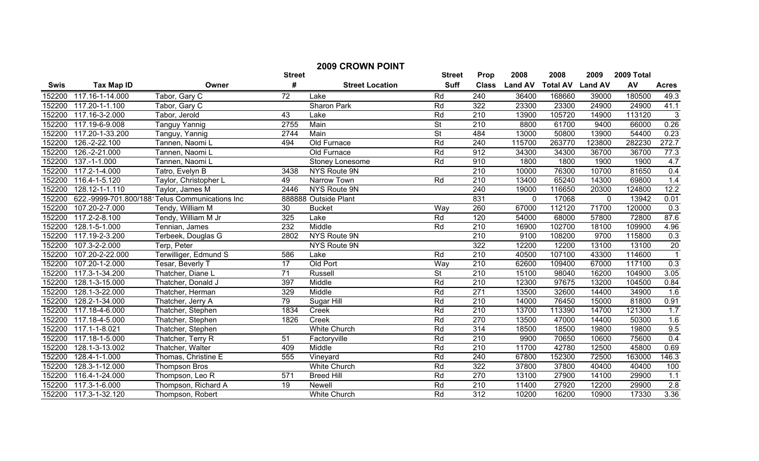# 2009 CROWN POINT

| Swis | Tax Map ID | Owner | Street # | Street Location | Street Suff | Prop Class | 2008 Land AV | 2008 Total AV | 2009 Land AV | 2009 Total AV | Acres |
|---|---|---|---|---|---|---|---|---|---|---|---|
| 152200 | 117.16-1-14.000 | Tabor, Gary C | 72 | Lake | Rd | 240 | 36400 | 168660 | 39000 | 180500 | 49.3 |
| 152200 | 117.20-1-1.100 | Tabor, Gary C | | Sharon Park | Rd | 322 | 23300 | 23300 | 24900 | 24900 | 41.1 |
| 152200 | 117.16-3-2.000 | Tabor, Jerold | 43 | Lake | Rd | 210 | 13900 | 105720 | 14900 | 113120 | 3 |
| 152200 | 117.19-6-9.008 | Tanguy Yannig | 2755 | Main | St | 210 | 8800 | 61700 | 9400 | 66000 | 0.26 |
| 152200 | 117.20-1-33.200 | Tanguy, Yannig | 2744 | Main | St | 484 | 13000 | 50800 | 13900 | 54400 | 0.23 |
| 152200 | 126.-2-22.100 | Tannen, Naomi L | 494 | Old Furnace | Rd | 240 | 115700 | 263770 | 123800 | 282230 | 272.7 |
| 152200 | 126.-2-21.000 | Tannen, Naomi L | | Old Furnace | Rd | 912 | 34300 | 34300 | 36700 | 36700 | 77.3 |
| 152200 | 137.-1-1.000 | Tannen, Naomi L | | Stoney Lonesome | Rd | 910 | 1800 | 1800 | 1900 | 1900 | 4.7 |
| 152200 | 117.2-1-4.000 | Tatro, Evelyn B | 3438 | NYS Route 9N | | 210 | 10000 | 76300 | 10700 | 81650 | 0.4 |
| 152200 | 116.4-1-5.120 | Taylor, Christopher L | 49 | Narrow Town | Rd | 210 | 13400 | 65240 | 14300 | 69800 | 1.4 |
| 152200 | 128.12-1-1.110 | Taylor, James M | 2446 | NYS Route 9N | | 240 | 19000 | 116650 | 20300 | 124800 | 12.2 |
| 152200 | 622.-9999-701.800/188 | Telus Communications Inc | 888888 | Outside Plant | | 831 | 0 | 17068 | 0 | 13942 | 0.01 |
| 152200 | 107.20-2-7.000 | Tendy, William M | 30 | Bucket | Way | 260 | 67000 | 112120 | 71700 | 120000 | 0.3 |
| 152200 | 117.2-2-8.100 | Tendy, William M Jr | 325 | Lake | Rd | 120 | 54000 | 68000 | 57800 | 72800 | 87.6 |
| 152200 | 128.1-5-1.000 | Tennian, James | 232 | Middle | Rd | 210 | 16900 | 102700 | 18100 | 109900 | 4.96 |
| 152200 | 117.19-2-3.200 | Terbeek, Douglas G | 2802 | NYS Route 9N | | 210 | 9100 | 108200 | 9700 | 115800 | 0.3 |
| 152200 | 107.3-2-2.000 | Terp, Peter | | NYS Route 9N | | 322 | 12200 | 12200 | 13100 | 13100 | 20 |
| 152200 | 107.20-2-22.000 | Terwilliger, Edmund S | 586 | Lake | Rd | 210 | 40500 | 107100 | 43300 | 114600 | 1 |
| 152200 | 107.20-1-2.000 | Tesar, Beverly T | 17 | Old Port | Way | 210 | 62600 | 109400 | 67000 | 117100 | 0.3 |
| 152200 | 117.3-1-34.200 | Thatcher, Diane L | 71 | Russell | St | 210 | 15100 | 98040 | 16200 | 104900 | 3.05 |
| 152200 | 128.1-3-15.000 | Thatcher, Donald J | 397 | Middle | Rd | 210 | 12300 | 97675 | 13200 | 104500 | 0.84 |
| 152200 | 128.1-3-22.000 | Thatcher, Herman | 329 | Middle | Rd | 271 | 13500 | 32600 | 14400 | 34900 | 1.6 |
| 152200 | 128.2-1-34.000 | Thatcher, Jerry A | 79 | Sugar Hill | Rd | 210 | 14000 | 76450 | 15000 | 81800 | 0.91 |
| 152200 | 117.18-4-6.000 | Thatcher, Stephen | 1834 | Creek | Rd | 210 | 13700 | 113390 | 14700 | 121300 | 1.7 |
| 152200 | 117.18-4-5.000 | Thatcher, Stephen | 1826 | Creek | Rd | 270 | 13500 | 47000 | 14400 | 50300 | 1.6 |
| 152200 | 117.1-1-8.021 | Thatcher, Stephen | | White Church | Rd | 314 | 18500 | 18500 | 19800 | 19800 | 9.5 |
| 152200 | 117.18-1-5.000 | Thatcher, Terry R | 51 | Factoryville | Rd | 210 | 9900 | 70650 | 10600 | 75600 | 0.4 |
| 152200 | 128.1-3-13.002 | Thatcher, Walter | 409 | Middle | Rd | 210 | 11700 | 42780 | 12500 | 45800 | 0.69 |
| 152200 | 128.4-1-1.000 | Thomas, Christine E | 555 | Vineyard | Rd | 240 | 67800 | 152300 | 72500 | 163000 | 146.3 |
| 152200 | 128.3-1-12.000 | Thompson Bros | | White Church | Rd | 322 | 37800 | 37800 | 40400 | 40400 | 100 |
| 152200 | 116.4-1-24.000 | Thompson, Leo R | 571 | Breed Hill | Rd | 270 | 13100 | 27900 | 14100 | 29900 | 1.1 |
| 152200 | 117.3-1-6.000 | Thompson, Richard A | 19 | Newell | Rd | 210 | 11400 | 27920 | 12200 | 29900 | 2.8 |
| 152200 | 117.3-1-32.120 | Thompson, Robert | | White Church | Rd | 312 | 10200 | 16200 | 10900 | 17330 | 3.36 |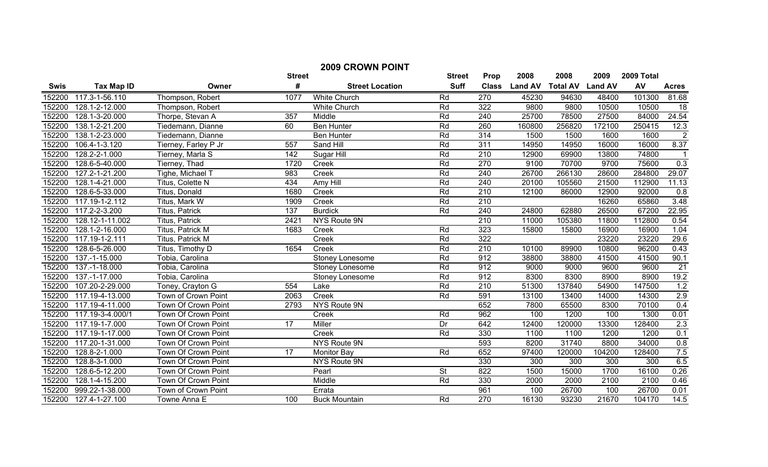# 2009 CROWN POINT

| Swis | Tax Map ID | Owner | Street # | Street Location | Street Suff | Prop Class | 2008 Land AV | 2008 Total AV | 2009 Land AV | 2009 Total AV | Acres |
|---|---|---|---|---|---|---|---|---|---|---|---|
| 152200 | 117.3-1-56.110 | Thompson, Robert | 1077 | White Church | Rd | 270 | 45230 | 94630 | 48400 | 101300 | 81.68 |
| 152200 | 128.1-2-12.000 | Thompson, Robert | | White Church | Rd | 322 | 9800 | 9800 | 10500 | 10500 | 18 |
| 152200 | 128.1-3-20.000 | Thorpe, Stevan A | 357 | Middle | Rd | 240 | 25700 | 78500 | 27500 | 84000 | 24.54 |
| 152200 | 138.1-2-21.200 | Tiedemann, Dianne | 60 | Ben Hunter | Rd | 260 | 160800 | 256820 | 172100 | 250415 | 12.3 |
| 152200 | 138.1-2-23.000 | Tiedemann, Dianne | | Ben Hunter | Rd | 314 | 1500 | 1500 | 1600 | 1600 | 2 |
| 152200 | 106.4-1-3.120 | Tierney, Farley P Jr | 557 | Sand Hill | Rd | 311 | 14950 | 14950 | 16000 | 16000 | 8.37 |
| 152200 | 128.2-2-1.000 | Tierney, Marla S | 142 | Sugar Hill | Rd | 210 | 12900 | 69900 | 13800 | 74800 | 1 |
| 152200 | 128.6-5-40.000 | Tierney, Thad | 1720 | Creek | Rd | 270 | 9100 | 70700 | 9700 | 75600 | 0.3 |
| 152200 | 127.2-1-21.200 | Tighe, Michael T | 983 | Creek | Rd | 240 | 26700 | 266130 | 28600 | 284800 | 29.07 |
| 152200 | 128.1-4-21.000 | Titus, Colette N | 434 | Amy Hill | Rd | 240 | 20100 | 105560 | 21500 | 112900 | 11.13 |
| 152200 | 128.6-5-33.000 | Titus, Donald | 1680 | Creek | Rd | 210 | 12100 | 86000 | 12900 | 92000 | 0.8 |
| 152200 | 117.19-1-2.112 | Titus, Mark W | 1909 | Creek | Rd | 210 | | | 16260 | 65860 | 3.48 |
| 152200 | 117.2-2-3.200 | Titus, Patrick | 137 | Burdick | Rd | 240 | 24800 | 62880 | 26500 | 67200 | 22.95 |
| 152200 | 128.12-1-11.002 | Titus, Patrick | 2421 | NYS Route 9N | | 210 | 11000 | 105380 | 11800 | 112800 | 0.54 |
| 152200 | 128.1-2-16.000 | Titus, Patrick M | 1683 | Creek | Rd | 323 | 15800 | 15800 | 16900 | 16900 | 1.04 |
| 152200 | 117.19-1-2.111 | Titus, Patrick M | | Creek | Rd | 322 | | | 23220 | 23220 | 29.6 |
| 152200 | 128.6-5-26.000 | Titus, Timothy D | 1654 | Creek | Rd | 210 | 10100 | 89900 | 10800 | 96200 | 0.43 |
| 152200 | 137.-1-15.000 | Tobia, Carolina | | Stoney Lonesome | Rd | 912 | 38800 | 38800 | 41500 | 41500 | 90.1 |
| 152200 | 137.-1-18.000 | Tobia, Carolina | | Stoney Lonesome | Rd | 912 | 9000 | 9000 | 9600 | 9600 | 21 |
| 152200 | 137.-1-17.000 | Tobia, Carolina | | Stoney Lonesome | Rd | 912 | 8300 | 8300 | 8900 | 8900 | 19.2 |
| 152200 | 107.20-2-29.000 | Toney, Crayton G | 554 | Lake | Rd | 210 | 51300 | 137840 | 54900 | 147500 | 1.2 |
| 152200 | 117.19-4-13.000 | Town of Crown Point | 2063 | Creek | Rd | 591 | 13100 | 13400 | 14000 | 14300 | 2.9 |
| 152200 | 117.19-4-11.000 | Town Of Crown Point | 2793 | NYS Route 9N | | 652 | 7800 | 65500 | 8300 | 70100 | 0.4 |
| 152200 | 117.19-3-4.000/1 | Town Of Crown Point | | Creek | Rd | 962 | 100 | 1200 | 100 | 1300 | 0.01 |
| 152200 | 117.19-1-7.000 | Town Of Crown Point | 17 | Miller | Dr | 642 | 12400 | 120000 | 13300 | 128400 | 2.3 |
| 152200 | 117.19-1-17.000 | Town Of Crown Point | | Creek | Rd | 330 | 1100 | 1100 | 1200 | 1200 | 0.1 |
| 152200 | 117.20-1-31.000 | Town Of Crown Point | | NYS Route 9N | | 593 | 8200 | 31740 | 8800 | 34000 | 0.8 |
| 152200 | 128.8-2-1.000 | Town Of Crown Point | 17 | Monitor Bay | Rd | 652 | 97400 | 120000 | 104200 | 128400 | 7.5 |
| 152200 | 128.8-3-1.000 | Town Of Crown Point | | NYS Route 9N | | 330 | 300 | 300 | 300 | 300 | 6.5 |
| 152200 | 128.6-5-12.200 | Town Of Crown Point | | Pearl | St | 822 | 1500 | 15000 | 1700 | 16100 | 0.26 |
| 152200 | 128.1-4-15.200 | Town Of Crown Point | | Middle | Rd | 330 | 2000 | 2000 | 2100 | 2100 | 0.46 |
| 152200 | 999.22-1-38.000 | Town of Crown Point | | Errata | | 961 | 100 | 26700 | 100 | 26700 | 0.01 |
| 152200 | 127.4-1-27.100 | Towne Anna E | 100 | Buck Mountain | Rd | 270 | 16130 | 93230 | 21670 | 104170 | 14.5 |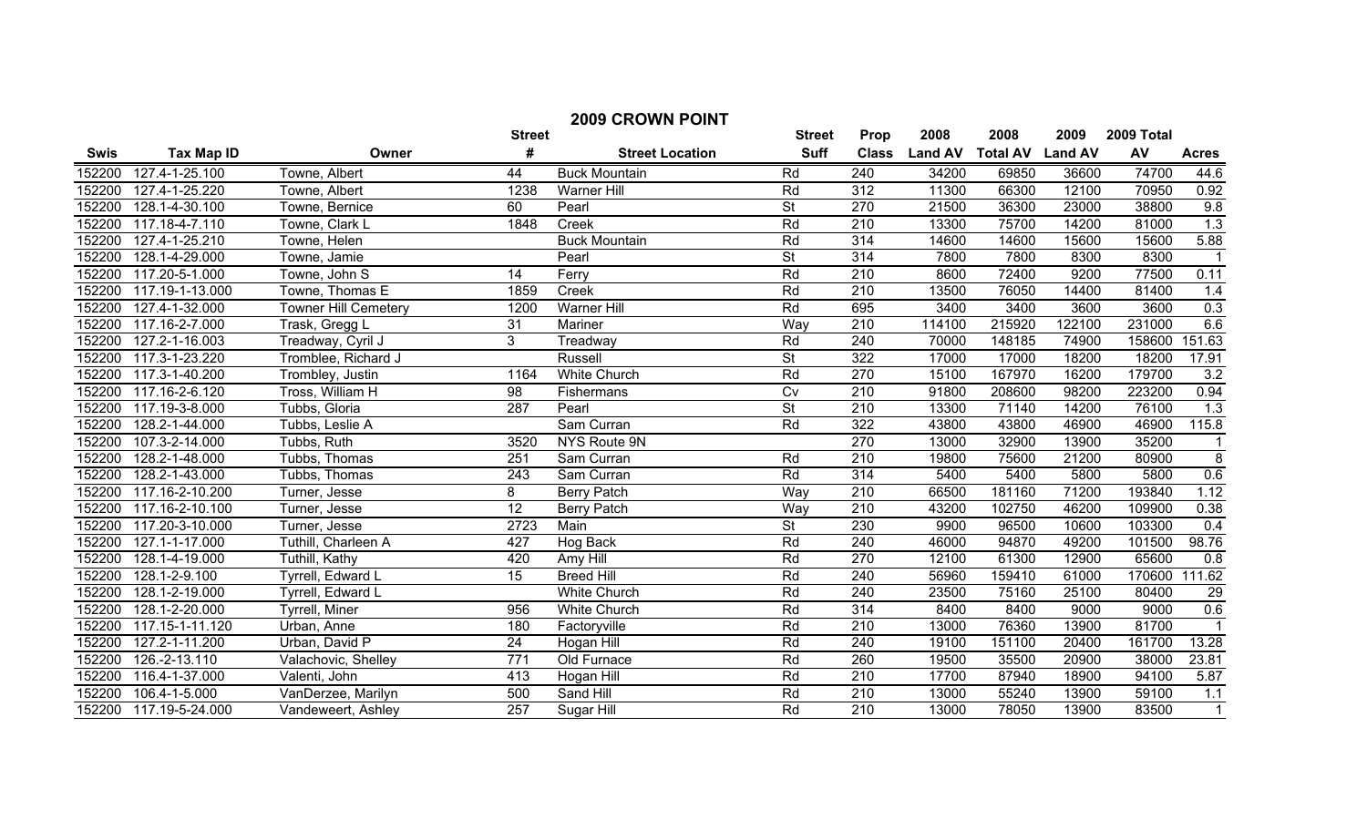## 2009 CROWN POINT

| Swis | Tax Map ID | Owner | Street # | Street Location | Street Suff | Prop Class | 2008 Land AV | 2008 Total AV | 2009 Land AV | 2009 Total AV | Acres |
|---|---|---|---|---|---|---|---|---|---|---|---|
| 152200 | 127.4-1-25.100 | Towne, Albert | 44 | Buck Mountain | Rd | 240 | 34200 | 69850 | 36600 | 74700 | 44.6 |
| 152200 | 127.4-1-25.220 | Towne, Albert | 1238 | Warner Hill | Rd | 312 | 11300 | 66300 | 12100 | 70950 | 0.92 |
| 152200 | 128.1-4-30.100 | Towne, Bernice | 60 | Pearl | St | 270 | 21500 | 36300 | 23000 | 38800 | 9.8 |
| 152200 | 117.18-4-7.110 | Towne, Clark L | 1848 | Creek | Rd | 210 | 13300 | 75700 | 14200 | 81000 | 1.3 |
| 152200 | 127.4-1-25.210 | Towne, Helen | | Buck Mountain | Rd | 314 | 14600 | 14600 | 15600 | 15600 | 5.88 |
| 152200 | 128.1-4-29.000 | Towne, Jamie | | Pearl | St | 314 | 7800 | 7800 | 8300 | 8300 | 1 |
| 152200 | 117.20-5-1.000 | Towne, John S | 14 | Ferry | Rd | 210 | 8600 | 72400 | 9200 | 77500 | 0.11 |
| 152200 | 117.19-1-13.000 | Towne, Thomas E | 1859 | Creek | Rd | 210 | 13500 | 76050 | 14400 | 81400 | 1.4 |
| 152200 | 127.4-1-32.000 | Towner Hill Cemetery | 1200 | Warner Hill | Rd | 695 | 3400 | 3400 | 3600 | 3600 | 0.3 |
| 152200 | 117.16-2-7.000 | Trask, Gregg L | 31 | Mariner | Way | 210 | 114100 | 215920 | 122100 | 231000 | 6.6 |
| 152200 | 127.2-1-16.003 | Treadway, Cyril J | 3 | Treadway | Rd | 240 | 70000 | 148185 | 74900 | 158600 | 151.63 |
| 152200 | 117.3-1-23.220 | Tromblee, Richard J | | Russell | St | 322 | 17000 | 17000 | 18200 | 18200 | 17.91 |
| 152200 | 117.3-1-40.200 | Trombley, Justin | 1164 | White Church | Rd | 270 | 15100 | 167970 | 16200 | 179700 | 3.2 |
| 152200 | 117.16-2-6.120 | Tross, William H | 98 | Fishermans | Cv | 210 | 91800 | 208600 | 98200 | 223200 | 0.94 |
| 152200 | 117.19-3-8.000 | Tubbs, Gloria | 287 | Pearl | St | 210 | 13300 | 71140 | 14200 | 76100 | 1.3 |
| 152200 | 128.2-1-44.000 | Tubbs, Leslie A | | Sam Curran | Rd | 322 | 43800 | 43800 | 46900 | 46900 | 115.8 |
| 152200 | 107.3-2-14.000 | Tubbs, Ruth | 3520 | NYS Route 9N | | 270 | 13000 | 32900 | 13900 | 35200 | 1 |
| 152200 | 128.2-1-48.000 | Tubbs, Thomas | 251 | Sam Curran | Rd | 210 | 19800 | 75600 | 21200 | 80900 | 8 |
| 152200 | 128.2-1-43.000 | Tubbs, Thomas | 243 | Sam Curran | Rd | 314 | 5400 | 5400 | 5800 | 5800 | 0.6 |
| 152200 | 117.16-2-10.200 | Turner, Jesse | 8 | Berry Patch | Way | 210 | 66500 | 181160 | 71200 | 193840 | 1.12 |
| 152200 | 117.16-2-10.100 | Turner, Jesse | 12 | Berry Patch | Way | 210 | 43200 | 102750 | 46200 | 109900 | 0.38 |
| 152200 | 117.20-3-10.000 | Turner, Jesse | 2723 | Main | St | 230 | 9900 | 96500 | 10600 | 103300 | 0.4 |
| 152200 | 127.1-1-17.000 | Tuthill, Charleen A | 427 | Hog Back | Rd | 240 | 46000 | 94870 | 49200 | 101500 | 98.76 |
| 152200 | 128.1-4-19.000 | Tuthill, Kathy | 420 | Amy Hill | Rd | 270 | 12100 | 61300 | 12900 | 65600 | 0.8 |
| 152200 | 128.1-2-9.100 | Tyrrell, Edward L | 15 | Breed Hill | Rd | 240 | 56960 | 159410 | 61000 | 170600 | 111.62 |
| 152200 | 128.1-2-19.000 | Tyrrell, Edward L | | White Church | Rd | 240 | 23500 | 75160 | 25100 | 80400 | 29 |
| 152200 | 128.1-2-20.000 | Tyrrell, Miner | 956 | White Church | Rd | 314 | 8400 | 8400 | 9000 | 9000 | 0.6 |
| 152200 | 117.15-1-11.120 | Urban, Anne | 180 | Factoryville | Rd | 210 | 13000 | 76360 | 13900 | 81700 | 1 |
| 152200 | 127.2-1-11.200 | Urban, David P | 24 | Hogan Hill | Rd | 240 | 19100 | 151100 | 20400 | 161700 | 13.28 |
| 152200 | 126.-2-13.110 | Valachovic, Shelley | 771 | Old Furnace | Rd | 260 | 19500 | 35500 | 20900 | 38000 | 23.81 |
| 152200 | 116.4-1-37.000 | Valenti, John | 413 | Hogan Hill | Rd | 210 | 17700 | 87940 | 18900 | 94100 | 5.87 |
| 152200 | 106.4-1-5.000 | VanDerzee, Marilyn | 500 | Sand Hill | Rd | 210 | 13000 | 55240 | 13900 | 59100 | 1.1 |
| 152200 | 117.19-5-24.000 | Vandeweert, Ashley | 257 | Sugar Hill | Rd | 210 | 13000 | 78050 | 13900 | 83500 | 1 |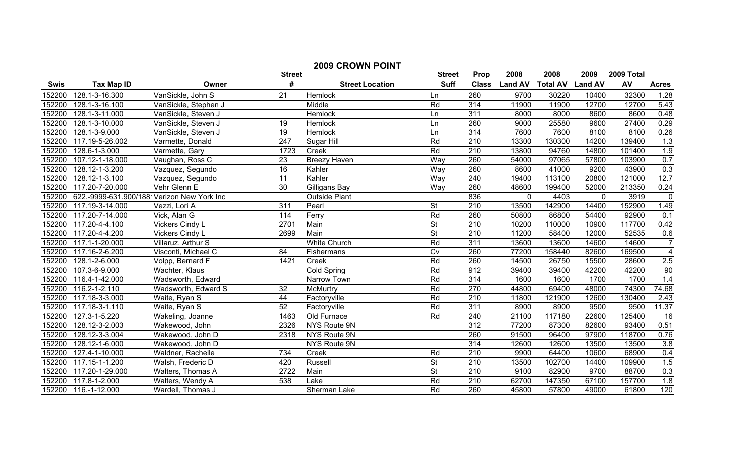# 2009 CROWN POINT

| Swis | Tax Map ID | Owner | Street # | Street Location | Street Suff | Prop Class | 2008 Land AV | 2008 Total AV | 2009 Land AV | 2009 Total AV | Acres |
|---|---|---|---|---|---|---|---|---|---|---|---|
| 152200 | 128.1-3-16.300 | VanSickle, John S | 21 | Hemlock | Ln | 260 | 9700 | 30220 | 10400 | 32300 | 1.28 |
| 152200 | 128.1-3-16.100 | VanSickle, Stephen J | | Middle | Rd | 314 | 11900 | 11900 | 12700 | 12700 | 5.43 |
| 152200 | 128.1-3-11.000 | VanSickle, Steven J | | Hemlock | Ln | 311 | 8000 | 8000 | 8600 | 8600 | 0.48 |
| 152200 | 128.1-3-10.000 | VanSickle, Steven J | 19 | Hemlock | Ln | 260 | 9000 | 25580 | 9600 | 27400 | 0.29 |
| 152200 | 128.1-3-9.000 | VanSickle, Steven J | 19 | Hemlock | Ln | 314 | 7600 | 7600 | 8100 | 8100 | 0.26 |
| 152200 | 117.19-5-26.002 | Varmette, Donald | 247 | Sugar Hill | Rd | 210 | 13300 | 130300 | 14200 | 139400 | 1.3 |
| 152200 | 128.6-1-3.000 | Varmette, Gary | 1723 | Creek | Rd | 210 | 13800 | 94760 | 14800 | 101400 | 1.9 |
| 152200 | 107.12-1-18.000 | Vaughan, Ross C | 23 | Breezy Haven | Way | 260 | 54000 | 97065 | 57800 | 103900 | 0.7 |
| 152200 | 128.12-1-3.200 | Vazquez, Segundo | 16 | Kahler | Way | 260 | 8600 | 41000 | 9200 | 43900 | 0.3 |
| 152200 | 128.12-1-3.100 | Vazquez, Segundo | 11 | Kahler | Way | 240 | 19400 | 113100 | 20800 | 121000 | 12.7 |
| 152200 | 117.20-7-20.000 | Vehr Glenn E | 30 | Gilligans Bay | Way | 260 | 48600 | 199400 | 52000 | 213350 | 0.24 |
| 152200 | 622.-9999-631.900/188 | Verizon New York Inc | | Outside Plant | | 836 | 0 | 4403 | 0 | 3919 | 0 |
| 152200 | 117.19-3-14.000 | Vezzi, Lori A | 311 | Pearl | St | 210 | 13500 | 142900 | 14400 | 152900 | 1.49 |
| 152200 | 117.20-7-14.000 | Vick, Alan G | 114 | Ferry | Rd | 260 | 50800 | 86800 | 54400 | 92900 | 0.1 |
| 152200 | 117.20-4-4.100 | Vickers Cindy L | 2701 | Main | St | 210 | 10200 | 110000 | 10900 | 117700 | 0.42 |
| 152200 | 117.20-4-4.200 | Vickers Cindy L | 2699 | Main | St | 210 | 11200 | 58400 | 12000 | 52535 | 0.6 |
| 152200 | 117.1-1-20.000 | Villaruz, Arthur S | | White Church | Rd | 311 | 13600 | 13600 | 14600 | 14600 | 7 |
| 152200 | 117.16-2-6.200 | Visconti, Michael C | 84 | Fishermans | Cv | 260 | 77200 | 158440 | 82600 | 169500 | 4 |
| 152200 | 128.1-2-6.000 | Volpp, Bernard F | 1421 | Creek | Rd | 260 | 14500 | 26750 | 15500 | 28600 | 2.5 |
| 152200 | 107.3-6-9.000 | Wachter, Klaus | | Cold Spring | Rd | 912 | 39400 | 39400 | 42200 | 42200 | 90 |
| 152200 | 116.4-1-42.000 | Wadsworth, Edward | | Narrow Town | Rd | 314 | 1600 | 1600 | 1700 | 1700 | 1.4 |
| 152200 | 116.2-1-2.110 | Wadsworth, Edward S | 32 | McMurtry | Rd | 270 | 44800 | 69400 | 48000 | 74300 | 74.68 |
| 152200 | 117.18-3-3.000 | Waite, Ryan S | 44 | Factoryville | Rd | 210 | 11800 | 121900 | 12600 | 130400 | 2.43 |
| 152200 | 117.18-3-1.110 | Waite, Ryan S | 52 | Factoryville | Rd | 311 | 8900 | 8900 | 9500 | 9500 | 11.37 |
| 152200 | 127.3-1-5.220 | Wakeling, Joanne | 1463 | Old Furnace | Rd | 240 | 21100 | 117180 | 22600 | 125400 | 16 |
| 152200 | 128.12-3-2.003 | Wakewood, John | 2326 | NYS Route 9N | | 312 | 77200 | 87300 | 82600 | 93400 | 0.51 |
| 152200 | 128.12-3-3.004 | Wakewood, John D | 2318 | NYS Route 9N | | 260 | 91500 | 96400 | 97900 | 118700 | 0.76 |
| 152200 | 128.12-1-6.000 | Wakewood, John D | | NYS Route 9N | | 314 | 12600 | 12600 | 13500 | 13500 | 3.8 |
| 152200 | 127.4-1-10.000 | Waldner, Rachelle | 734 | Creek | Rd | 210 | 9900 | 64400 | 10600 | 68900 | 0.4 |
| 152200 | 117.15-1-1.200 | Walsh, Frederic D | 420 | Russell | St | 210 | 13500 | 102700 | 14400 | 109900 | 1.5 |
| 152200 | 117.20-1-29.000 | Walters, Thomas A | 2722 | Main | St | 210 | 9100 | 82900 | 9700 | 88700 | 0.3 |
| 152200 | 117.8-1-2.000 | Walters, Wendy A | 538 | Lake | Rd | 210 | 62700 | 147350 | 67100 | 157700 | 1.8 |
| 152200 | 116.-1-12.000 | Wardell, Thomas J | | Sherman Lake | Rd | 260 | 45800 | 57800 | 49000 | 61800 | 120 |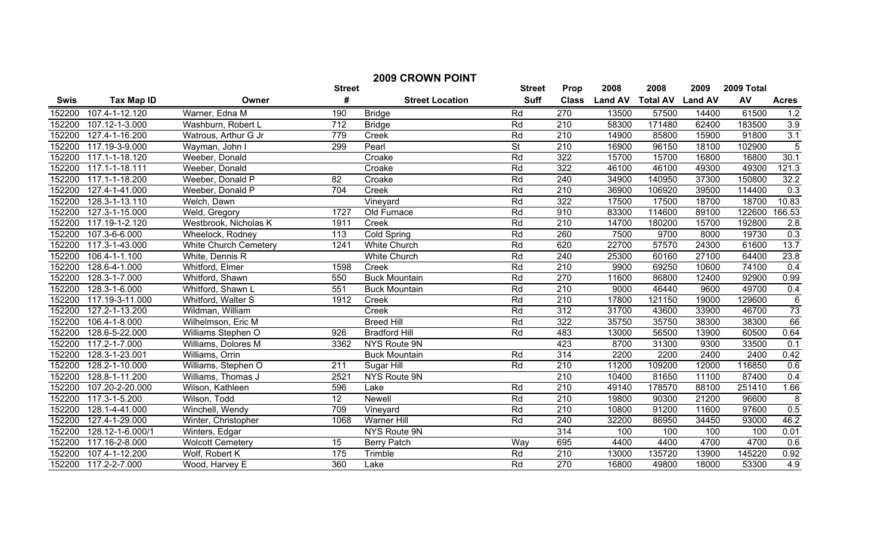## 2009 CROWN POINT

| Swis | Tax Map ID | Owner | Street # | Street Location | Street Suff | Prop Class | 2008 Land AV | 2008 Total AV | 2009 Land AV | 2009 Total AV | Acres |
|---|---|---|---|---|---|---|---|---|---|---|---|
| 152200 | 107.4-1-12.120 | Warner, Edna M | 190 | Bridge | Rd | 270 | 13500 | 57500 | 14400 | 61500 | 1.2 |
| 152200 | 107.12-1-3.000 | Washburn, Robert L | 712 | Bridge | Rd | 210 | 58300 | 171480 | 62400 | 183500 | 3.9 |
| 152200 | 127.4-1-16.200 | Watrous, Arthur G Jr | 779 | Creek | Rd | 210 | 14900 | 85800 | 15900 | 91800 | 3.1 |
| 152200 | 117.19-3-9.000 | Wayman, John I | 299 | Pearl | St | 210 | 16900 | 96150 | 18100 | 102900 | 5 |
| 152200 | 117.1-1-18.120 | Weeber, Donald | | Croake | Rd | 322 | 15700 | 15700 | 16800 | 16800 | 30.1 |
| 152200 | 117.1-1-18.111 | Weeber, Donald | | Croake | Rd | 322 | 46100 | 46100 | 49300 | 49300 | 121.3 |
| 152200 | 117.1-1-18.200 | Weeber, Donald P | 82 | Croake | Rd | 240 | 34900 | 140950 | 37300 | 150800 | 32.2 |
| 152200 | 127.4-1-41.000 | Weeber, Donald P | 704 | Creek | Rd | 210 | 36900 | 106920 | 39500 | 114400 | 0.3 |
| 152200 | 128.3-1-13.110 | Welch, Dawn | | Vineyard | Rd | 322 | 17500 | 17500 | 18700 | 18700 | 10.83 |
| 152200 | 127.3-1-15.000 | Weld, Gregory | 1727 | Old Furnace | Rd | 910 | 83300 | 114600 | 89100 | 122600 | 166.53 |
| 152200 | 117.19-1-2.120 | Westbrook, Nicholas K | 1911 | Creek | Rd | 210 | 14700 | 180200 | 15700 | 192800 | 2.8 |
| 152200 | 107.3-6-6.000 | Wheelock, Rodney | 113 | Cold Spring | Rd | 260 | 7500 | 9700 | 8000 | 19730 | 0.3 |
| 152200 | 117.3-1-43.000 | White Church Cemetery | 1241 | White Church | Rd | 620 | 22700 | 57570 | 24300 | 61600 | 13.7 |
| 152200 | 106.4-1-1.100 | White, Dennis R | | White Church | Rd | 240 | 25300 | 60160 | 27100 | 64400 | 23.8 |
| 152200 | 128.6-4-1.000 | Whitford, Elmer | 1598 | Creek | Rd | 210 | 9900 | 69250 | 10600 | 74100 | 0.4 |
| 152200 | 128.3-1-7.000 | Whitford, Shawn | 550 | Buck Mountain | Rd | 270 | 11600 | 86800 | 12400 | 92900 | 0.99 |
| 152200 | 128.3-1-6.000 | Whitford, Shawn L | 551 | Buck Mountain | Rd | 210 | 9000 | 46440 | 9600 | 49700 | 0.4 |
| 152200 | 117.19-3-11.000 | Whitford, Walter S | 1912 | Creek | Rd | 210 | 17800 | 121150 | 19000 | 129600 | 6 |
| 152200 | 127.2-1-13.200 | Wildman, William | | Creek | Rd | 312 | 31700 | 43600 | 33900 | 46700 | 73 |
| 152200 | 106.4-1-8.000 | Wilhelmson, Eric M | | Breed Hill | Rd | 322 | 35750 | 35750 | 38300 | 38300 | 66 |
| 152200 | 128.6-5-22.000 | Williams Stephen O | 926 | Bradford Hill | Rd | 483 | 13000 | 56500 | 13900 | 60500 | 0.64 |
| 152200 | 117.2-1-7.000 | Williams, Dolores M | 3362 | NYS Route 9N | | 423 | 8700 | 31300 | 9300 | 33500 | 0.1 |
| 152200 | 128.3-1-23.001 | Williams, Orrin | | Buck Mountain | Rd | 314 | 2200 | 2200 | 2400 | 2400 | 0.42 |
| 152200 | 128.2-1-10.000 | Williams, Stephen O | 211 | Sugar Hill | Rd | 210 | 11200 | 109200 | 12000 | 116850 | 0.6 |
| 152200 | 128.8-1-11.200 | Williams, Thomas J | 2521 | NYS Route 9N | | 210 | 10400 | 81650 | 11100 | 87400 | 0.4 |
| 152200 | 107.20-2-20.000 | Wilson, Kathleen | 596 | Lake | Rd | 210 | 49140 | 178570 | 88100 | 251410 | 1.66 |
| 152200 | 117.3-1-5.200 | Wilson, Todd | 12 | Newell | Rd | 210 | 19800 | 90300 | 21200 | 96600 | 8 |
| 152200 | 128.1-4-41.000 | Winchell, Wendy | 709 | Vineyard | Rd | 210 | 10800 | 91200 | 11600 | 97600 | 0.5 |
| 152200 | 127.4-1-29.000 | Winter, Christopher | 1068 | Warner Hill | Rd | 240 | 32200 | 86950 | 34450 | 93000 | 46.2 |
| 152200 | 128.12-1-6.000/1 | Winters, Edgar | | NYS Route 9N | | 314 | 100 | 100 | 100 | 100 | 0.01 |
| 152200 | 117.16-2-8.000 | Wolcott Cemetery | 15 | Berry Patch | Way | 695 | 4400 | 4400 | 4700 | 4700 | 0.6 |
| 152200 | 107.4-1-12.200 | Wolf, Robert K | 175 | Trimble | Rd | 210 | 13000 | 135720 | 13900 | 145220 | 0.92 |
| 152200 | 117.2-2-7.000 | Wood, Harvey E | 360 | Lake | Rd | 270 | 16800 | 49800 | 18000 | 53300 | 4.9 |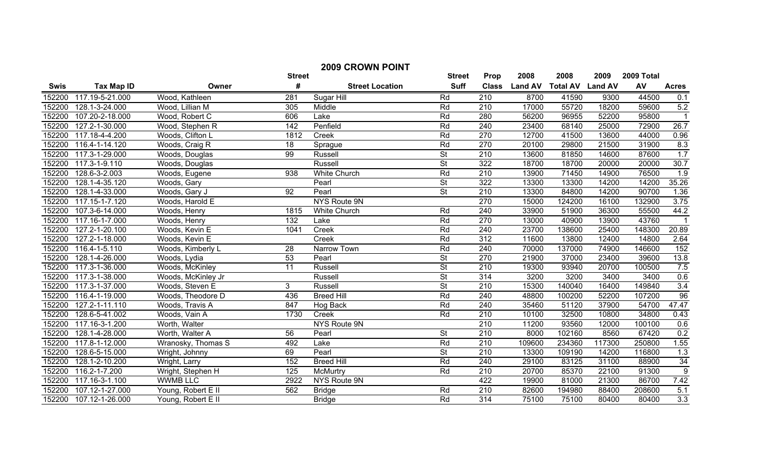## 2009 CROWN POINT

| Swis | Tax Map ID | Owner | Street # | Street Location | Street Suff | Prop Class | 2008 Land AV | 2008 Total AV | 2009 Land AV | 2009 Total AV | Acres |
|---|---|---|---|---|---|---|---|---|---|---|---|
| 152200 | 117.19-5-21.000 | Wood, Kathleen | 281 | Sugar Hill | Rd | 210 | 8700 | 41590 | 9300 | 44500 | 0.1 |
| 152200 | 128.1-3-24.000 | Wood, Lillian M | 305 | Middle | Rd | 210 | 17000 | 55720 | 18200 | 59600 | 5.2 |
| 152200 | 107.20-2-18.000 | Wood, Robert C | 606 | Lake | Rd | 280 | 56200 | 96955 | 52200 | 95800 | 1 |
| 152200 | 127.2-1-30.000 | Wood, Stephen R | 142 | Penfield | Rd | 240 | 23400 | 68140 | 25000 | 72900 | 26.7 |
| 152200 | 117.18-4-4.200 | Woods, Clifton L | 1812 | Creek | Rd | 270 | 12700 | 41500 | 13600 | 44000 | 0.96 |
| 152200 | 116.4-1-14.120 | Woods, Craig R | 18 | Sprague | Rd | 270 | 20100 | 29800 | 21500 | 31900 | 8.3 |
| 152200 | 117.3-1-29.000 | Woods, Douglas | 99 | Russell | St | 210 | 13600 | 81850 | 14600 | 87600 | 1.7 |
| 152200 | 117.3-1-9.110 | Woods, Douglas | | Russell | St | 322 | 18700 | 18700 | 20000 | 20000 | 30.7 |
| 152200 | 128.6-3-2.003 | Woods, Eugene | 938 | White Church | Rd | 210 | 13900 | 71450 | 14900 | 76500 | 1.9 |
| 152200 | 128.1-4-35.120 | Woods, Gary | | Pearl | St | 322 | 13300 | 13300 | 14200 | 14200 | 35.26 |
| 152200 | 128.1-4-33.000 | Woods, Gary J | 92 | Pearl | St | 210 | 13300 | 84800 | 14200 | 90700 | 1.36 |
| 152200 | 117.15-1-7.120 | Woods, Harold E | | NYS Route 9N | | 270 | 15000 | 124200 | 16100 | 132900 | 3.75 |
| 152200 | 107.3-6-14.000 | Woods, Henry | 1815 | White Church | Rd | 240 | 33900 | 51900 | 36300 | 55500 | 44.2 |
| 152200 | 117.16-1-7.000 | Woods, Henry | 132 | Lake | Rd | 270 | 13000 | 40900 | 13900 | 43760 | 1 |
| 152200 | 127.2-1-20.100 | Woods, Kevin E | 1041 | Creek | Rd | 240 | 23700 | 138600 | 25400 | 148300 | 20.89 |
| 152200 | 127.2-1-18.000 | Woods, Kevin E | | Creek | Rd | 312 | 11600 | 13800 | 12400 | 14800 | 2.64 |
| 152200 | 116.4-1-5.110 | Woods, Kimberly L | 28 | Narrow Town | Rd | 240 | 70000 | 137000 | 74900 | 146600 | 152 |
| 152200 | 128.1-4-26.000 | Woods, Lydia | 53 | Pearl | St | 270 | 21900 | 37000 | 23400 | 39600 | 13.8 |
| 152200 | 117.3-1-36.000 | Woods, McKinley | 11 | Russell | St | 210 | 19300 | 93940 | 20700 | 100500 | 7.5 |
| 152200 | 117.3-1-38.000 | Woods, McKinley Jr | | Russell | St | 314 | 3200 | 3200 | 3400 | 3400 | 0.6 |
| 152200 | 117.3-1-37.000 | Woods, Steven E | 3 | Russell | St | 210 | 15300 | 140040 | 16400 | 149840 | 3.4 |
| 152200 | 116.4-1-19.000 | Woods, Theodore D | 436 | Breed Hill | Rd | 240 | 48800 | 100200 | 52200 | 107200 | 96 |
| 152200 | 127.2-1-11.110 | Woods, Travis A | 847 | Hog Back | Rd | 240 | 35460 | 51120 | 37900 | 54700 | 47.47 |
| 152200 | 128.6-5-41.002 | Woods, Vain A | 1730 | Creek | Rd | 210 | 10100 | 32500 | 10800 | 34800 | 0.43 |
| 152200 | 117.16-3-1.200 | Worth, Walter | | NYS Route 9N | | 210 | 11200 | 93560 | 12000 | 100100 | 0.6 |
| 152200 | 128.1-4-28.000 | Worth, Walter A | 56 | Pearl | St | 210 | 8000 | 102160 | 8560 | 67420 | 0.2 |
| 152200 | 117.8-1-12.000 | Wranosky, Thomas S | 492 | Lake | Rd | 210 | 109600 | 234360 | 117300 | 250800 | 1.55 |
| 152200 | 128.6-5-15.000 | Wright, Johnny | 69 | Pearl | St | 210 | 13300 | 109190 | 14200 | 116800 | 1.3 |
| 152200 | 128.1-2-10.200 | Wright, Larry | 152 | Breed Hill | Rd | 240 | 29100 | 83125 | 31100 | 88900 | 34 |
| 152200 | 116.2-1-7.200 | Wright, Stephen H | 125 | McMurtry | Rd | 210 | 20700 | 85370 | 22100 | 91300 | 9 |
| 152200 | 117.16-3-1.100 | WWMB LLC | 2922 | NYS Route 9N | | 422 | 19900 | 81000 | 21300 | 86700 | 7.42 |
| 152200 | 107.12-1-27.000 | Young, Robert E II | 562 | Bridge | Rd | 210 | 82600 | 194980 | 88400 | 208600 | 5.1 |
| 152200 | 107.12-1-26.000 | Young, Robert E II | | Bridge | Rd | 314 | 75100 | 75100 | 80400 | 80400 | 3.3 |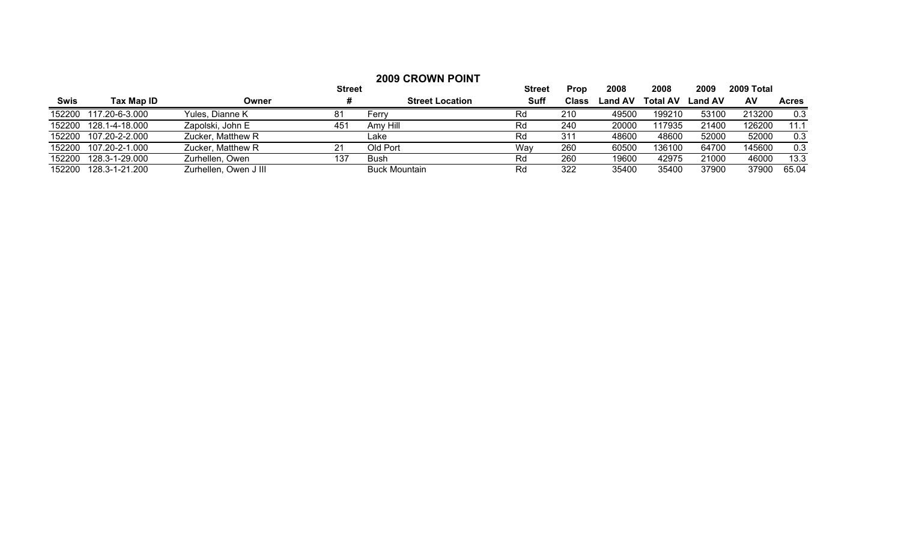## 2009 CROWN POINT

| Swis | Tax Map ID | Owner | Street # | Street Location | Street Suff | Prop Class | 2008 Land AV | 2008 Total AV | 2009 Land AV | 2009 Total AV | Acres |
|---|---|---|---|---|---|---|---|---|---|---|---|
| 152200 | 117.20-6-3.000 | Yules, Dianne K | 81 | Ferry | Rd | 210 | 49500 | 199210 | 53100 | 213200 | 0.3 |
| 152200 | 128.1-4-18.000 | Zapolski, John E | 451 | Amy Hill | Rd | 240 | 20000 | 117935 | 21400 | 126200 | 11.1 |
| 152200 | 107.20-2-2.000 | Zucker, Matthew R | | Lake | Rd | 311 | 48600 | 48600 | 52000 | 52000 | 0.3 |
| 152200 | 107.20-2-1.000 | Zucker, Matthew R | 21 | Old Port | Way | 260 | 60500 | 136100 | 64700 | 145600 | 0.3 |
| 152200 | 128.3-1-29.000 | Zurhellen, Owen | 137 | Bush | Rd | 260 | 19600 | 42975 | 21000 | 46000 | 13.3 |
| 152200 | 128.3-1-21.200 | Zurhellen, Owen J III | | Buck Mountain | Rd | 322 | 35400 | 35400 | 37900 | 37900 | 65.04 |